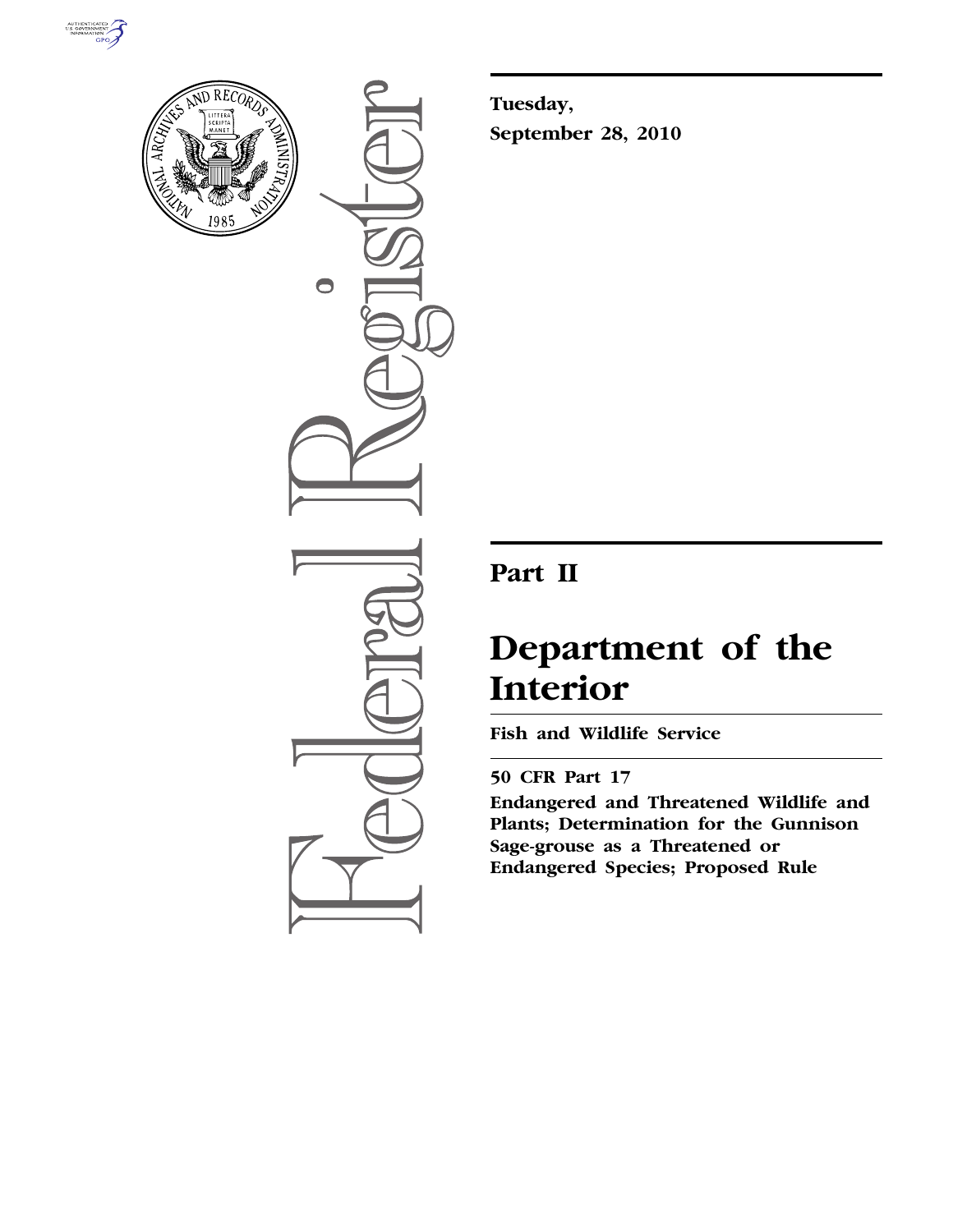Tuesday,

September 28, 2010

# Part II

# Department of the Interior

## Fish and Wildlife Service

### 50 CFR Part 17

**Endangered and Threatened Wildlife and Plants; Determination for the Gunnison Sage-grouse as a Threatened or Endangered Species; Proposed Rule**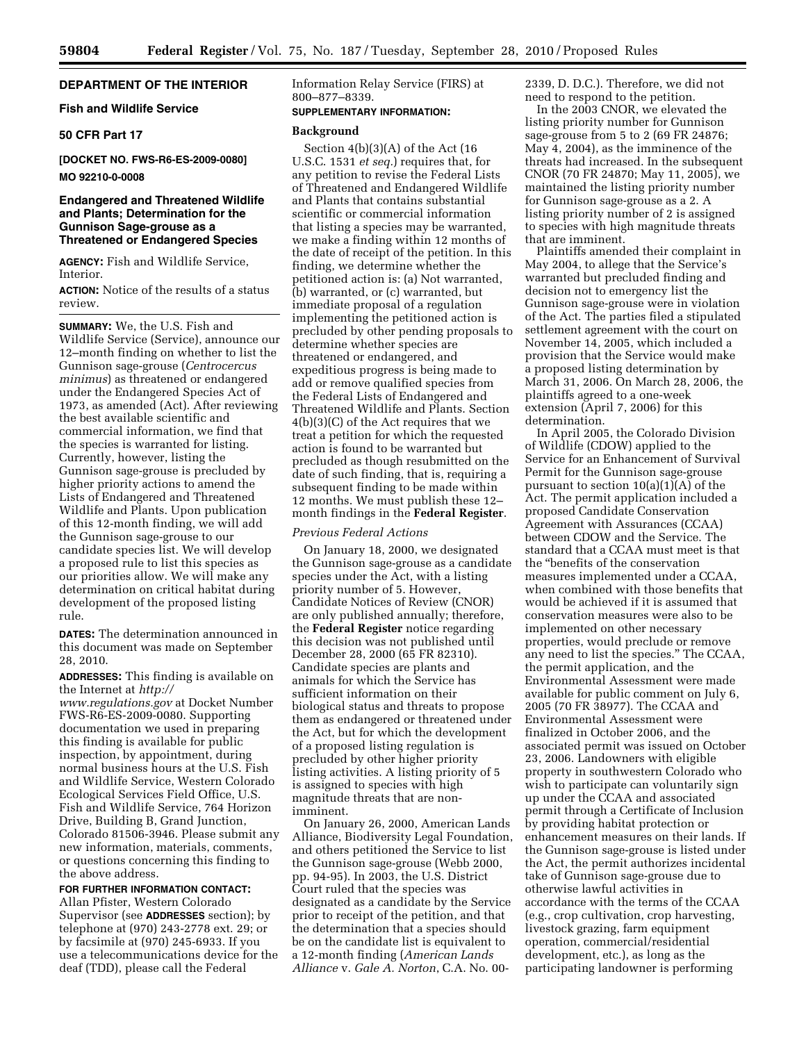**DEPARTMENT OF THE INTERIOR**

**Fish and Wildlife Service**

**50 CFR Part 17**

**[DOCKET NO. FWS-R6-ES-2009-0080]**

**MO 92210-0-0008**

# Endangered and Threatened Wildlife and Plants; Determination for the Gunnison Sage-grouse as a Threatened or Endangered Species

**AGENCY:** Fish and Wildlife Service, Interior.

**ACTION:** Notice of the results of a status review.

**SUMMARY:** We, the U.S. Fish and Wildlife Service (Service), announce our 12–month finding on whether to list the Gunnison sage-grouse (*Centrocercus minimus*) as threatened or endangered under the Endangered Species Act of 1973, as amended (Act). After reviewing the best available scientific and commercial information, we find that the species is warranted for listing. Currently, however, listing the Gunnison sage-grouse is precluded by higher priority actions to amend the Lists of Endangered and Threatened Wildlife and Plants. Upon publication of this 12-month finding, we will add the Gunnison sage-grouse to our candidate species list. We will develop a proposed rule to list this species as our priorities allow. We will make any determination on critical habitat during development of the proposed listing rule.

**DATES:** The determination announced in this document was made on September 28, 2010.

**ADDRESSES:** This finding is available on the Internet at *http://www.regulations.gov* at Docket Number FWS-R6-ES-2009-0080. Supporting documentation we used in preparing this finding is available for public inspection, by appointment, during normal business hours at the U.S. Fish and Wildlife Service, Western Colorado Ecological Services Field Office, U.S. Fish and Wildlife Service, 764 Horizon Drive, Building B, Grand Junction, Colorado 81506-3946. Please submit any new information, materials, comments, or questions concerning this finding to the above address.

**FOR FURTHER INFORMATION CONTACT:** Allan Pfister, Western Colorado Supervisor (see **ADDRESSES** section); by telephone at (970) 243-2778 ext. 29; or by facsimile at (970) 245-6933. If you use a telecommunications device for the deaf (TDD), please call the Federal Information Relay Service (FIRS) at 800–877–8339.

**SUPPLEMENTARY INFORMATION:**

## Background

Section 4(b)(3)(A) of the Act (16 U.S.C. 1531 *et seq.*) requires that, for any petition to revise the Federal Lists of Threatened and Endangered Wildlife and Plants that contains substantial scientific or commercial information that listing a species may be warranted, we make a finding within 12 months of the date of receipt of the petition. In this finding, we determine whether the petitioned action is: (a) Not warranted, (b) warranted, or (c) warranted, but immediate proposal of a regulation implementing the petitioned action is precluded by other pending proposals to determine whether species are threatened or endangered, and expeditious progress is being made to add or remove qualified species from the Federal Lists of Endangered and Threatened Wildlife and Plants. Section 4(b)(3)(C) of the Act requires that we treat a petition for which the requested action is found to be warranted but precluded as though resubmitted on the date of such finding, that is, requiring a subsequent finding to be made within 12 months. We must publish these 12–month findings in the **Federal Register**.

### *Previous Federal Actions*

On January 18, 2000, we designated the Gunnison sage-grouse as a candidate species under the Act, with a listing priority number of 5. However, Candidate Notices of Review (CNOR) are only published annually; therefore, the **Federal Register** notice regarding this decision was not published until December 28, 2000 (65 FR 82310). Candidate species are plants and animals for which the Service has sufficient information on their biological status and threats to propose them as endangered or threatened under the Act, but for which the development of a proposed listing regulation is precluded by other higher priority listing activities. A listing priority of 5 is assigned to species with high magnitude threats that are non-imminent.

On January 26, 2000, American Lands Alliance, Biodiversity Legal Foundation, and others petitioned the Service to list the Gunnison sage-grouse (Webb 2000, pp. 94-95). In 2003, the U.S. District Court ruled that the species was designated as a candidate by the Service prior to receipt of the petition, and that the determination that a species should be on the candidate list is equivalent to a 12-month finding (*American Lands Alliance* v. *Gale A. Norton*, C.A. No. 00-2339, D. D.C.). Therefore, we did not need to respond to the petition.

In the 2003 CNOR, we elevated the listing priority number for Gunnison sage-grouse from 5 to 2 (69 FR 24876; May 4, 2004), as the imminence of the threats had increased. In the subsequent CNOR (70 FR 24870; May 11, 2005), we maintained the listing priority number for Gunnison sage-grouse as a 2. A listing priority number of 2 is assigned to species with high magnitude threats that are imminent.

Plaintiffs amended their complaint in May 2004, to allege that the Service's warranted but precluded finding and decision not to emergency list the Gunnison sage-grouse were in violation of the Act. The parties filed a stipulated settlement agreement with the court on November 14, 2005, which included a provision that the Service would make a proposed listing determination by March 31, 2006. On March 28, 2006, the plaintiffs agreed to a one-week extension (April 7, 2006) for this determination.

In April 2005, the Colorado Division of Wildlife (CDOW) applied to the Service for an Enhancement of Survival Permit for the Gunnison sage-grouse pursuant to section 10(a)(1)(A) of the Act. The permit application included a proposed Candidate Conservation Agreement with Assurances (CCAA) between CDOW and the Service. The standard that a CCAA must meet is that the "benefits of the conservation measures implemented under a CCAA, when combined with those benefits that would be achieved if it is assumed that conservation measures were also to be implemented on other necessary properties, would preclude or remove any need to list the species." The CCAA, the permit application, and the Environmental Assessment were made available for public comment on July 6, 2005 (70 FR 38977). The CCAA and Environmental Assessment were finalized in October 2006, and the associated permit was issued on October 23, 2006. Landowners with eligible property in southwestern Colorado who wish to participate can voluntarily sign up under the CCAA and associated permit through a Certificate of Inclusion by providing habitat protection or enhancement measures on their lands. If the Gunnison sage-grouse is listed under the Act, the permit authorizes incidental take of Gunnison sage-grouse due to otherwise lawful activities in accordance with the terms of the CCAA (e.g., crop cultivation, crop harvesting, livestock grazing, farm equipment operation, commercial/residential development, etc.), as long as the participating landowner is performing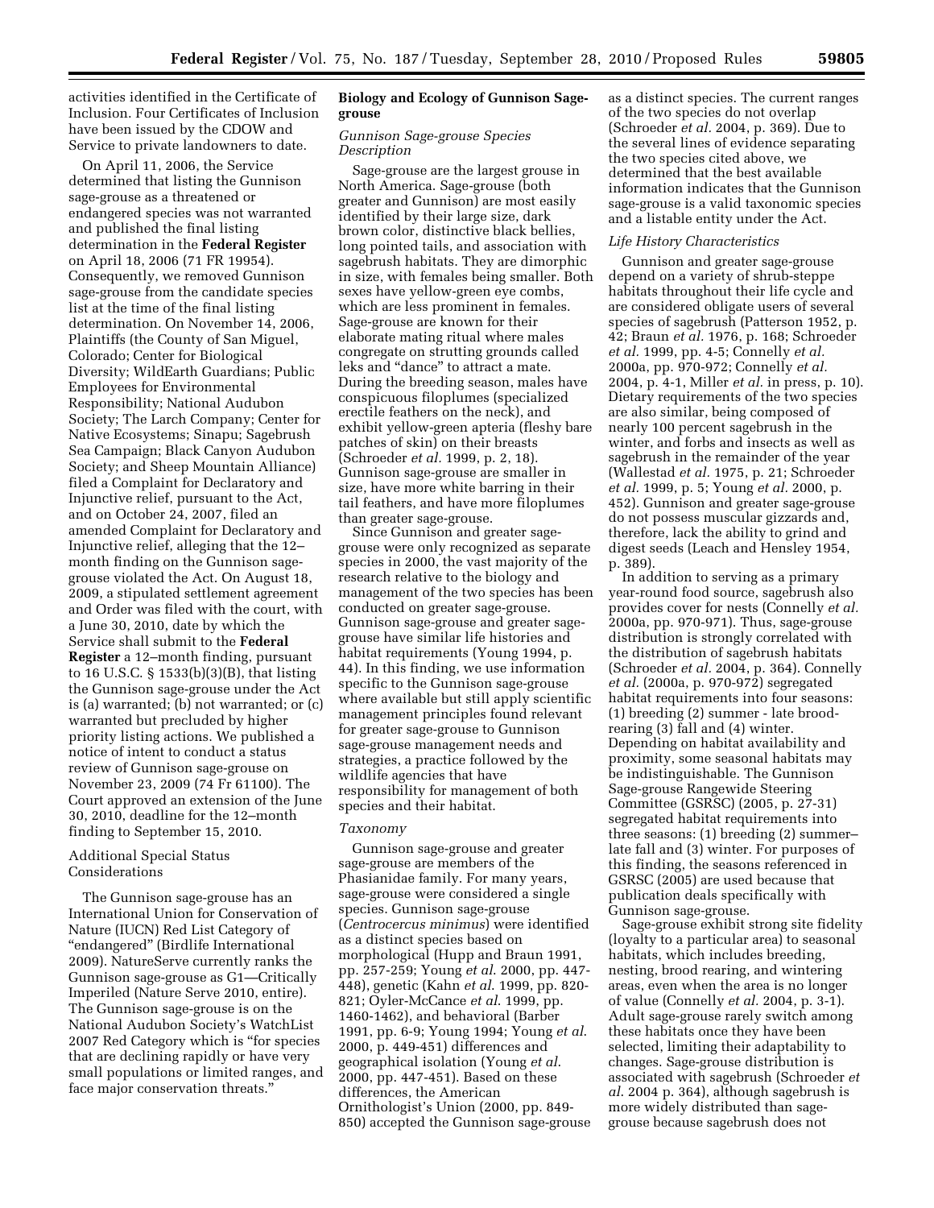activities identified in the Certificate of Inclusion. Four Certificates of Inclusion have been issued by the CDOW and Service to private landowners to date.

On April 11, 2006, the Service determined that listing the Gunnison sage-grouse as a threatened or endangered species was not warranted and published the final listing determination in the **Federal Register** on April 18, 2006 (71 FR 19954). Consequently, we removed Gunnison sage-grouse from the candidate species list at the time of the final listing determination. On November 14, 2006, Plaintiffs (the County of San Miguel, Colorado; Center for Biological Diversity; WildEarth Guardians; Public Employees for Environmental Responsibility; National Audubon Society; The Larch Company; Center for Native Ecosystems; Sinapu; Sagebrush Sea Campaign; Black Canyon Audubon Society; and Sheep Mountain Alliance) filed a Complaint for Declaratory and Injunctive relief, pursuant to the Act, and on October 24, 2007, filed an amended Complaint for Declaratory and Injunctive relief, alleging that the 12–month finding on the Gunnison sage-grouse violated the Act. On August 18, 2009, a stipulated settlement agreement and Order was filed with the court, with a June 30, 2010, date by which the Service shall submit to the **Federal Register** a 12–month finding, pursuant to 16 U.S.C. § 1533(b)(3)(B), that listing the Gunnison sage-grouse under the Act is (a) warranted; (b) not warranted; or (c) warranted but precluded by higher priority listing actions. We published a notice of intent to conduct a status review of Gunnison sage-grouse on November 23, 2009 (74 Fr 61100). The Court approved an extension of the June 30, 2010, deadline for the 12–month finding to September 15, 2010.

## Additional Special Status Considerations

The Gunnison sage-grouse has an International Union for Conservation of Nature (IUCN) Red List Category of "endangered" (Birdlife International 2009). NatureServe currently ranks the Gunnison sage-grouse as G1—Critically Imperiled (Nature Serve 2010, entire). The Gunnison sage-grouse is on the National Audubon Society's WatchList 2007 Red Category which is "for species that are declining rapidly or have very small populations or limited ranges, and face major conservation threats."

## Biology and Ecology of Gunnison Sage-grouse

### *Gunnison Sage-grouse Species Description*

Sage-grouse are the largest grouse in North America. Sage-grouse (both greater and Gunnison) are most easily identified by their large size, dark brown color, distinctive black bellies, long pointed tails, and association with sagebrush habitats. They are dimorphic in size, with females being smaller. Both sexes have yellow-green eye combs, which are less prominent in females. Sage-grouse are known for their elaborate mating ritual where males congregate on strutting grounds called leks and "dance" to attract a mate. During the breeding season, males have conspicuous filoplumes (specialized erectile feathers on the neck), and exhibit yellow-green apteria (fleshy bare patches of skin) on their breasts (Schroeder *et al.* 1999, p. 2, 18). Gunnison sage-grouse are smaller in size, have more white barring in their tail feathers, and have more filoplumes than greater sage-grouse.

Since Gunnison and greater sage-grouse were only recognized as separate species in 2000, the vast majority of the research relative to the biology and management of the two species has been conducted on greater sage-grouse. Gunnison sage-grouse and greater sage-grouse have similar life histories and habitat requirements (Young 1994, p. 44). In this finding, we use information specific to the Gunnison sage-grouse where available but still apply scientific management principles found relevant for greater sage-grouse to Gunnison sage-grouse management needs and strategies, a practice followed by the wildlife agencies that have responsibility for management of both species and their habitat.

### *Taxonomy*

Gunnison sage-grouse and greater sage-grouse are members of the Phasianidae family. For many years, sage-grouse were considered a single species. Gunnison sage-grouse (*Centrocercus minimus*) were identified as a distinct species based on morphological (Hupp and Braun 1991, pp. 257-259; Young *et al.* 2000, pp. 447-448), genetic (Kahn *et al.* 1999, pp. 820-821; Oyler-McCance *et al.* 1999, pp. 1460-1462), and behavioral (Barber 1991, pp. 6-9; Young 1994; Young *et al.* 2000, p. 449-451) differences and geographical isolation (Young *et al.* 2000, pp. 447-451). Based on these differences, the American Ornithologist's Union (2000, pp. 849-850) accepted the Gunnison sage-grouse as a distinct species. The current ranges of the two species do not overlap (Schroeder *et al.* 2004, p. 369). Due to the several lines of evidence separating the two species cited above, we determined that the best available information indicates that the Gunnison sage-grouse is a valid taxonomic species and a listable entity under the Act.

### *Life History Characteristics*

Gunnison and greater sage-grouse depend on a variety of shrub-steppe habitats throughout their life cycle and are considered obligate users of several species of sagebrush (Patterson 1952, p. 42; Braun *et al.* 1976, p. 168; Schroeder *et al.* 1999, pp. 4-5; Connelly *et al.* 2000a, pp. 970-972; Connelly *et al.* 2004, p. 4-1, Miller *et al.* in press, p. 10). Dietary requirements of the two species are also similar, being composed of nearly 100 percent sagebrush in the winter, and forbs and insects as well as sagebrush in the remainder of the year (Wallestad *et al.* 1975, p. 21; Schroeder *et al.* 1999, p. 5; Young *et al.* 2000, p. 452). Gunnison and greater sage-grouse do not possess muscular gizzards and, therefore, lack the ability to grind and digest seeds (Leach and Hensley 1954, p. 389).

In addition to serving as a primary year-round food source, sagebrush also provides cover for nests (Connelly *et al.* 2000a, pp. 970-971). Thus, sage-grouse distribution is strongly correlated with the distribution of sagebrush habitats (Schroeder *et al.* 2004, p. 364). Connelly *et al.* (2000a, p. 970-972) segregated habitat requirements into four seasons: (1) breeding (2) summer - late brood-rearing (3) fall and (4) winter. Depending on habitat availability and proximity, some seasonal habitats may be indistinguishable. The Gunnison Sage-grouse Rangewide Steering Committee (GSRSC) (2005, p. 27-31) segregated habitat requirements into three seasons: (1) breeding (2) summer–late fall and (3) winter. For purposes of this finding, the seasons referenced in GSRSC (2005) are used because that publication deals specifically with Gunnison sage-grouse.

Sage-grouse exhibit strong site fidelity (loyalty to a particular area) to seasonal habitats, which includes breeding, nesting, brood rearing, and wintering areas, even when the area is no longer of value (Connelly *et al.* 2004, p. 3-1). Adult sage-grouse rarely switch among these habitats once they have been selected, limiting their adaptability to changes. Sage-grouse distribution is associated with sagebrush (Schroeder *et al.* 2004 p. 364), although sagebrush is more widely distributed than sage-grouse because sagebrush does not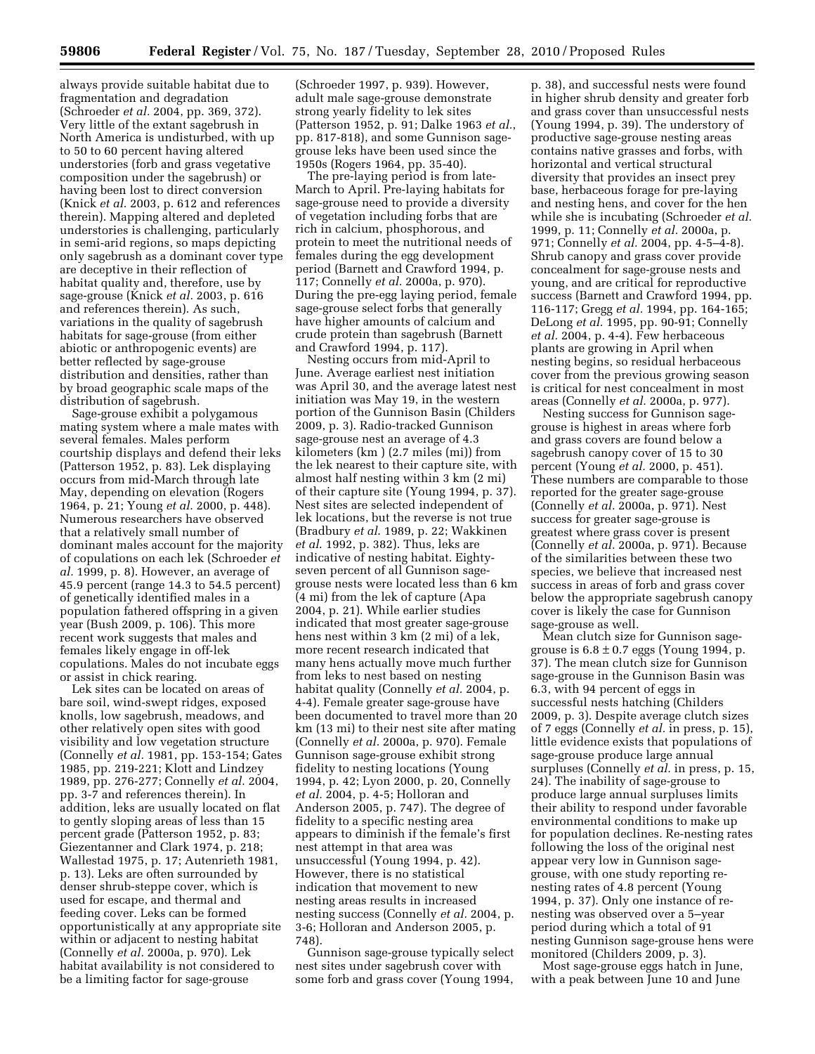always provide suitable habitat due to fragmentation and degradation (Schroeder *et al.* 2004, pp. 369, 372). Very little of the extant sagebrush in North America is undisturbed, with up to 50 to 60 percent having altered understories (forb and grass vegetative composition under the sagebrush) or having been lost to direct conversion (Knick *et al.* 2003, p. 612 and references therein). Mapping altered and depleted understories is challenging, particularly in semi-arid regions, so maps depicting only sagebrush as a dominant cover type are deceptive in their reflection of habitat quality and, therefore, use by sage-grouse (Knick *et al.* 2003, p. 616 and references therein). As such, variations in the quality of sagebrush habitats for sage-grouse (from either abiotic or anthropogenic events) are better reflected by sage-grouse distribution and densities, rather than by broad geographic scale maps of the distribution of sagebrush.

Sage-grouse exhibit a polygamous mating system where a male mates with several females. Males perform courtship displays and defend their leks (Patterson 1952, p. 83). Lek displaying occurs from mid-March through late May, depending on elevation (Rogers 1964, p. 21; Young *et al.* 2000, p. 448). Numerous researchers have observed that a relatively small number of dominant males account for the majority of copulations on each lek (Schroeder *et al.* 1999, p. 8). However, an average of 45.9 percent (range 14.3 to 54.5 percent) of genetically identified males in a population fathered offspring in a given year (Bush 2009, p. 106). This more recent work suggests that males and females likely engage in off-lek copulations. Males do not incubate eggs or assist in chick rearing.

Lek sites can be located on areas of bare soil, wind-swept ridges, exposed knolls, low sagebrush, meadows, and other relatively open sites with good visibility and low vegetation structure (Connelly *et al.* 1981, pp. 153-154; Gates 1985, pp. 219-221; Klott and Lindzey 1989, pp. 276-277; Connelly *et al.* 2004, pp. 3-7 and references therein). In addition, leks are usually located on flat to gently sloping areas of less than 15 percent grade (Patterson 1952, p. 83; Giezentanner and Clark 1974, p. 218; Wallestad 1975, p. 17; Autenrieth 1981, p. 13). Leks are often surrounded by denser shrub-steppe cover, which is used for escape, and thermal and feeding cover. Leks can be formed opportunistically at any appropriate site within or adjacent to nesting habitat (Connelly *et al.* 2000a, p. 970). Lek habitat availability is not considered to be a limiting factor for sage-grouse (Schroeder 1997, p. 939). However, adult male sage-grouse demonstrate strong yearly fidelity to lek sites (Patterson 1952, p. 91; Dalke 1963 *et al.*, pp. 817-818), and some Gunnison sage-grouse leks have been used since the 1950s (Rogers 1964, pp. 35-40).

The pre-laying period is from late-March to April. Pre-laying habitats for sage-grouse need to provide a diversity of vegetation including forbs that are rich in calcium, phosphorous, and protein to meet the nutritional needs of females during the egg development period (Barnett and Crawford 1994, p. 117; Connelly *et al.* 2000a, p. 970). During the pre-egg laying period, female sage-grouse select forbs that generally have higher amounts of calcium and crude protein than sagebrush (Barnett and Crawford 1994, p. 117).

Nesting occurs from mid-April to June. Average earliest nest initiation was April 30, and the average latest nest initiation was May 19, in the western portion of the Gunnison Basin (Childers 2009, p. 3). Radio-tracked Gunnison sage-grouse nest an average of 4.3 kilometers (km ) (2.7 miles (mi)) from the lek nearest to their capture site, with almost half nesting within 3 km (2 mi) of their capture site (Young 1994, p. 37). Nest sites are selected independent of lek locations, but the reverse is not true (Bradbury *et al.* 1989, p. 22; Wakkinen *et al.* 1992, p. 382). Thus, leks are indicative of nesting habitat. Eighty-seven percent of all Gunnison sage-grouse nests were located less than 6 km (4 mi) from the lek of capture (Apa 2004, p. 21). While earlier studies indicated that most greater sage-grouse hens nest within 3 km (2 mi) of a lek, more recent research indicated that many hens actually move much further from leks to nest based on nesting habitat quality (Connelly *et al.* 2004, p. 4-4). Female greater sage-grouse have been documented to travel more than 20 km (13 mi) to their nest site after mating (Connelly *et al.* 2000a, p. 970). Female Gunnison sage-grouse exhibit strong fidelity to nesting locations (Young 1994, p. 42; Lyon 2000, p. 20, Connelly *et al.* 2004, p. 4-5; Holloran and Anderson 2005, p. 747). The degree of fidelity to a specific nesting area appears to diminish if the female's first nest attempt in that area was unsuccessful (Young 1994, p. 42). However, there is no statistical indication that movement to new nesting areas results in increased nesting success (Connelly *et al.* 2004, p. 3-6; Holloran and Anderson 2005, p. 748).

Gunnison sage-grouse typically select nest sites under sagebrush cover with some forb and grass cover (Young 1994, p. 38), and successful nests were found in higher shrub density and greater forb and grass cover than unsuccessful nests (Young 1994, p. 39). The understory of productive sage-grouse nesting areas contains native grasses and forbs, with horizontal and vertical structural diversity that provides an insect prey base, herbaceous forage for pre-laying and nesting hens, and cover for the hen while she is incubating (Schroeder *et al.* 1999, p. 11; Connelly *et al.* 2000a, p. 971; Connelly *et al.* 2004, pp. 4-5–4-8). Shrub canopy and grass cover provide concealment for sage-grouse nests and young, and are critical for reproductive success (Barnett and Crawford 1994, pp. 116-117; Gregg *et al.* 1994, pp. 164-165; DeLong *et al.* 1995, pp. 90-91; Connelly *et al.* 2004, p. 4-4). Few herbaceous plants are growing in April when nesting begins, so residual herbaceous cover from the previous growing season is critical for nest concealment in most areas (Connelly *et al.* 2000a, p. 977).

Nesting success for Gunnison sage-grouse is highest in areas where forb and grass covers are found below a sagebrush canopy cover of 15 to 30 percent (Young *et al.* 2000, p. 451). These numbers are comparable to those reported for the greater sage-grouse (Connelly *et al.* 2000a, p. 971). Nest success for greater sage-grouse is greatest where grass cover is present (Connelly *et al.* 2000a, p. 971). Because of the similarities between these two species, we believe that increased nest success in areas of forb and grass cover below the appropriate sagebrush canopy cover is likely the case for Gunnison sage-grouse as well.

Mean clutch size for Gunnison sage-grouse is $6.8 \pm 0.7$ eggs (Young 1994, p. 37). The mean clutch size for Gunnison sage-grouse in the Gunnison Basin was 6.3, with 94 percent of eggs in successful nests hatching (Childers 2009, p. 3). Despite average clutch sizes of 7 eggs (Connelly *et al.* in press, p. 15), little evidence exists that populations of sage-grouse produce large annual surpluses (Connelly *et al.* in press, p. 15, 24). The inability of sage-grouse to produce large annual surpluses limits their ability to respond under favorable environmental conditions to make up for population declines. Re-nesting rates following the loss of the original nest appear very low in Gunnison sage-grouse, with one study reporting re-nesting rates of 4.8 percent (Young 1994, p. 37). Only one instance of re-nesting was observed over a 5–year period during which a total of 91 nesting Gunnison sage-grouse hens were monitored (Childers 2009, p. 3).

Most sage-grouse eggs hatch in June, with a peak between June 10 and June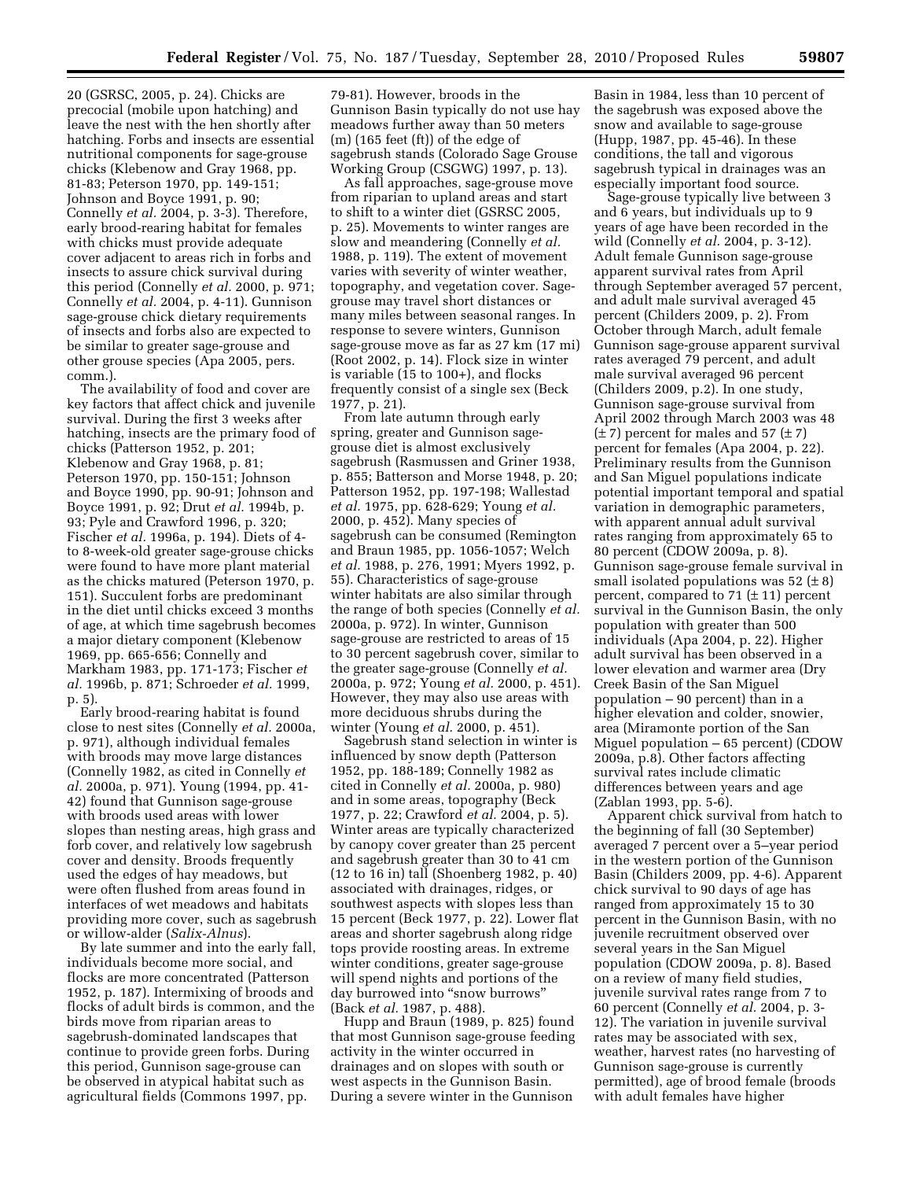20 (GSRSC, 2005, p. 24). Chicks are precocial (mobile upon hatching) and leave the nest with the hen shortly after hatching. Forbs and insects are essential nutritional components for sage-grouse chicks (Klebenow and Gray 1968, pp. 81-83; Peterson 1970, pp. 149-151; Johnson and Boyce 1991, p. 90; Connelly *et al.* 2004, p. 3-3). Therefore, early brood-rearing habitat for females with chicks must provide adequate cover adjacent to areas rich in forbs and insects to assure chick survival during this period (Connelly *et al.* 2000, p. 971; Connelly *et al.* 2004, p. 4-11). Gunnison sage-grouse chick dietary requirements of insects and forbs also are expected to be similar to greater sage-grouse and other grouse species (Apa 2005, pers. comm.).

The availability of food and cover are key factors that affect chick and juvenile survival. During the first 3 weeks after hatching, insects are the primary food of chicks (Patterson 1952, p. 201; Klebenow and Gray 1968, p. 81; Peterson 1970, pp. 150-151; Johnson and Boyce 1990, pp. 90-91; Johnson and Boyce 1991, p. 92; Drut *et al.* 1994b, p. 93; Pyle and Crawford 1996, p. 320; Fischer *et al.* 1996a, p. 194). Diets of 4- to 8-week-old greater sage-grouse chicks were found to have more plant material as the chicks matured (Peterson 1970, p. 151). Succulent forbs are predominant in the diet until chicks exceed 3 months of age, at which time sagebrush becomes a major dietary component (Klebenow 1969, pp. 665-656; Connelly and Markham 1983, pp. 171-173; Fischer *et al.* 1996b, p. 871; Schroeder *et al.* 1999, p. 5).

Early brood-rearing habitat is found close to nest sites (Connelly *et al.* 2000a, p. 971), although individual females with broods may move large distances (Connelly 1982, as cited in Connelly *et al.* 2000a, p. 971). Young (1994, pp. 41-42) found that Gunnison sage-grouse with broods used areas with lower slopes than nesting areas, high grass and forb cover, and relatively low sagebrush cover and density. Broods frequently used the edges of hay meadows, but were often flushed from areas found in interfaces of wet meadows and habitats providing more cover, such as sagebrush or willow-alder (*Salix-Alnus*).

By late summer and into the early fall, individuals become more social, and flocks are more concentrated (Patterson 1952, p. 187). Intermixing of broods and flocks of adult birds is common, and the birds move from riparian areas to sagebrush-dominated landscapes that continue to provide green forbs. During this period, Gunnison sage-grouse can be observed in atypical habitat such as agricultural fields (Commons 1997, pp. 79-81). However, broods in the Gunnison Basin typically do not use hay meadows further away than 50 meters (m) (165 feet (ft)) of the edge of sagebrush stands (Colorado Sage Grouse Working Group (CSGWG) 1997, p. 13).

As fall approaches, sage-grouse move from riparian to upland areas and start to shift to a winter diet (GSRSC 2005, p. 25). Movements to winter ranges are slow and meandering (Connelly *et al.* 1988, p. 119). The extent of movement varies with severity of winter weather, topography, and vegetation cover. Sage-grouse may travel short distances or many miles between seasonal ranges. In response to severe winters, Gunnison sage-grouse move as far as 27 km (17 mi) (Root 2002, p. 14). Flock size in winter is variable (15 to 100+), and flocks frequently consist of a single sex (Beck 1977, p. 21).

From late autumn through early spring, greater and Gunnison sage-grouse diet is almost exclusively sagebrush (Rasmussen and Griner 1938, p. 855; Batterson and Morse 1948, p. 20; Patterson 1952, pp. 197-198; Wallestad *et al.* 1975, pp. 628-629; Young *et al.* 2000, p. 452). Many species of sagebrush can be consumed (Remington and Braun 1985, pp. 1056-1057; Welch *et al.* 1988, p. 276, 1991; Myers 1992, p. 55). Characteristics of sage-grouse winter habitats are also similar through the range of both species (Connelly *et al.* 2000a, p. 972). In winter, Gunnison sage-grouse are restricted to areas of 15 to 30 percent sagebrush cover, similar to the greater sage-grouse (Connelly *et al.* 2000a, p. 972; Young *et al.* 2000, p. 451). However, they may also use areas with more deciduous shrubs during the winter (Young *et al.* 2000, p. 451).

Sagebrush stand selection in winter is influenced by snow depth (Patterson 1952, pp. 188-189; Connelly 1982 as cited in Connelly *et al.* 2000a, p. 980) and in some areas, topography (Beck 1977, p. 22; Crawford *et al.* 2004, p. 5). Winter areas are typically characterized by canopy cover greater than 25 percent and sagebrush greater than 30 to 41 cm (12 to 16 in) tall (Shoenberg 1982, p. 40) associated with drainages, ridges, or southwest aspects with slopes less than 15 percent (Beck 1977, p. 22). Lower flat areas and shorter sagebrush along ridge tops provide roosting areas. In extreme winter conditions, greater sage-grouse will spend nights and portions of the day burrowed into "snow burrows" (Back *et al.* 1987, p. 488).

Hupp and Braun (1989, p. 825) found that most Gunnison sage-grouse feeding activity in the winter occurred in drainages and on slopes with south or west aspects in the Gunnison Basin. During a severe winter in the Gunnison Basin in 1984, less than 10 percent of the sagebrush was exposed above the snow and available to sage-grouse (Hupp, 1987, pp. 45-46). In these conditions, the tall and vigorous sagebrush typical in drainages was an especially important food source.

Sage-grouse typically live between 3 and 6 years, but individuals up to 9 years of age have been recorded in the wild (Connelly *et al.* 2004, p. 3-12). Adult female Gunnison sage-grouse apparent survival rates from April through September averaged 57 percent, and adult male survival averaged 45 percent (Childers 2009, p. 2). From October through March, adult female Gunnison sage-grouse apparent survival rates averaged 79 percent, and adult male survival averaged 96 percent (Childers 2009, p.2). In one study, Gunnison sage-grouse survival from April 2002 through March 2003 was 48 (± 7) percent for males and 57 (± 7) percent for females (Apa 2004, p. 22). Preliminary results from the Gunnison and San Miguel populations indicate potential important temporal and spatial variation in demographic parameters, with apparent annual adult survival rates ranging from approximately 65 to 80 percent (CDOW 2009a, p. 8). Gunnison sage-grouse female survival in small isolated populations was 52 (± 8) percent, compared to 71 (± 11) percent survival in the Gunnison Basin, the only population with greater than 500 individuals (Apa 2004, p. 22). Higher adult survival has been observed in a lower elevation and warmer area (Dry Creek Basin of the San Miguel population – 90 percent) than in a higher elevation and colder, snowier, area (Miramonte portion of the San Miguel population – 65 percent) (CDOW 2009a, p.8). Other factors affecting survival rates include climatic differences between years and age (Zablan 1993, pp. 5-6).

Apparent chick survival from hatch to the beginning of fall (30 September) averaged 7 percent over a 5–year period in the western portion of the Gunnison Basin (Childers 2009, pp. 4-6). Apparent chick survival to 90 days of age has ranged from approximately 15 to 30 percent in the Gunnison Basin, with no juvenile recruitment observed over several years in the San Miguel population (CDOW 2009a, p. 8). Based on a review of many field studies, juvenile survival rates range from 7 to 60 percent (Connelly *et al.* 2004, p. 3-12). The variation in juvenile survival rates may be associated with sex, weather, harvest rates (no harvesting of Gunnison sage-grouse is currently permitted), age of brood female (broods with adult females have higher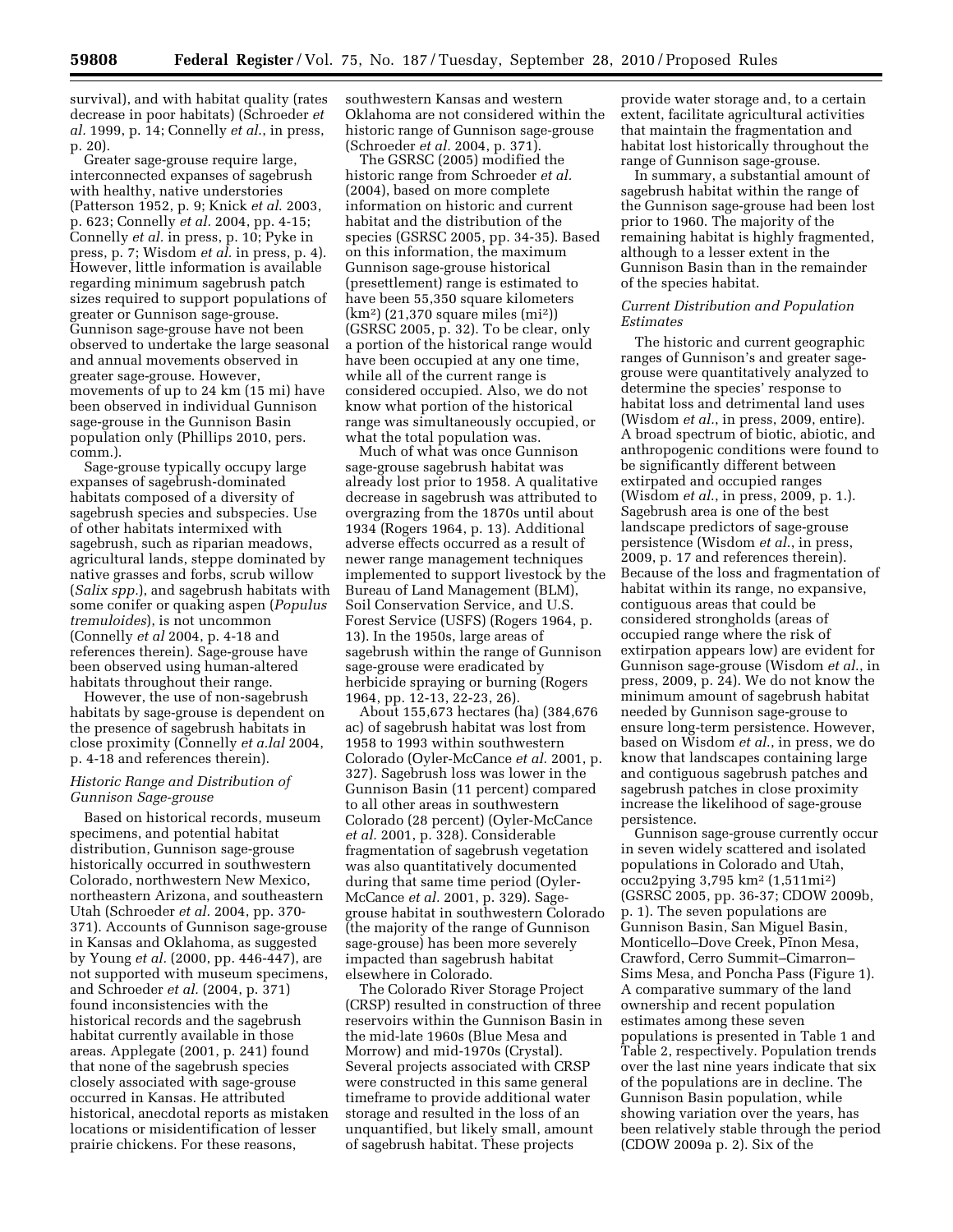survival), and with habitat quality (rates decrease in poor habitats) (Schroeder *et al.* 1999, p. 14; Connelly *et al.*, in press, p. 20).

Greater sage-grouse require large, interconnected expanses of sagebrush with healthy, native understories (Patterson 1952, p. 9; Knick *et al.* 2003, p. 623; Connelly *et al.* 2004, pp. 4-15; Connelly *et al.* in press, p. 10; Pyke in press, p. 7; Wisdom *et al.* in press, p. 4). However, little information is available regarding minimum sagebrush patch sizes required to support populations of greater or Gunnison sage-grouse. Gunnison sage-grouse have not been observed to undertake the large seasonal and annual movements observed in greater sage-grouse. However, movements of up to 24 km (15 mi) have been observed in individual Gunnison sage-grouse in the Gunnison Basin population only (Phillips 2010, pers. comm.).

Sage-grouse typically occupy large expanses of sagebrush-dominated habitats composed of a diversity of sagebrush species and subspecies. Use of other habitats intermixed with sagebrush, such as riparian meadows, agricultural lands, steppe dominated by native grasses and forbs, scrub willow (*Salix spp.*), and sagebrush habitats with some conifer or quaking aspen (*Populus tremuloides*), is not uncommon (Connelly *et al* 2004, p. 4-18 and references therein). Sage-grouse have been observed using human-altered habitats throughout their range.

However, the use of non-sagebrush habitats by sage-grouse is dependent on the presence of sagebrush habitats in close proximity (Connelly *et a.lal* 2004, p. 4-18 and references therein).

### *Historic Range and Distribution of Gunnison Sage-grouse*

Based on historical records, museum specimens, and potential habitat distribution, Gunnison sage-grouse historically occurred in southwestern Colorado, northwestern New Mexico, northeastern Arizona, and southeastern Utah (Schroeder *et al.* 2004, pp. 370-371). Accounts of Gunnison sage-grouse in Kansas and Oklahoma, as suggested by Young *et al.* (2000, pp. 446-447), are not supported with museum specimens, and Schroeder *et al.* (2004, p. 371) found inconsistencies with the historical records and the sagebrush habitat currently available in those areas. Applegate (2001, p. 241) found that none of the sagebrush species closely associated with sage-grouse occurred in Kansas. He attributed historical, anecdotal reports as mistaken locations or misidentification of lesser prairie chickens. For these reasons, southwestern Kansas and western Oklahoma are not considered within the historic range of Gunnison sage-grouse (Schroeder *et al.* 2004, p. 371).

The GSRSC (2005) modified the historic range from Schroeder *et al.* (2004), based on more complete information on historic and current habitat and the distribution of the species (GSRSC 2005, pp. 34-35). Based on this information, the maximum Gunnison sage-grouse historical (presettlement) range is estimated to have been 55,350 square kilometers ($km^2$) (21,370 square miles ($mi^2$)) (GSRSC 2005, p. 32). To be clear, only a portion of the historical range would have been occupied at any one time, while all of the current range is considered occupied. Also, we do not know what portion of the historical range was simultaneously occupied, or what the total population was.

Much of what was once Gunnison sage-grouse sagebrush habitat was already lost prior to 1958. A qualitative decrease in sagebrush was attributed to overgrazing from the 1870s until about 1934 (Rogers 1964, p. 13). Additional adverse effects occurred as a result of newer range management techniques implemented to support livestock by the Bureau of Land Management (BLM), Soil Conservation Service, and U.S. Forest Service (USFS) (Rogers 1964, p. 13). In the 1950s, large areas of sagebrush within the range of Gunnison sage-grouse were eradicated by herbicide spraying or burning (Rogers 1964, pp. 12-13, 22-23, 26).

About 155,673 hectares (ha) (384,676 ac) of sagebrush habitat was lost from 1958 to 1993 within southwestern Colorado (Oyler-McCance *et al.* 2001, p. 327). Sagebrush loss was lower in the Gunnison Basin (11 percent) compared to all other areas in southwestern Colorado (28 percent) (Oyler-McCance *et al.* 2001, p. 328). Considerable fragmentation of sagebrush vegetation was also quantitatively documented during that same time period (Oyler-McCance *et al.* 2001, p. 329). Sage-grouse habitat in southwestern Colorado (the majority of the range of Gunnison sage-grouse) has been more severely impacted than sagebrush habitat elsewhere in Colorado.

The Colorado River Storage Project (CRSP) resulted in construction of three reservoirs within the Gunnison Basin in the mid-late 1960s (Blue Mesa and Morrow) and mid-1970s (Crystal). Several projects associated with CRSP were constructed in this same general timeframe to provide additional water storage and resulted in the loss of an unquantified, but likely small, amount of sagebrush habitat. These projects provide water storage and, to a certain extent, facilitate agricultural activities that maintain the fragmentation and habitat lost historically throughout the range of Gunnison sage-grouse.

In summary, a substantial amount of sagebrush habitat within the range of the Gunnison sage-grouse had been lost prior to 1960. The majority of the remaining habitat is highly fragmented, although to a lesser extent in the Gunnison Basin than in the remainder of the species habitat.

### *Current Distribution and Population Estimates*

The historic and current geographic ranges of Gunnison's and greater sage-grouse were quantitatively analyzed to determine the species' response to habitat loss and detrimental land uses (Wisdom *et al.*, in press, 2009, entire). A broad spectrum of biotic, abiotic, and anthropogenic conditions were found to be significantly different between extirpated and occupied ranges (Wisdom *et al.*, in press, 2009, p. 1.). Sagebrush area is one of the best landscape predictors of sage-grouse persistence (Wisdom *et al.*, in press, 2009, p. 17 and references therein). Because of the loss and fragmentation of habitat within its range, no expansive, contiguous areas that could be considered strongholds (areas of occupied range where the risk of extirpation appears low) are evident for Gunnison sage-grouse (Wisdom *et al.*, in press, 2009, p. 24). We do not know the minimum amount of sagebrush habitat needed by Gunnison sage-grouse to ensure long-term persistence. However, based on Wisdom *et al.*, in press, we do know that landscapes containing large and contiguous sagebrush patches and sagebrush patches in close proximity increase the likelihood of sage-grouse persistence.

Gunnison sage-grouse currently occur in seven widely scattered and isolated populations in Colorado and Utah, occu2pying 3,795 $km^2$ (1,511$mi^2$) (GSRSC 2005, pp. 36-37; CDOW 2009b, p. 1). The seven populations are Gunnison Basin, San Miguel Basin, Monticello–Dove Creek, Pĩnon Mesa, Crawford, Cerro Summit–Cimarron–Sims Mesa, and Poncha Pass (Figure 1). A comparative summary of the land ownership and recent population estimates among these seven populations is presented in Table 1 and Table 2, respectively. Population trends over the last nine years indicate that six of the populations are in decline. The Gunnison Basin population, while showing variation over the years, has been relatively stable through the period (CDOW 2009a p. 2). Six of the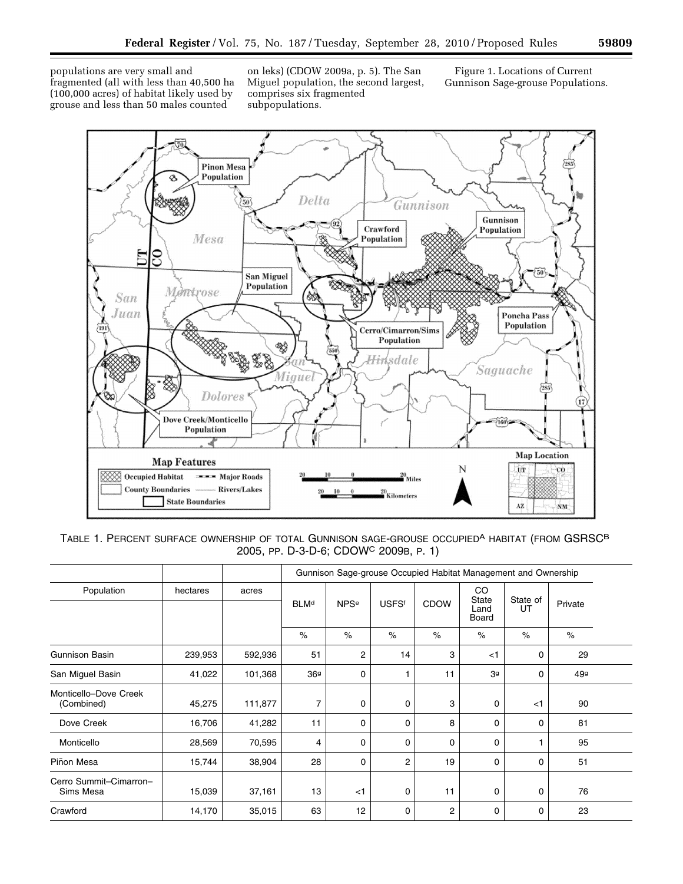populations are very small and fragmented (all with less than 40,500 ha (100,000 acres) of habitat likely used by grouse and less than 50 males counted on leks) (CDOW 2009a, p. 5). The San Miguel population, the second largest, comprises six fragmented subpopulations.

Figure 1. Locations of Current Gunnison Sage-grouse Populations.

TABLE 1. PERCENT SURFACE OWNERSHIP OF TOTAL GUNNISON SAGE-GROUSE OCCUPIED[A] HABITAT (FROM GSRSC[B] 2005, PP. D-3-D-6; CDOW[C] 2009B, P. 1)

| | | | Gunnison Sage-grouse Occupied Habitat Management and Ownership | | | | | | |
|---|---|---|---|---|---|---|---|---|---|
| Population | hectares | acres | BLM[d] | NPS[e] | USFS[f] | CDOW | CO State Land Board | State of UT | Private |
| | | | % | % | % | % | % | % | % |
| Gunnison Basin | 239,953 | 592,936 | 51 | 2 | 14 | 3 | <1 | 0 | 29 |
| San Miguel Basin | 41,022 | 101,368 | 36[g] | 0 | 1 | 11 | 3[g] | 0 | 49[g] |
| Monticello–Dove Creek (Combined) | 45,275 | 111,877 | 7 | 0 | 0 | 3 | 0 | <1 | 90 |
| Dove Creek | 16,706 | 41,282 | 11 | 0 | 0 | 8 | 0 | 0 | 81 |
| Monticello | 28,569 | 70,595 | 4 | 0 | 0 | 0 | 0 | 1 | 95 |
| Piñon Mesa | 15,744 | 38,904 | 28 | 0 | 2 | 19 | 0 | 0 | 51 |
| Cerro Summit–Cimarron–Sims Mesa | 15,039 | 37,161 | 13 | <1 | 0 | 11 | 0 | 0 | 76 |
| Crawford | 14,170 | 35,015 | 63 | 12 | 0 | 2 | 0 | 0 | 23 |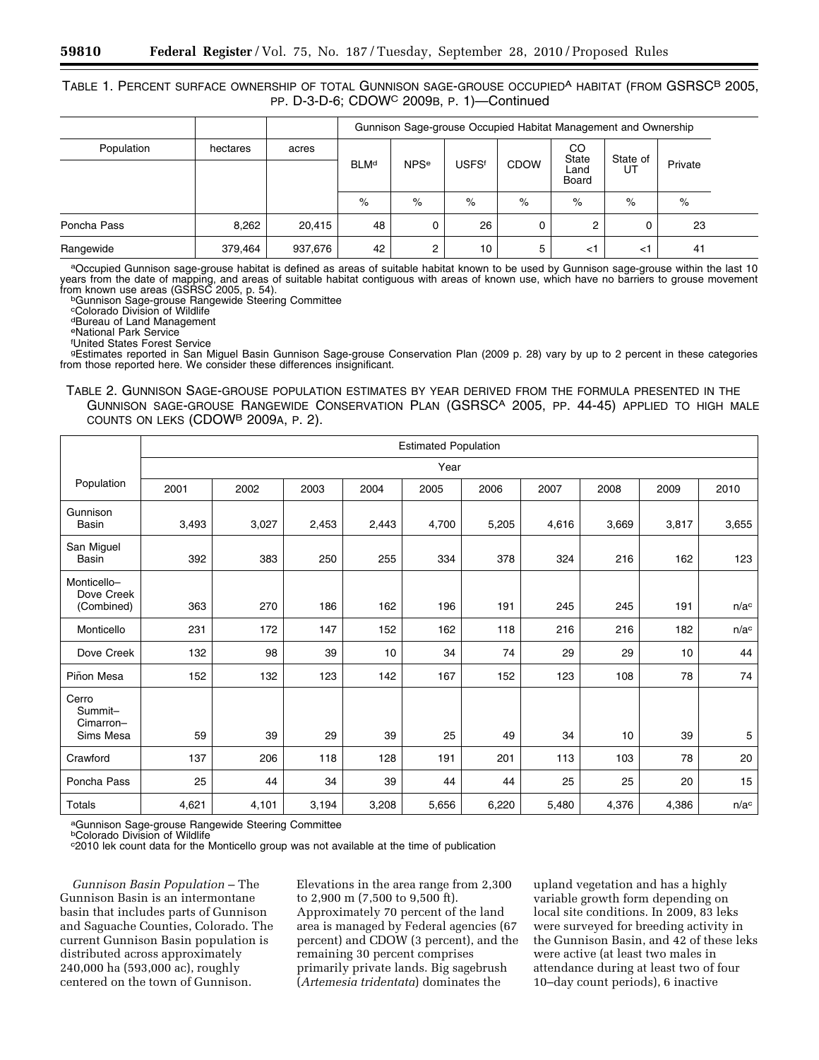TABLE 1. PERCENT SURFACE OWNERSHIP OF TOTAL GUNNISON SAGE-GROUSE OCCUPIED[A] HABITAT (FROM GSRSC[B] 2005, PP. D-3-D-6; CDOW[C] 2009B, P. 1)—Continued

| Population | hectares | acres | Gunnison Sage-grouse Occupied Habitat Management and Ownership | | | | | | |
|---|---|---|---|---|---|---|---|---|---|
| | | | BLM[d] | NPS[e] | USFS[f] | CDOW | CO State Land Board | State of UT | Private |
| | | | % | % | % | % | % | % | % |
| Poncha Pass | 8,262 | 20,415 | 48 | 0 | 26 | 0 | 2 | 0 | 23 |
| Rangewide | 379,464 | 937,676 | 42 | 2 | 10 | 5 | <1 | <1 | 41 |

[a]Occupied Gunnison sage-grouse habitat is defined as areas of suitable habitat known to be used by Gunnison sage-grouse within the last 10 years from the date of mapping, and areas of suitable habitat contiguous with areas of known use, which have no barriers to grouse movement from known use areas (GSRSC 2005, p. 54).
[b]Gunnison Sage-grouse Rangewide Steering Committee
[c]Colorado Division of Wildlife
[d]Bureau of Land Management
[e]National Park Service
[f]United States Forest Service
[g]Estimates reported in San Miguel Basin Gunnison Sage-grouse Conservation Plan (2009 p. 28) vary by up to 2 percent in these categories from those reported here. We consider these differences insignificant.

TABLE 2. GUNNISON SAGE-GROUSE POPULATION ESTIMATES BY YEAR DERIVED FROM THE FORMULA PRESENTED IN THE GUNNISON SAGE-GROUSE RANGEWIDE CONSERVATION PLAN (GSRSC[A] 2005, PP. 44-45) APPLIED TO HIGH MALE COUNTS ON LEKS (CDOW[B] 2009A, P. 2).

| Population | Estimated Population | | | | | | | | | |
|---|---|---|---|---|---|---|---|---|---|---|
| | Year | | | | | | | | | |
| | 2001 | 2002 | 2003 | 2004 | 2005 | 2006 | 2007 | 2008 | 2009 | 2010 |
| Gunnison Basin | 3,493 | 3,027 | 2,453 | 2,443 | 4,700 | 5,205 | 4,616 | 3,669 | 3,817 | 3,655 |
| San Miguel Basin | 392 | 383 | 250 | 255 | 334 | 378 | 324 | 216 | 162 | 123 |
| Monticello–Dove Creek (Combined) | 363 | 270 | 186 | 162 | 196 | 191 | 245 | 245 | 191 | n/a[c] |
| Monticello | 231 | 172 | 147 | 152 | 162 | 118 | 216 | 216 | 182 | n/a[c] |
| Dove Creek | 132 | 98 | 39 | 10 | 34 | 74 | 29 | 29 | 10 | 44 |
| Piñon Mesa | 152 | 132 | 123 | 142 | 167 | 152 | 123 | 108 | 78 | 74 |
| Cerro Summit–Cimarron–Sims Mesa | 59 | 39 | 29 | 39 | 25 | 49 | 34 | 10 | 39 | 5 |
| Crawford | 137 | 206 | 118 | 128 | 191 | 201 | 113 | 103 | 78 | 20 |
| Poncha Pass | 25 | 44 | 34 | 39 | 44 | 44 | 25 | 25 | 20 | 15 |
| Totals | 4,621 | 4,101 | 3,194 | 3,208 | 5,656 | 6,220 | 5,480 | 4,376 | 4,386 | n/a[c] |

[a]Gunnison Sage-grouse Rangewide Steering Committee
[b]Colorado Division of Wildlife
[c]2010 lek count data for the Monticello group was not available at the time of publication

*Gunnison Basin Population* – The Gunnison Basin is an intermontane basin that includes parts of Gunnison and Saguache Counties, Colorado. The current Gunnison Basin population is distributed across approximately 240,000 ha (593,000 ac), roughly centered on the town of Gunnison. Elevations in the area range from 2,300 to 2,900 m (7,500 to 9,500 ft). Approximately 70 percent of the land area is managed by Federal agencies (67 percent) and CDOW (3 percent), and the remaining 30 percent comprises primarily private lands. Big sagebrush (*Artemesia tridentata*) dominates the upland vegetation and has a highly variable growth form depending on local site conditions. In 2009, 83 leks were surveyed for breeding activity in the Gunnison Basin, and 42 of these leks were active (at least two males in attendance during at least two of four 10–day count periods), 6 inactive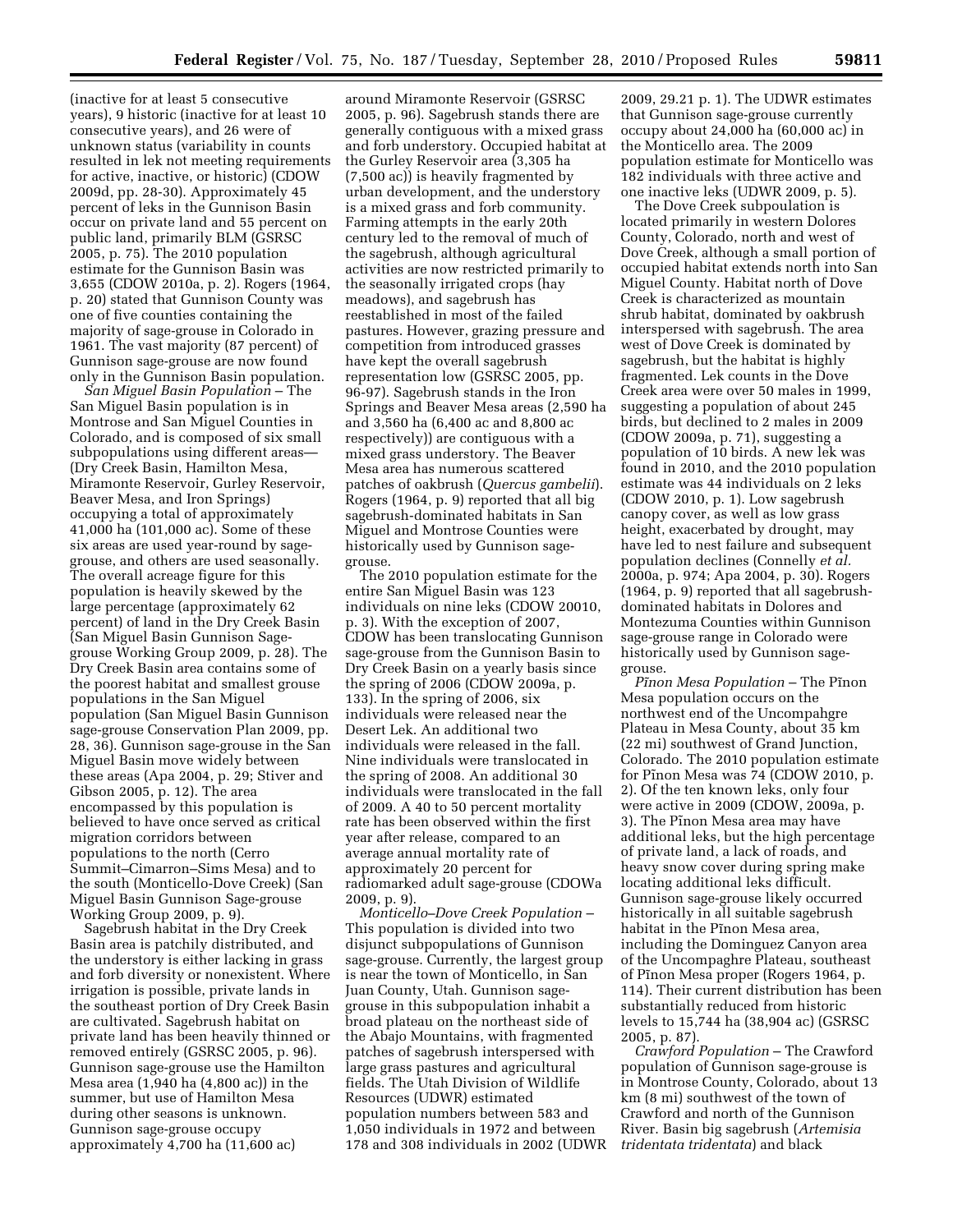(inactive for at least 5 consecutive years), 9 historic (inactive for at least 10 consecutive years), and 26 were of unknown status (variability in counts resulted in lek not meeting requirements for active, inactive, or historic) (CDOW 2009d, pp. 28-30). Approximately 45 percent of leks in the Gunnison Basin occur on private land and 55 percent on public land, primarily BLM (GSRSC 2005, p. 75). The 2010 population estimate for the Gunnison Basin was 3,655 (CDOW 2010a, p. 2). Rogers (1964, p. 20) stated that Gunnison County was one of five counties containing the majority of sage-grouse in Colorado in 1961. The vast majority (87 percent) of Gunnison sage-grouse are now found only in the Gunnison Basin population.

*San Miguel Basin Population* – The San Miguel Basin population is in Montrose and San Miguel Counties in Colorado, and is composed of six small subpopulations using different areas— (Dry Creek Basin, Hamilton Mesa, Miramonte Reservoir, Gurley Reservoir, Beaver Mesa, and Iron Springs) occupying a total of approximately 41,000 ha (101,000 ac). Some of these six areas are used year-round by sage-grouse, and others are used seasonally. The overall acreage figure for this population is heavily skewed by the large percentage (approximately 62 percent) of land in the Dry Creek Basin (San Miguel Basin Gunnison Sage-grouse Working Group 2009, p. 28). The Dry Creek Basin area contains some of the poorest habitat and smallest grouse populations in the San Miguel population (San Miguel Basin Gunnison sage-grouse Conservation Plan 2009, pp. 28, 36). Gunnison sage-grouse in the San Miguel Basin move widely between these areas (Apa 2004, p. 29; Stiver and Gibson 2005, p. 12). The area encompassed by this population is believed to have once served as critical migration corridors between populations to the north (Cerro Summit–Cimarron–Sims Mesa) and to the south (Monticello-Dove Creek) (San Miguel Basin Gunnison Sage-grouse Working Group 2009, p. 9).

Sagebrush habitat in the Dry Creek Basin area is patchily distributed, and the understory is either lacking in grass and forb diversity or nonexistent. Where irrigation is possible, private lands in the southeast portion of Dry Creek Basin are cultivated. Sagebrush habitat on private land has been heavily thinned or removed entirely (GSRSC 2005, p. 96). Gunnison sage-grouse use the Hamilton Mesa area (1,940 ha (4,800 ac)) in the summer, but use of Hamilton Mesa during other seasons is unknown. Gunnison sage-grouse occupy approximately 4,700 ha (11,600 ac) around Miramonte Reservoir (GSRSC 2005, p. 96). Sagebrush stands there are generally contiguous with a mixed grass and forb understory. Occupied habitat at the Gurley Reservoir area (3,305 ha (7,500 ac)) is heavily fragmented by urban development, and the understory is a mixed grass and forb community. Farming attempts in the early 20th century led to the removal of much of the sagebrush, although agricultural activities are now restricted primarily to the seasonally irrigated crops (hay meadows), and sagebrush has reestablished in most of the failed pastures. However, grazing pressure and competition from introduced grasses have kept the overall sagebrush representation low (GSRSC 2005, pp. 96-97). Sagebrush stands in the Iron Springs and Beaver Mesa areas (2,590 ha and 3,560 ha (6,400 ac and 8,800 ac respectively)) are contiguous with a mixed grass understory. The Beaver Mesa area has numerous scattered patches of oakbrush (*Quercus gambelii*). Rogers (1964, p. 9) reported that all big sagebrush-dominated habitats in San Miguel and Montrose Counties were historically used by Gunnison sage-grouse.

The 2010 population estimate for the entire San Miguel Basin was 123 individuals on nine leks (CDOW 20010, p. 3). With the exception of 2007, CDOW has been translocating Gunnison sage-grouse from the Gunnison Basin to Dry Creek Basin on a yearly basis since the spring of 2006 (CDOW 2009a, p. 133). In the spring of 2006, six individuals were released near the Desert Lek. An additional two individuals were released in the fall. Nine individuals were translocated in the spring of 2008. An additional 30 individuals were translocated in the fall of 2009. A 40 to 50 percent mortality rate has been observed within the first year after release, compared to an average annual mortality rate of approximately 20 percent for radiomarked adult sage-grouse (CDOWa 2009, p. 9).

*Monticello–Dove Creek Population* – This population is divided into two disjunct subpopulations of Gunnison sage-grouse. Currently, the largest group is near the town of Monticello, in San Juan County, Utah. Gunnison sage-grouse in this subpopulation inhabit a broad plateau on the northeast side of the Abajo Mountains, with fragmented patches of sagebrush interspersed with large grass pastures and agricultural fields. The Utah Division of Wildlife Resources (UDWR) estimated population numbers between 583 and 1,050 individuals in 1972 and between 178 and 308 individuals in 2002 (UDWR 2009, 29.21 p. 1). The UDWR estimates that Gunnison sage-grouse currently occupy about 24,000 ha (60,000 ac) in the Monticello area. The 2009 population estimate for Monticello was 182 individuals with three active and one inactive leks (UDWR 2009, p. 5).

The Dove Creek subpopulation is located primarily in western Dolores County, Colorado, north and west of Dove Creek, although a small portion of occupied habitat extends north into San Miguel County. Habitat north of Dove Creek is characterized as mountain shrub habitat, dominated by oakbrush interspersed with sagebrush. The area west of Dove Creek is dominated by sagebrush, but the habitat is highly fragmented. Lek counts in the Dove Creek area were over 50 males in 1999, suggesting a population of about 245 birds, but declined to 2 males in 2009 (CDOW 2009a, p. 71), suggesting a population of 10 birds. A new lek was found in 2010, and the 2010 population estimate was 44 individuals on 2 leks (CDOW 2010, p. 1). Low sagebrush canopy cover, as well as low grass height, exacerbated by drought, may have led to nest failure and subsequent population declines (Connelly *et al.* 2000a, p. 974; Apa 2004, p. 30). Rogers (1964, p. 9) reported that all sagebrush-dominated habitats in Dolores and Montezuma Counties within Gunnison sage-grouse range in Colorado were historically used by Gunnison sage-grouse.

*Pĩnon Mesa Population* – The Pĩnon Mesa population occurs on the northwest end of the Uncompahgre Plateau in Mesa County, about 35 km (22 mi) southwest of Grand Junction, Colorado. The 2010 population estimate for Pĩnon Mesa was 74 (CDOW 2010, p. 2). Of the ten known leks, only four were active in 2009 (CDOW, 2009a, p. 3). The Pĩnon Mesa area may have additional leks, but the high percentage of private land, a lack of roads, and heavy snow cover during spring make locating additional leks difficult. Gunnison sage-grouse likely occurred historically in all suitable sagebrush habitat in the Pĩnon Mesa area, including the Dominguez Canyon area of the Uncompaghre Plateau, southeast of Pĩnon Mesa proper (Rogers 1964, p. 114). Their current distribution has been substantially reduced from historic levels to 15,744 ha (38,904 ac) (GSRSC 2005, p. 87).

*Crawford Population* – The Crawford population of Gunnison sage-grouse is in Montrose County, Colorado, about 13 km (8 mi) southwest of the town of Crawford and north of the Gunnison River. Basin big sagebrush (*Artemisia tridentata tridentata*) and black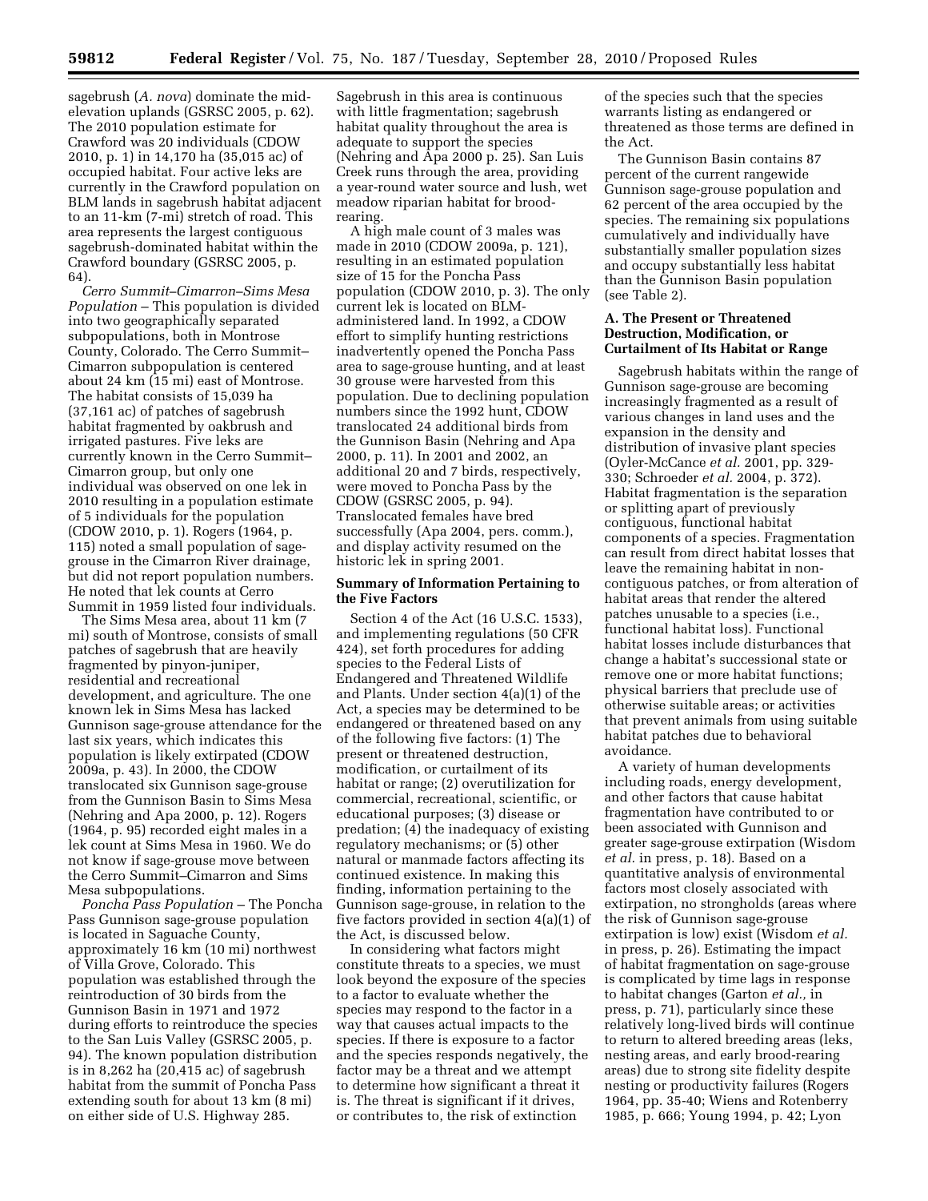sagebrush (*A. nova*) dominate the mid-elevation uplands (GSRSC 2005, p. 62). The 2010 population estimate for Crawford was 20 individuals (CDOW 2010, p. 1) in 14,170 ha (35,015 ac) of occupied habitat. Four active leks are currently in the Crawford population on BLM lands in sagebrush habitat adjacent to an 11-km (7-mi) stretch of road. This area represents the largest contiguous sagebrush-dominated habitat within the Crawford boundary (GSRSC 2005, p. 64).

*Cerro Summit–Cimarron–Sims Mesa Population* – This population is divided into two geographically separated subpopulations, both in Montrose County, Colorado. The Cerro Summit–Cimarron subpopulation is centered about 24 km (15 mi) east of Montrose. The habitat consists of 15,039 ha (37,161 ac) of patches of sagebrush habitat fragmented by oakbrush and irrigated pastures. Five leks are currently known in the Cerro Summit–Cimarron group, but only one individual was observed on one lek in 2010 resulting in a population estimate of 5 individuals for the population (CDOW 2010, p. 1). Rogers (1964, p. 115) noted a small population of sage-grouse in the Cimarron River drainage, but did not report population numbers. He noted that lek counts at Cerro Summit in 1959 listed four individuals.

The Sims Mesa area, about 11 km (7 mi) south of Montrose, consists of small patches of sagebrush that are heavily fragmented by pinyon-juniper, residential and recreational development, and agriculture. The one known lek in Sims Mesa has lacked Gunnison sage-grouse attendance for the last six years, which indicates this population is likely extirpated (CDOW 2009a, p. 43). In 2000, the CDOW translocated six Gunnison sage-grouse from the Gunnison Basin to Sims Mesa (Nehring and Apa 2000, p. 12). Rogers (1964, p. 95) recorded eight males in a lek count at Sims Mesa in 1960. We do not know if sage-grouse move between the Cerro Summit–Cimarron and Sims Mesa subpopulations.

*Poncha Pass Population* – The Poncha Pass Gunnison sage-grouse population is located in Saguache County, approximately 16 km (10 mi) northwest of Villa Grove, Colorado. This population was established through the reintroduction of 30 birds from the Gunnison Basin in 1971 and 1972 during efforts to reintroduce the species to the San Luis Valley (GSRSC 2005, p. 94). The known population distribution is in 8,262 ha (20,415 ac) of sagebrush habitat from the summit of Poncha Pass extending south for about 13 km (8 mi) on either side of U.S. Highway 285. Sagebrush in this area is continuous with little fragmentation; sagebrush habitat quality throughout the area is adequate to support the species (Nehring and Apa 2000 p. 25). San Luis Creek runs through the area, providing a year-round water source and lush, wet meadow riparian habitat for brood-rearing.

A high male count of 3 males was made in 2010 (CDOW 2009a, p. 121), resulting in an estimated population size of 15 for the Poncha Pass population (CDOW 2010, p. 3). The only current lek is located on BLM-administered land. In 1992, a CDOW effort to simplify hunting restrictions inadvertently opened the Poncha Pass area to sage-grouse hunting, and at least 30 grouse were harvested from this population. Due to declining population numbers since the 1992 hunt, CDOW translocated 24 additional birds from the Gunnison Basin (Nehring and Apa 2000, p. 11). In 2001 and 2002, an additional 20 and 7 birds, respectively, were moved to Poncha Pass by the CDOW (GSRSC 2005, p. 94). Translocated females have bred successfully (Apa 2004, pers. comm.), and display activity resumed on the historic lek in spring 2001.

## Summary of Information Pertaining to the Five Factors

Section 4 of the Act (16 U.S.C. 1533), and implementing regulations (50 CFR 424), set forth procedures for adding species to the Federal Lists of Endangered and Threatened Wildlife and Plants. Under section 4(a)(1) of the Act, a species may be determined to be endangered or threatened based on any of the following five factors: (1) The present or threatened destruction, modification, or curtailment of its habitat or range; (2) overutilization for commercial, recreational, scientific, or educational purposes; (3) disease or predation; (4) the inadequacy of existing regulatory mechanisms; or (5) other natural or manmade factors affecting its continued existence. In making this finding, information pertaining to the Gunnison sage-grouse, in relation to the five factors provided in section 4(a)(1) of the Act, is discussed below.

In considering what factors might constitute threats to a species, we must look beyond the exposure of the species to a factor to evaluate whether the species may respond to the factor in a way that causes actual impacts to the species. If there is exposure to a factor and the species responds negatively, the factor may be a threat and we attempt to determine how significant a threat it is. The threat is significant if it drives, or contributes to, the risk of extinction of the species such that the species warrants listing as endangered or threatened as those terms are defined in the Act.

The Gunnison Basin contains 87 percent of the current rangewide Gunnison sage-grouse population and 62 percent of the area occupied by the species. The remaining six populations cumulatively and individually have substantially smaller population sizes and occupy substantially less habitat than the Gunnison Basin population (see Table 2).

### A. The Present or Threatened Destruction, Modification, or Curtailment of Its Habitat or Range

Sagebrush habitats within the range of Gunnison sage-grouse are becoming increasingly fragmented as a result of various changes in land uses and the expansion in the density and distribution of invasive plant species (Oyler-McCance *et al.* 2001, pp. 329-330; Schroeder *et al.* 2004, p. 372). Habitat fragmentation is the separation or splitting apart of previously contiguous, functional habitat components of a species. Fragmentation can result from direct habitat losses that leave the remaining habitat in non-contiguous patches, or from alteration of habitat areas that render the altered patches unusable to a species (i.e., functional habitat loss). Functional habitat losses include disturbances that change a habitat's successional state or remove one or more habitat functions; physical barriers that preclude use of otherwise suitable areas; or activities that prevent animals from using suitable habitat patches due to behavioral avoidance.

A variety of human developments including roads, energy development, and other factors that cause habitat fragmentation have contributed to or been associated with Gunnison and greater sage-grouse extirpation (Wisdom *et al.* in press, p. 18). Based on a quantitative analysis of environmental factors most closely associated with extirpation, no strongholds (areas where the risk of Gunnison sage-grouse extirpation is low) exist (Wisdom *et al.* in press, p. 26). Estimating the impact of habitat fragmentation on sage-grouse is complicated by time lags in response to habitat changes (Garton *et al.*, in press, p. 71), particularly since these relatively long-lived birds will continue to return to altered breeding areas (leks, nesting areas, and early brood-rearing areas) due to strong site fidelity despite nesting or productivity failures (Rogers 1964, pp. 35-40; Wiens and Rotenberry 1985, p. 666; Young 1994, p. 42; Lyon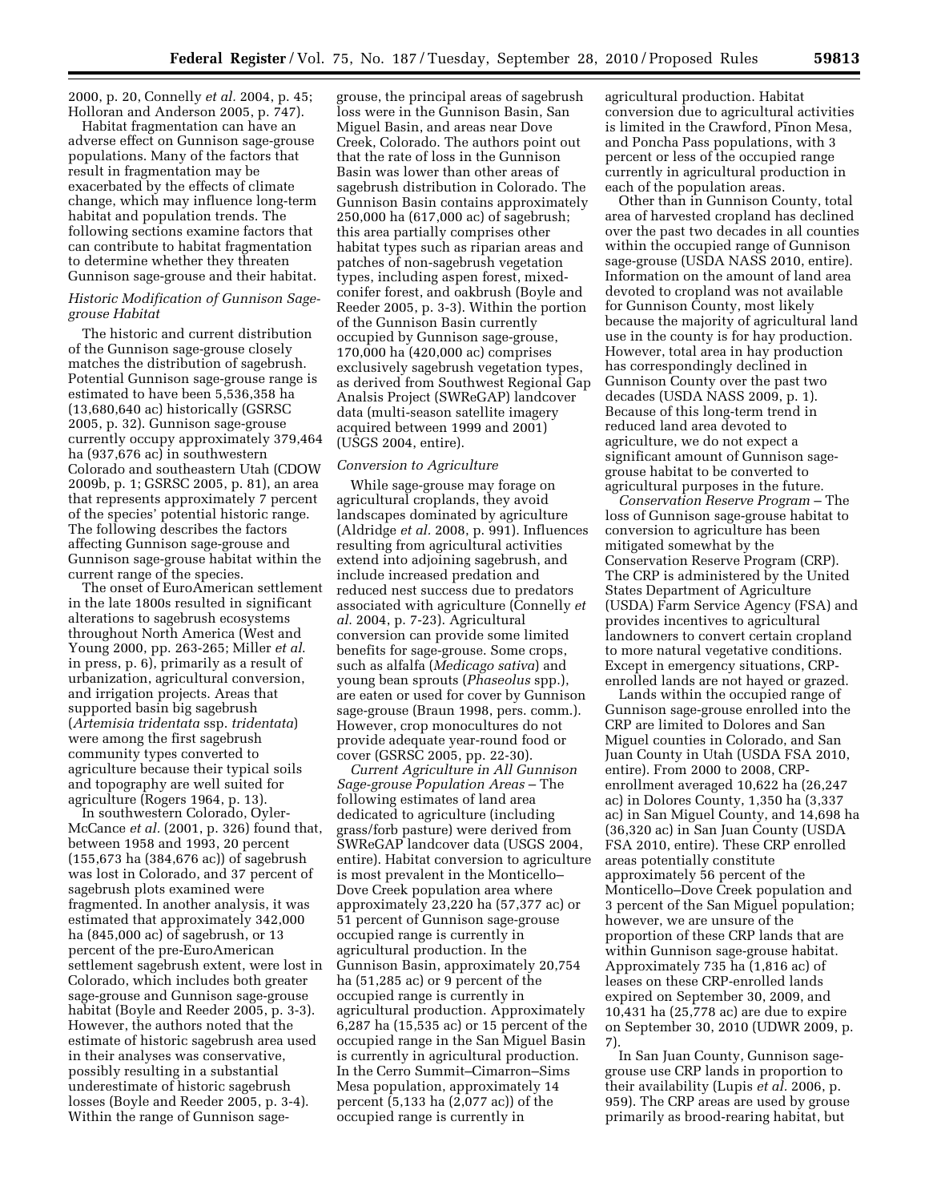2000, p. 20, Connelly *et al.* 2004, p. 45; Holloran and Anderson 2005, p. 747).

Habitat fragmentation can have an adverse effect on Gunnison sage-grouse populations. Many of the factors that result in fragmentation may be exacerbated by the effects of climate change, which may influence long-term habitat and population trends. The following sections examine factors that can contribute to habitat fragmentation to determine whether they threaten Gunnison sage-grouse and their habitat.

### *Historic Modification of Gunnison Sage-grouse Habitat*

The historic and current distribution of the Gunnison sage-grouse closely matches the distribution of sagebrush. Potential Gunnison sage-grouse range is estimated to have been 5,536,358 ha (13,680,640 ac) historically (GSRSC 2005, p. 32). Gunnison sage-grouse currently occupy approximately 379,464 ha (937,676 ac) in southwestern Colorado and southeastern Utah (CDOW 2009b, p. 1; GSRSC 2005, p. 81), an area that represents approximately 7 percent of the species' potential historic range. The following describes the factors affecting Gunnison sage-grouse and Gunnison sage-grouse habitat within the current range of the species.

The onset of EuroAmerican settlement in the late 1800s resulted in significant alterations to sagebrush ecosystems throughout North America (West and Young 2000, pp. 263-265; Miller *et al.* in press, p. 6), primarily as a result of urbanization, agricultural conversion, and irrigation projects. Areas that supported basin big sagebrush (*Artemisia tridentata* ssp. *tridentata*) were among the first sagebrush community types converted to agriculture because their typical soils and topography are well suited for agriculture (Rogers 1964, p. 13).

In southwestern Colorado, Oyler-McCance *et al.* (2001, p. 326) found that, between 1958 and 1993, 20 percent (155,673 ha (384,676 ac)) of sagebrush was lost in Colorado, and 37 percent of sagebrush plots examined were fragmented. In another analysis, it was estimated that approximately 342,000 ha (845,000 ac) of sagebrush, or 13 percent of the pre-EuroAmerican settlement sagebrush extent, were lost in Colorado, which includes both greater sage-grouse and Gunnison sage-grouse habitat (Boyle and Reeder 2005, p. 3-3). However, the authors noted that the estimate of historic sagebrush area used in their analyses was conservative, possibly resulting in a substantial underestimate of historic sagebrush losses (Boyle and Reeder 2005, p. 3-4). Within the range of Gunnison sage-grouse, the principal areas of sagebrush loss were in the Gunnison Basin, San Miguel Basin, and areas near Dove Creek, Colorado. The authors point out that the rate of loss in the Gunnison Basin was lower than other areas of sagebrush distribution in Colorado. The Gunnison Basin contains approximately 250,000 ha (617,000 ac) of sagebrush; this area partially comprises other habitat types such as riparian areas and patches of non-sagebrush vegetation types, including aspen forest, mixed-conifer forest, and oakbrush (Boyle and Reeder 2005, p. 3-3). Within the portion of the Gunnison Basin currently occupied by Gunnison sage-grouse, 170,000 ha (420,000 ac) comprises exclusively sagebrush vegetation types, as derived from Southwest Regional Gap Analsis Project (SWReGAP) landcover data (multi-season satellite imagery acquired between 1999 and 2001) (USGS 2004, entire).

### *Conversion to Agriculture*

While sage-grouse may forage on agricultural croplands, they avoid landscapes dominated by agriculture (Aldridge *et al.* 2008, p. 991). Influences resulting from agricultural activities extend into adjoining sagebrush, and include increased predation and reduced nest success due to predators associated with agriculture (Connelly *et al.* 2004, p. 7-23). Agricultural conversion can provide some limited benefits for sage-grouse. Some crops, such as alfalfa (*Medicago sativa*) and young bean sprouts (*Phaseolus* spp.), are eaten or used for cover by Gunnison sage-grouse (Braun 1998, pers. comm.). However, crop monocultures do not provide adequate year-round food or cover (GSRSC 2005, pp. 22-30).

*Current Agriculture in All Gunnison Sage-grouse Population Areas* – The following estimates of land area dedicated to agriculture (including grass/forb pasture) were derived from SWReGAP landcover data (USGS 2004, entire). Habitat conversion to agriculture is most prevalent in the Monticello–Dove Creek population area where approximately 23,220 ha (57,377 ac) or 51 percent of Gunnison sage-grouse occupied range is currently in agricultural production. In the Gunnison Basin, approximately 20,754 ha (51,285 ac) or 9 percent of the occupied range is currently in agricultural production. Approximately 6,287 ha (15,535 ac) or 15 percent of the occupied range in the San Miguel Basin is currently in agricultural production. In the Cerro Summit–Cimarron–Sims Mesa population, approximately 14 percent (5,133 ha (2,077 ac)) of the occupied range is currently in agricultural production. Habitat conversion due to agricultural activities is limited in the Crawford, Piñon Mesa, and Poncha Pass populations, with 3 percent or less of the occupied range currently in agricultural production in each of the population areas.

Other than in Gunnison County, total area of harvested cropland has declined over the past two decades in all counties within the occupied range of Gunnison sage-grouse (USDA NASS 2010, entire). Information on the amount of land area devoted to cropland was not available for Gunnison County, most likely because the majority of agricultural land use in the county is for hay production. However, total area in hay production has correspondingly declined in Gunnison County over the past two decades (USDA NASS 2009, p. 1). Because of this long-term trend in reduced land area devoted to agriculture, we do not expect a significant amount of Gunnison sage-grouse habitat to be converted to agricultural purposes in the future.

*Conservation Reserve Program* – The loss of Gunnison sage-grouse habitat to conversion to agriculture has been mitigated somewhat by the Conservation Reserve Program (CRP). The CRP is administered by the United States Department of Agriculture (USDA) Farm Service Agency (FSA) and provides incentives to agricultural landowners to convert certain cropland to more natural vegetative conditions. Except in emergency situations, CRP-enrolled lands are not hayed or grazed.

Lands within the occupied range of Gunnison sage-grouse enrolled into the CRP are limited to Dolores and San Miguel counties in Colorado, and San Juan County in Utah (USDA FSA 2010, entire). From 2000 to 2008, CRP-enrollment averaged 10,622 ha (26,247 ac) in Dolores County, 1,350 ha (3,337 ac) in San Miguel County, and 14,698 ha (36,320 ac) in San Juan County (USDA FSA 2010, entire). These CRP enrolled areas potentially constitute approximately 56 percent of the Monticello–Dove Creek population and 3 percent of the San Miguel population; however, we are unsure of the proportion of these CRP lands that are within Gunnison sage-grouse habitat. Approximately 735 ha (1,816 ac) of leases on these CRP-enrolled lands expired on September 30, 2009, and 10,431 ha (25,778 ac) are due to expire on September 30, 2010 (UDWR 2009, p. 7).

In San Juan County, Gunnison sage-grouse use CRP lands in proportion to their availability (Lupis *et al.* 2006, p. 959). The CRP areas are used by grouse primarily as brood-rearing habitat, but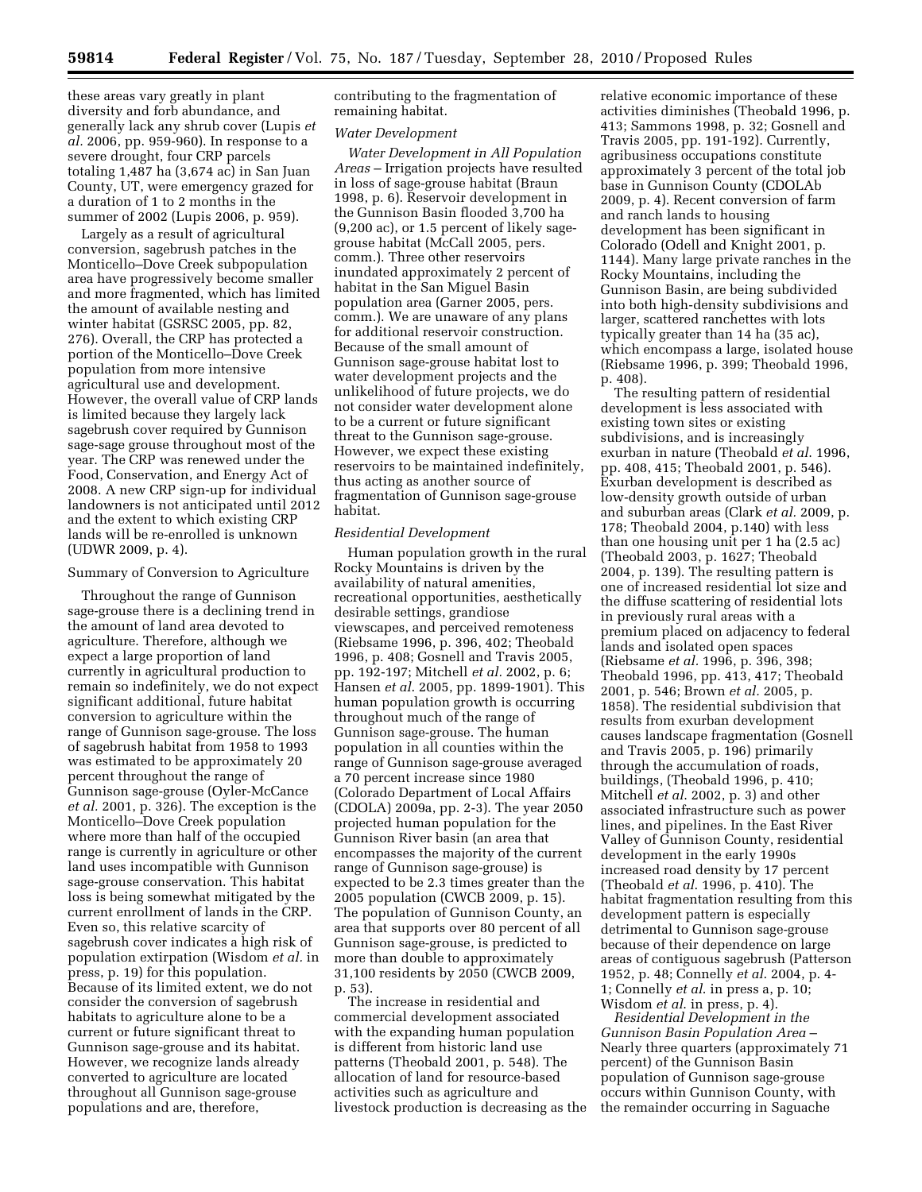these areas vary greatly in plant diversity and forb abundance, and generally lack any shrub cover (Lupis *et al.* 2006, pp. 959-960). In response to a severe drought, four CRP parcels totaling 1,487 ha (3,674 ac) in San Juan County, UT, were emergency grazed for a duration of 1 to 2 months in the summer of 2002 (Lupis 2006, p. 959).

Largely as a result of agricultural conversion, sagebrush patches in the Monticello–Dove Creek subpopulation area have progressively become smaller and more fragmented, which has limited the amount of available nesting and winter habitat (GSRSC 2005, pp. 82, 276). Overall, the CRP has protected a portion of the Monticello–Dove Creek population from more intensive agricultural use and development. However, the overall value of CRP lands is limited because they largely lack sagebrush cover required by Gunnison sage-sage grouse throughout most of the year. The CRP was renewed under the Food, Conservation, and Energy Act of 2008. A new CRP sign-up for individual landowners is not anticipated until 2012 and the extent to which existing CRP lands will be re-enrolled is unknown (UDWR 2009, p. 4).

Summary of Conversion to Agriculture

Throughout the range of Gunnison sage-grouse there is a declining trend in the amount of land area devoted to agriculture. Therefore, although we expect a large proportion of land currently in agricultural production to remain so indefinitely, we do not expect significant additional, future habitat conversion to agriculture within the range of Gunnison sage-grouse. The loss of sagebrush habitat from 1958 to 1993 was estimated to be approximately 20 percent throughout the range of Gunnison sage-grouse (Oyler-McCance *et al.* 2001, p. 326). The exception is the Monticello–Dove Creek population where more than half of the occupied range is currently in agriculture or other land uses incompatible with Gunnison sage-grouse conservation. This habitat loss is being somewhat mitigated by the current enrollment of lands in the CRP. Even so, this relative scarcity of sagebrush cover indicates a high risk of population extirpation (Wisdom *et al.* in press, p. 19) for this population. Because of its limited extent, we do not consider the conversion of sagebrush habitats to agriculture alone to be a current or future significant threat to Gunnison sage-grouse and its habitat. However, we recognize lands already converted to agriculture are located throughout all Gunnison sage-grouse populations and are, therefore, contributing to the fragmentation of remaining habitat.

*Water Development*

*Water Development in All Population Areas* – Irrigation projects have resulted in loss of sage-grouse habitat (Braun 1998, p. 6). Reservoir development in the Gunnison Basin flooded 3,700 ha (9,200 ac), or 1.5 percent of likely sage-grouse habitat (McCall 2005, pers. comm.). Three other reservoirs inundated approximately 2 percent of habitat in the San Miguel Basin population area (Garner 2005, pers. comm.). We are unaware of any plans for additional reservoir construction. Because of the small amount of Gunnison sage-grouse habitat lost to water development projects and the unlikelihood of future projects, we do not consider water development alone to be a current or future significant threat to the Gunnison sage-grouse. However, we expect these existing reservoirs to be maintained indefinitely, thus acting as another source of fragmentation of Gunnison sage-grouse habitat.

*Residential Development*

Human population growth in the rural Rocky Mountains is driven by the availability of natural amenities, recreational opportunities, aesthetically desirable settings, grandiose viewscapes, and perceived remoteness (Riebsame 1996, p. 396, 402; Theobald 1996, p. 408; Gosnell and Travis 2005, pp. 192-197; Mitchell *et al.* 2002, p. 6; Hansen *et al.* 2005, pp. 1899-1901). This human population growth is occurring throughout much of the range of Gunnison sage-grouse. The human population in all counties within the range of Gunnison sage-grouse averaged a 70 percent increase since 1980 (Colorado Department of Local Affairs (CDOLA) 2009a, pp. 2-3). The year 2050 projected human population for the Gunnison River basin (an area that encompasses the majority of the current range of Gunnison sage-grouse) is expected to be 2.3 times greater than the 2005 population (CWCB 2009, p. 15). The population of Gunnison County, an area that supports over 80 percent of all Gunnison sage-grouse, is predicted to more than double to approximately 31,100 residents by 2050 (CWCB 2009, p. 53).

The increase in residential and commercial development associated with the expanding human population is different from historic land use patterns (Theobald 2001, p. 548). The allocation of land for resource-based activities such as agriculture and livestock production is decreasing as the relative economic importance of these activities diminishes (Theobald 1996, p. 413; Sammons 1998, p. 32; Gosnell and Travis 2005, pp. 191-192). Currently, agribusiness occupations constitute approximately 3 percent of the total job base in Gunnison County (CDOLAb 2009, p. 4). Recent conversion of farm and ranch lands to housing development has been significant in Colorado (Odell and Knight 2001, p. 1144). Many large private ranches in the Rocky Mountains, including the Gunnison Basin, are being subdivided into both high-density subdivisions and larger, scattered ranchettes with lots typically greater than 14 ha (35 ac), which encompass a large, isolated house (Riebsame 1996, p. 399; Theobald 1996, p. 408).

The resulting pattern of residential development is less associated with existing town sites or existing subdivisions, and is increasingly exurban in nature (Theobald *et al.* 1996, pp. 408, 415; Theobald 2001, p. 546). Exurban development is described as low-density growth outside of urban and suburban areas (Clark *et al.* 2009, p. 178; Theobald 2004, p.140) with less than one housing unit per 1 ha (2.5 ac) (Theobald 2003, p. 1627; Theobald 2004, p. 139). The resulting pattern is one of increased residential lot size and the diffuse scattering of residential lots in previously rural areas with a premium placed on adjacency to federal lands and isolated open spaces (Riebsame *et al.* 1996, p. 396, 398; Theobald 1996, pp. 413, 417; Theobald 2001, p. 546; Brown *et al.* 2005, p. 1858). The residential subdivision that results from exurban development causes landscape fragmentation (Gosnell and Travis 2005, p. 196) primarily through the accumulation of roads, buildings, (Theobald 1996, p. 410; Mitchell *et al.* 2002, p. 3) and other associated infrastructure such as power lines, and pipelines. In the East River Valley of Gunnison County, residential development in the early 1990s increased road density by 17 percent (Theobald *et al.* 1996, p. 410). The habitat fragmentation resulting from this development pattern is especially detrimental to Gunnison sage-grouse because of their dependence on large areas of contiguous sagebrush (Patterson 1952, p. 48; Connelly *et al.* 2004, p. 4-1; Connelly *et al.* in press a, p. 10; Wisdom *et al.* in press, p. 4).

*Residential Development in the Gunnison Basin Population Area* – Nearly three quarters (approximately 71 percent) of the Gunnison Basin population of Gunnison sage-grouse occurs within Gunnison County, with the remainder occurring in Saguache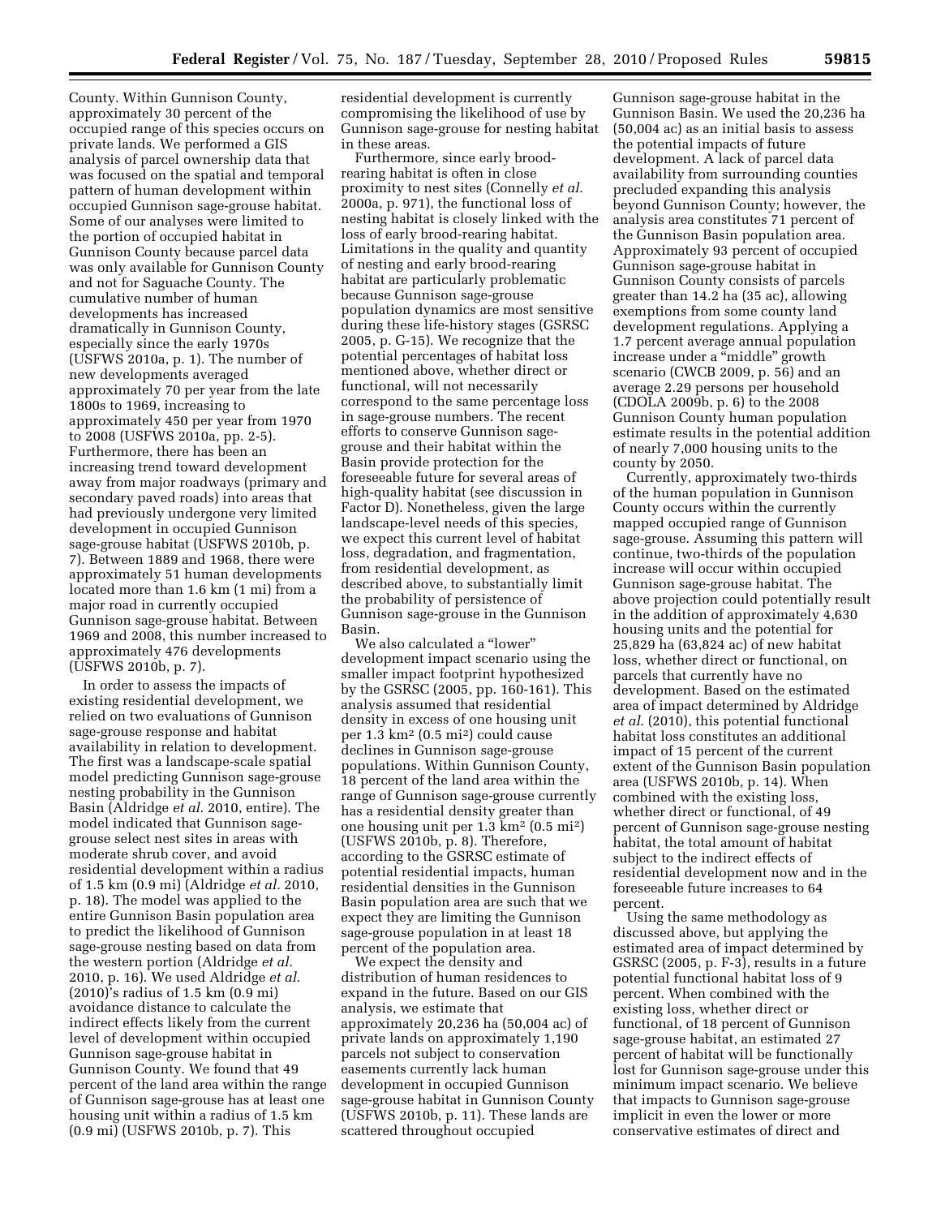County. Within Gunnison County, approximately 30 percent of the occupied range of this species occurs on private lands. We performed a GIS analysis of parcel ownership data that was focused on the spatial and temporal pattern of human development within occupied Gunnison sage-grouse habitat. Some of our analyses were limited to the portion of occupied habitat in Gunnison County because parcel data was only available for Gunnison County and not for Saguache County. The cumulative number of human developments has increased dramatically in Gunnison County, especially since the early 1970s (USFWS 2010a, p. 1). The number of new developments averaged approximately 70 per year from the late 1800s to 1969, increasing to approximately 450 per year from 1970 to 2008 (USFWS 2010a, pp. 2-5). Furthermore, there has been an increasing trend toward development away from major roadways (primary and secondary paved roads) into areas that had previously undergone very limited development in occupied Gunnison sage-grouse habitat (USFWS 2010b, p. 7). Between 1889 and 1968, there were approximately 51 human developments located more than 1.6 km (1 mi) from a major road in currently occupied Gunnison sage-grouse habitat. Between 1969 and 2008, this number increased to approximately 476 developments (USFWS 2010b, p. 7).

In order to assess the impacts of existing residential development, we relied on two evaluations of Gunnison sage-grouse response and habitat availability in relation to development. The first was a landscape-scale spatial model predicting Gunnison sage-grouse nesting probability in the Gunnison Basin (Aldridge *et al*. 2010, entire). The model indicated that Gunnison sage-grouse select nest sites in areas with moderate shrub cover, and avoid residential development within a radius of 1.5 km (0.9 mi) (Aldridge *et al.* 2010, p. 18). The model was applied to the entire Gunnison Basin population area to predict the likelihood of Gunnison sage-grouse nesting based on data from the western portion (Aldridge *et al.* 2010, p. 16). We used Aldridge *et al*. (2010)'s radius of 1.5 km (0.9 mi) avoidance distance to calculate the indirect effects likely from the current level of development within occupied Gunnison sage-grouse habitat in Gunnison County. We found that 49 percent of the land area within the range of Gunnison sage-grouse has at least one housing unit within a radius of 1.5 km (0.9 mi) (USFWS 2010b, p. 7). This residential development is currently compromising the likelihood of use by Gunnison sage-grouse for nesting habitat in these areas.

Furthermore, since early brood-rearing habitat is often in close proximity to nest sites (Connelly *et al.* 2000a, p. 971), the functional loss of nesting habitat is closely linked with the loss of early brood-rearing habitat. Limitations in the quality and quantity of nesting and early brood-rearing habitat are particularly problematic because Gunnison sage-grouse population dynamics are most sensitive during these life-history stages (GSRSC 2005, p. G-15). We recognize that the potential percentages of habitat loss mentioned above, whether direct or functional, will not necessarily correspond to the same percentage loss in sage-grouse numbers. The recent efforts to conserve Gunnison sage-grouse and their habitat within the Basin provide protection for the foreseeable future for several areas of high-quality habitat (see discussion in Factor D). Nonetheless, given the large landscape-level needs of this species, we expect this current level of habitat loss, degradation, and fragmentation, from residential development, as described above, to substantially limit the probability of persistence of Gunnison sage-grouse in the Gunnison Basin.

We also calculated a "lower" development impact scenario using the smaller impact footprint hypothesized by the GSRSC (2005, pp. 160-161). This analysis assumed that residential density in excess of one housing unit per 1.3 km$^2$ (0.5 mi$^2$) could cause declines in Gunnison sage-grouse populations. Within Gunnison County, 18 percent of the land area within the range of Gunnison sage-grouse currently has a residential density greater than one housing unit per 1.3 km$^2$ (0.5 mi$^2$) (USFWS 2010b, p. 8). Therefore, according to the GSRSC estimate of potential residential impacts, human residential densities in the Gunnison Basin population area are such that we expect they are limiting the Gunnison sage-grouse population in at least 18 percent of the population area.

We expect the density and distribution of human residences to expand in the future. Based on our GIS analysis, we estimate that approximately 20,236 ha (50,004 ac) of private lands on approximately 1,190 parcels not subject to conservation easements currently lack human development in occupied Gunnison sage-grouse habitat in Gunnison County (USFWS 2010b, p. 11). These lands are scattered throughout occupied Gunnison sage-grouse habitat in the Gunnison Basin. We used the 20,236 ha (50,004 ac) as an initial basis to assess the potential impacts of future development. A lack of parcel data availability from surrounding counties precluded expanding this analysis beyond Gunnison County; however, the analysis area constitutes 71 percent of the Gunnison Basin population area. Approximately 93 percent of occupied Gunnison sage-grouse habitat in Gunnison County consists of parcels greater than 14.2 ha (35 ac), allowing exemptions from some county land development regulations. Applying a 1.7 percent average annual population increase under a "middle" growth scenario (CWCB 2009, p. 56) and an average 2.29 persons per household (CDOLA 2009b, p. 6) to the 2008 Gunnison County human population estimate results in the potential addition of nearly 7,000 housing units to the county by 2050.

Currently, approximately two-thirds of the human population in Gunnison County occurs within the currently mapped occupied range of Gunnison sage-grouse. Assuming this pattern will continue, two-thirds of the population increase will occur within occupied Gunnison sage-grouse habitat. The above projection could potentially result in the addition of approximately 4,630 housing units and the potential for 25,829 ha (63,824 ac) of new habitat loss, whether direct or functional, on parcels that currently have no development. Based on the estimated area of impact determined by Aldridge *et al.* (2010), this potential functional habitat loss constitutes an additional impact of 15 percent of the current extent of the Gunnison Basin population area (USFWS 2010b, p. 14). When combined with the existing loss, whether direct or functional, of 49 percent of Gunnison sage-grouse nesting habitat, the total amount of habitat subject to the indirect effects of residential development now and in the foreseeable future increases to 64 percent.

Using the same methodology as discussed above, but applying the estimated area of impact determined by GSRSC (2005, p. F-3), results in a future potential functional habitat loss of 9 percent. When combined with the existing loss, whether direct or functional, of 18 percent of Gunnison sage-grouse habitat, an estimated 27 percent of habitat will be functionally lost for Gunnison sage-grouse under this minimum impact scenario. We believe that impacts to Gunnison sage-grouse implicit in even the lower or more conservative estimates of direct and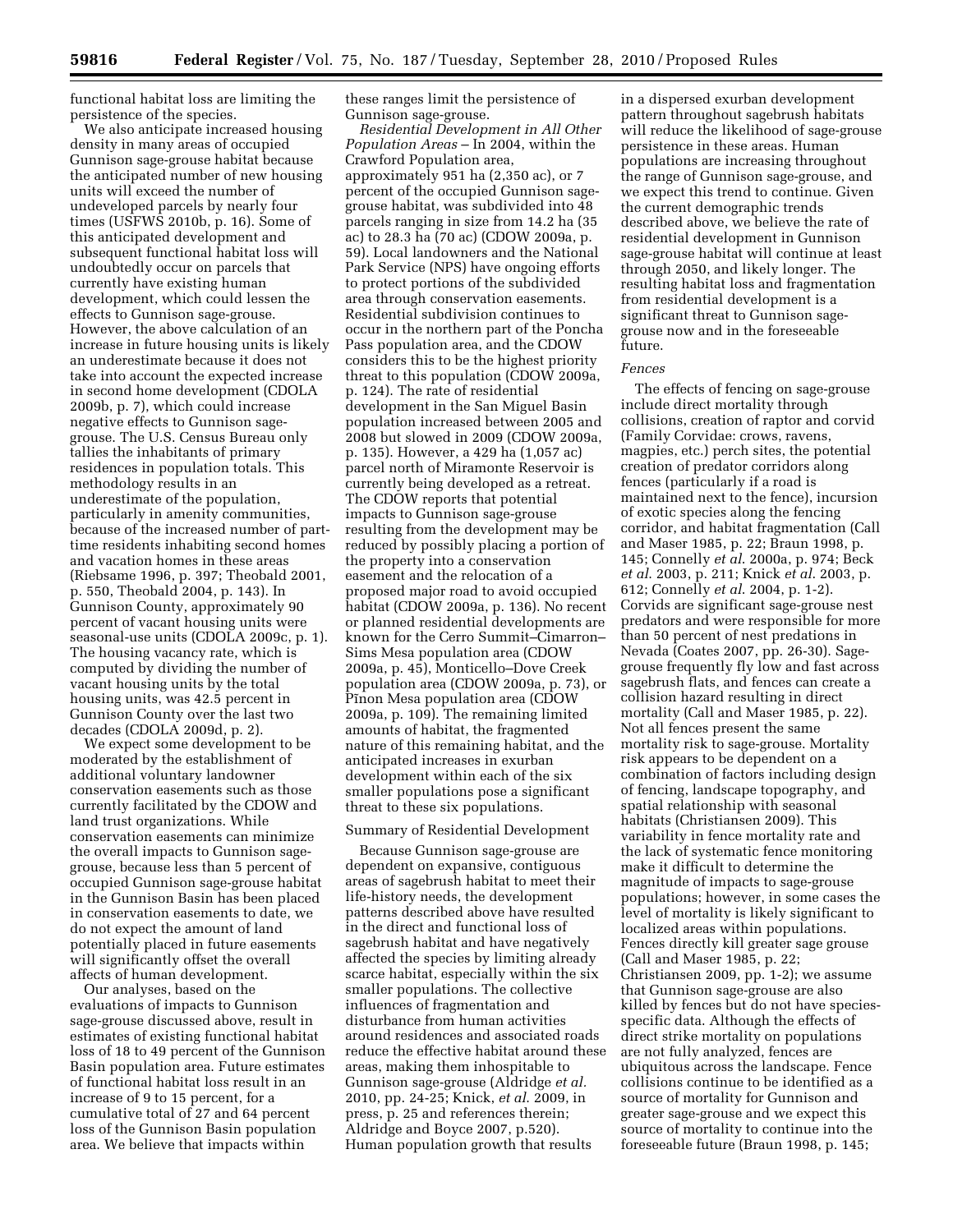functional habitat loss are limiting the persistence of the species.

We also anticipate increased housing density in many areas of occupied Gunnison sage-grouse habitat because the anticipated number of new housing units will exceed the number of undeveloped parcels by nearly four times (USFWS 2010b, p. 16). Some of this anticipated development and subsequent functional habitat loss will undoubtedly occur on parcels that currently have existing human development, which could lessen the effects to Gunnison sage-grouse. However, the above calculation of an increase in future housing units is likely an underestimate because it does not take into account the expected increase in second home development (CDOLA 2009b, p. 7), which could increase negative effects to Gunnison sage-grouse. The U.S. Census Bureau only tallies the inhabitants of primary residences in population totals. This methodology results in an underestimate of the population, particularly in amenity communities, because of the increased number of part-time residents inhabiting second homes and vacation homes in these areas (Riebsame 1996, p. 397; Theobald 2001, p. 550, Theobald 2004, p. 143). In Gunnison County, approximately 90 percent of vacant housing units were seasonal-use units (CDOLA 2009c, p. 1). The housing vacancy rate, which is computed by dividing the number of vacant housing units by the total housing units, was 42.5 percent in Gunnison County over the last two decades (CDOLA 2009d, p. 2).

We expect some development to be moderated by the establishment of additional voluntary landowner conservation easements such as those currently facilitated by the CDOW and land trust organizations. While conservation easements can minimize the overall impacts to Gunnison sage-grouse, because less than 5 percent of occupied Gunnison sage-grouse habitat in the Gunnison Basin has been placed in conservation easements to date, we do not expect the amount of land potentially placed in future easements will significantly offset the overall affects of human development.

Our analyses, based on the evaluations of impacts to Gunnison sage-grouse discussed above, result in estimates of existing functional habitat loss of 18 to 49 percent of the Gunnison Basin population area. Future estimates of functional habitat loss result in an increase of 9 to 15 percent, for a cumulative total of 27 and 64 percent loss of the Gunnison Basin population area. We believe that impacts within these ranges limit the persistence of Gunnison sage-grouse.

*Residential Development in All Other Population Areas* – In 2004, within the Crawford Population area, approximately 951 ha (2,350 ac), or 7 percent of the occupied Gunnison sage-grouse habitat, was subdivided into 48 parcels ranging in size from 14.2 ha (35 ac) to 28.3 ha (70 ac) (CDOW 2009a, p. 59). Local landowners and the National Park Service (NPS) have ongoing efforts to protect portions of the subdivided area through conservation easements. Residential subdivision continues to occur in the northern part of the Poncha Pass population area, and the CDOW considers this to be the highest priority threat to this population (CDOW 2009a, p. 124). The rate of residential development in the San Miguel Basin population increased between 2005 and 2008 but slowed in 2009 (CDOW 2009a, p. 135). However, a 429 ha (1,057 ac) parcel north of Miramonte Reservoir is currently being developed as a retreat. The CDOW reports that potential impacts to Gunnison sage-grouse resulting from the development may be reduced by possibly placing a portion of the property into a conservation easement and the relocation of a proposed major road to avoid occupied habitat (CDOW 2009a, p. 136). No recent or planned residential developments are known for the Cerro Summit–Cimarron–Sims Mesa population area (CDOW 2009a, p. 45), Monticello–Dove Creek population area (CDOW 2009a, p. 73), or Piñon Mesa population area (CDOW 2009a, p. 109). The remaining limited amounts of habitat, the fragmented nature of this remaining habitat, and the anticipated increases in exurban development within each of the six smaller populations pose a significant threat to these six populations.

Summary of Residential Development

Because Gunnison sage-grouse are dependent on expansive, contiguous areas of sagebrush habitat to meet their life-history needs, the development patterns described above have resulted in the direct and functional loss of sagebrush habitat and have negatively affected the species by limiting already scarce habitat, especially within the six smaller populations. The collective influences of fragmentation and disturbance from human activities around residences and associated roads reduce the effective habitat around these areas, making them inhospitable to Gunnison sage-grouse (Aldridge *et al.* 2010, pp. 24-25; Knick, *et al.* 2009, in press, p. 25 and references therein; Aldridge and Boyce 2007, p.520). Human population growth that results in a dispersed exurban development pattern throughout sagebrush habitats will reduce the likelihood of sage-grouse persistence in these areas. Human populations are increasing throughout the range of Gunnison sage-grouse, and we expect this trend to continue. Given the current demographic trends described above, we believe the rate of residential development in Gunnison sage-grouse habitat will continue at least through 2050, and likely longer. The resulting habitat loss and fragmentation from residential development is a significant threat to Gunnison sage-grouse now and in the foreseeable future.

*Fences*

The effects of fencing on sage-grouse include direct mortality through collisions, creation of raptor and corvid (Family Corvidae: crows, ravens, magpies, etc.) perch sites, the potential creation of predator corridors along fences (particularly if a road is maintained next to the fence), incursion of exotic species along the fencing corridor, and habitat fragmentation (Call and Maser 1985, p. 22; Braun 1998, p. 145; Connelly *et al.* 2000a, p. 974; Beck *et al.* 2003, p. 211; Knick *et al.* 2003, p. 612; Connelly *et al.* 2004, p. 1-2). Corvids are significant sage-grouse nest predators and were responsible for more than 50 percent of nest predations in Nevada (Coates 2007, pp. 26-30). Sage-grouse frequently fly low and fast across sagebrush flats, and fences can create a collision hazard resulting in direct mortality (Call and Maser 1985, p. 22). Not all fences present the same mortality risk to sage-grouse. Mortality risk appears to be dependent on a combination of factors including design of fencing, landscape topography, and spatial relationship with seasonal habitats (Christiansen 2009). This variability in fence mortality rate and the lack of systematic fence monitoring make it difficult to determine the magnitude of impacts to sage-grouse populations; however, in some cases the level of mortality is likely significant to localized areas within populations. Fences directly kill greater sage grouse (Call and Maser 1985, p. 22; Christiansen 2009, pp. 1-2); we assume that Gunnison sage-grouse are also killed by fences but do not have species-specific data. Although the effects of direct strike mortality on populations are not fully analyzed, fences are ubiquitous across the landscape. Fence collisions continue to be identified as a source of mortality for Gunnison and greater sage-grouse and we expect this source of mortality to continue into the foreseeable future (Braun 1998, p. 145;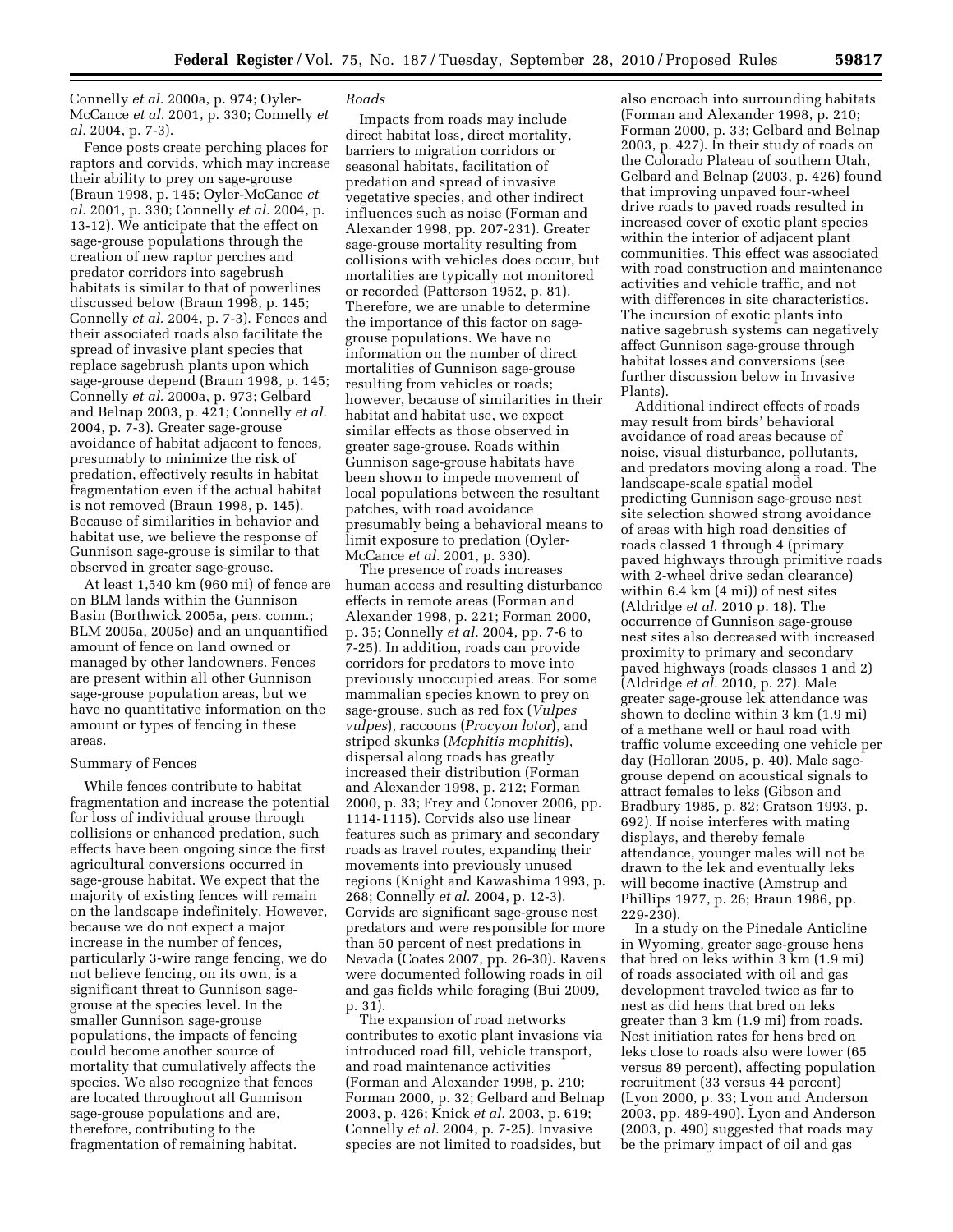Connelly *et al.* 2000a, p. 974; Oyler-McCance *et al.* 2001, p. 330; Connelly *et al.* 2004, p. 7-3).

Fence posts create perching places for raptors and corvids, which may increase their ability to prey on sage-grouse (Braun 1998, p. 145; Oyler-McCance *et al.* 2001, p. 330; Connelly *et al.* 2004, p. 13-12). We anticipate that the effect on sage-grouse populations through the creation of new raptor perches and predator corridors into sagebrush habitats is similar to that of powerlines discussed below (Braun 1998, p. 145; Connelly *et al.* 2004, p. 7-3). Fences and their associated roads also facilitate the spread of invasive plant species that replace sagebrush plants upon which sage-grouse depend (Braun 1998, p. 145; Connelly *et al.* 2000a, p. 973; Gelbard and Belnap 2003, p. 421; Connelly *et al.* 2004, p. 7-3). Greater sage-grouse avoidance of habitat adjacent to fences, presumably to minimize the risk of predation, effectively results in habitat fragmentation even if the actual habitat is not removed (Braun 1998, p. 145). Because of similarities in behavior and habitat use, we believe the response of Gunnison sage-grouse is similar to that observed in greater sage-grouse.

At least 1,540 km (960 mi) of fence are on BLM lands within the Gunnison Basin (Borthwick 2005a, pers. comm.; BLM 2005a, 2005e) and an unquantified amount of fence on land owned or managed by other landowners. Fences are present within all other Gunnison sage-grouse population areas, but we have no quantitative information on the amount or types of fencing in these areas.

Summary of Fences

While fences contribute to habitat fragmentation and increase the potential for loss of individual grouse through collisions or enhanced predation, such effects have been ongoing since the first agricultural conversions occurred in sage-grouse habitat. We expect that the majority of existing fences will remain on the landscape indefinitely. However, because we do not expect a major increase in the number of fences, particularly 3-wire range fencing, we do not believe fencing, on its own, is a significant threat to Gunnison sage-grouse at the species level. In the smaller Gunnison sage-grouse populations, the impacts of fencing could become another source of mortality that cumulatively affects the species. We also recognize that fences are located throughout all Gunnison sage-grouse populations and are, therefore, contributing to the fragmentation of remaining habitat.

*Roads*

Impacts from roads may include direct habitat loss, direct mortality, barriers to migration corridors or seasonal habitats, facilitation of predation and spread of invasive vegetative species, and other indirect influences such as noise (Forman and Alexander 1998, pp. 207-231). Greater sage-grouse mortality resulting from collisions with vehicles does occur, but mortalities are typically not monitored or recorded (Patterson 1952, p. 81). Therefore, we are unable to determine the importance of this factor on sage-grouse populations. We have no information on the number of direct mortalities of Gunnison sage-grouse resulting from vehicles or roads; however, because of similarities in their habitat and habitat use, we expect similar effects as those observed in greater sage-grouse. Roads within Gunnison sage-grouse habitats have been shown to impede movement of local populations between the resultant patches, with road avoidance presumably being a behavioral means to limit exposure to predation (Oyler-McCance *et al.* 2001, p. 330).

The presence of roads increases human access and resulting disturbance effects in remote areas (Forman and Alexander 1998, p. 221; Forman 2000, p. 35; Connelly *et al.* 2004, pp. 7-6 to 7-25). In addition, roads can provide corridors for predators to move into previously unoccupied areas. For some mammalian species known to prey on sage-grouse, such as red fox (*Vulpes vulpes*), raccoons (*Procyon lotor*), and striped skunks (*Mephitis mephitis*), dispersal along roads has greatly increased their distribution (Forman and Alexander 1998, p. 212; Forman 2000, p. 33; Frey and Conover 2006, pp. 1114-1115). Corvids also use linear features such as primary and secondary roads as travel routes, expanding their movements into previously unused regions (Knight and Kawashima 1993, p. 268; Connelly *et al.* 2004, p. 12-3). Corvids are significant sage-grouse nest predators and were responsible for more than 50 percent of nest predations in Nevada (Coates 2007, pp. 26-30). Ravens were documented following roads in oil and gas fields while foraging (Bui 2009, p. 31).

The expansion of road networks contributes to exotic plant invasions via introduced road fill, vehicle transport, and road maintenance activities (Forman and Alexander 1998, p. 210; Forman 2000, p. 32; Gelbard and Belnap 2003, p. 426; Knick *et al.* 2003, p. 619; Connelly *et al.* 2004, p. 7-25). Invasive species are not limited to roadsides, but also encroach into surrounding habitats (Forman and Alexander 1998, p. 210; Forman 2000, p. 33; Gelbard and Belnap 2003, p. 427). In their study of roads on the Colorado Plateau of southern Utah, Gelbard and Belnap (2003, p. 426) found that improving unpaved four-wheel drive roads to paved roads resulted in increased cover of exotic plant species within the interior of adjacent plant communities. This effect was associated with road construction and maintenance activities and vehicle traffic, and not with differences in site characteristics. The incursion of exotic plants into native sagebrush systems can negatively affect Gunnison sage-grouse through habitat losses and conversions (see further discussion below in Invasive Plants).

Additional indirect effects of roads may result from birds' behavioral avoidance of road areas because of noise, visual disturbance, pollutants, and predators moving along a road. The landscape-scale spatial model predicting Gunnison sage-grouse nest site selection showed strong avoidance of areas with high road densities of roads classed 1 through 4 (primary paved highways through primitive roads with 2-wheel drive sedan clearance) within 6.4 km (4 mi)) of nest sites (Aldridge *et al.* 2010 p. 18). The occurrence of Gunnison sage-grouse nest sites also decreased with increased proximity to primary and secondary paved highways (roads classes 1 and 2) (Aldridge *et al.* 2010, p. 27). Male greater sage-grouse lek attendance was shown to decline within 3 km (1.9 mi) of a methane well or haul road with traffic volume exceeding one vehicle per day (Holloran 2005, p. 40). Male sage-grouse depend on acoustical signals to attract females to leks (Gibson and Bradbury 1985, p. 82; Gratson 1993, p. 692). If noise interferes with mating displays, and thereby female attendance, younger males will not be drawn to the lek and eventually leks will become inactive (Amstrup and Phillips 1977, p. 26; Braun 1986, pp. 229-230).

In a study on the Pinedale Anticline in Wyoming, greater sage-grouse hens that bred on leks within 3 km (1.9 mi) of roads associated with oil and gas development traveled twice as far to nest as did hens that bred on leks greater than 3 km (1.9 mi) from roads. Nest initiation rates for hens bred on leks close to roads also were lower (65 versus 89 percent), affecting population recruitment (33 versus 44 percent) (Lyon 2000, p. 33; Lyon and Anderson 2003, pp. 489-490). Lyon and Anderson (2003, p. 490) suggested that roads may be the primary impact of oil and gas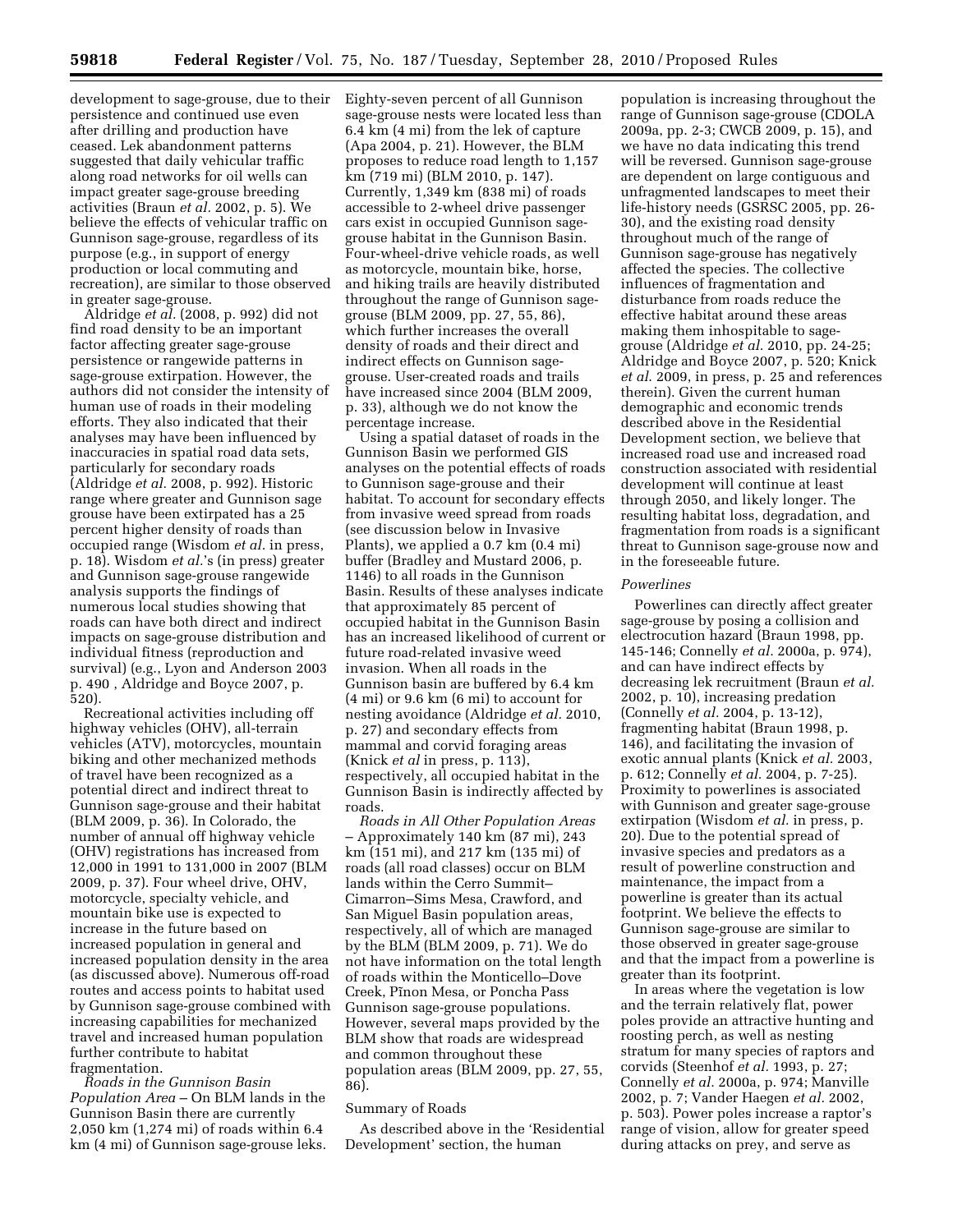development to sage-grouse, due to their persistence and continued use even after drilling and production have ceased. Lek abandonment patterns suggested that daily vehicular traffic along road networks for oil wells can impact greater sage-grouse breeding activities (Braun *et al.* 2002, p. 5). We believe the effects of vehicular traffic on Gunnison sage-grouse, regardless of its purpose (e.g., in support of energy production or local commuting and recreation), are similar to those observed in greater sage-grouse.

Aldridge *et al.* (2008, p. 992) did not find road density to be an important factor affecting greater sage-grouse persistence or rangewide patterns in sage-grouse extirpation. However, the authors did not consider the intensity of human use of roads in their modeling efforts. They also indicated that their analyses may have been influenced by inaccuracies in spatial road data sets, particularly for secondary roads (Aldridge *et al.* 2008, p. 992). Historic range where greater and Gunnison sage grouse have been extirpated has a 25 percent higher density of roads than occupied range (Wisdom *et al.* in press, p. 18). Wisdom *et al.*'s (in press) greater and Gunnison sage-grouse rangewide analysis supports the findings of numerous local studies showing that roads can have both direct and indirect impacts on sage-grouse distribution and individual fitness (reproduction and survival) (e.g., Lyon and Anderson 2003 p. 490 , Aldridge and Boyce 2007, p. 520).

Recreational activities including off highway vehicles (OHV), all-terrain vehicles (ATV), motorcycles, mountain biking and other mechanized methods of travel have been recognized as a potential direct and indirect threat to Gunnison sage-grouse and their habitat (BLM 2009, p. 36). In Colorado, the number of annual off highway vehicle (OHV) registrations has increased from 12,000 in 1991 to 131,000 in 2007 (BLM 2009, p. 37). Four wheel drive, OHV, motorcycle, specialty vehicle, and mountain bike use is expected to increase in the future based on increased population in general and increased population density in the area (as discussed above). Numerous off-road routes and access points to habitat used by Gunnison sage-grouse combined with increasing capabilities for mechanized travel and increased human population further contribute to habitat fragmentation.

*Roads in the Gunnison Basin Population Area* – On BLM lands in the Gunnison Basin there are currently 2,050 km (1,274 mi) of roads within 6.4 km (4 mi) of Gunnison sage-grouse leks. Eighty-seven percent of all Gunnison sage-grouse nests were located less than 6.4 km (4 mi) from the lek of capture (Apa 2004, p. 21). However, the BLM proposes to reduce road length to 1,157 km (719 mi) (BLM 2010, p. 147). Currently, 1,349 km (838 mi) of roads accessible to 2-wheel drive passenger cars exist in occupied Gunnison sage-grouse habitat in the Gunnison Basin. Four-wheel-drive vehicle roads, as well as motorcycle, mountain bike, horse, and hiking trails are heavily distributed throughout the range of Gunnison sage-grouse (BLM 2009, pp. 27, 55, 86), which further increases the overall density of roads and their direct and indirect effects on Gunnison sage-grouse. User-created roads and trails have increased since 2004 (BLM 2009, p. 33), although we do not know the percentage increase.

Using a spatial dataset of roads in the Gunnison Basin we performed GIS analyses on the potential effects of roads to Gunnison sage-grouse and their habitat. To account for secondary effects from invasive weed spread from roads (see discussion below in Invasive Plants), we applied a 0.7 km (0.4 mi) buffer (Bradley and Mustard 2006, p. 1146) to all roads in the Gunnison Basin. Results of these analyses indicate that approximately 85 percent of occupied habitat in the Gunnison Basin has an increased likelihood of current or future road-related invasive weed invasion. When all roads in the Gunnison basin are buffered by 6.4 km (4 mi) or 9.6 km (6 mi) to account for nesting avoidance (Aldridge *et al.* 2010, p. 27) and secondary effects from mammal and corvid foraging areas (Knick *et al* in press, p. 113), respectively, all occupied habitat in the Gunnison Basin is indirectly affected by roads.

*Roads in All Other Population Areas* – Approximately 140 km (87 mi), 243 km (151 mi), and 217 km (135 mi) of roads (all road classes) occur on BLM lands within the Cerro Summit–Cimarron–Sims Mesa, Crawford, and San Miguel Basin population areas, respectively, all of which are managed by the BLM (BLM 2009, p. 71). We do not have information on the total length of roads within the Monticello–Dove Creek, Piñon Mesa, or Poncha Pass Gunnison sage-grouse populations. However, several maps provided by the BLM show that roads are widespread and common throughout these population areas (BLM 2009, pp. 27, 55, 86).

Summary of Roads

As described above in the 'Residential Development' section, the human population is increasing throughout the range of Gunnison sage-grouse (CDOLA 2009a, pp. 2-3; CWCB 2009, p. 15), and we have no data indicating this trend will be reversed. Gunnison sage-grouse are dependent on large contiguous and unfragmented landscapes to meet their life-history needs (GSRSC 2005, pp. 26-30), and the existing road density throughout much of the range of Gunnison sage-grouse has negatively affected the species. The collective influences of fragmentation and disturbance from roads reduce the effective habitat around these areas making them inhospitable to sage-grouse (Aldridge *et al.* 2010, pp. 24-25; Aldridge and Boyce 2007, p. 520; Knick *et al.* 2009, in press, p. 25 and references therein). Given the current human demographic and economic trends described above in the Residential Development section, we believe that increased road use and increased road construction associated with residential development will continue at least through 2050, and likely longer. The resulting habitat loss, degradation, and fragmentation from roads is a significant threat to Gunnison sage-grouse now and in the foreseeable future.

*Powerlines*

Powerlines can directly affect greater sage-grouse by posing a collision and electrocution hazard (Braun 1998, pp. 145-146; Connelly *et al.* 2000a, p. 974), and can have indirect effects by decreasing lek recruitment (Braun *et al.* 2002, p. 10), increasing predation (Connelly *et al.* 2004, p. 13-12), fragmenting habitat (Braun 1998, p. 146), and facilitating the invasion of exotic annual plants (Knick *et al.* 2003, p. 612; Connelly *et al.* 2004, p. 7-25). Proximity to powerlines is associated with Gunnison and greater sage-grouse extirpation (Wisdom *et al.* in press, p. 20). Due to the potential spread of invasive species and predators as a result of powerline construction and maintenance, the impact from a powerline is greater than its actual footprint. We believe the effects to Gunnison sage-grouse are similar to those observed in greater sage-grouse and that the impact from a powerline is greater than its footprint.

In areas where the vegetation is low and the terrain relatively flat, power poles provide an attractive hunting and roosting perch, as well as nesting stratum for many species of raptors and corvids (Steenhof *et al.* 1993, p. 27; Connelly *et al.* 2000a, p. 974; Manville 2002, p. 7; Vander Haegen *et al.* 2002, p. 503). Power poles increase a raptor's range of vision, allow for greater speed during attacks on prey, and serve as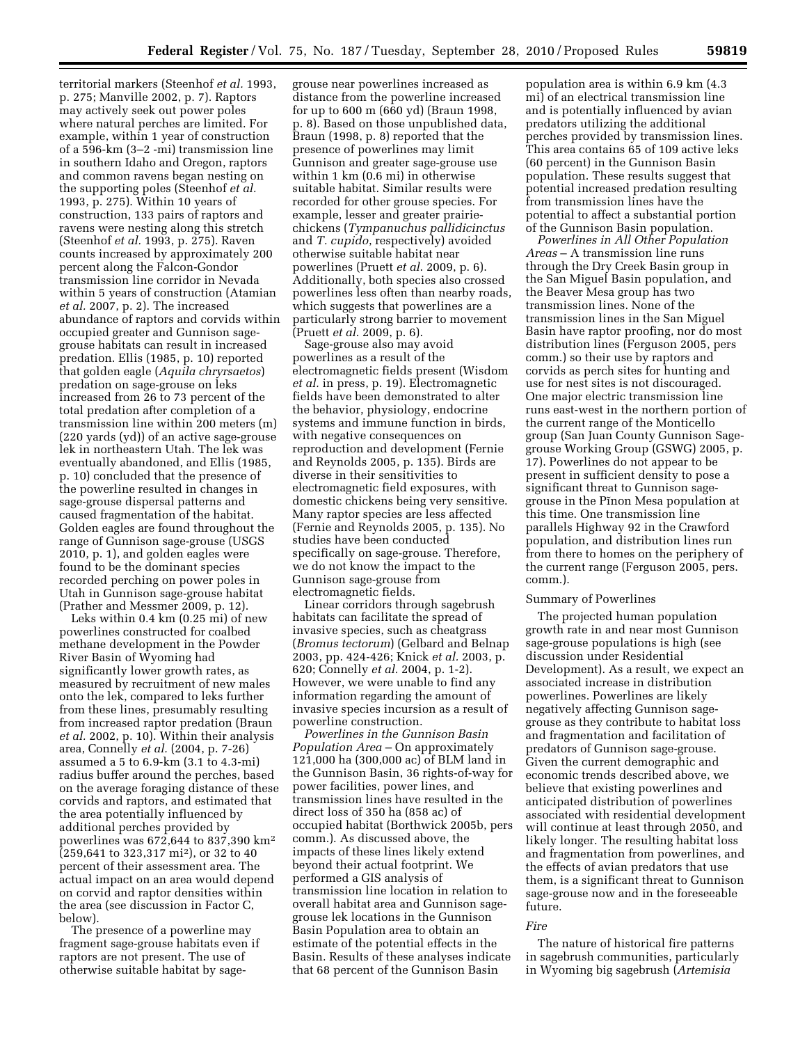territorial markers (Steenhof *et al.* 1993, p. 275; Manville 2002, p. 7). Raptors may actively seek out power poles where natural perches are limited. For example, within 1 year of construction of a 596-km (3–2 -mi) transmission line in southern Idaho and Oregon, raptors and common ravens began nesting on the supporting poles (Steenhof *et al.* 1993, p. 275). Within 10 years of construction, 133 pairs of raptors and ravens were nesting along this stretch (Steenhof *et al.* 1993, p. 275). Raven counts increased by approximately 200 percent along the Falcon-Gondor transmission line corridor in Nevada within 5 years of construction (Atamian *et al.* 2007, p. 2). The increased abundance of raptors and corvids within occupied greater and Gunnison sage-grouse habitats can result in increased predation. Ellis (1985, p. 10) reported that golden eagle (*Aquila chryrsaetos*) predation on sage-grouse on leks increased from 26 to 73 percent of the total predation after completion of a transmission line within 200 meters (m) (220 yards (yd)) of an active sage-grouse lek in northeastern Utah. The lek was eventually abandoned, and Ellis (1985, p. 10) concluded that the presence of the powerline resulted in changes in sage-grouse dispersal patterns and caused fragmentation of the habitat. Golden eagles are found throughout the range of Gunnison sage-grouse (USGS 2010, p. 1), and golden eagles were found to be the dominant species recorded perching on power poles in Utah in Gunnison sage-grouse habitat (Prather and Messmer 2009, p. 12).

Leks within 0.4 km (0.25 mi) of new powerlines constructed for coalbed methane development in the Powder River Basin of Wyoming had significantly lower growth rates, as measured by recruitment of new males onto the lek, compared to leks further from these lines, presumably resulting from increased raptor predation (Braun *et al.* 2002, p. 10). Within their analysis area, Connelly *et al.* (2004, p. 7-26) assumed a 5 to 6.9-km (3.1 to 4.3-mi) radius buffer around the perches, based on the average foraging distance of these corvids and raptors, and estimated that the area potentially influenced by additional perches provided by powerlines was 672,644 to 837,390 km$^2$ (259,641 to 323,317 mi$^2$), or 32 to 40 percent of their assessment area. The actual impact on an area would depend on corvid and raptor densities within the area (see discussion in Factor C, below).

The presence of a powerline may fragment sage-grouse habitats even if raptors are not present. The use of otherwise suitable habitat by sage-grouse near powerlines increased as distance from the powerline increased for up to 600 m (660 yd) (Braun 1998, p. 8). Based on those unpublished data, Braun (1998, p. 8) reported that the presence of powerlines may limit Gunnison and greater sage-grouse use within 1 km (0.6 mi) in otherwise suitable habitat. Similar results were recorded for other grouse species. For example, lesser and greater prairie-chickens (*Tympanuchus pallidicinctus* and *T. cupido*, respectively) avoided otherwise suitable habitat near powerlines (Pruett *et al.* 2009, p. 6). Additionally, both species also crossed powerlines less often than nearby roads, which suggests that powerlines are a particularly strong barrier to movement (Pruett *et al.* 2009, p. 6).

Sage-grouse also may avoid powerlines as a result of the electromagnetic fields present (Wisdom *et al.* in press, p. 19). Electromagnetic fields have been demonstrated to alter the behavior, physiology, endocrine systems and immune function in birds, with negative consequences on reproduction and development (Fernie and Reynolds 2005, p. 135). Birds are diverse in their sensitivities to electromagnetic field exposures, with domestic chickens being very sensitive. Many raptor species are less affected (Fernie and Reynolds 2005, p. 135). No studies have been conducted specifically on sage-grouse. Therefore, we do not know the impact to the Gunnison sage-grouse from electromagnetic fields.

Linear corridors through sagebrush habitats can facilitate the spread of invasive species, such as cheatgrass (*Bromus tectorum*) (Gelbard and Belnap 2003, pp. 424-426; Knick *et al.* 2003, p. 620; Connelly *et al.* 2004, p. 1-2). However, we were unable to find any information regarding the amount of invasive species incursion as a result of powerline construction.

*Powerlines in the Gunnison Basin Population Area* – On approximately 121,000 ha (300,000 ac) of BLM land in the Gunnison Basin, 36 rights-of-way for power facilities, power lines, and transmission lines have resulted in the direct loss of 350 ha (858 ac) of occupied habitat (Borthwick 2005b, pers comm.). As discussed above, the impacts of these lines likely extend beyond their actual footprint. We performed a GIS analysis of transmission line location in relation to overall habitat area and Gunnison sage-grouse lek locations in the Gunnison Basin Population area to obtain an estimate of the potential effects in the Basin. Results of these analyses indicate that 68 percent of the Gunnison Basin population area is within 6.9 km (4.3 mi) of an electrical transmission line and is potentially influenced by avian predators utilizing the additional perches provided by transmission lines. This area contains 65 of 109 active leks (60 percent) in the Gunnison Basin population. These results suggest that potential increased predation resulting from transmission lines have the potential to affect a substantial portion of the Gunnison Basin population.

*Powerlines in All Other Population Areas* – A transmission line runs through the Dry Creek Basin group in the San Miguel Basin population, and the Beaver Mesa group has two transmission lines. None of the transmission lines in the San Miguel Basin have raptor proofing, nor do most distribution lines (Ferguson 2005, pers comm.) so their use by raptors and corvids as perch sites for hunting and use for nest sites is not discouraged. One major electric transmission line runs east-west in the northern portion of the current range of the Monticello group (San Juan County Gunnison Sage-grouse Working Group (GSWG) 2005, p. 17). Powerlines do not appear to be present in sufficient density to pose a significant threat to Gunnison sage-grouse in the Pĩnon Mesa population at this time. One transmission line parallels Highway 92 in the Crawford population, and distribution lines run from there to homes on the periphery of the current range (Ferguson 2005, pers. comm.).

Summary of Powerlines

The projected human population growth rate in and near most Gunnison sage-grouse populations is high (see discussion under Residential Development). As a result, we expect an associated increase in distribution powerlines. Powerlines are likely negatively affecting Gunnison sage-grouse as they contribute to habitat loss and fragmentation and facilitation of predators of Gunnison sage-grouse. Given the current demographic and economic trends described above, we believe that existing powerlines and anticipated distribution of powerlines associated with residential development will continue at least through 2050, and likely longer. The resulting habitat loss and fragmentation from powerlines, and the effects of avian predators that use them, is a significant threat to Gunnison sage-grouse now and in the foreseeable future.

*Fire*

The nature of historical fire patterns in sagebrush communities, particularly in Wyoming big sagebrush (*Artemisia*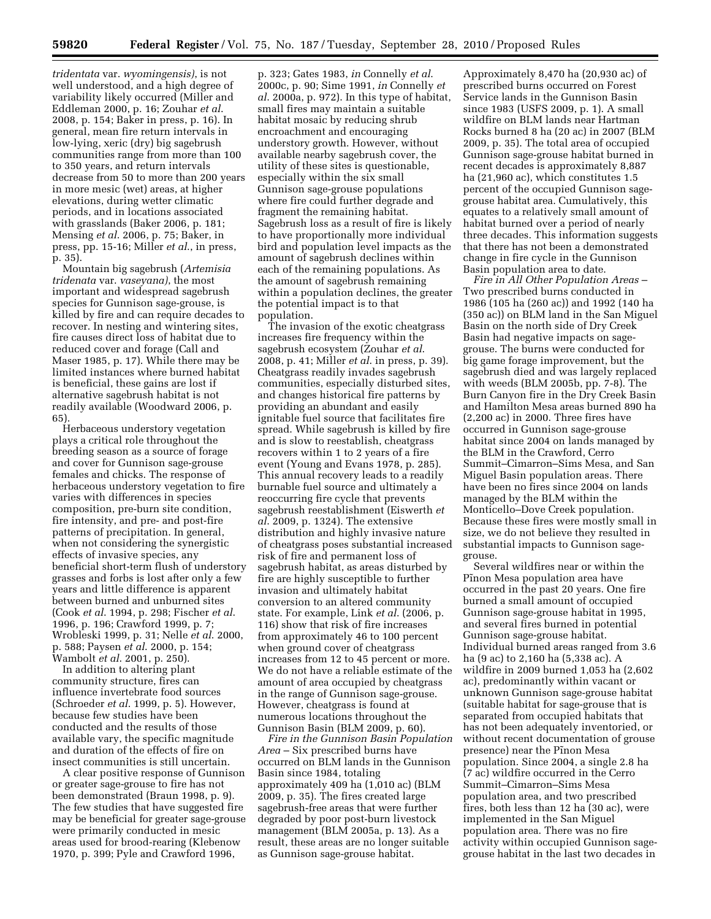*tridentata* var. *wyomingensis*), is not well understood, and a high degree of variability likely occurred (Miller and Eddleman 2000, p. 16; Zouhar *et al*. 2008, p. 154; Baker in press, p. 16). In general, mean fire return intervals in low-lying, xeric (dry) big sagebrush communities range from more than 100 to 350 years, and return intervals decrease from 50 to more than 200 years in more mesic (wet) areas, at higher elevations, during wetter climatic periods, and in locations associated with grasslands (Baker 2006, p. 181; Mensing *et al*. 2006, p. 75; Baker, in press, pp. 15-16; Miller *et al*., in press, p. 35).

Mountain big sagebrush (*Artemisia tridenata* var. *vaseyana*), the most important and widespread sagebrush species for Gunnison sage-grouse, is killed by fire and can require decades to recover. In nesting and wintering sites, fire causes direct loss of habitat due to reduced cover and forage (Call and Maser 1985, p. 17). While there may be limited instances where burned habitat is beneficial, these gains are lost if alternative sagebrush habitat is not readily available (Woodward 2006, p. 65).

Herbaceous understory vegetation plays a critical role throughout the breeding season as a source of forage and cover for Gunnison sage-grouse females and chicks. The response of herbaceous understory vegetation to fire varies with differences in species composition, pre-burn site condition, fire intensity, and pre- and post-fire patterns of precipitation. In general, when not considering the synergistic effects of invasive species, any beneficial short-term flush of understory grasses and forbs is lost after only a few years and little difference is apparent between burned and unburned sites (Cook *et al*. 1994, p. 298; Fischer *et al*. 1996, p. 196; Crawford 1999, p. 7; Wrobleski 1999, p. 31; Nelle *et al*. 2000, p. 588; Paysen *et al*. 2000, p. 154; Wambolt *et al*. 2001, p. 250).

In addition to altering plant community structure, fires can influence invertebrate food sources (Schroeder *et al*. 1999, p. 5). However, because few studies have been conducted and the results of those available vary, the specific magnitude and duration of the effects of fire on insect communities is still uncertain.

A clear positive response of Gunnison or greater sage-grouse to fire has not been demonstrated (Braun 1998, p. 9). The few studies that have suggested fire may be beneficial for greater sage-grouse were primarily conducted in mesic areas used for brood-rearing (Klebenow 1970, p. 399; Pyle and Crawford 1996, p. 323; Gates 1983, *in* Connelly *et al*. 2000c, p. 90; Sime 1991, *in* Connelly *et al*. 2000a, p. 972). In this type of habitat, small fires may maintain a suitable habitat mosaic by reducing shrub encroachment and encouraging understory growth. However, without available nearby sagebrush cover, the utility of these sites is questionable, especially within the six small Gunnison sage-grouse populations where fire could further degrade and fragment the remaining habitat. Sagebrush loss as a result of fire is likely to have proportionally more individual bird and population level impacts as the amount of sagebrush declines within each of the remaining populations. As the amount of sagebrush remaining within a population declines, the greater the potential impact is to that population.

The invasion of the exotic cheatgrass increases fire frequency within the sagebrush ecosystem (Zouhar *et al*. 2008, p. 41; Miller *et al*. in press, p. 39). Cheatgrass readily invades sagebrush communities, especially disturbed sites, and changes historical fire patterns by providing an abundant and easily ignitable fuel source that facilitates fire spread. While sagebrush is killed by fire and is slow to reestablish, cheatgrass recovers within 1 to 2 years of a fire event (Young and Evans 1978, p. 285). This annual recovery leads to a readily burnable fuel source and ultimately a reoccurring fire cycle that prevents sagebrush reestablishment (Eisworth *et al*. 2009, p. 1324). The extensive distribution and highly invasive nature of cheatgrass poses substantial increased risk of fire and permanent loss of sagebrush habitat, as areas disturbed by fire are highly susceptible to further invasion and ultimately habitat conversion to an altered community state. For example, Link *et al*. (2006, p. 116) show that risk of fire increases from approximately 46 to 100 percent when ground cover of cheatgrass increases from 12 to 45 percent or more. We do not have a reliable estimate of the amount of area occupied by cheatgrass in the range of Gunnison sage-grouse. However, cheatgrass is found at numerous locations throughout the Gunnison Basin (BLM 2009, p. 60).

*Fire in the Gunnison Basin Population Area* – Six prescribed burns have occurred on BLM lands in the Gunnison Basin since 1984, totaling approximately 409 ha (1,010 ac) (BLM 2009, p. 35). The fires created large sagebrush-free areas that were further degraded by poor post-burn livestock management (BLM 2005a, p. 13). As a result, these areas are no longer suitable as Gunnison sage-grouse habitat. Approximately 8,470 ha (20,930 ac) of prescribed burns occurred on Forest Service lands in the Gunnison Basin since 1983 (USFS 2009, p. 1). A small wildfire on BLM lands near Hartman Rocks burned 8 ha (20 ac) in 2007 (BLM 2009, p. 35). The total area of occupied Gunnison sage-grouse habitat burned in recent decades is approximately 8,887 ha (21,960 ac), which constitutes 1.5 percent of the occupied Gunnison sage-grouse habitat area. Cumulatively, this equates to a relatively small amount of habitat burned over a period of nearly three decades. This information suggests that there has not been a demonstrated change in fire cycle in the Gunnison Basin population area to date.

*Fire in All Other Population Areas* – Two prescribed burns conducted in 1986 (105 ha (260 ac)) and 1992 (140 ha (350 ac)) on BLM land in the San Miguel Basin on the north side of Dry Creek Basin had negative impacts on sage-grouse. The burns were conducted for big game forage improvement, but the sagebrush died and was largely replaced with weeds (BLM 2005b, pp. 7-8). The Burn Canyon fire in the Dry Creek Basin and Hamilton Mesa areas burned 890 ha (2,200 ac) in 2000. Three fires have occurred in Gunnison sage-grouse habitat since 2004 on lands managed by the BLM in the Crawford, Cerro Summit–Cimarron–Sims Mesa, and San Miguel Basin population areas. There have been no fires since 2004 on lands managed by the BLM within the Monticello–Dove Creek population. Because these fires were mostly small in size, we do not believe they resulted in substantial impacts to Gunnison sage-grouse.

Several wildfires near or within the Piñon Mesa population area have occurred in the past 20 years. One fire burned a small amount of occupied Gunnison sage-grouse habitat in 1995, and several fires burned in potential Gunnison sage-grouse habitat. Individual burned areas ranged from 3.6 ha (9 ac) to 2,160 ha (5,338 ac). A wildfire in 2009 burned 1,053 ha (2,602 ac), predominantly within vacant or unknown Gunnison sage-grouse habitat (suitable habitat for sage-grouse that is separated from occupied habitats that has not been adequately inventoried, or without recent documentation of grouse presence) near the Piñon Mesa population. Since 2004, a single 2.8 ha (7 ac) wildfire occurred in the Cerro Summit–Cimarron–Sims Mesa population area, and two prescribed fires, both less than 12 ha (30 ac), were implemented in the San Miguel population area. There was no fire activity within occupied Gunnison sage-grouse habitat in the last two decades in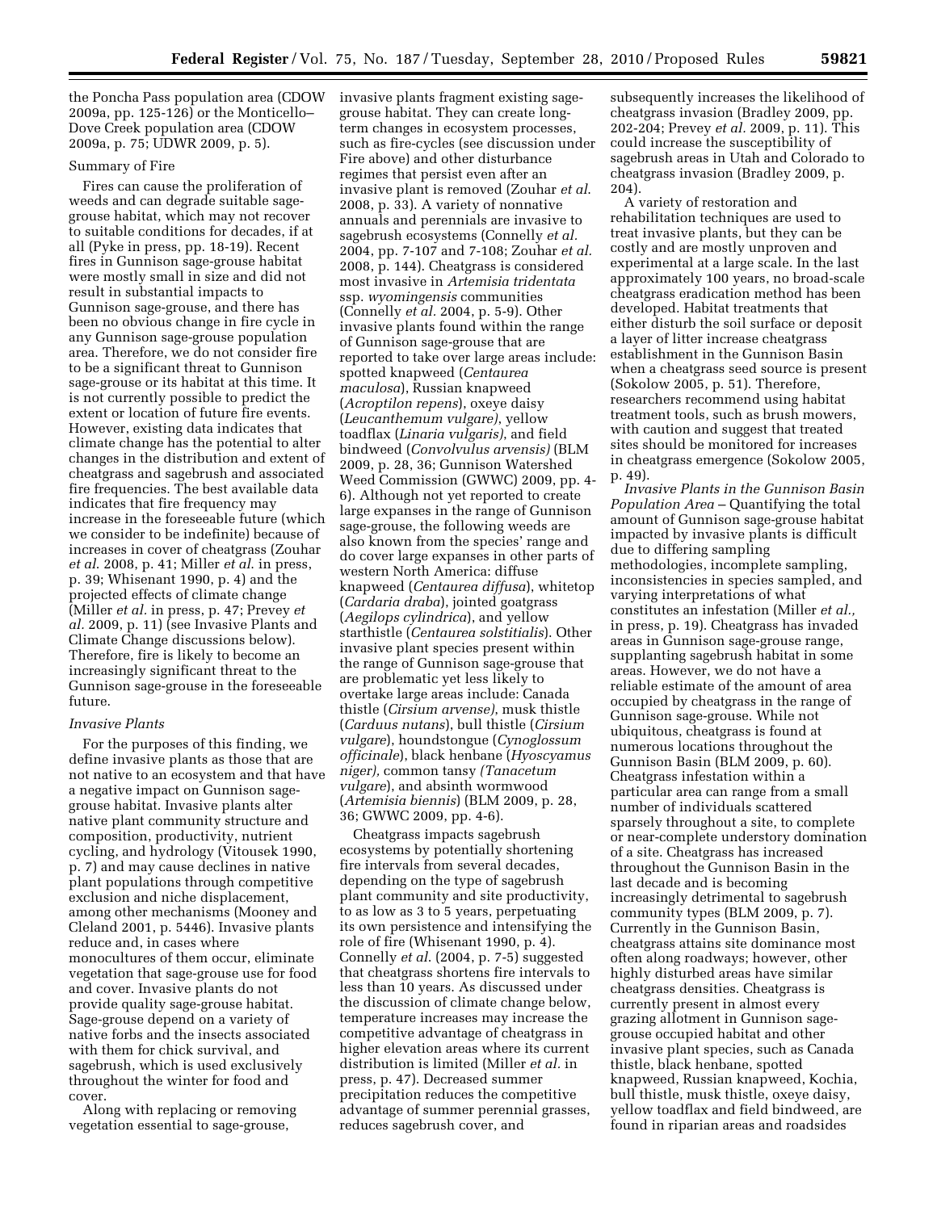the Poncha Pass population area (CDOW 2009a, pp. 125-126) or the Monticello–Dove Creek population area (CDOW 2009a, p. 75; UDWR 2009, p. 5).

Summary of Fire

Fires can cause the proliferation of weeds and can degrade suitable sage-grouse habitat, which may not recover to suitable conditions for decades, if at all (Pyke in press, pp. 18-19). Recent fires in Gunnison sage-grouse habitat were mostly small in size and did not result in substantial impacts to Gunnison sage-grouse, and there has been no obvious change in fire cycle in any Gunnison sage-grouse population area. Therefore, we do not consider fire to be a significant threat to Gunnison sage-grouse or its habitat at this time. It is not currently possible to predict the extent or location of future fire events. However, existing data indicates that climate change has the potential to alter changes in the distribution and extent of cheatgrass and sagebrush and associated fire frequencies. The best available data indicates that fire frequency may increase in the foreseeable future (which we consider to be indefinite) because of increases in cover of cheatgrass (Zouhar *et al.* 2008, p. 41; Miller *et al.* in press, p. 39; Whisenant 1990, p. 4) and the projected effects of climate change (Miller *et al.* in press, p. 47; Prevey *et al.* 2009, p. 11) (see Invasive Plants and Climate Change discussions below). Therefore, fire is likely to become an increasingly significant threat to the Gunnison sage-grouse in the foreseeable future.

*Invasive Plants*

For the purposes of this finding, we define invasive plants as those that are not native to an ecosystem and that have a negative impact on Gunnison sage-grouse habitat. Invasive plants alter native plant community structure and composition, productivity, nutrient cycling, and hydrology (Vitousek 1990, p. 7) and may cause declines in native plant populations through competitive exclusion and niche displacement, among other mechanisms (Mooney and Cleland 2001, p. 5446). Invasive plants reduce and, in cases where monocultures of them occur, eliminate vegetation that sage-grouse use for food and cover. Invasive plants do not provide quality sage-grouse habitat. Sage-grouse depend on a variety of native forbs and the insects associated with them for chick survival, and sagebrush, which is used exclusively throughout the winter for food and cover.

Along with replacing or removing vegetation essential to sage-grouse, invasive plants fragment existing sage-grouse habitat. They can create long-term changes in ecosystem processes, such as fire-cycles (see discussion under Fire above) and other disturbance regimes that persist even after an invasive plant is removed (Zouhar *et al.* 2008, p. 33). A variety of nonnative annuals and perennials are invasive to sagebrush ecosystems (Connelly *et al.* 2004, pp. 7-107 and 7-108; Zouhar *et al.* 2008, p. 144). Cheatgrass is considered most invasive in *Artemisia tridentata* ssp. *wyomingensis* communities (Connelly *et al.* 2004, p. 5-9). Other invasive plants found within the range of Gunnison sage-grouse that are reported to take over large areas include: spotted knapweed (*Centaurea maculosa*), Russian knapweed (*Acroptilon repens*), oxeye daisy (*Leucanthemum vulgare)*, yellow toadflax (*Linaria vulgaris)*, and field bindweed (*Convolvulus arvensis)* (BLM 2009, p. 28, 36; Gunnison Watershed Weed Commission (GWWC) 2009, pp. 4-6). Although not yet reported to create large expanses in the range of Gunnison sage-grouse, the following weeds are also known from the species' range and do cover large expanses in other parts of western North America: diffuse knapweed (*Centaurea diffusa*), whitetop (*Cardaria draba*), jointed goatgrass (*Aegilops cylindrica*), and yellow starthistle (*Centaurea solstitialis*). Other invasive plant species present within the range of Gunnison sage-grouse that are problematic yet less likely to overtake large areas include: Canada thistle (*Cirsium arvense)*, musk thistle (*Carduus nutans*), bull thistle (*Cirsium vulgare*), houndstongue (*Cynoglossum officinale*), black henbane *(Hyoscyamus niger),* common tansy *(Tanacetum vulgare*), and absinth wormwood (*Artemisia biennis*) (BLM 2009, p. 28, 36; GWWC 2009, pp. 4-6).

Cheatgrass impacts sagebrush ecosystems by potentially shortening fire intervals from several decades, depending on the type of sagebrush plant community and site productivity, to as low as 3 to 5 years, perpetuating its own persistence and intensifying the role of fire (Whisenant 1990, p. 4). Connelly *et al.* (2004, p. 7-5) suggested that cheatgrass shortens fire intervals to less than 10 years. As discussed under the discussion of climate change below, temperature increases may increase the competitive advantage of cheatgrass in higher elevation areas where its current distribution is limited (Miller *et al.* in press, p. 47). Decreased summer precipitation reduces the competitive advantage of summer perennial grasses, reduces sagebrush cover, and subsequently increases the likelihood of cheatgrass invasion (Bradley 2009, pp. 202-204; Prevey *et al.* 2009, p. 11). This could increase the susceptibility of sagebrush areas in Utah and Colorado to cheatgrass invasion (Bradley 2009, p. 204).

A variety of restoration and rehabilitation techniques are used to treat invasive plants, but they can be costly and are mostly unproven and experimental at a large scale. In the last approximately 100 years, no broad-scale cheatgrass eradication method has been developed. Habitat treatments that either disturb the soil surface or deposit a layer of litter increase cheatgrass establishment in the Gunnison Basin when a cheatgrass seed source is present (Sokolow 2005, p. 51). Therefore, researchers recommend using habitat treatment tools, such as brush mowers, with caution and suggest that treated sites should be monitored for increases in cheatgrass emergence (Sokolow 2005, p. 49).

*Invasive Plants in the Gunnison Basin Population Area* – Quantifying the total amount of Gunnison sage-grouse habitat impacted by invasive plants is difficult due to differing sampling methodologies, incomplete sampling, inconsistencies in species sampled, and varying interpretations of what constitutes an infestation (Miller *et al.,* in press, p. 19). Cheatgrass has invaded areas in Gunnison sage-grouse range, supplanting sagebrush habitat in some areas. However, we do not have a reliable estimate of the amount of area occupied by cheatgrass in the range of Gunnison sage-grouse. While not ubiquitous, cheatgrass is found at numerous locations throughout the Gunnison Basin (BLM 2009, p. 60). Cheatgrass infestation within a particular area can range from a small number of individuals scattered sparsely throughout a site, to complete or near-complete understory domination of a site. Cheatgrass has increased throughout the Gunnison Basin in the last decade and is becoming increasingly detrimental to sagebrush community types (BLM 2009, p. 7). Currently in the Gunnison Basin, cheatgrass attains site dominance most often along roadways; however, other highly disturbed areas have similar cheatgrass densities. Cheatgrass is currently present in almost every grazing allotment in Gunnison sage-grouse occupied habitat and other invasive plant species, such as Canada thistle, black henbane, spotted knapweed, Russian knapweed, Kochia, bull thistle, musk thistle, oxeye daisy, yellow toadflax and field bindweed, are found in riparian areas and roadsides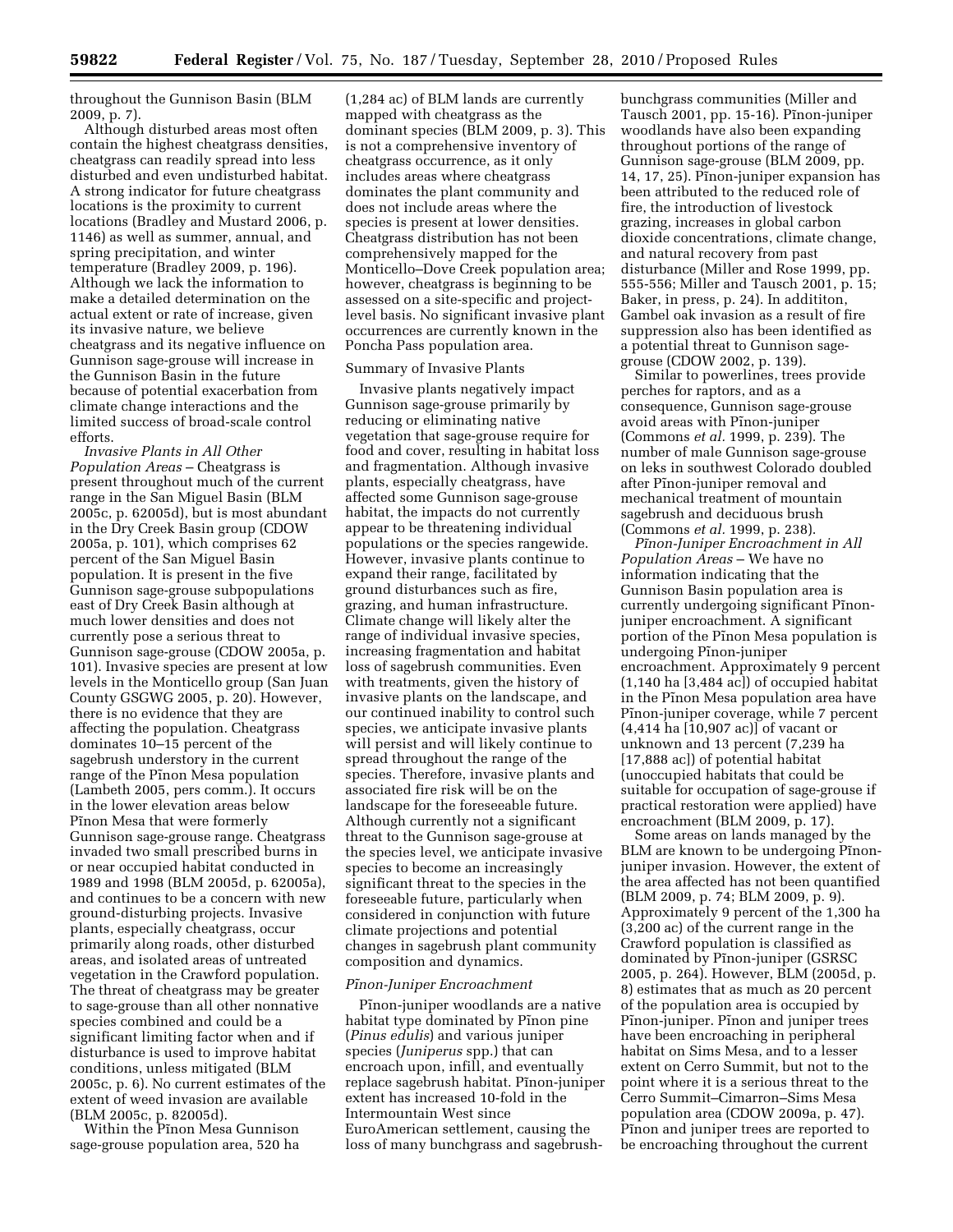throughout the Gunnison Basin (BLM 2009, p. 7).

Although disturbed areas most often contain the highest cheatgrass densities, cheatgrass can readily spread into less disturbed and even undisturbed habitat. A strong indicator for future cheatgrass locations is the proximity to current locations (Bradley and Mustard 2006, p. 1146) as well as summer, annual, and spring precipitation, and winter temperature (Bradley 2009, p. 196). Although we lack the information to make a detailed determination on the actual extent or rate of increase, given its invasive nature, we believe cheatgrass and its negative influence on Gunnison sage-grouse will increase in the Gunnison Basin in the future because of potential exacerbation from climate change interactions and the limited success of broad-scale control efforts.

*Invasive Plants in All Other Population Areas* – Cheatgrass is present throughout much of the current range in the San Miguel Basin (BLM 2005c, p. 62005d), but is most abundant in the Dry Creek Basin group (CDOW 2005a, p. 101), which comprises 62 percent of the San Miguel Basin population. It is present in the five Gunnison sage-grouse subpopulations east of Dry Creek Basin although at much lower densities and does not currently pose a serious threat to Gunnison sage-grouse (CDOW 2005a, p. 101). Invasive species are present at low levels in the Monticello group (San Juan County GSGWG 2005, p. 20). However, there is no evidence that they are affecting the population. Cheatgrass dominates 10–15 percent of the sagebrush understory in the current range of the Piñon Mesa population (Lambeth 2005, pers comm.). It occurs in the lower elevation areas below Piñon Mesa that were formerly Gunnison sage-grouse range. Cheatgrass invaded two small prescribed burns in or near occupied habitat conducted in 1989 and 1998 (BLM 2005d, p. 62005a), and continues to be a concern with new ground-disturbing projects. Invasive plants, especially cheatgrass, occur primarily along roads, other disturbed areas, and isolated areas of untreated vegetation in the Crawford population. The threat of cheatgrass may be greater to sage-grouse than all other nonnative species combined and could be a significant limiting factor when and if disturbance is used to improve habitat conditions, unless mitigated (BLM 2005c, p. 6). No current estimates of the extent of weed invasion are available (BLM 2005c, p. 82005d).

Within the Piñon Mesa Gunnison sage-grouse population area, 520 ha (1,284 ac) of BLM lands are currently mapped with cheatgrass as the dominant species (BLM 2009, p. 3). This is not a comprehensive inventory of cheatgrass occurrence, as it only includes areas where cheatgrass dominates the plant community and does not include areas where the species is present at lower densities. Cheatgrass distribution has not been comprehensively mapped for the Monticello–Dove Creek population area; however, cheatgrass is beginning to be assessed on a site-specific and project-level basis. No significant invasive plant occurrences are currently known in the Poncha Pass population area.

Summary of Invasive Plants

Invasive plants negatively impact Gunnison sage-grouse primarily by reducing or eliminating native vegetation that sage-grouse require for food and cover, resulting in habitat loss and fragmentation. Although invasive plants, especially cheatgrass, have affected some Gunnison sage-grouse habitat, the impacts do not currently appear to be threatening individual populations or the species rangewide. However, invasive plants continue to expand their range, facilitated by ground disturbances such as fire, grazing, and human infrastructure. Climate change will likely alter the range of individual invasive species, increasing fragmentation and habitat loss of sagebrush communities. Even with treatments, given the history of invasive plants on the landscape, and our continued inability to control such species, we anticipate invasive plants will persist and will likely continue to spread throughout the range of the species. Therefore, invasive plants and associated fire risk will be on the landscape for the foreseeable future. Although currently not a significant threat to the Gunnison sage-grouse at the species level, we anticipate invasive species to become an increasingly significant threat to the species in the foreseeable future, particularly when considered in conjunction with future climate projections and potential changes in sagebrush plant community composition and dynamics.

*Piñon-Juniper Encroachment*

Piñon-juniper woodlands are a native habitat type dominated by Piñon pine (*Pinus edulis*) and various juniper species (*Juniperus* spp.) that can encroach upon, infill, and eventually replace sagebrush habitat. Piñon-juniper extent has increased 10-fold in the Intermountain West since EuroAmerican settlement, causing the loss of many bunchgrass and sagebrush-bunchgrass communities (Miller and Tausch 2001, pp. 15-16). Piñon-juniper woodlands have also been expanding throughout portions of the range of Gunnison sage-grouse (BLM 2009, pp. 14, 17, 25). Piñon-juniper expansion has been attributed to the reduced role of fire, the introduction of livestock grazing, increases in global carbon dioxide concentrations, climate change, and natural recovery from past disturbance (Miller and Rose 1999, pp. 555-556; Miller and Tausch 2001, p. 15; Baker, in press, p. 24). In addititon, Gambel oak invasion as a result of fire suppression also has been identified as a potential threat to Gunnison sage-grouse (CDOW 2002, p. 139).

Similar to powerlines, trees provide perches for raptors, and as a consequence, Gunnison sage-grouse avoid areas with Piñon-juniper (Commons *et al.* 1999, p. 239). The number of male Gunnison sage-grouse on leks in southwest Colorado doubled after Piñon-juniper removal and mechanical treatment of mountain sagebrush and deciduous brush (Commons *et al.* 1999, p. 238).

*Piñon-Juniper Encroachment in All Population Areas* – We have no information indicating that the Gunnison Basin population area is currently undergoing significant Piñon-juniper encroachment. A significant portion of the Piñon Mesa population is undergoing Piñon-juniper encroachment. Approximately 9 percent (1,140 ha [3,484 ac]) of occupied habitat in the Piñon Mesa population area have Piñon-juniper coverage, while 7 percent (4,414 ha [10,907 ac]) of vacant or unknown and 13 percent (7,239 ha [17,888 ac]) of potential habitat (unoccupied habitats that could be suitable for occupation of sage-grouse if practical restoration were applied) have encroachment (BLM 2009, p. 17).

Some areas on lands managed by the BLM are known to be undergoing Piñon-juniper invasion. However, the extent of the area affected has not been quantified (BLM 2009, p. 74; BLM 2009, p. 9). Approximately 9 percent of the 1,300 ha (3,200 ac) of the current range in the Crawford population is classified as dominated by Piñon-juniper (GSRSC 2005, p. 264). However, BLM (2005d, p. 8) estimates that as much as 20 percent of the population area is occupied by Piñon-juniper. Piñon and juniper trees have been encroaching in peripheral habitat on Sims Mesa, and to a lesser extent on Cerro Summit, but not to the point where it is a serious threat to the Cerro Summit–Cimarron–Sims Mesa population area (CDOW 2009a, p. 47). Piñon and juniper trees are reported to be encroaching throughout the current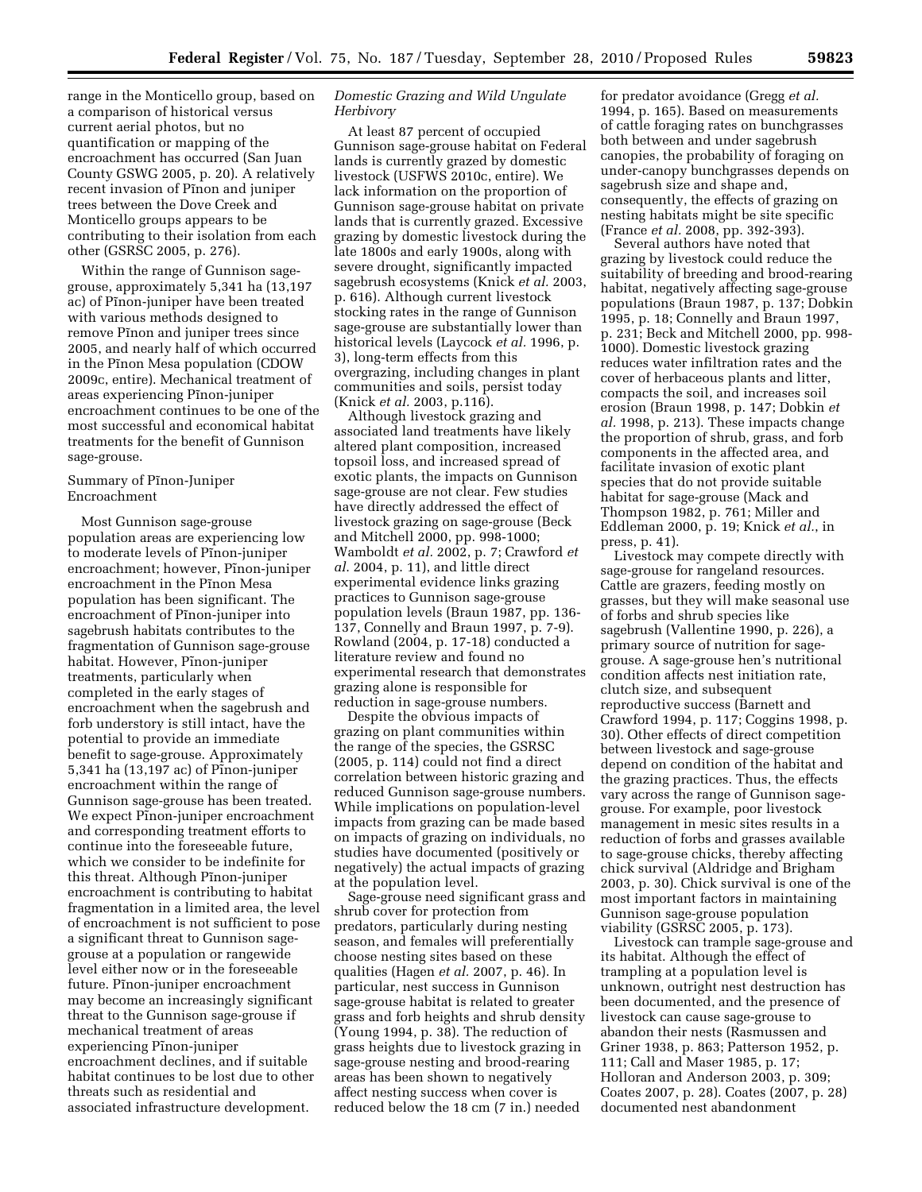range in the Monticello group, based on a comparison of historical versus current aerial photos, but no quantification or mapping of the encroachment has occurred (San Juan County GSWG 2005, p. 20). A relatively recent invasion of Piñon and juniper trees between the Dove Creek and Monticello groups appears to be contributing to their isolation from each other (GSRSC 2005, p. 276).

Within the range of Gunnison sage-grouse, approximately 5,341 ha (13,197 ac) of Piñon-juniper have been treated with various methods designed to remove Piñon and juniper trees since 2005, and nearly half of which occurred in the Piñon Mesa population (CDOW 2009c, entire). Mechanical treatment of areas experiencing Piñon-juniper encroachment continues to be one of the most successful and economical habitat treatments for the benefit of Gunnison sage-grouse.

Summary of Piñon-Juniper Encroachment

Most Gunnison sage-grouse population areas are experiencing low to moderate levels of Piñon-juniper encroachment; however, Piñon-juniper encroachment in the Piñon Mesa population has been significant. The encroachment of Piñon-juniper into sagebrush habitats contributes to the fragmentation of Gunnison sage-grouse habitat. However, Piñon-juniper treatments, particularly when completed in the early stages of encroachment when the sagebrush and forb understory is still intact, have the potential to provide an immediate benefit to sage-grouse. Approximately 5,341 ha (13,197 ac) of Piñon-juniper encroachment within the range of Gunnison sage-grouse has been treated. We expect Piñon-juniper encroachment and corresponding treatment efforts to continue into the foreseeable future, which we consider to be indefinite for this threat. Although Piñon-juniper encroachment is contributing to habitat fragmentation in a limited area, the level of encroachment is not sufficient to pose a significant threat to Gunnison sage-grouse at a population or rangewide level either now or in the foreseeable future. Piñon-juniper encroachment may become an increasingly significant threat to the Gunnison sage-grouse if mechanical treatment of areas experiencing Piñon-juniper encroachment declines, and if suitable habitat continues to be lost due to other threats such as residential and associated infrastructure development.

*Domestic Grazing and Wild Ungulate Herbivory*

At least 87 percent of occupied Gunnison sage-grouse habitat on Federal lands is currently grazed by domestic livestock (USFWS 2010c, entire). We lack information on the proportion of Gunnison sage-grouse habitat on private lands that is currently grazed. Excessive grazing by domestic livestock during the late 1800s and early 1900s, along with severe drought, significantly impacted sagebrush ecosystems (Knick *et al.* 2003, p. 616). Although current livestock stocking rates in the range of Gunnison sage-grouse are substantially lower than historical levels (Laycock *et al.* 1996, p. 3), long-term effects from this overgrazing, including changes in plant communities and soils, persist today (Knick *et al.* 2003, p.116).

Although livestock grazing and associated land treatments have likely altered plant composition, increased topsoil loss, and increased spread of exotic plants, the impacts on Gunnison sage-grouse are not clear. Few studies have directly addressed the effect of livestock grazing on sage-grouse (Beck and Mitchell 2000, pp. 998-1000; Wamboldt *et al.* 2002, p. 7; Crawford *et al.* 2004, p. 11), and little direct experimental evidence links grazing practices to Gunnison sage-grouse population levels (Braun 1987, pp. 136-137, Connelly and Braun 1997, p. 7-9). Rowland (2004, p. 17-18) conducted a literature review and found no experimental research that demonstrates grazing alone is responsible for reduction in sage-grouse numbers.

Despite the obvious impacts of grazing on plant communities within the range of the species, the GSRSC (2005, p. 114) could not find a direct correlation between historic grazing and reduced Gunnison sage-grouse numbers. While implications on population-level impacts from grazing can be made based on impacts of grazing on individuals, no studies have documented (positively or negatively) the actual impacts of grazing at the population level.

Sage-grouse need significant grass and shrub cover for protection from predators, particularly during nesting season, and females will preferentially choose nesting sites based on these qualities (Hagen *et al.* 2007, p. 46). In particular, nest success in Gunnison sage-grouse habitat is related to greater grass and forb heights and shrub density (Young 1994, p. 38). The reduction of grass heights due to livestock grazing in sage-grouse nesting and brood-rearing areas has been shown to negatively affect nesting success when cover is reduced below the 18 cm (7 in.) needed for predator avoidance (Gregg *et al.* 1994, p. 165). Based on measurements of cattle foraging rates on bunchgrasses both between and under sagebrush canopies, the probability of foraging on under-canopy bunchgrasses depends on sagebrush size and shape and, consequently, the effects of grazing on nesting habitats might be site specific (France *et al.* 2008, pp. 392-393).

Several authors have noted that grazing by livestock could reduce the suitability of breeding and brood-rearing habitat, negatively affecting sage-grouse populations (Braun 1987, p. 137; Dobkin 1995, p. 18; Connelly and Braun 1997, p. 231; Beck and Mitchell 2000, pp. 998-1000). Domestic livestock grazing reduces water infiltration rates and the cover of herbaceous plants and litter, compacts the soil, and increases soil erosion (Braun 1998, p. 147; Dobkin *et al.* 1998, p. 213). These impacts change the proportion of shrub, grass, and forb components in the affected area, and facilitate invasion of exotic plant species that do not provide suitable habitat for sage-grouse (Mack and Thompson 1982, p. 761; Miller and Eddleman 2000, p. 19; Knick *et al.*, in press, p. 41).

Livestock may compete directly with sage-grouse for rangeland resources. Cattle are grazers, feeding mostly on grasses, but they will make seasonal use of forbs and shrub species like sagebrush (Vallentine 1990, p. 226), a primary source of nutrition for sage-grouse. A sage-grouse hen's nutritional condition affects nest initiation rate, clutch size, and subsequent reproductive success (Barnett and Crawford 1994, p. 117; Coggins 1998, p. 30). Other effects of direct competition between livestock and sage-grouse depend on condition of the habitat and the grazing practices. Thus, the effects vary across the range of Gunnison sage-grouse. For example, poor livestock management in mesic sites results in a reduction of forbs and grasses available to sage-grouse chicks, thereby affecting chick survival (Aldridge and Brigham 2003, p. 30). Chick survival is one of the most important factors in maintaining Gunnison sage-grouse population viability (GSRSC 2005, p. 173).

Livestock can trample sage-grouse and its habitat. Although the effect of trampling at a population level is unknown, outright nest destruction has been documented, and the presence of livestock can cause sage-grouse to abandon their nests (Rasmussen and Griner 1938, p. 863; Patterson 1952, p. 111; Call and Maser 1985, p. 17; Holloran and Anderson 2003, p. 309; Coates 2007, p. 28). Coates (2007, p. 28) documented nest abandonment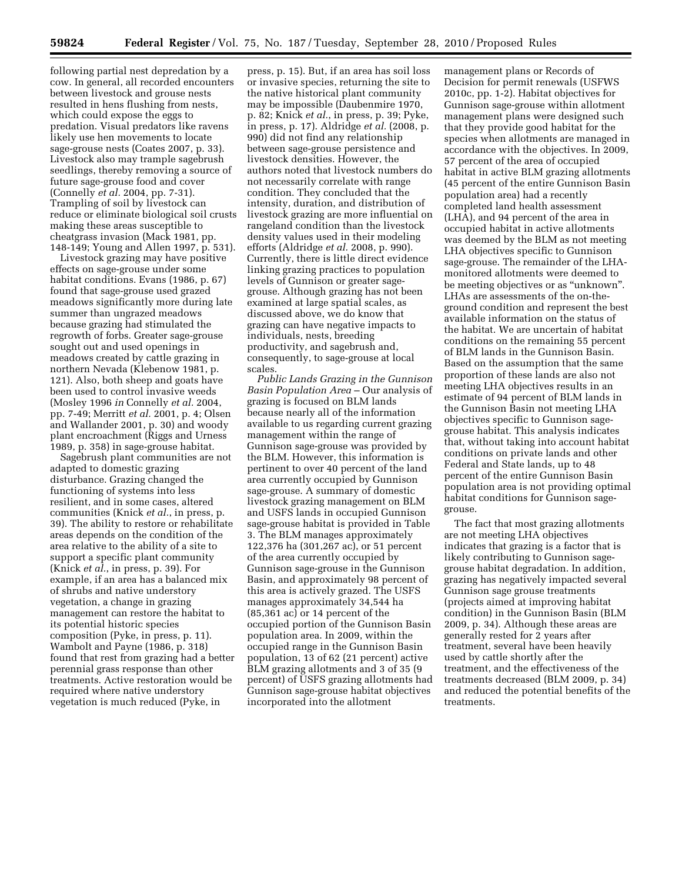following partial nest depredation by a cow. In general, all recorded encounters between livestock and grouse nests resulted in hens flushing from nests, which could expose the eggs to predation. Visual predators like ravens likely use hen movements to locate sage-grouse nests (Coates 2007, p. 33). Livestock also may trample sagebrush seedlings, thereby removing a source of future sage-grouse food and cover (Connelly *et al.* 2004, pp. 7-31). Trampling of soil by livestock can reduce or eliminate biological soil crusts making these areas susceptible to cheatgrass invasion (Mack 1981, pp. 148-149; Young and Allen 1997, p. 531).

Livestock grazing may have positive effects on sage-grouse under some habitat conditions. Evans (1986, p. 67) found that sage-grouse used grazed meadows significantly more during late summer than ungrazed meadows because grazing had stimulated the regrowth of forbs. Greater sage-grouse sought out and used openings in meadows created by cattle grazing in northern Nevada (Klebenow 1981, p. 121). Also, both sheep and goats have been used to control invasive weeds (Mosley 1996 *in* Connelly *et al.* 2004, pp. 7-49; Merritt *et al.* 2001, p. 4; Olsen and Wallander 2001, p. 30) and woody plant encroachment (Riggs and Urness 1989, p. 358) in sage-grouse habitat.

Sagebrush plant communities are not adapted to domestic grazing disturbance. Grazing changed the functioning of systems into less resilient, and in some cases, altered communities (Knick *et al.*, in press, p. 39). The ability to restore or rehabilitate areas depends on the condition of the area relative to the ability of a site to support a specific plant community (Knick *et al.*, in press, p. 39). For example, if an area has a balanced mix of shrubs and native understory vegetation, a change in grazing management can restore the habitat to its potential historic species composition (Pyke, in press, p. 11). Wambolt and Payne (1986, p. 318) found that rest from grazing had a better perennial grass response than other treatments. Active restoration would be required where native understory vegetation is much reduced (Pyke, in press, p. 15). But, if an area has soil loss or invasive species, returning the site to the native historical plant community may be impossible (Daubenmire 1970, p. 82; Knick *et al.*, in press, p. 39; Pyke, in press, p. 17). Aldridge *et al.* (2008, p. 990) did not find any relationship between sage-grouse persistence and livestock densities. However, the authors noted that livestock numbers do not necessarily correlate with range condition. They concluded that the intensity, duration, and distribution of livestock grazing are more influential on rangeland condition than the livestock density values used in their modeling efforts (Aldridge *et al.* 2008, p. 990). Currently, there is little direct evidence linking grazing practices to population levels of Gunnison or greater sage-grouse. Although grazing has not been examined at large spatial scales, as discussed above, we do know that grazing can have negative impacts to individuals, nests, breeding productivity, and sagebrush and, consequently, to sage-grouse at local scales.

*Public Lands Grazing in the Gunnison Basin Population Area* – Our analysis of grazing is focused on BLM lands because nearly all of the information available to us regarding current grazing management within the range of Gunnison sage-grouse was provided by the BLM. However, this information is pertinent to over 40 percent of the land area currently occupied by Gunnison sage-grouse. A summary of domestic livestock grazing management on BLM and USFS lands in occupied Gunnison sage-grouse habitat is provided in Table 3. The BLM manages approximately 122,376 ha (301,267 ac), or 51 percent of the area currently occupied by Gunnison sage-grouse in the Gunnison Basin, and approximately 98 percent of this area is actively grazed. The USFS manages approximately 34,544 ha (85,361 ac) or 14 percent of the occupied portion of the Gunnison Basin population area. In 2009, within the occupied range in the Gunnison Basin population, 13 of 62 (21 percent) active BLM grazing allotments and 3 of 35 (9 percent) of USFS grazing allotments had Gunnison sage-grouse habitat objectives incorporated into the allotment management plans or Records of Decision for permit renewals (USFWS 2010c, pp. 1-2). Habitat objectives for Gunnison sage-grouse within allotment management plans were designed such that they provide good habitat for the species when allotments are managed in accordance with the objectives. In 2009, 57 percent of the area of occupied habitat in active BLM grazing allotments (45 percent of the entire Gunnison Basin population area) had a recently completed land health assessment (LHA), and 94 percent of the area in occupied habitat in active allotments was deemed by the BLM as not meeting LHA objectives specific to Gunnison sage-grouse. The remainder of the LHA-monitored allotments were deemed to be meeting objectives or as "unknown". LHAs are assessments of the on-the-ground condition and represent the best available information on the status of the habitat. We are uncertain of habitat conditions on the remaining 55 percent of BLM lands in the Gunnison Basin. Based on the assumption that the same proportion of these lands are also not meeting LHA objectives results in an estimate of 94 percent of BLM lands in the Gunnison Basin not meeting LHA objectives specific to Gunnison sage-grouse habitat. This analysis indicates that, without taking into account habitat conditions on private lands and other Federal and State lands, up to 48 percent of the entire Gunnison Basin population area is not providing optimal habitat conditions for Gunnison sage-grouse.

The fact that most grazing allotments are not meeting LHA objectives indicates that grazing is a factor that is likely contributing to Gunnison sage-grouse habitat degradation. In addition, grazing has negatively impacted several Gunnison sage grouse treatments (projects aimed at improving habitat condition) in the Gunnison Basin (BLM 2009, p. 34). Although these areas are generally rested for 2 years after treatment, several have been heavily used by cattle shortly after the treatment, and the effectiveness of the treatments decreased (BLM 2009, p. 34) and reduced the potential benefits of the treatments.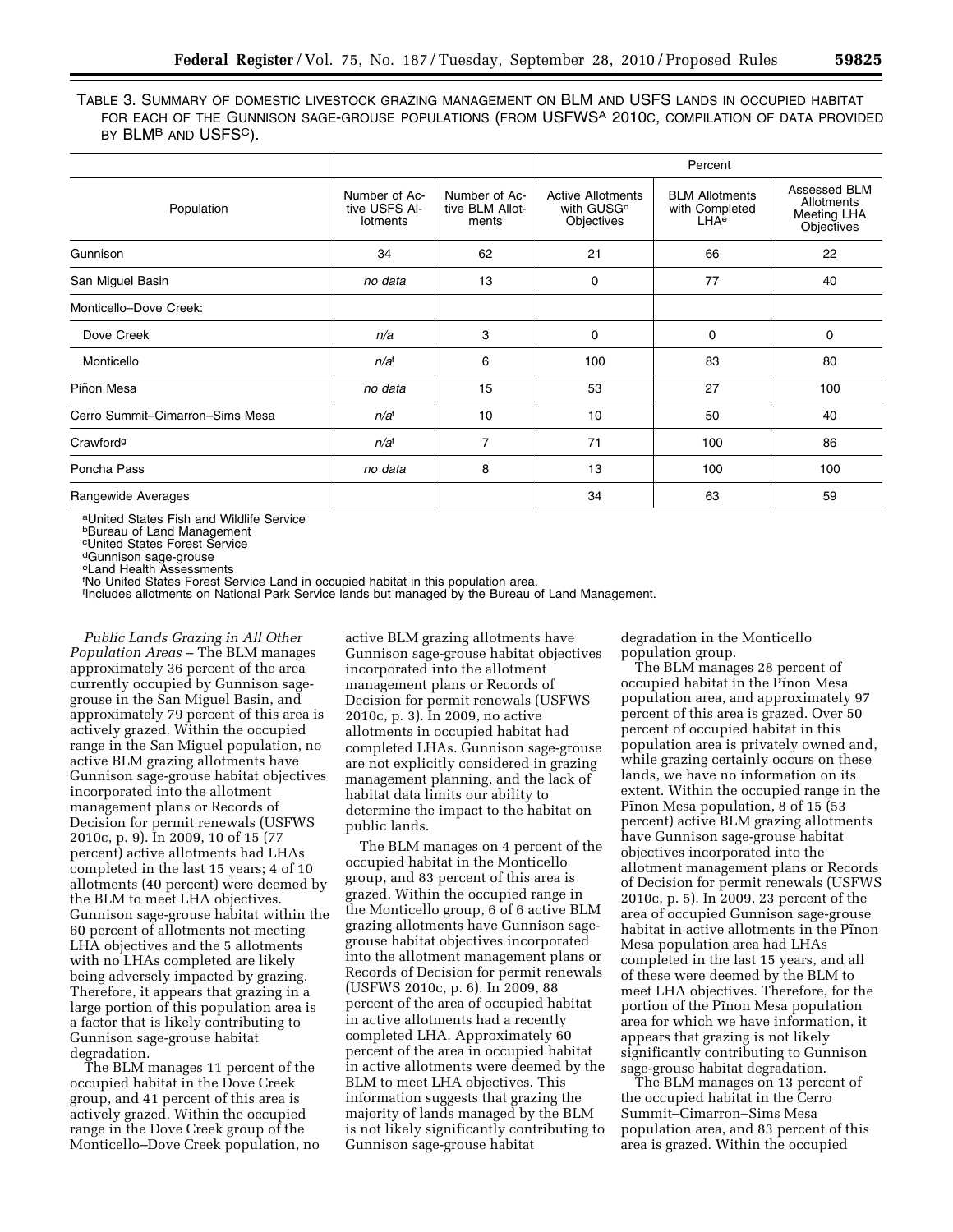TABLE 3. SUMMARY OF DOMESTIC LIVESTOCK GRAZING MANAGEMENT ON BLM AND USFS LANDS IN OCCUPIED HABITAT FOR EACH OF THE GUNNISON SAGE-GROUSE POPULATIONS (FROM USFWS[a] 2010C, COMPILATION OF DATA PROVIDED BY BLM[b] AND USFS[c]).

| Population | Number of Active USFS Allotments | Number of Active BLM Allotments | Percent | | |
|---|---|---|---|---|---|
| | | | Active Allotments with GUSG[d] Objectives | BLM Allotments with Completed LHA[e] | Assessed BLM Allotments Meeting LHA Objectives |
| Gunnison | 34 | 62 | 21 | 66 | 22 |
| San Miguel Basin | *no data* | 13 | 0 | 77 | 40 |
| Monticello–Dove Creek: | | | | | |
| Dove Creek | *n/a* | 3 | 0 | 0 | 0 |
| Monticello | *n/a*[f] | 6 | 100 | 83 | 80 |
| Piñon Mesa | *no data* | 15 | 53 | 27 | 100 |
| Cerro Summit–Cimarron–Sims Mesa | *n/a*[f] | 10 | 10 | 50 | 40 |
| Crawford[g] | *n/a*[f] | 7 | 71 | 100 | 86 |
| Poncha Pass | *no data* | 8 | 13 | 100 | 100 |
| Rangewide Averages | | | 34 | 63 | 59 |

[a]United States Fish and Wildlife Service
[b]Bureau of Land Management
[c]United States Forest Service
[d]Gunnison sage-grouse
[e]Land Health Assessments
[f]No United States Forest Service Land in occupied habitat in this population area.
[f]Includes allotments on National Park Service lands but managed by the Bureau of Land Management.

*Public Lands Grazing in All Other Population Areas* – The BLM manages approximately 36 percent of the area currently occupied by Gunnison sage-grouse in the San Miguel Basin, and approximately 79 percent of this area is actively grazed. Within the occupied range in the San Miguel population, no active BLM grazing allotments have Gunnison sage-grouse habitat objectives incorporated into the allotment management plans or Records of Decision for permit renewals (USFWS 2010c, p. 9). In 2009, 10 of 15 (77 percent) active allotments had LHAs completed in the last 15 years; 4 of 10 allotments (40 percent) were deemed by the BLM to meet LHA objectives. Gunnison sage-grouse habitat within the 60 percent of allotments not meeting LHA objectives and the 5 allotments with no LHAs completed are likely being adversely impacted by grazing. Therefore, it appears that grazing in a large portion of this population area is a factor that is likely contributing to Gunnison sage-grouse habitat degradation.

The BLM manages 11 percent of the occupied habitat in the Dove Creek group, and 41 percent of this area is actively grazed. Within the occupied range in the Dove Creek group of the Monticello–Dove Creek population, no active BLM grazing allotments have Gunnison sage-grouse habitat objectives incorporated into the allotment management plans or Records of Decision for permit renewals (USFWS 2010c, p. 3). In 2009, no active allotments in occupied habitat had completed LHAs. Gunnison sage-grouse are not explicitly considered in grazing management planning, and the lack of habitat data limits our ability to determine the impact to the habitat on public lands.

The BLM manages on 4 percent of the occupied habitat in the Monticello group, and 83 percent of this area is grazed. Within the occupied range in the Monticello group, 6 of 6 active BLM grazing allotments have Gunnison sage-grouse habitat objectives incorporated into the allotment management plans or Records of Decision for permit renewals (USFWS 2010c, p. 6). In 2009, 88 percent of the area of occupied habitat in active allotments had a recently completed LHA. Approximately 60 percent of the area in occupied habitat in active allotments were deemed by the BLM to meet LHA objectives. This information suggests that grazing the majority of lands managed by the BLM is not likely significantly contributing to Gunnison sage-grouse habitat degradation in the Monticello population group.

The BLM manages 28 percent of occupied habitat in the Piñon Mesa population area, and approximately 97 percent of this area is grazed. Over 50 percent of occupied habitat in this population area is privately owned and, while grazing certainly occurs on these lands, we have no information on its extent. Within the occupied range in the Piñon Mesa population, 8 of 15 (53 percent) active BLM grazing allotments have Gunnison sage-grouse habitat objectives incorporated into the allotment management plans or Records of Decision for permit renewals (USFWS 2010c, p. 5). In 2009, 23 percent of the area of occupied Gunnison sage-grouse habitat in active allotments in the Piñon Mesa population area had LHAs completed in the last 15 years, and all of these were deemed by the BLM to meet LHA objectives. Therefore, for the portion of the Piñon Mesa population area for which we have information, it appears that grazing is not likely significantly contributing to Gunnison sage-grouse habitat degradation.

The BLM manages on 13 percent of the occupied habitat in the Cerro Summit–Cimarron–Sims Mesa population area, and 83 percent of this area is grazed. Within the occupied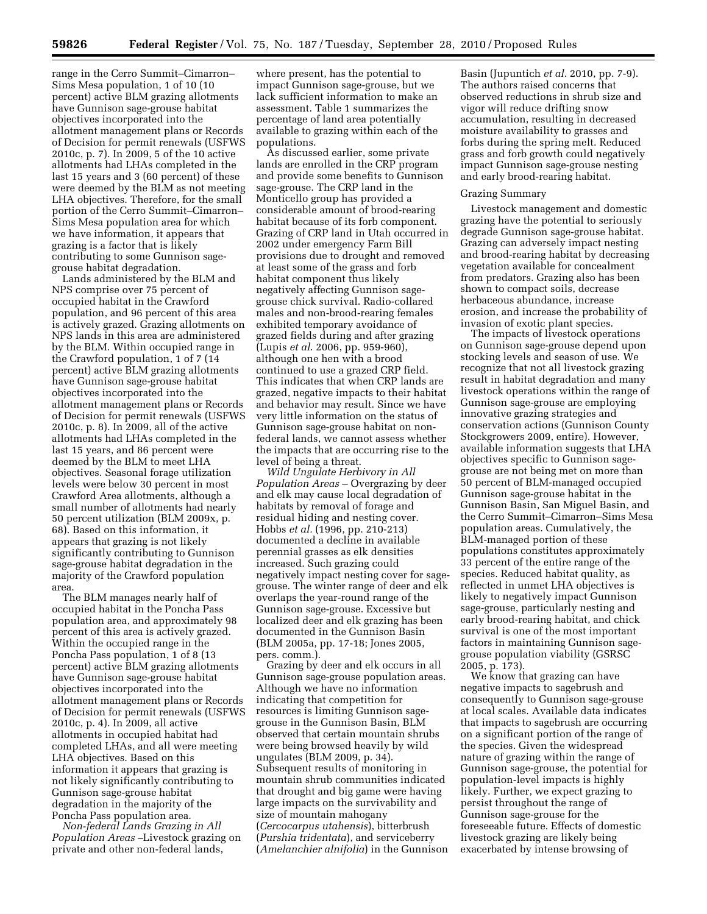range in the Cerro Summit–Cimarron–Sims Mesa population, 1 of 10 (10 percent) active BLM grazing allotments have Gunnison sage-grouse habitat objectives incorporated into the allotment management plans or Records of Decision for permit renewals (USFWS 2010c, p. 7). In 2009, 5 of the 10 active allotments had LHAs completed in the last 15 years and 3 (60 percent) of these were deemed by the BLM as not meeting LHA objectives. Therefore, for the small portion of the Cerro Summit–Cimarron–Sims Mesa population area for which we have information, it appears that grazing is a factor that is likely contributing to some Gunnison sage-grouse habitat degradation.

Lands administered by the BLM and NPS comprise over 75 percent of occupied habitat in the Crawford population, and 96 percent of this area is actively grazed. Grazing allotments on NPS lands in this area are administered by the BLM. Within occupied range in the Crawford population, 1 of 7 (14 percent) active BLM grazing allotments have Gunnison sage-grouse habitat objectives incorporated into the allotment management plans or Records of Decision for permit renewals (USFWS 2010c, p. 8). In 2009, all of the active allotments had LHAs completed in the last 15 years, and 86 percent were deemed by the BLM to meet LHA objectives. Seasonal forage utilization levels were below 30 percent in most Crawford Area allotments, although a small number of allotments had nearly 50 percent utilization (BLM 2009x, p. 68). Based on this information, it appears that grazing is not likely significantly contributing to Gunnison sage-grouse habitat degradation in the majority of the Crawford population area.

The BLM manages nearly half of occupied habitat in the Poncha Pass population area, and approximately 98 percent of this area is actively grazed. Within the occupied range in the Poncha Pass population, 1 of 8 (13 percent) active BLM grazing allotments have Gunnison sage-grouse habitat objectives incorporated into the allotment management plans or Records of Decision for permit renewals (USFWS 2010c, p. 4). In 2009, all active allotments in occupied habitat had completed LHAs, and all were meeting LHA objectives. Based on this information it appears that grazing is not likely significantly contributing to Gunnison sage-grouse habitat degradation in the majority of the Poncha Pass population area.

*Non-federal Lands Grazing in All Population Areas* –Livestock grazing on private and other non-federal lands, where present, has the potential to impact Gunnison sage-grouse, but we lack sufficient information to make an assessment. Table 1 summarizes the percentage of land area potentially available to grazing within each of the populations.

As discussed earlier, some private lands are enrolled in the CRP program and provide some benefits to Gunnison sage-grouse. The CRP land in the Monticello group has provided a considerable amount of brood-rearing habitat because of its forb component. Grazing of CRP land in Utah occurred in 2002 under emergency Farm Bill provisions due to drought and removed at least some of the grass and forb habitat component thus likely negatively affecting Gunnison sage-grouse chick survival. Radio-collared males and non-brood-rearing females exhibited temporary avoidance of grazed fields during and after grazing (Lupis *et al.* 2006, pp. 959-960), although one hen with a brood continued to use a grazed CRP field. This indicates that when CRP lands are grazed, negative impacts to their habitat and behavior may result. Since we have very little information on the status of Gunnison sage-grouse habitat on non-federal lands, we cannot assess whether the impacts that are occurring rise to the level of being a threat.

*Wild Ungulate Herbivory in All Population Areas* – Overgrazing by deer and elk may cause local degradation of habitats by removal of forage and residual hiding and nesting cover. Hobbs *et al.* (1996, pp. 210-213) documented a decline in available perennial grasses as elk densities increased. Such grazing could negatively impact nesting cover for sage-grouse. The winter range of deer and elk overlaps the year-round range of the Gunnison sage-grouse. Excessive but localized deer and elk grazing has been documented in the Gunnison Basin (BLM 2005a, pp. 17-18; Jones 2005, pers. comm.).

Grazing by deer and elk occurs in all Gunnison sage-grouse population areas. Although we have no information indicating that competition for resources is limiting Gunnison sage-grouse in the Gunnison Basin, BLM observed that certain mountain shrubs were being browsed heavily by wild ungulates (BLM 2009, p. 34). Subsequent results of monitoring in mountain shrub communities indicated that drought and big game were having large impacts on the survivability and size of mountain mahogany (*Cercocarpus utahensis*), bitterbrush (*Purshia tridentata*), and serviceberry (*Amelanchier alnifolia*) in the Gunnison Basin (Jupuntich *et al.* 2010, pp. 7-9). The authors raised concerns that observed reductions in shrub size and vigor will reduce drifting snow accumulation, resulting in decreased moisture availability to grasses and forbs during the spring melt. Reduced grass and forb growth could negatively impact Gunnison sage-grouse nesting and early brood-rearing habitat.

### Grazing Summary

Livestock management and domestic grazing have the potential to seriously degrade Gunnison sage-grouse habitat. Grazing can adversely impact nesting and brood-rearing habitat by decreasing vegetation available for concealment from predators. Grazing also has been shown to compact soils, decrease herbaceous abundance, increase erosion, and increase the probability of invasion of exotic plant species.

The impacts of livestock operations on Gunnison sage-grouse depend upon stocking levels and season of use. We recognize that not all livestock grazing result in habitat degradation and many livestock operations within the range of Gunnison sage-grouse are employing innovative grazing strategies and conservation actions (Gunnison County Stockgrowers 2009, entire). However, available information suggests that LHA objectives specific to Gunnison sage-grouse are not being met on more than 50 percent of BLM-managed occupied Gunnison sage-grouse habitat in the Gunnison Basin, San Miguel Basin, and the Cerro Summit–Cimarron–Sims Mesa population areas. Cumulatively, the BLM-managed portion of these populations constitutes approximately 33 percent of the entire range of the species. Reduced habitat quality, as reflected in unmet LHA objectives is likely to negatively impact Gunnison sage-grouse, particularly nesting and early brood-rearing habitat, and chick survival is one of the most important factors in maintaining Gunnison sage-grouse population viability (GSRSC 2005, p. 173).

We know that grazing can have negative impacts to sagebrush and consequently to Gunnison sage-grouse at local scales. Available data indicates that impacts to sagebrush are occurring on a significant portion of the range of the species. Given the widespread nature of grazing within the range of Gunnison sage-grouse, the potential for population-level impacts is highly likely. Further, we expect grazing to persist throughout the range of Gunnison sage-grouse for the foreseeable future. Effects of domestic livestock grazing are likely being exacerbated by intense browsing of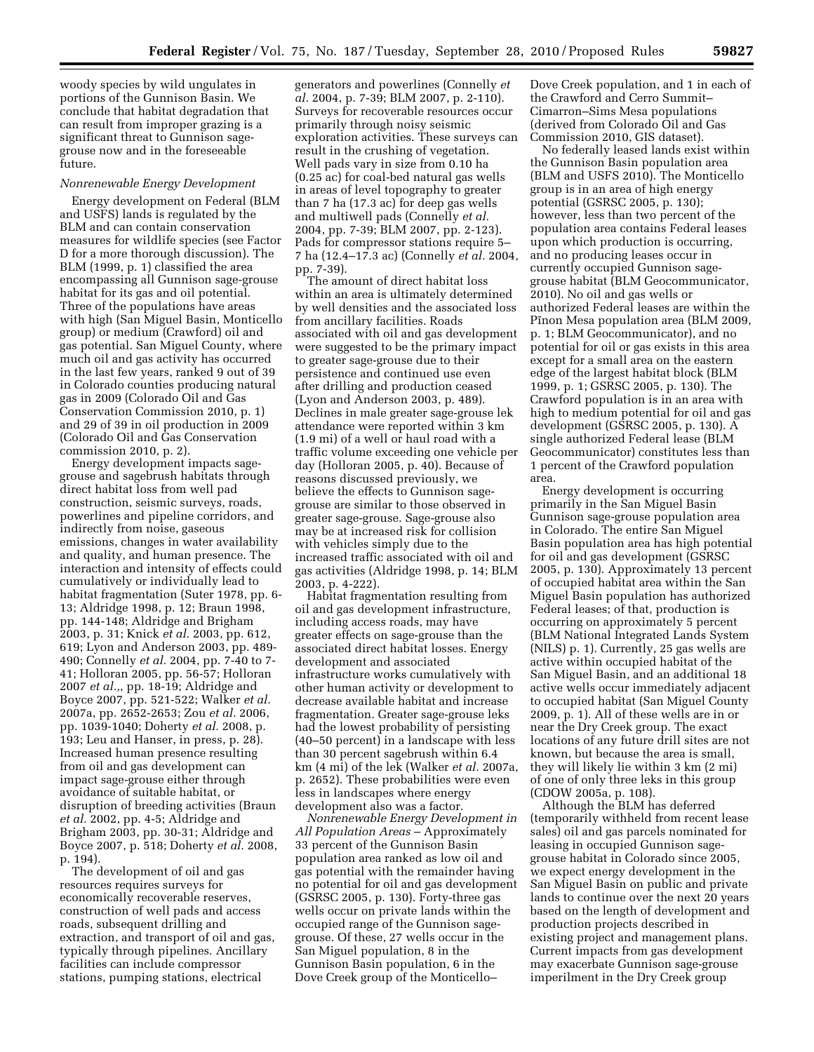woody species by wild ungulates in portions of the Gunnison Basin. We conclude that habitat degradation that can result from improper grazing is a significant threat to Gunnison sage-grouse now and in the foreseeable future.

*Nonrenewable Energy Development*

Energy development on Federal (BLM and USFS) lands is regulated by the BLM and can contain conservation measures for wildlife species (see Factor D for a more thorough discussion). The BLM (1999, p. 1) classified the area encompassing all Gunnison sage-grouse habitat for its gas and oil potential. Three of the populations have areas with high (San Miguel Basin, Monticello group) or medium (Crawford) oil and gas potential. San Miguel County, where much oil and gas activity has occurred in the last few years, ranked 9 out of 39 in Colorado counties producing natural gas in 2009 (Colorado Oil and Gas Conservation Commission 2010, p. 1) and 29 of 39 in oil production in 2009 (Colorado Oil and Gas Conservation commission 2010, p. 2).

Energy development impacts sage-grouse and sagebrush habitats through direct habitat loss from well pad construction, seismic surveys, roads, powerlines and pipeline corridors, and indirectly from noise, gaseous emissions, changes in water availability and quality, and human presence. The interaction and intensity of effects could cumulatively or individually lead to habitat fragmentation (Suter 1978, pp. 6-13; Aldridge 1998, p. 12; Braun 1998, pp. 144-148; Aldridge and Brigham 2003, p. 31; Knick *et al.* 2003, pp. 612, 619; Lyon and Anderson 2003, pp. 489-490; Connelly *et al.* 2004, pp. 7-40 to 7-41; Holloran 2005, pp. 56-57; Holloran 2007 *et al.*,, pp. 18-19; Aldridge and Boyce 2007, pp. 521-522; Walker *et al.* 2007a, pp. 2652-2653; Zou *et al.* 2006, pp. 1039-1040; Doherty *et al.* 2008, p. 193; Leu and Hanser, in press, p. 28). Increased human presence resulting from oil and gas development can impact sage-grouse either through avoidance of suitable habitat, or disruption of breeding activities (Braun *et al.* 2002, pp. 4-5; Aldridge and Brigham 2003, pp. 30-31; Aldridge and Boyce 2007, p. 518; Doherty *et al.* 2008, p. 194).

The development of oil and gas resources requires surveys for economically recoverable reserves, construction of well pads and access roads, subsequent drilling and extraction, and transport of oil and gas, typically through pipelines. Ancillary facilities can include compressor stations, pumping stations, electrical generators and powerlines (Connelly *et al.* 2004, p. 7-39; BLM 2007, p. 2-110). Surveys for recoverable resources occur primarily through noisy seismic exploration activities. These surveys can result in the crushing of vegetation. Well pads vary in size from 0.10 ha (0.25 ac) for coal-bed natural gas wells in areas of level topography to greater than 7 ha (17.3 ac) for deep gas wells and multiwell pads (Connelly *et al.* 2004, pp. 7-39; BLM 2007, pp. 2-123). Pads for compressor stations require 5–7 ha (12.4–17.3 ac) (Connelly *et al.* 2004, pp. 7-39).

The amount of direct habitat loss within an area is ultimately determined by well densities and the associated loss from ancillary facilities. Roads associated with oil and gas development were suggested to be the primary impact to greater sage-grouse due to their persistence and continued use even after drilling and production ceased (Lyon and Anderson 2003, p. 489). Declines in male greater sage-grouse lek attendance were reported within 3 km (1.9 mi) of a well or haul road with a traffic volume exceeding one vehicle per day (Holloran 2005, p. 40). Because of reasons discussed previously, we believe the effects to Gunnison sage-grouse are similar to those observed in greater sage-grouse. Sage-grouse also may be at increased risk for collision with vehicles simply due to the increased traffic associated with oil and gas activities (Aldridge 1998, p. 14; BLM 2003, p. 4-222).

Habitat fragmentation resulting from oil and gas development infrastructure, including access roads, may have greater effects on sage-grouse than the associated direct habitat losses. Energy development and associated infrastructure works cumulatively with other human activity or development to decrease available habitat and increase fragmentation. Greater sage-grouse leks had the lowest probability of persisting (40–50 percent) in a landscape with less than 30 percent sagebrush within 6.4 km (4 mi) of the lek (Walker *et al.* 2007a, p. 2652). These probabilities were even less in landscapes where energy development also was a factor.

*Nonrenewable Energy Development in All Population Areas* – Approximately 33 percent of the Gunnison Basin population area ranked as low oil and gas potential with the remainder having no potential for oil and gas development (GSRSC 2005, p. 130). Forty-three gas wells occur on private lands within the occupied range of the Gunnison sage-grouse. Of these, 27 wells occur in the San Miguel population, 8 in the Gunnison Basin population, 6 in the Dove Creek group of the Monticello–Dove Creek population, and 1 in each of the Crawford and Cerro Summit–Cimarron–Sims Mesa populations (derived from Colorado Oil and Gas Commission 2010, GIS dataset).

No federally leased lands exist within the Gunnison Basin population area (BLM and USFS 2010). The Monticello group is in an area of high energy potential (GSRSC 2005, p. 130); however, less than two percent of the population area contains Federal leases upon which production is occurring, and no producing leases occur in currently occupied Gunnison sage-grouse habitat (BLM Geocommunicator, 2010). No oil and gas wells or authorized Federal leases are within the Pīnon Mesa population area (BLM 2009, p. 1; BLM Geocommunicator), and no potential for oil or gas exists in this area except for a small area on the eastern edge of the largest habitat block (BLM 1999, p. 1; GSRSC 2005, p. 130). The Crawford population is in an area with high to medium potential for oil and gas development (GSRSC 2005, p. 130). A single authorized Federal lease (BLM Geocommunicator) constitutes less than 1 percent of the Crawford population area.

Energy development is occurring primarily in the San Miguel Basin Gunnison sage-grouse population area in Colorado. The entire San Miguel Basin population area has high potential for oil and gas development (GSRSC 2005, p. 130). Approximately 13 percent of occupied habitat area within the San Miguel Basin population has authorized Federal leases; of that, production is occurring on approximately 5 percent (BLM National Integrated Lands System (NILS) p. 1). Currently, 25 gas wells are active within occupied habitat of the San Miguel Basin, and an additional 18 active wells occur immediately adjacent to occupied habitat (San Miguel County 2009, p. 1). All of these wells are in or near the Dry Creek group. The exact locations of any future drill sites are not known, but because the area is small, they will likely lie within 3 km (2 mi) of one of only three leks in this group (CDOW 2005a, p. 108).

Although the BLM has deferred (temporarily withheld from recent lease sales) oil and gas parcels nominated for leasing in occupied Gunnison sage-grouse habitat in Colorado since 2005, we expect energy development in the San Miguel Basin on public and private lands to continue over the next 20 years based on the length of development and production projects described in existing project and management plans. Current impacts from gas development may exacerbate Gunnison sage-grouse imperilment in the Dry Creek group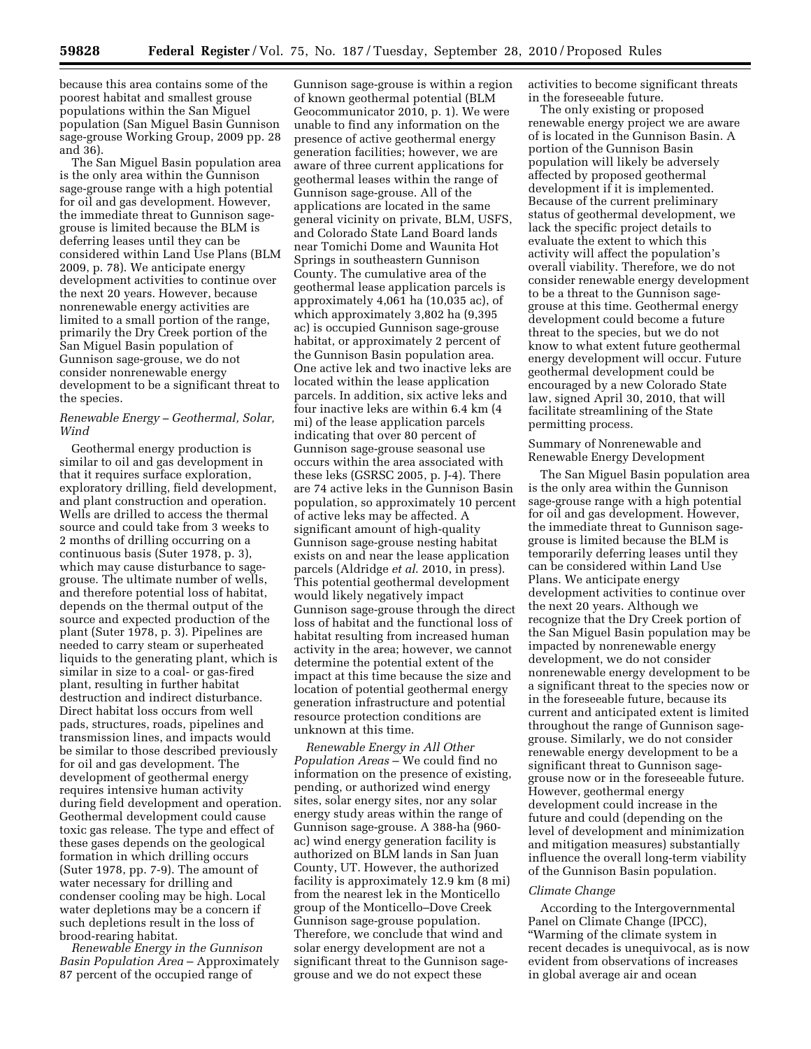because this area contains some of the poorest habitat and smallest grouse populations within the San Miguel population (San Miguel Basin Gunnison sage-grouse Working Group, 2009 pp. 28 and 36).

The San Miguel Basin population area is the only area within the Gunnison sage-grouse range with a high potential for oil and gas development. However, the immediate threat to Gunnison sage-grouse is limited because the BLM is deferring leases until they can be considered within Land Use Plans (BLM 2009, p. 78). We anticipate energy development activities to continue over the next 20 years. However, because nonrenewable energy activities are limited to a small portion of the range, primarily the Dry Creek portion of the San Miguel Basin population of Gunnison sage-grouse, we do not consider nonrenewable energy development to be a significant threat to the species.

*Renewable Energy – Geothermal, Solar, Wind*

Geothermal energy production is similar to oil and gas development in that it requires surface exploration, exploratory drilling, field development, and plant construction and operation. Wells are drilled to access the thermal source and could take from 3 weeks to 2 months of drilling occurring on a continuous basis (Suter 1978, p. 3), which may cause disturbance to sage-grouse. The ultimate number of wells, and therefore potential loss of habitat, depends on the thermal output of the source and expected production of the plant (Suter 1978, p. 3). Pipelines are needed to carry steam or superheated liquids to the generating plant, which is similar in size to a coal- or gas-fired plant, resulting in further habitat destruction and indirect disturbance. Direct habitat loss occurs from well pads, structures, roads, pipelines and transmission lines, and impacts would be similar to those described previously for oil and gas development. The development of geothermal energy requires intensive human activity during field development and operation. Geothermal development could cause toxic gas release. The type and effect of these gases depends on the geological formation in which drilling occurs (Suter 1978, pp. 7-9). The amount of water necessary for drilling and condenser cooling may be high. Local water depletions may be a concern if such depletions result in the loss of brood-rearing habitat.

*Renewable Energy in the Gunnison Basin Population Area* – Approximately 87 percent of the occupied range of Gunnison sage-grouse is within a region of known geothermal potential (BLM Geocommunicator 2010, p. 1). We were unable to find any information on the presence of active geothermal energy generation facilities; however, we are aware of three current applications for geothermal leases within the range of Gunnison sage-grouse. All of the applications are located in the same general vicinity on private, BLM, USFS, and Colorado State Land Board lands near Tomichi Dome and Waunita Hot Springs in southeastern Gunnison County. The cumulative area of the geothermal lease application parcels is approximately 4,061 ha (10,035 ac), of which approximately 3,802 ha (9,395 ac) is occupied Gunnison sage-grouse habitat, or approximately 2 percent of the Gunnison Basin population area. One active lek and two inactive leks are located within the lease application parcels. In addition, six active leks and four inactive leks are within 6.4 km (4 mi) of the lease application parcels indicating that over 80 percent of Gunnison sage-grouse seasonal use occurs within the area associated with these leks (GSRSC 2005, p. J-4). There are 74 active leks in the Gunnison Basin population, so approximately 10 percent of active leks may be affected. A significant amount of high-quality Gunnison sage-grouse nesting habitat exists on and near the lease application parcels (Aldridge *et al*. 2010, in press). This potential geothermal development would likely negatively impact Gunnison sage-grouse through the direct loss of habitat and the functional loss of habitat resulting from increased human activity in the area; however, we cannot determine the potential extent of the impact at this time because the size and location of potential geothermal energy generation infrastructure and potential resource protection conditions are unknown at this time.

*Renewable Energy in All Other Population Areas* – We could find no information on the presence of existing, pending, or authorized wind energy sites, solar energy sites, nor any solar energy study areas within the range of Gunnison sage-grouse. A 388-ha (960-ac) wind energy generation facility is authorized on BLM lands in San Juan County, UT. However, the authorized facility is approximately 12.9 km (8 mi) from the nearest lek in the Monticello group of the Monticello–Dove Creek Gunnison sage-grouse population. Therefore, we conclude that wind and solar energy development are not a significant threat to the Gunnison sage-grouse and we do not expect these activities to become significant threats in the foreseeable future.

The only existing or proposed renewable energy project we are aware of is located in the Gunnison Basin. A portion of the Gunnison Basin population will likely be adversely affected by proposed geothermal development if it is implemented. Because of the current preliminary status of geothermal development, we lack the specific project details to evaluate the extent to which this activity will affect the population's overall viability. Therefore, we do not consider renewable energy development to be a threat to the Gunnison sage-grouse at this time. Geothermal energy development could become a future threat to the species, but we do not know to what extent future geothermal energy development will occur. Future geothermal development could be encouraged by a new Colorado State law, signed April 30, 2010, that will facilitate streamlining of the State permitting process.

Summary of Nonrenewable and Renewable Energy Development

The San Miguel Basin population area is the only area within the Gunnison sage-grouse range with a high potential for oil and gas development. However, the immediate threat to Gunnison sage-grouse is limited because the BLM is temporarily deferring leases until they can be considered within Land Use Plans. We anticipate energy development activities to continue over the next 20 years. Although we recognize that the Dry Creek portion of the San Miguel Basin population may be impacted by nonrenewable energy development, we do not consider nonrenewable energy development to be a significant threat to the species now or in the foreseeable future, because its current and anticipated extent is limited throughout the range of Gunnison sage-grouse. Similarly, we do not consider renewable energy development to be a significant threat to Gunnison sage-grouse now or in the foreseeable future. However, geothermal energy development could increase in the future and could (depending on the level of development and minimization and mitigation measures) substantially influence the overall long-term viability of the Gunnison Basin population.

*Climate Change*

According to the Intergovernmental Panel on Climate Change (IPCC), "Warming of the climate system in recent decades is unequivocal, as is now evident from observations of increases in global average air and ocean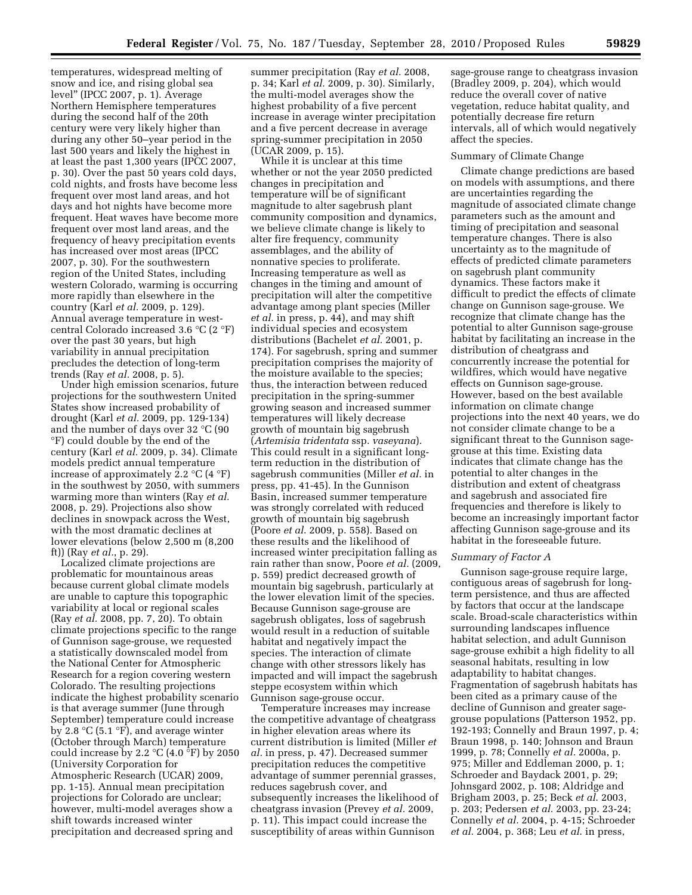temperatures, widespread melting of snow and ice, and rising global sea level" (IPCC 2007, p. 1). Average Northern Hemisphere temperatures during the second half of the 20th century were very likely higher than during any other 50–year period in the last 500 years and likely the highest in at least the past 1,300 years (IPCC 2007, p. 30). Over the past 50 years cold days, cold nights, and frosts have become less frequent over most land areas, and hot days and hot nights have become more frequent. Heat waves have become more frequent over most land areas, and the frequency of heavy precipitation events has increased over most areas (IPCC 2007, p. 30). For the southwestern region of the United States, including western Colorado, warming is occurring more rapidly than elsewhere in the country (Karl *et al.* 2009, p. 129). Annual average temperature in west-central Colorado increased 3.6 °C (2 °F) over the past 30 years, but high variability in annual precipitation precludes the detection of long-term trends (Ray *et al.* 2008, p. 5).

Under high emission scenarios, future projections for the southwestern United States show increased probability of drought (Karl *et al.* 2009, pp. 129-134) and the number of days over 32 °C (90 °F) could double by the end of the century (Karl *et al.* 2009, p. 34). Climate models predict annual temperature increase of approximately 2.2 °C (4 °F) in the southwest by 2050, with summers warming more than winters (Ray *et al.* 2008, p. 29). Projections also show declines in snowpack across the West, with the most dramatic declines at lower elevations (below 2,500 m (8,200 ft)) (Ray *et al*., p. 29).

Localized climate projections are problematic for mountainous areas because current global climate models are unable to capture this topographic variability at local or regional scales (Ray *et al.* 2008, pp. 7, 20). To obtain climate projections specific to the range of Gunnison sage-grouse, we requested a statistically downscaled model from the National Center for Atmospheric Research for a region covering western Colorado. The resulting projections indicate the highest probability scenario is that average summer (June through September) temperature could increase by 2.8 °C (5.1 °F), and average winter (October through March) temperature could increase by 2.2 °C (4.0 °F) by 2050 (University Corporation for Atmospheric Research (UCAR) 2009, pp. 1-15). Annual mean precipitation projections for Colorado are unclear; however, multi-model averages show a shift towards increased winter precipitation and decreased spring and summer precipitation (Ray *et al.* 2008, p. 34; Karl *et al.* 2009, p. 30). Similarly, the multi-model averages show the highest probability of a five percent increase in average winter precipitation and a five percent decrease in average spring-summer precipitation in 2050 (UCAR 2009, p. 15).

While it is unclear at this time whether or not the year 2050 predicted changes in precipitation and temperature will be of significant magnitude to alter sagebrush plant community composition and dynamics, we believe climate change is likely to alter fire frequency, community assemblages, and the ability of nonnative species to proliferate. Increasing temperature as well as changes in the timing and amount of precipitation will alter the competitive advantage among plant species (Miller *et al.* in press, p. 44), and may shift individual species and ecosystem distributions (Bachelet *et al.* 2001, p. 174). For sagebrush, spring and summer precipitation comprises the majority of the moisture available to the species; thus, the interaction between reduced precipitation in the spring-summer growing season and increased summer temperatures will likely decrease growth of mountain big sagebrush (*Artemisia tridentata* ssp. *vaseyana*). This could result in a significant long-term reduction in the distribution of sagebrush communities (Miller *et al.* in press, pp. 41-45). In the Gunnison Basin, increased summer temperature was strongly correlated with reduced growth of mountain big sagebrush (Poore *et al.* 2009, p. 558). Based on these results and the likelihood of increased winter precipitation falling as rain rather than snow, Poore *et al.* (2009, p. 559) predict decreased growth of mountain big sagebrush, particularly at the lower elevation limit of the species. Because Gunnison sage-grouse are sagebrush obligates, loss of sagebrush would result in a reduction of suitable habitat and negatively impact the species. The interaction of climate change with other stressors likely has impacted and will impact the sagebrush steppe ecosystem within which Gunnison sage-grouse occur.

Temperature increases may increase the competitive advantage of cheatgrass in higher elevation areas where its current distribution is limited (Miller *et al.* in press, p. 47). Decreased summer precipitation reduces the competitive advantage of summer perennial grasses, reduces sagebrush cover, and subsequently increases the likelihood of cheatgrass invasion (Prevey *et al.* 2009, p. 11). This impact could increase the susceptibility of areas within Gunnison sage-grouse range to cheatgrass invasion (Bradley 2009, p. 204), which would reduce the overall cover of native vegetation, reduce habitat quality, and potentially decrease fire return intervals, all of which would negatively affect the species.

Summary of Climate Change

Climate change predictions are based on models with assumptions, and there are uncertainties regarding the magnitude of associated climate change parameters such as the amount and timing of precipitation and seasonal temperature changes. There is also uncertainty as to the magnitude of effects of predicted climate parameters on sagebrush plant community dynamics. These factors make it difficult to predict the effects of climate change on Gunnison sage-grouse. We recognize that climate change has the potential to alter Gunnison sage-grouse habitat by facilitating an increase in the distribution of cheatgrass and concurrently increase the potential for wildfires, which would have negative effects on Gunnison sage-grouse. However, based on the best available information on climate change projections into the next 40 years, we do not consider climate change to be a significant threat to the Gunnison sage-grouse at this time. Existing data indicates that climate change has the potential to alter changes in the distribution and extent of cheatgrass and sagebrush and associated fire frequencies and therefore is likely to become an increasingly important factor affecting Gunnison sage-grouse and its habitat in the foreseeable future.

*Summary of Factor A*

Gunnison sage-grouse require large, contiguous areas of sagebrush for long-term persistence, and thus are affected by factors that occur at the landscape scale. Broad-scale characteristics within surrounding landscapes influence habitat selection, and adult Gunnison sage-grouse exhibit a high fidelity to all seasonal habitats, resulting in low adaptability to habitat changes. Fragmentation of sagebrush habitats has been cited as a primary cause of the decline of Gunnison and greater sage-grouse populations (Patterson 1952, pp. 192-193; Connelly and Braun 1997, p. 4; Braun 1998, p. 140; Johnson and Braun 1999, p. 78; Connelly *et al.* 2000a, p. 975; Miller and Eddleman 2000, p. 1; Schroeder and Baydack 2001, p. 29; Johnsgard 2002, p. 108; Aldridge and Brigham 2003, p. 25; Beck *et al.* 2003, p. 203; Pedersen *et al.* 2003, pp. 23-24; Connelly *et al.* 2004, p. 4-15; Schroeder *et al.* 2004, p. 368; Leu *et al.* in press,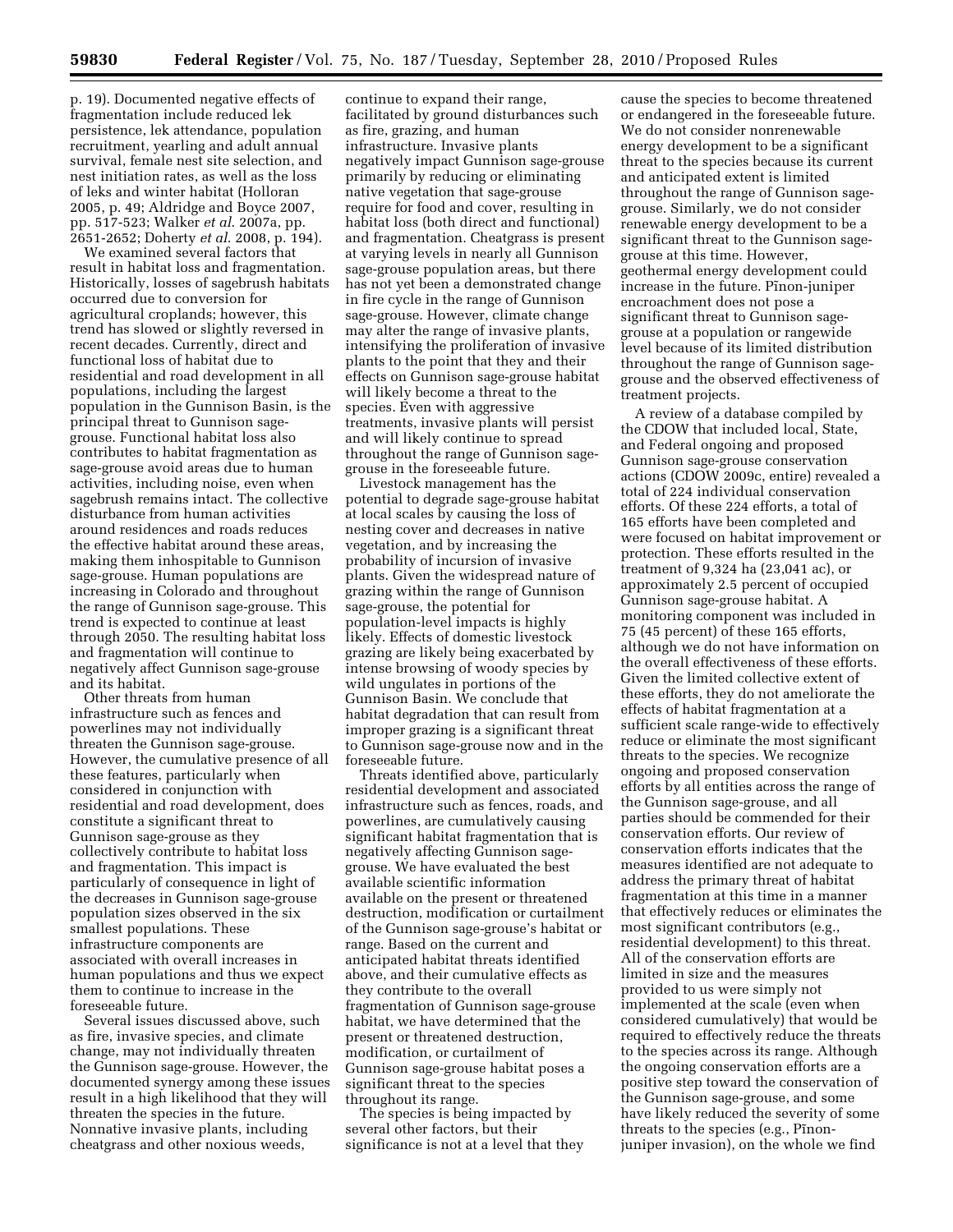p. 19). Documented negative effects of fragmentation include reduced lek persistence, lek attendance, population recruitment, yearling and adult annual survival, female nest site selection, and nest initiation rates, as well as the loss of leks and winter habitat (Holloran 2005, p. 49; Aldridge and Boyce 2007, pp. 517-523; Walker *et al.* 2007a, pp. 2651-2652; Doherty *et al.* 2008, p. 194).

We examined several factors that result in habitat loss and fragmentation. Historically, losses of sagebrush habitats occurred due to conversion for agricultural croplands; however, this trend has slowed or slightly reversed in recent decades. Currently, direct and functional loss of habitat due to residential and road development in all populations, including the largest population in the Gunnison Basin, is the principal threat to Gunnison sage-grouse. Functional habitat loss also contributes to habitat fragmentation as sage-grouse avoid areas due to human activities, including noise, even when sagebrush remains intact. The collective disturbance from human activities around residences and roads reduces the effective habitat around these areas, making them inhospitable to Gunnison sage-grouse. Human populations are increasing in Colorado and throughout the range of Gunnison sage-grouse. This trend is expected to continue at least through 2050. The resulting habitat loss and fragmentation will continue to negatively affect Gunnison sage-grouse and its habitat.

Other threats from human infrastructure such as fences and powerlines may not individually threaten the Gunnison sage-grouse. However, the cumulative presence of all these features, particularly when considered in conjunction with residential and road development, does constitute a significant threat to Gunnison sage-grouse as they collectively contribute to habitat loss and fragmentation. This impact is particularly of consequence in light of the decreases in Gunnison sage-grouse population sizes observed in the six smallest populations. These infrastructure components are associated with overall increases in human populations and thus we expect them to continue to increase in the foreseeable future.

Several issues discussed above, such as fire, invasive species, and climate change, may not individually threaten the Gunnison sage-grouse. However, the documented synergy among these issues result in a high likelihood that they will threaten the species in the future. Nonnative invasive plants, including cheatgrass and other noxious weeds, continue to expand their range, facilitated by ground disturbances such as fire, grazing, and human infrastructure. Invasive plants negatively impact Gunnison sage-grouse primarily by reducing or eliminating native vegetation that sage-grouse require for food and cover, resulting in habitat loss (both direct and functional) and fragmentation. Cheatgrass is present at varying levels in nearly all Gunnison sage-grouse population areas, but there has not yet been a demonstrated change in fire cycle in the range of Gunnison sage-grouse. However, climate change may alter the range of invasive plants, intensifying the proliferation of invasive plants to the point that they and their effects on Gunnison sage-grouse habitat will likely become a threat to the species. Even with aggressive treatments, invasive plants will persist and will likely continue to spread throughout the range of Gunnison sage-grouse in the foreseeable future.

Livestock management has the potential to degrade sage-grouse habitat at local scales by causing the loss of nesting cover and decreases in native vegetation, and by increasing the probability of incursion of invasive plants. Given the widespread nature of grazing within the range of Gunnison sage-grouse, the potential for population-level impacts is highly likely. Effects of domestic livestock grazing are likely being exacerbated by intense browsing of woody species by wild ungulates in portions of the Gunnison Basin. We conclude that habitat degradation that can result from improper grazing is a significant threat to Gunnison sage-grouse now and in the foreseeable future.

Threats identified above, particularly residential development and associated infrastructure such as fences, roads, and powerlines, are cumulatively causing significant habitat fragmentation that is negatively affecting Gunnison sage-grouse. We have evaluated the best available scientific information available on the present or threatened destruction, modification or curtailment of the Gunnison sage-grouse's habitat or range. Based on the current and anticipated habitat threats identified above, and their cumulative effects as they contribute to the overall fragmentation of Gunnison sage-grouse habitat, we have determined that the present or threatened destruction, modification, or curtailment of Gunnison sage-grouse habitat poses a significant threat to the species throughout its range.

The species is being impacted by several other factors, but their significance is not at a level that they cause the species to become threatened or endangered in the foreseeable future. We do not consider nonrenewable energy development to be a significant threat to the species because its current and anticipated extent is limited throughout the range of Gunnison sage-grouse. Similarly, we do not consider renewable energy development to be a significant threat to the Gunnison sage-grouse at this time. However, geothermal energy development could increase in the future. Pin̄on-juniper encroachment does not pose a significant threat to Gunnison sage-grouse at a population or rangewide level because of its limited distribution throughout the range of Gunnison sage-grouse and the observed effectiveness of treatment projects.

A review of a database compiled by the CDOW that included local, State, and Federal ongoing and proposed Gunnison sage-grouse conservation actions (CDOW 2009c, entire) revealed a total of 224 individual conservation efforts. Of these 224 efforts, a total of 165 efforts have been completed and were focused on habitat improvement or protection. These efforts resulted in the treatment of 9,324 ha (23,041 ac), or approximately 2.5 percent of occupied Gunnison sage-grouse habitat. A monitoring component was included in 75 (45 percent) of these 165 efforts, although we do not have information on the overall effectiveness of these efforts. Given the limited collective extent of these efforts, they do not ameliorate the effects of habitat fragmentation at a sufficient scale range-wide to effectively reduce or eliminate the most significant threats to the species. We recognize ongoing and proposed conservation efforts by all entities across the range of the Gunnison sage-grouse, and all parties should be commended for their conservation efforts. Our review of conservation efforts indicates that the measures identified are not adequate to address the primary threat of habitat fragmentation at this time in a manner that effectively reduces or eliminates the most significant contributors (e.g., residential development) to this threat. All of the conservation efforts are limited in size and the measures provided to us were simply not implemented at the scale (even when considered cumulatively) that would be required to effectively reduce the threats to the species across its range. Although the ongoing conservation efforts are a positive step toward the conservation of the Gunnison sage-grouse, and some have likely reduced the severity of some threats to the species (e.g., Pin̄on-juniper invasion), on the whole we find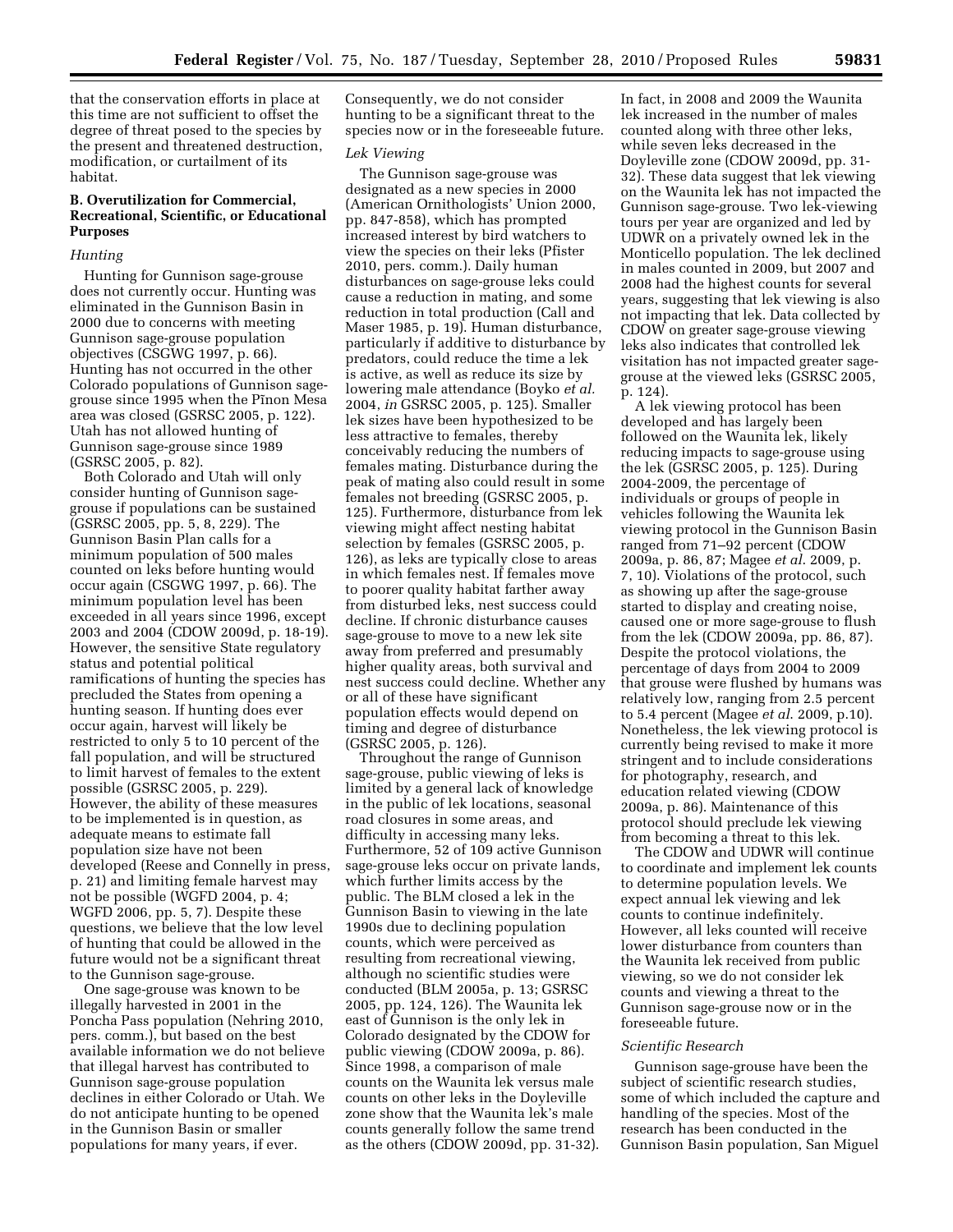that the conservation efforts in place at this time are not sufficient to offset the degree of threat posed to the species by the present and threatened destruction, modification, or curtailment of its habitat.

### B. Overutilization for Commercial, Recreational, Scientific, or Educational Purposes

#### *Hunting*

Hunting for Gunnison sage-grouse does not currently occur. Hunting was eliminated in the Gunnison Basin in 2000 due to concerns with meeting Gunnison sage-grouse population objectives (CSGWG 1997, p. 66). Hunting has not occurred in the other Colorado populations of Gunnison sage-grouse since 1995 when the Piñon Mesa area was closed (GSRSC 2005, p. 122). Utah has not allowed hunting of Gunnison sage-grouse since 1989 (GSRSC 2005, p. 82).

Both Colorado and Utah will only consider hunting of Gunnison sage-grouse if populations can be sustained (GSRSC 2005, pp. 5, 8, 229). The Gunnison Basin Plan calls for a minimum population of 500 males counted on leks before hunting would occur again (CSGWG 1997, p. 66). The minimum population level has been exceeded in all years since 1996, except 2003 and 2004 (CDOW 2009d, p. 18-19). However, the sensitive State regulatory status and potential political ramifications of hunting the species has precluded the States from opening a hunting season. If hunting does ever occur again, harvest will likely be restricted to only 5 to 10 percent of the fall population, and will be structured to limit harvest of females to the extent possible (GSRSC 2005, p. 229). However, the ability of these measures to be implemented is in question, as adequate means to estimate fall population size have not been developed (Reese and Connelly in press, p. 21) and limiting female harvest may not be possible (WGFD 2004, p. 4; WGFD 2006, pp. 5, 7). Despite these questions, we believe that the low level of hunting that could be allowed in the future would not be a significant threat to the Gunnison sage-grouse.

One sage-grouse was known to be illegally harvested in 2001 in the Poncha Pass population (Nehring 2010, pers. comm.), but based on the best available information we do not believe that illegal harvest has contributed to Gunnison sage-grouse population declines in either Colorado or Utah. We do not anticipate hunting to be opened in the Gunnison Basin or smaller populations for many years, if ever. Consequently, we do not consider hunting to be a significant threat to the species now or in the foreseeable future.

#### *Lek Viewing*

The Gunnison sage-grouse was designated as a new species in 2000 (American Ornithologists' Union 2000, pp. 847-858), which has prompted increased interest by bird watchers to view the species on their leks (Pfister 2010, pers. comm.). Daily human disturbances on sage-grouse leks could cause a reduction in mating, and some reduction in total production (Call and Maser 1985, p. 19). Human disturbance, particularly if additive to disturbance by predators, could reduce the time a lek is active, as well as reduce its size by lowering male attendance (Boyko *et al.* 2004, *in* GSRSC 2005, p. 125). Smaller lek sizes have been hypothesized to be less attractive to females, thereby conceivably reducing the numbers of females mating. Disturbance during the peak of mating also could result in some females not breeding (GSRSC 2005, p. 125). Furthermore, disturbance from lek viewing might affect nesting habitat selection by females (GSRSC 2005, p. 126), as leks are typically close to areas in which females nest. If females move to poorer quality habitat farther away from disturbed leks, nest success could decline. If chronic disturbance causes sage-grouse to move to a new lek site away from preferred and presumably higher quality areas, both survival and nest success could decline. Whether any or all of these have significant population effects would depend on timing and degree of disturbance (GSRSC 2005, p. 126).

Throughout the range of Gunnison sage-grouse, public viewing of leks is limited by a general lack of knowledge in the public of lek locations, seasonal road closures in some areas, and difficulty in accessing many leks. Furthermore, 52 of 109 active Gunnison sage-grouse leks occur on private lands, which further limits access by the public. The BLM closed a lek in the Gunnison Basin to viewing in the late 1990s due to declining population counts, which were perceived as resulting from recreational viewing, although no scientific studies were conducted (BLM 2005a, p. 13; GSRSC 2005, pp. 124, 126). The Waunita lek east of Gunnison is the only lek in Colorado designated by the CDOW for public viewing (CDOW 2009a, p. 86). Since 1998, a comparison of male counts on the Waunita lek versus male counts on other leks in the Doyleville zone show that the Waunita lek's male counts generally follow the same trend as the others (CDOW 2009d, pp. 31-32). In fact, in 2008 and 2009 the Waunita lek increased in the number of males counted along with three other leks, while seven leks decreased in the Doyleville zone (CDOW 2009d, pp. 31-32). These data suggest that lek viewing on the Waunita lek has not impacted the Gunnison sage-grouse. Two lek-viewing tours per year are organized and led by UDWR on a privately owned lek in the Monticello population. The lek declined in males counted in 2009, but 2007 and 2008 had the highest counts for several years, suggesting that lek viewing is also not impacting that lek. Data collected by CDOW on greater sage-grouse viewing leks also indicates that controlled lek visitation has not impacted greater sage-grouse at the viewed leks (GSRSC 2005, p. 124).

A lek viewing protocol has been developed and has largely been followed on the Waunita lek, likely reducing impacts to sage-grouse using the lek (GSRSC 2005, p. 125). During 2004-2009, the percentage of individuals or groups of people in vehicles following the Waunita lek viewing protocol in the Gunnison Basin ranged from 71–92 percent (CDOW 2009a, p. 86, 87; Magee *et al.* 2009, p. 7, 10). Violations of the protocol, such as showing up after the sage-grouse started to display and creating noise, caused one or more sage-grouse to flush from the lek (CDOW 2009a, pp. 86, 87). Despite the protocol violations, the percentage of days from 2004 to 2009 that grouse were flushed by humans was relatively low, ranging from 2.5 percent to 5.4 percent (Magee *et al.* 2009, p.10). Nonetheless, the lek viewing protocol is currently being revised to make it more stringent and to include considerations for photography, research, and education related viewing (CDOW 2009a, p. 86). Maintenance of this protocol should preclude lek viewing from becoming a threat to this lek.

The CDOW and UDWR will continue to coordinate and implement lek counts to determine population levels. We expect annual lek viewing and lek counts to continue indefinitely. However, all leks counted will receive lower disturbance from counters than the Waunita lek received from public viewing, so we do not consider lek counts and viewing a threat to the Gunnison sage-grouse now or in the foreseeable future.

#### *Scientific Research*

Gunnison sage-grouse have been the subject of scientific research studies, some of which included the capture and handling of the species. Most of the research has been conducted in the Gunnison Basin population, San Miguel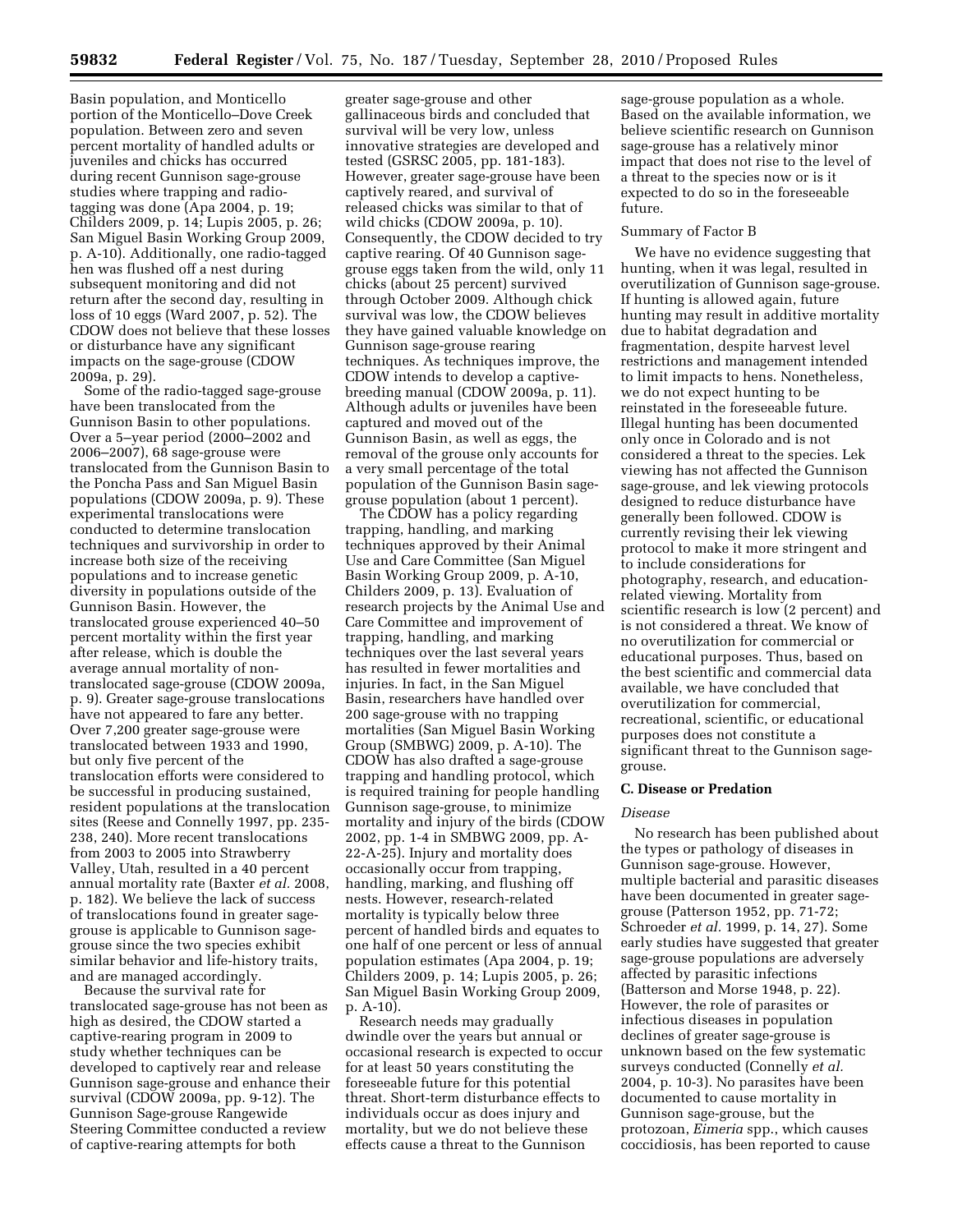Basin population, and Monticello portion of the Monticello–Dove Creek population. Between zero and seven percent mortality of handled adults or juveniles and chicks has occurred during recent Gunnison sage-grouse studies where trapping and radio-tagging was done (Apa 2004, p. 19; Childers 2009, p. 14; Lupis 2005, p. 26; San Miguel Basin Working Group 2009, p. A-10). Additionally, one radio-tagged hen was flushed off a nest during subsequent monitoring and did not return after the second day, resulting in loss of 10 eggs (Ward 2007, p. 52). The CDOW does not believe that these losses or disturbance have any significant impacts on the sage-grouse (CDOW 2009a, p. 29).

Some of the radio-tagged sage-grouse have been translocated from the Gunnison Basin to other populations. Over a 5–year period (2000–2002 and 2006–2007), 68 sage-grouse were translocated from the Gunnison Basin to the Poncha Pass and San Miguel Basin populations (CDOW 2009a, p. 9). These experimental translocations were conducted to determine translocation techniques and survivorship in order to increase both size of the receiving populations and to increase genetic diversity in populations outside of the Gunnison Basin. However, the translocated grouse experienced 40–50 percent mortality within the first year after release, which is double the average annual mortality of non-translocated sage-grouse (CDOW 2009a, p. 9). Greater sage-grouse translocations have not appeared to fare any better. Over 7,200 greater sage-grouse were translocated between 1933 and 1990, but only five percent of the translocation efforts were considered to be successful in producing sustained, resident populations at the translocation sites (Reese and Connelly 1997, pp. 235-238, 240). More recent translocations from 2003 to 2005 into Strawberry Valley, Utah, resulted in a 40 percent annual mortality rate (Baxter *et al.* 2008, p. 182). We believe the lack of success of translocations found in greater sage-grouse is applicable to Gunnison sage-grouse since the two species exhibit similar behavior and life-history traits, and are managed accordingly.

Because the survival rate for translocated sage-grouse has not been as high as desired, the CDOW started a captive-rearing program in 2009 to study whether techniques can be developed to captively rear and release Gunnison sage-grouse and enhance their survival (CDOW 2009a, pp. 9-12). The Gunnison Sage-grouse Rangewide Steering Committee conducted a review of captive-rearing attempts for both greater sage-grouse and other gallinaceous birds and concluded that survival will be very low, unless innovative strategies are developed and tested (GSRSC 2005, pp. 181-183). However, greater sage-grouse have been captively reared, and survival of released chicks was similar to that of wild chicks (CDOW 2009a, p. 10). Consequently, the CDOW decided to try captive rearing. Of 40 Gunnison sage-grouse eggs taken from the wild, only 11 chicks (about 25 percent) survived through October 2009. Although chick survival was low, the CDOW believes they have gained valuable knowledge on Gunnison sage-grouse rearing techniques. As techniques improve, the CDOW intends to develop a captive-breeding manual (CDOW 2009a, p. 11). Although adults or juveniles have been captured and moved out of the Gunnison Basin, as well as eggs, the removal of the grouse only accounts for a very small percentage of the total population of the Gunnison Basin sage-grouse population (about 1 percent).

The CDOW has a policy regarding trapping, handling, and marking techniques approved by their Animal Use and Care Committee (San Miguel Basin Working Group 2009, p. A-10, Childers 2009, p. 13). Evaluation of research projects by the Animal Use and Care Committee and improvement of trapping, handling, and marking techniques over the last several years has resulted in fewer mortalities and injuries. In fact, in the San Miguel Basin, researchers have handled over 200 sage-grouse with no trapping mortalities (San Miguel Basin Working Group (SMBWG) 2009, p. A-10). The CDOW has also drafted a sage-grouse trapping and handling protocol, which is required training for people handling Gunnison sage-grouse, to minimize mortality and injury of the birds (CDOW 2002, pp. 1-4 in SMBWG 2009, pp. A-22-A-25). Injury and mortality does occasionally occur from trapping, handling, marking, and flushing off nests. However, research-related mortality is typically below three percent of handled birds and equates to one half of one percent or less of annual population estimates (Apa 2004, p. 19; Childers 2009, p. 14; Lupis 2005, p. 26; San Miguel Basin Working Group 2009, p. A-10).

Research needs may gradually dwindle over the years but annual or occasional research is expected to occur for at least 50 years constituting the foreseeable future for this potential threat. Short-term disturbance effects to individuals occur as does injury and mortality, but we do not believe these effects cause a threat to the Gunnison sage-grouse population as a whole. Based on the available information, we believe scientific research on Gunnison sage-grouse has a relatively minor impact that does not rise to the level of a threat to the species now or is it expected to do so in the foreseeable future.

Summary of Factor B

We have no evidence suggesting that hunting, when it was legal, resulted in overutilization of Gunnison sage-grouse. If hunting is allowed again, future hunting may result in additive mortality due to habitat degradation and fragmentation, despite harvest level restrictions and management intended to limit impacts to hens. Nonetheless, we do not expect hunting to be reinstated in the foreseeable future. Illegal hunting has been documented only once in Colorado and is not considered a threat to the species. Lek viewing has not affected the Gunnison sage-grouse, and lek viewing protocols designed to reduce disturbance have generally been followed. CDOW is currently revising their lek viewing protocol to make it more stringent and to include considerations for photography, research, and education-related viewing. Mortality from scientific research is low (2 percent) and is not considered a threat. We know of no overutilization for commercial or educational purposes. Thus, based on the best scientific and commercial data available, we have concluded that overutilization for commercial, recreational, scientific, or educational purposes does not constitute a significant threat to the Gunnison sage-grouse.

**C. Disease or Predation**

*Disease*

No research has been published about the types or pathology of diseases in Gunnison sage-grouse. However, multiple bacterial and parasitic diseases have been documented in greater sage-grouse (Patterson 1952, pp. 71-72; Schroeder *et al.* 1999, p. 14, 27). Some early studies have suggested that greater sage-grouse populations are adversely affected by parasitic infections (Batterson and Morse 1948, p. 22). However, the role of parasites or infectious diseases in population declines of greater sage-grouse is unknown based on the few systematic surveys conducted (Connelly *et al.* 2004, p. 10-3). No parasites have been documented to cause mortality in Gunnison sage-grouse, but the protozoan, *Eimeria* spp., which causes coccidiosis, has been reported to cause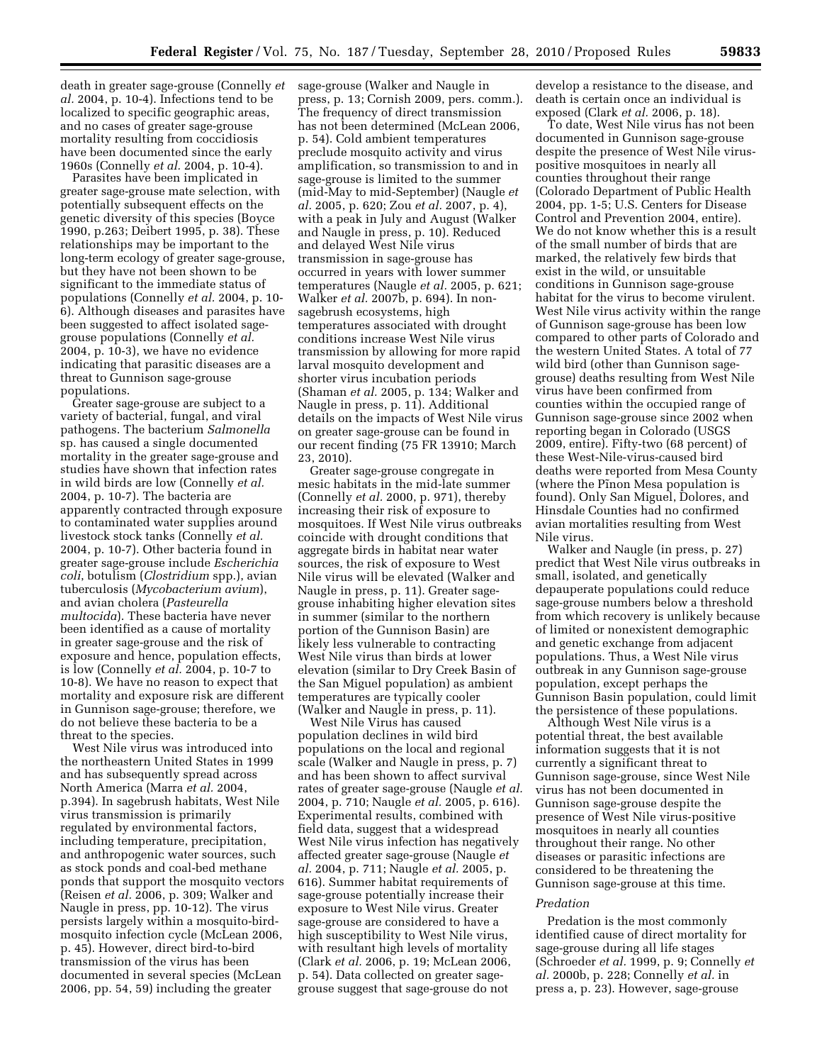death in greater sage-grouse (Connelly *et al.* 2004, p. 10-4). Infections tend to be localized to specific geographic areas, and no cases of greater sage-grouse mortality resulting from coccidiosis have been documented since the early 1960s (Connelly *et al.* 2004, p. 10-4).

Parasites have been implicated in greater sage-grouse mate selection, with potentially subsequent effects on the genetic diversity of this species (Boyce 1990, p.263; Deibert 1995, p. 38). These relationships may be important to the long-term ecology of greater sage-grouse, but they have not been shown to be significant to the immediate status of populations (Connelly *et al.* 2004, p. 10-6). Although diseases and parasites have been suggested to affect isolated sage-grouse populations (Connelly *et al.* 2004, p. 10-3), we have no evidence indicating that parasitic diseases are a threat to Gunnison sage-grouse populations.

Greater sage-grouse are subject to a variety of bacterial, fungal, and viral pathogens. The bacterium *Salmonella* sp. has caused a single documented mortality in the greater sage-grouse and studies have shown that infection rates in wild birds are low (Connelly *et al.* 2004, p. 10-7). The bacteria are apparently contracted through exposure to contaminated water supplies around livestock stock tanks (Connelly *et al.* 2004, p. 10-7). Other bacteria found in greater sage-grouse include *Escherichia coli*, botulism (*Clostridium* spp.), avian tuberculosis (*Mycobacterium avium*), and avian cholera (*Pasteurella multocida*). These bacteria have never been identified as a cause of mortality in greater sage-grouse and the risk of exposure and hence, population effects, is low (Connelly *et al.* 2004, p. 10-7 to 10-8). We have no reason to expect that mortality and exposure risk are different in Gunnison sage-grouse; therefore, we do not believe these bacteria to be a threat to the species.

West Nile virus was introduced into the northeastern United States in 1999 and has subsequently spread across North America (Marra *et al.* 2004, p.394). In sagebrush habitats, West Nile virus transmission is primarily regulated by environmental factors, including temperature, precipitation, and anthropogenic water sources, such as stock ponds and coal-bed methane ponds that support the mosquito vectors (Reisen *et al.* 2006, p. 309; Walker and Naugle in press, pp. 10-12). The virus persists largely within a mosquito-bird-mosquito infection cycle (McLean 2006, p. 45). However, direct bird-to-bird transmission of the virus has been documented in several species (McLean 2006, pp. 54, 59) including the greater sage-grouse (Walker and Naugle in press, p. 13; Cornish 2009, pers. comm.). The frequency of direct transmission has not been determined (McLean 2006, p. 54). Cold ambient temperatures preclude mosquito activity and virus amplification, so transmission to and in sage-grouse is limited to the summer (mid-May to mid-September) (Naugle *et al.* 2005, p. 620; Zou *et al.* 2007, p. 4), with a peak in July and August (Walker and Naugle in press, p. 10). Reduced and delayed West Nile virus transmission in sage-grouse has occurred in years with lower summer temperatures (Naugle *et al.* 2005, p. 621; Walker *et al.* 2007b, p. 694). In non-sagebrush ecosystems, high temperatures associated with drought conditions increase West Nile virus transmission by allowing for more rapid larval mosquito development and shorter virus incubation periods (Shaman *et al.* 2005, p. 134; Walker and Naugle in press, p. 11). Additional details on the impacts of West Nile virus on greater sage-grouse can be found in our recent finding (75 FR 13910; March 23, 2010).

Greater sage-grouse congregate in mesic habitats in the mid-late summer (Connelly *et al.* 2000, p. 971), thereby increasing their risk of exposure to mosquitoes. If West Nile virus outbreaks coincide with drought conditions that aggregate birds in habitat near water sources, the risk of exposure to West Nile virus will be elevated (Walker and Naugle in press, p. 11). Greater sage-grouse inhabiting higher elevation sites in summer (similar to the northern portion of the Gunnison Basin) are likely less vulnerable to contracting West Nile virus than birds at lower elevation (similar to Dry Creek Basin of the San Miguel population) as ambient temperatures are typically cooler (Walker and Naugle in press, p. 11).

West Nile Virus has caused population declines in wild bird populations on the local and regional scale (Walker and Naugle in press, p. 7) and has been shown to affect survival rates of greater sage-grouse (Naugle *et al.* 2004, p. 710; Naugle *et al.* 2005, p. 616). Experimental results, combined with field data, suggest that a widespread West Nile virus infection has negatively affected greater sage-grouse (Naugle *et al.* 2004, p. 711; Naugle *et al.* 2005, p. 616). Summer habitat requirements of sage-grouse potentially increase their exposure to West Nile virus. Greater sage-grouse are considered to have a high susceptibility to West Nile virus, with resultant high levels of mortality (Clark *et al.* 2006, p. 19; McLean 2006, p. 54). Data collected on greater sage-grouse suggest that sage-grouse do not develop a resistance to the disease, and death is certain once an individual is exposed (Clark *et al.* 2006, p. 18).

To date, West Nile virus has not been documented in Gunnison sage-grouse despite the presence of West Nile virus-positive mosquitoes in nearly all counties throughout their range (Colorado Department of Public Health 2004, pp. 1-5; U.S. Centers for Disease Control and Prevention 2004, entire). We do not know whether this is a result of the small number of birds that are marked, the relatively few birds that exist in the wild, or unsuitable conditions in Gunnison sage-grouse habitat for the virus to become virulent. West Nile virus activity within the range of Gunnison sage-grouse has been low compared to other parts of Colorado and the western United States. A total of 77 wild bird (other than Gunnison sage-grouse) deaths resulting from West Nile virus have been confirmed from counties within the occupied range of Gunnison sage-grouse since 2002 when reporting began in Colorado (USGS 2009, entire). Fifty-two (68 percent) of these West-Nile-virus-caused bird deaths were reported from Mesa County (where the Piñon Mesa population is found). Only San Miguel, Dolores, and Hinsdale Counties had no confirmed avian mortalities resulting from West Nile virus.

Walker and Naugle (in press, p. 27) predict that West Nile virus outbreaks in small, isolated, and genetically depauperate populations could reduce sage-grouse numbers below a threshold from which recovery is unlikely because of limited or nonexistent demographic and genetic exchange from adjacent populations. Thus, a West Nile virus outbreak in any Gunnison sage-grouse population, except perhaps the Gunnison Basin population, could limit the persistence of these populations.

Although West Nile virus is a potential threat, the best available information suggests that it is not currently a significant threat to Gunnison sage-grouse, since West Nile virus has not been documented in Gunnison sage-grouse despite the presence of West Nile virus-positive mosquitoes in nearly all counties throughout their range. No other diseases or parasitic infections are considered to be threatening the Gunnison sage-grouse at this time.

*Predation*

Predation is the most commonly identified cause of direct mortality for sage-grouse during all life stages (Schroeder *et al.* 1999, p. 9; Connelly *et al.* 2000b, p. 228; Connelly *et al.* in press a, p. 23). However, sage-grouse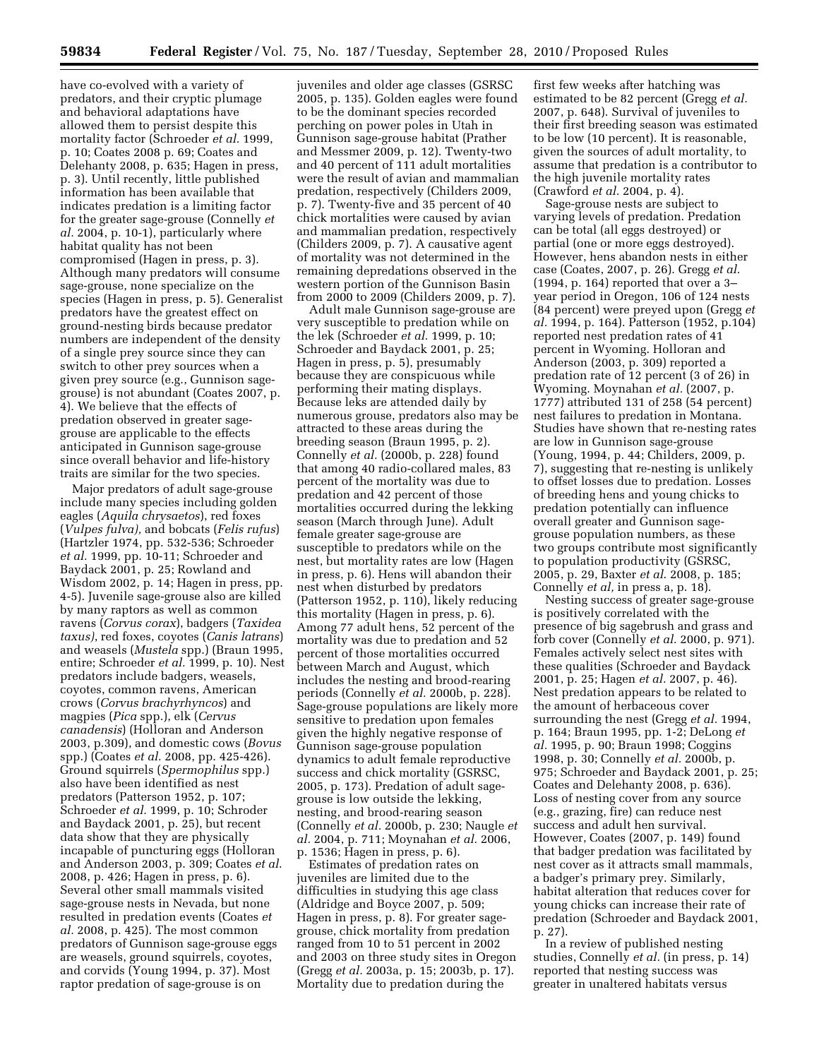have co-evolved with a variety of predators, and their cryptic plumage and behavioral adaptations have allowed them to persist despite this mortality factor (Schroeder *et al.* 1999, p. 10; Coates 2008 p. 69; Coates and Delehanty 2008, p. 635; Hagen in press, p. 3). Until recently, little published information has been available that indicates predation is a limiting factor for the greater sage-grouse (Connelly *et al.* 2004, p. 10-1), particularly where habitat quality has not been compromised (Hagen in press, p. 3). Although many predators will consume sage-grouse, none specialize on the species (Hagen in press, p. 5). Generalist predators have the greatest effect on ground-nesting birds because predator numbers are independent of the density of a single prey source since they can switch to other prey sources when a given prey source (e.g., Gunnison sage-grouse) is not abundant (Coates 2007, p. 4). We believe that the effects of predation observed in greater sage-grouse are applicable to the effects anticipated in Gunnison sage-grouse since overall behavior and life-history traits are similar for the two species.

Major predators of adult sage-grouse include many species including golden eagles (*Aquila chrysaetos*), red foxes (*Vulpes fulva),* and bobcats (*Felis rufus*) (Hartzler 1974, pp. 532-536; Schroeder *et al.* 1999, pp. 10-11; Schroeder and Baydack 2001, p. 25; Rowland and Wisdom 2002, p. 14; Hagen in press, pp. 4-5). Juvenile sage-grouse also are killed by many raptors as well as common ravens (*Corvus corax*), badgers (*Taxidea taxus)*, red foxes, coyotes (*Canis latrans*) and weasels (*Mustela* spp.) (Braun 1995, entire; Schroeder *et al.* 1999, p. 10). Nest predators include badgers, weasels, coyotes, common ravens, American crows (*Corvus brachyrhyncos*) and magpies (*Pica* spp.), elk (*Cervus canadensis*) (Holloran and Anderson 2003, p.309), and domestic cows (*Bovus* spp.) (Coates *et al.* 2008, pp. 425-426). Ground squirrels (*Spermophilus* spp.) also have been identified as nest predators (Patterson 1952, p. 107; Schroeder *et al.* 1999, p. 10; Schroder and Baydack 2001, p. 25), but recent data show that they are physically incapable of puncturing eggs (Holloran and Anderson 2003, p. 309; Coates *et al.* 2008, p. 426; Hagen in press, p. 6). Several other small mammals visited sage-grouse nests in Nevada, but none resulted in predation events (Coates *et al.* 2008, p. 425). The most common predators of Gunnison sage-grouse eggs are weasels, ground squirrels, coyotes, and corvids (Young 1994, p. 37). Most raptor predation of sage-grouse is on juveniles and older age classes (GSRSC 2005, p. 135). Golden eagles were found to be the dominant species recorded perching on power poles in Utah in Gunnison sage-grouse habitat (Prather and Messmer 2009, p. 12). Twenty-two and 40 percent of 111 adult mortalities were the result of avian and mammalian predation, respectively (Childers 2009, p. 7). Twenty-five and 35 percent of 40 chick mortalities were caused by avian and mammalian predation, respectively (Childers 2009, p. 7). A causative agent of mortality was not determined in the remaining depredations observed in the western portion of the Gunnison Basin from 2000 to 2009 (Childers 2009, p. 7).

Adult male Gunnison sage-grouse are very susceptible to predation while on the lek (Schroeder *et al.* 1999, p. 10; Schroeder and Baydack 2001, p. 25; Hagen in press, p. 5), presumably because they are conspicuous while performing their mating displays. Because leks are attended daily by numerous grouse, predators also may be attracted to these areas during the breeding season (Braun 1995, p. 2). Connelly *et al.* (2000b, p. 228) found that among 40 radio-collared males, 83 percent of the mortality was due to predation and 42 percent of those mortalities occurred during the lekking season (March through June). Adult female greater sage-grouse are susceptible to predators while on the nest, but mortality rates are low (Hagen in press, p. 6). Hens will abandon their nest when disturbed by predators (Patterson 1952, p. 110), likely reducing this mortality (Hagen in press, p. 6). Among 77 adult hens, 52 percent of the mortality was due to predation and 52 percent of those mortalities occurred between March and August, which includes the nesting and brood-rearing periods (Connelly *et al.* 2000b, p. 228). Sage-grouse populations are likely more sensitive to predation upon females given the highly negative response of Gunnison sage-grouse population dynamics to adult female reproductive success and chick mortality (GSRSC, 2005, p. 173). Predation of adult sage-grouse is low outside the lekking, nesting, and brood-rearing season (Connelly *et al.* 2000b, p. 230; Naugle *et al.* 2004, p. 711; Moynahan *et al.* 2006, p. 1536; Hagen in press, p. 6).

Estimates of predation rates on juveniles are limited due to the difficulties in studying this age class (Aldridge and Boyce 2007, p. 509; Hagen in press, p. 8). For greater sage-grouse, chick mortality from predation ranged from 10 to 51 percent in 2002 and 2003 on three study sites in Oregon (Gregg *et al.* 2003a, p. 15; 2003b, p. 17). Mortality due to predation during the first few weeks after hatching was estimated to be 82 percent (Gregg *et al.* 2007, p. 648). Survival of juveniles to their first breeding season was estimated to be low (10 percent). It is reasonable, given the sources of adult mortality, to assume that predation is a contributor to the high juvenile mortality rates (Crawford *et al.* 2004, p. 4).

Sage-grouse nests are subject to varying levels of predation. Predation can be total (all eggs destroyed) or partial (one or more eggs destroyed). However, hens abandon nests in either case (Coates, 2007, p. 26). Gregg *et al.* (1994, p. 164) reported that over a 3–year period in Oregon, 106 of 124 nests (84 percent) were preyed upon (Gregg *et al.* 1994, p. 164). Patterson (1952, p.104) reported nest predation rates of 41 percent in Wyoming. Holloran and Anderson (2003, p. 309) reported a predation rate of 12 percent (3 of 26) in Wyoming. Moynahan *et al.* (2007, p. 1777) attributed 131 of 258 (54 percent) nest failures to predation in Montana. Studies have shown that re-nesting rates are low in Gunnison sage-grouse (Young, 1994, p. 44; Childers, 2009, p. 7), suggesting that re-nesting is unlikely to offset losses due to predation. Losses of breeding hens and young chicks to predation potentially can influence overall greater and Gunnison sage-grouse population numbers, as these two groups contribute most significantly to population productivity (GSRSC, 2005, p. 29, Baxter *et al.* 2008, p. 185; Connelly *et al,* in press a, p. 18).

Nesting success of greater sage-grouse is positively correlated with the presence of big sagebrush and grass and forb cover (Connelly *et al.* 2000, p. 971). Females actively select nest sites with these qualities (Schroeder and Baydack 2001, p. 25; Hagen *et al.* 2007, p. 46). Nest predation appears to be related to the amount of herbaceous cover surrounding the nest (Gregg *et al.* 1994, p. 164; Braun 1995, pp. 1-2; DeLong *et al.* 1995, p. 90; Braun 1998; Coggins 1998, p. 30; Connelly *et al.* 2000b, p. 975; Schroeder and Baydack 2001, p. 25; Coates and Delehanty 2008, p. 636). Loss of nesting cover from any source (e.g., grazing, fire) can reduce nest success and adult hen survival. However, Coates (2007, p. 149) found that badger predation was facilitated by nest cover as it attracts small mammals, a badger's primary prey. Similarly, habitat alteration that reduces cover for young chicks can increase their rate of predation (Schroeder and Baydack 2001, p. 27).

In a review of published nesting studies, Connelly *et al.* (in press, p. 14) reported that nesting success was greater in unaltered habitats versus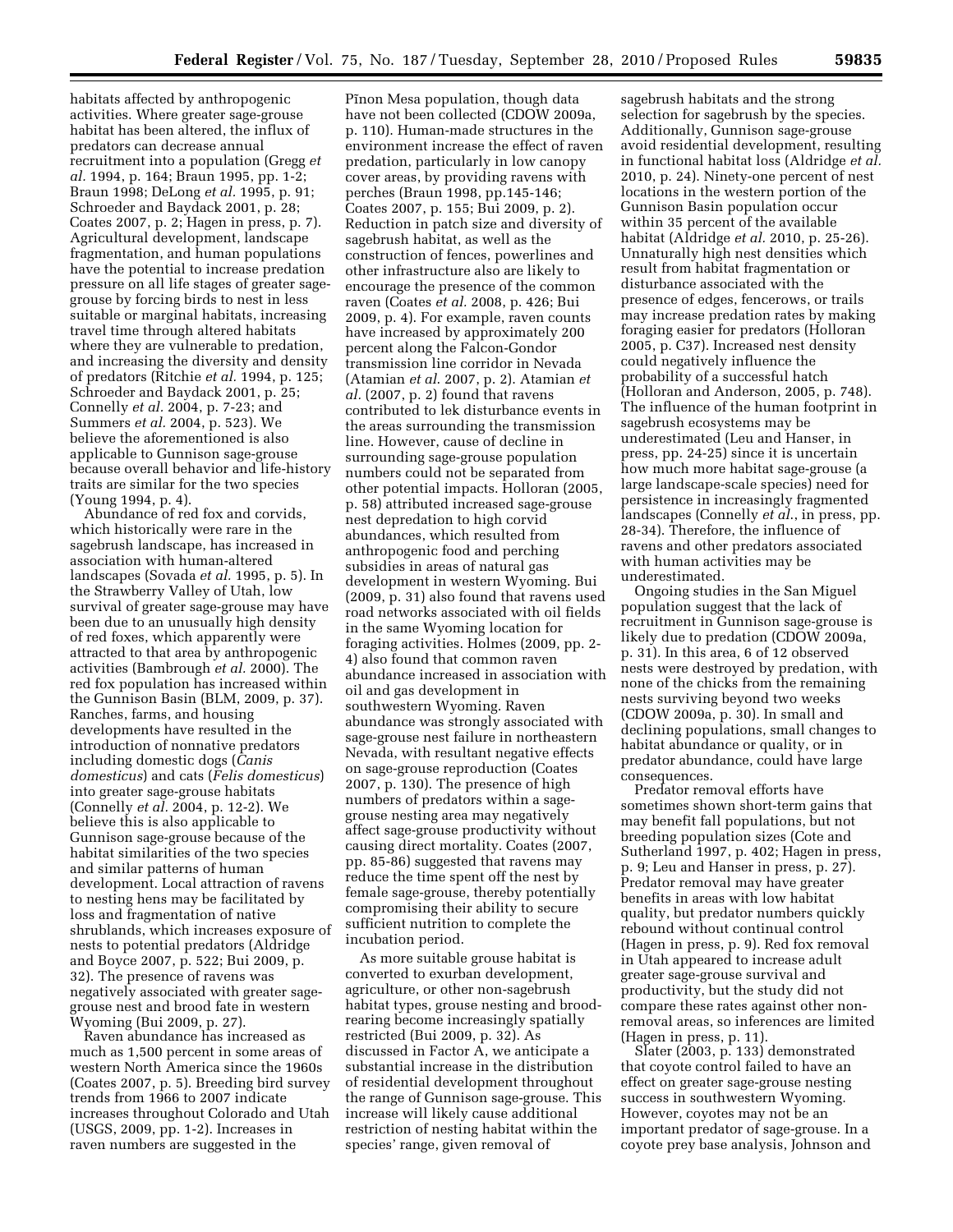habitats affected by anthropogenic activities. Where greater sage-grouse habitat has been altered, the influx of predators can decrease annual recruitment into a population (Gregg *et al.* 1994, p. 164; Braun 1995, pp. 1-2; Braun 1998; DeLong *et al.* 1995, p. 91; Schroeder and Baydack 2001, p. 28; Coates 2007, p. 2; Hagen in press, p. 7). Agricultural development, landscape fragmentation, and human populations have the potential to increase predation pressure on all life stages of greater sage-grouse by forcing birds to nest in less suitable or marginal habitats, increasing travel time through altered habitats where they are vulnerable to predation, and increasing the diversity and density of predators (Ritchie *et al.* 1994, p. 125; Schroeder and Baydack 2001, p. 25; Connelly *et al.* 2004, p. 7-23; and Summers *et al.* 2004, p. 523). We believe the aforementioned is also applicable to Gunnison sage-grouse because overall behavior and life-history traits are similar for the two species (Young 1994, p. 4).

Abundance of red fox and corvids, which historically were rare in the sagebrush landscape, has increased in association with human-altered landscapes (Sovada *et al.* 1995, p. 5). In the Strawberry Valley of Utah, low survival of greater sage-grouse may have been due to an unusually high density of red foxes, which apparently were attracted to that area by anthropogenic activities (Bambrough *et al.* 2000). The red fox population has increased within the Gunnison Basin (BLM, 2009, p. 37). Ranches, farms, and housing developments have resulted in the introduction of nonnative predators including domestic dogs (*Canis domesticus*) and cats (*Felis domesticus*) into greater sage-grouse habitats (Connelly *et al.* 2004, p. 12-2). We believe this is also applicable to Gunnison sage-grouse because of the habitat similarities of the two species and similar patterns of human development. Local attraction of ravens to nesting hens may be facilitated by loss and fragmentation of native shrublands, which increases exposure of nests to potential predators (Aldridge and Boyce 2007, p. 522; Bui 2009, p. 32). The presence of ravens was negatively associated with greater sage-grouse nest and brood fate in western Wyoming (Bui 2009, p. 27).

Raven abundance has increased as much as 1,500 percent in some areas of western North America since the 1960s (Coates 2007, p. 5). Breeding bird survey trends from 1966 to 2007 indicate increases throughout Colorado and Utah (USGS, 2009, pp. 1-2). Increases in raven numbers are suggested in the Pīnon Mesa population, though data have not been collected (CDOW 2009a, p. 110). Human-made structures in the environment increase the effect of raven predation, particularly in low canopy cover areas, by providing ravens with perches (Braun 1998, pp.145-146; Coates 2007, p. 155; Bui 2009, p. 2). Reduction in patch size and diversity of sagebrush habitat, as well as the construction of fences, powerlines and other infrastructure also are likely to encourage the presence of the common raven (Coates *et al.* 2008, p. 426; Bui 2009, p. 4). For example, raven counts have increased by approximately 200 percent along the Falcon-Gondor transmission line corridor in Nevada (Atamian *et al.* 2007, p. 2). Atamian *et al.* (2007, p. 2) found that ravens contributed to lek disturbance events in the areas surrounding the transmission line. However, cause of decline in surrounding sage-grouse population numbers could not be separated from other potential impacts. Holloran (2005, p. 58) attributed increased sage-grouse nest depredation to high corvid abundances, which resulted from anthropogenic food and perching subsidies in areas of natural gas development in western Wyoming. Bui (2009, p. 31) also found that ravens used road networks associated with oil fields in the same Wyoming location for foraging activities. Holmes (2009, pp. 2-4) also found that common raven abundance increased in association with oil and gas development in southwestern Wyoming. Raven abundance was strongly associated with sage-grouse nest failure in northeastern Nevada, with resultant negative effects on sage-grouse reproduction (Coates 2007, p. 130). The presence of high numbers of predators within a sage-grouse nesting area may negatively affect sage-grouse productivity without causing direct mortality. Coates (2007, pp. 85-86) suggested that ravens may reduce the time spent off the nest by female sage-grouse, thereby potentially compromising their ability to secure sufficient nutrition to complete the incubation period.

As more suitable grouse habitat is converted to exurban development, agriculture, or other non-sagebrush habitat types, grouse nesting and brood-rearing become increasingly spatially restricted (Bui 2009, p. 32). As discussed in Factor A, we anticipate a substantial increase in the distribution of residential development throughout the range of Gunnison sage-grouse. This increase will likely cause additional restriction of nesting habitat within the species' range, given removal of sagebrush habitats and the strong selection for sagebrush by the species. Additionally, Gunnison sage-grouse avoid residential development, resulting in functional habitat loss (Aldridge *et al.* 2010, p. 24). Ninety-one percent of nest locations in the western portion of the Gunnison Basin population occur within 35 percent of the available habitat (Aldridge *et al.* 2010, p. 25-26). Unnaturally high nest densities which result from habitat fragmentation or disturbance associated with the presence of edges, fencerows, or trails may increase predation rates by making foraging easier for predators (Holloran 2005, p. C37). Increased nest density could negatively influence the probability of a successful hatch (Holloran and Anderson, 2005, p. 748). The influence of the human footprint in sagebrush ecosystems may be underestimated (Leu and Hanser, in press, pp. 24-25) since it is uncertain how much more habitat sage-grouse (a large landscape-scale species) need for persistence in increasingly fragmented landscapes (Connelly *et al.*, in press, pp. 28-34). Therefore, the influence of ravens and other predators associated with human activities may be underestimated.

Ongoing studies in the San Miguel population suggest that the lack of recruitment in Gunnison sage-grouse is likely due to predation (CDOW 2009a, p. 31). In this area, 6 of 12 observed nests were destroyed by predation, with none of the chicks from the remaining nests surviving beyond two weeks (CDOW 2009a, p. 30). In small and declining populations, small changes to habitat abundance or quality, or in predator abundance, could have large consequences.

Predator removal efforts have sometimes shown short-term gains that may benefit fall populations, but not breeding population sizes (Cote and Sutherland 1997, p. 402; Hagen in press, p. 9; Leu and Hanser in press, p. 27). Predator removal may have greater benefits in areas with low habitat quality, but predator numbers quickly rebound without continual control (Hagen in press, p. 9). Red fox removal in Utah appeared to increase adult greater sage-grouse survival and productivity, but the study did not compare these rates against other non-removal areas, so inferences are limited (Hagen in press, p. 11).

Slater (2003, p. 133) demonstrated that coyote control failed to have an effect on greater sage-grouse nesting success in southwestern Wyoming. However, coyotes may not be an important predator of sage-grouse. In a coyote prey base analysis, Johnson and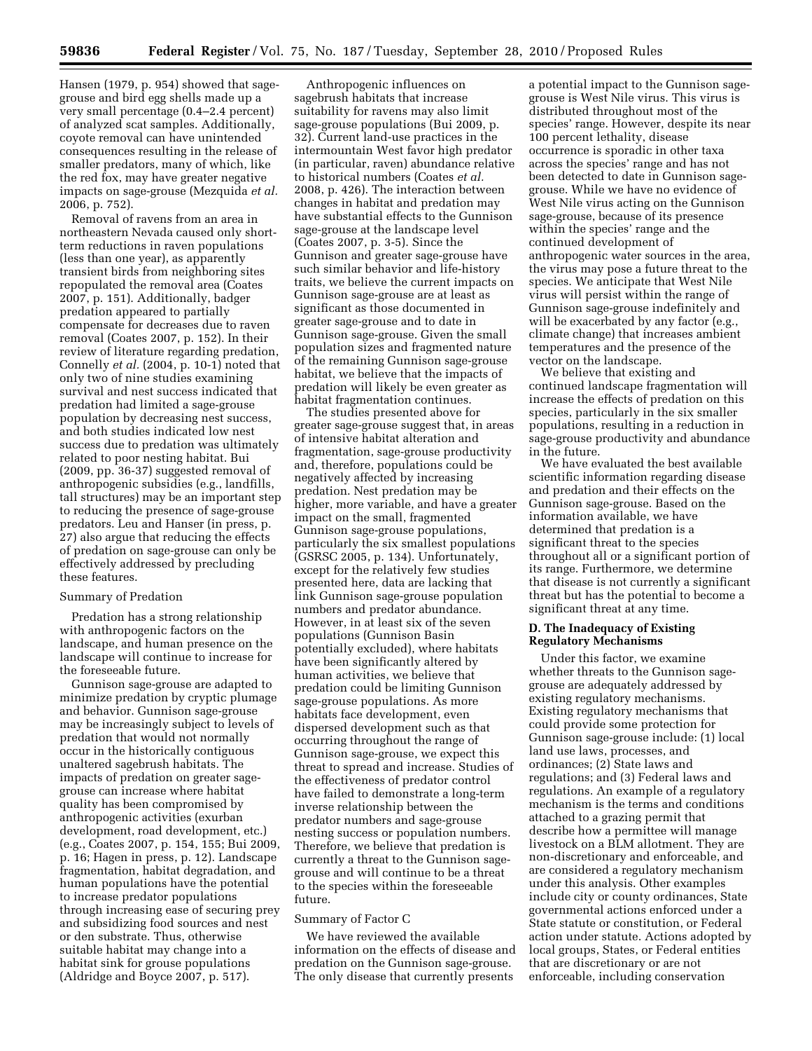Hansen (1979, p. 954) showed that sage-grouse and bird egg shells made up a very small percentage (0.4–2.4 percent) of analyzed scat samples. Additionally, coyote removal can have unintended consequences resulting in the release of smaller predators, many of which, like the red fox, may have greater negative impacts on sage-grouse (Mezquida *et al.* 2006, p. 752).

Removal of ravens from an area in northeastern Nevada caused only short-term reductions in raven populations (less than one year), as apparently transient birds from neighboring sites repopulated the removal area (Coates 2007, p. 151). Additionally, badger predation appeared to partially compensate for decreases due to raven removal (Coates 2007, p. 152). In their review of literature regarding predation, Connelly *et al.* (2004, p. 10-1) noted that only two of nine studies examining survival and nest success indicated that predation had limited a sage-grouse population by decreasing nest success, and both studies indicated low nest success due to predation was ultimately related to poor nesting habitat. Bui (2009, pp. 36-37) suggested removal of anthropogenic subsidies (e.g., landfills, tall structures) may be an important step to reducing the presence of sage-grouse predators. Leu and Hanser (in press, p. 27) also argue that reducing the effects of predation on sage-grouse can only be effectively addressed by precluding these features.

Summary of Predation

Predation has a strong relationship with anthropogenic factors on the landscape, and human presence on the landscape will continue to increase for the foreseeable future.

Gunnison sage-grouse are adapted to minimize predation by cryptic plumage and behavior. Gunnison sage-grouse may be increasingly subject to levels of predation that would not normally occur in the historically contiguous unaltered sagebrush habitats. The impacts of predation on greater sage-grouse can increase where habitat quality has been compromised by anthropogenic activities (exurban development, road development, etc.) (e.g., Coates 2007, p. 154, 155; Bui 2009, p. 16; Hagen in press, p. 12). Landscape fragmentation, habitat degradation, and human populations have the potential to increase predator populations through increasing ease of securing prey and subsidizing food sources and nest or den substrate. Thus, otherwise suitable habitat may change into a habitat sink for grouse populations (Aldridge and Boyce 2007, p. 517).

Anthropogenic influences on sagebrush habitats that increase suitability for ravens may also limit sage-grouse populations (Bui 2009, p. 32). Current land-use practices in the intermountain West favor high predator (in particular, raven) abundance relative to historical numbers (Coates *et al.* 2008, p. 426). The interaction between changes in habitat and predation may have substantial effects to the Gunnison sage-grouse at the landscape level (Coates 2007, p. 3-5). Since the Gunnison and greater sage-grouse have such similar behavior and life-history traits, we believe the current impacts on Gunnison sage-grouse are at least as significant as those documented in greater sage-grouse and to date in Gunnison sage-grouse. Given the small population sizes and fragmented nature of the remaining Gunnison sage-grouse habitat, we believe that the impacts of predation will likely be even greater as habitat fragmentation continues.

The studies presented above for greater sage-grouse suggest that, in areas of intensive habitat alteration and fragmentation, sage-grouse productivity and, therefore, populations could be negatively affected by increasing predation. Nest predation may be higher, more variable, and have a greater impact on the small, fragmented Gunnison sage-grouse populations, particularly the six smallest populations (GSRSC 2005, p. 134). Unfortunately, except for the relatively few studies presented here, data are lacking that link Gunnison sage-grouse population numbers and predator abundance. However, in at least six of the seven populations (Gunnison Basin potentially excluded), where habitats have been significantly altered by human activities, we believe that predation could be limiting Gunnison sage-grouse populations. As more habitats face development, even dispersed development such as that occurring throughout the range of Gunnison sage-grouse, we expect this threat to spread and increase. Studies of the effectiveness of predator control have failed to demonstrate a long-term inverse relationship between the predator numbers and sage-grouse nesting success or population numbers. Therefore, we believe that predation is currently a threat to the Gunnison sage-grouse and will continue to be a threat to the species within the foreseeable future.

Summary of Factor C

We have reviewed the available information on the effects of disease and predation on the Gunnison sage-grouse. The only disease that currently presents a potential impact to the Gunnison sage-grouse is West Nile virus. This virus is distributed throughout most of the species' range. However, despite its near 100 percent lethality, disease occurrence is sporadic in other taxa across the species' range and has not been detected to date in Gunnison sage-grouse. While we have no evidence of West Nile virus acting on the Gunnison sage-grouse, because of its presence within the species' range and the continued development of anthropogenic water sources in the area, the virus may pose a future threat to the species. We anticipate that West Nile virus will persist within the range of Gunnison sage-grouse indefinitely and will be exacerbated by any factor (e.g., climate change) that increases ambient temperatures and the presence of the vector on the landscape.

We believe that existing and continued landscape fragmentation will increase the effects of predation on this species, particularly in the six smaller populations, resulting in a reduction in sage-grouse productivity and abundance in the future.

We have evaluated the best available scientific information regarding disease and predation and their effects on the Gunnison sage-grouse. Based on the information available, we have determined that predation is a significant threat to the species throughout all or a significant portion of its range. Furthermore, we determine that disease is not currently a significant threat but has the potential to become a significant threat at any time.

**D. The Inadequacy of Existing Regulatory Mechanisms**

Under this factor, we examine whether threats to the Gunnison sage-grouse are adequately addressed by existing regulatory mechanisms. Existing regulatory mechanisms that could provide some protection for Gunnison sage-grouse include: (1) local land use laws, processes, and ordinances; (2) State laws and regulations; and (3) Federal laws and regulations. An example of a regulatory mechanism is the terms and conditions attached to a grazing permit that describe how a permittee will manage livestock on a BLM allotment. They are non-discretionary and enforceable, and are considered a regulatory mechanism under this analysis. Other examples include city or county ordinances, State governmental actions enforced under a State statute or constitution, or Federal action under statute. Actions adopted by local groups, States, or Federal entities that are discretionary or are not enforceable, including conservation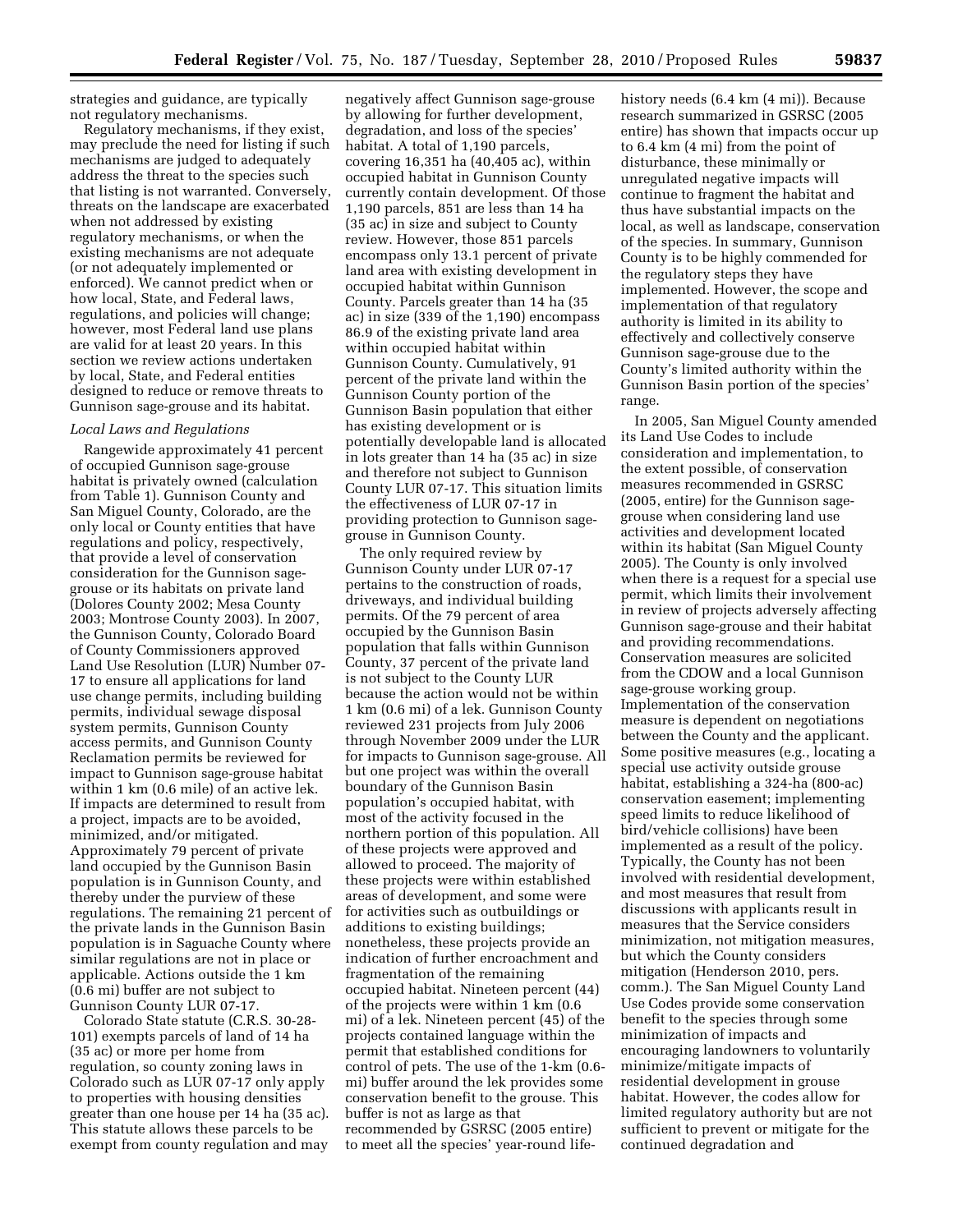strategies and guidance, are typically not regulatory mechanisms.

Regulatory mechanisms, if they exist, may preclude the need for listing if such mechanisms are judged to adequately address the threat to the species such that listing is not warranted. Conversely, threats on the landscape are exacerbated when not addressed by existing regulatory mechanisms, or when the existing mechanisms are not adequate (or not adequately implemented or enforced). We cannot predict when or how local, State, and Federal laws, regulations, and policies will change; however, most Federal land use plans are valid for at least 20 years. In this section we review actions undertaken by local, State, and Federal entities designed to reduce or remove threats to Gunnison sage-grouse and its habitat.

*Local Laws and Regulations*

Rangewide approximately 41 percent of occupied Gunnison sage-grouse habitat is privately owned (calculation from Table 1). Gunnison County and San Miguel County, Colorado, are the only local or County entities that have regulations and policy, respectively, that provide a level of conservation consideration for the Gunnison sage-grouse or its habitats on private land (Dolores County 2002; Mesa County 2003; Montrose County 2003). In 2007, the Gunnison County, Colorado Board of County Commissioners approved Land Use Resolution (LUR) Number 07-17 to ensure all applications for land use change permits, including building permits, individual sewage disposal system permits, Gunnison County access permits, and Gunnison County Reclamation permits be reviewed for impact to Gunnison sage-grouse habitat within 1 km (0.6 mile) of an active lek. If impacts are determined to result from a project, impacts are to be avoided, minimized, and/or mitigated. Approximately 79 percent of private land occupied by the Gunnison Basin population is in Gunnison County, and thereby under the purview of these regulations. The remaining 21 percent of the private lands in the Gunnison Basin population is in Saguache County where similar regulations are not in place or applicable. Actions outside the 1 km (0.6 mi) buffer are not subject to Gunnison County LUR 07-17.

Colorado State statute (C.R.S. 30-28-101) exempts parcels of land of 14 ha (35 ac) or more per home from regulation, so county zoning laws in Colorado such as LUR 07-17 only apply to properties with housing densities greater than one house per 14 ha (35 ac). This statute allows these parcels to be exempt from county regulation and may negatively affect Gunnison sage-grouse by allowing for further development, degradation, and loss of the species' habitat. A total of 1,190 parcels, covering 16,351 ha (40,405 ac), within occupied habitat in Gunnison County currently contain development. Of those 1,190 parcels, 851 are less than 14 ha (35 ac) in size and subject to County review. However, those 851 parcels encompass only 13.1 percent of private land area with existing development in occupied habitat within Gunnison County. Parcels greater than 14 ha (35 ac) in size (339 of the 1,190) encompass 86.9 of the existing private land area within occupied habitat within Gunnison County. Cumulatively, 91 percent of the private land within the Gunnison County portion of the Gunnison Basin population that either has existing development or is potentially developable land is allocated in lots greater than 14 ha (35 ac) in size and therefore not subject to Gunnison County LUR 07-17. This situation limits the effectiveness of LUR 07-17 in providing protection to Gunnison sage-grouse in Gunnison County.

The only required review by Gunnison County under LUR 07-17 pertains to the construction of roads, driveways, and individual building permits. Of the 79 percent of area occupied by the Gunnison Basin population that falls within Gunnison County, 37 percent of the private land is not subject to the County LUR because the action would not be within 1 km (0.6 mi) of a lek. Gunnison County reviewed 231 projects from July 2006 through November 2009 under the LUR for impacts to Gunnison sage-grouse. All but one project was within the overall boundary of the Gunnison Basin population's occupied habitat, with most of the activity focused in the northern portion of this population. All of these projects were approved and allowed to proceed. The majority of these projects were within established areas of development, and some were for activities such as outbuildings or additions to existing buildings; nonetheless, these projects provide an indication of further encroachment and fragmentation of the remaining occupied habitat. Nineteen percent (44) of the projects were within 1 km (0.6 mi) of a lek. Nineteen percent (45) of the projects contained language within the permit that established conditions for control of pets. The use of the 1-km (0.6-mi) buffer around the lek provides some conservation benefit to the grouse. This buffer is not as large as that recommended by GSRSC (2005 entire) to meet all the species' year-round life-history needs (6.4 km (4 mi)). Because research summarized in GSRSC (2005 entire) has shown that impacts occur up to 6.4 km (4 mi) from the point of disturbance, these minimally or unregulated negative impacts will continue to fragment the habitat and thus have substantial impacts on the local, as well as landscape, conservation of the species. In summary, Gunnison County is to be highly commended for the regulatory steps they have implemented. However, the scope and implementation of that regulatory authority is limited in its ability to effectively and collectively conserve Gunnison sage-grouse due to the County's limited authority within the Gunnison Basin portion of the species' range.

In 2005, San Miguel County amended its Land Use Codes to include consideration and implementation, to the extent possible, of conservation measures recommended in GSRSC (2005, entire) for the Gunnison sage-grouse when considering land use activities and development located within its habitat (San Miguel County 2005). The County is only involved when there is a request for a special use permit, which limits their involvement in review of projects adversely affecting Gunnison sage-grouse and their habitat and providing recommendations. Conservation measures are solicited from the CDOW and a local Gunnison sage-grouse working group. Implementation of the conservation measure is dependent on negotiations between the County and the applicant. Some positive measures (e.g., locating a special use activity outside grouse habitat, establishing a 324-ha (800-ac) conservation easement; implementing speed limits to reduce likelihood of bird/vehicle collisions) have been implemented as a result of the policy. Typically, the County has not been involved with residential development, and most measures that result from discussions with applicants result in measures that the Service considers minimization, not mitigation measures, but which the County considers mitigation (Henderson 2010, pers. comm.). The San Miguel County Land Use Codes provide some conservation benefit to the species through some minimization of impacts and encouraging landowners to voluntarily minimize/mitigate impacts of residential development in grouse habitat. However, the codes allow for limited regulatory authority but are not sufficient to prevent or mitigate for the continued degradation and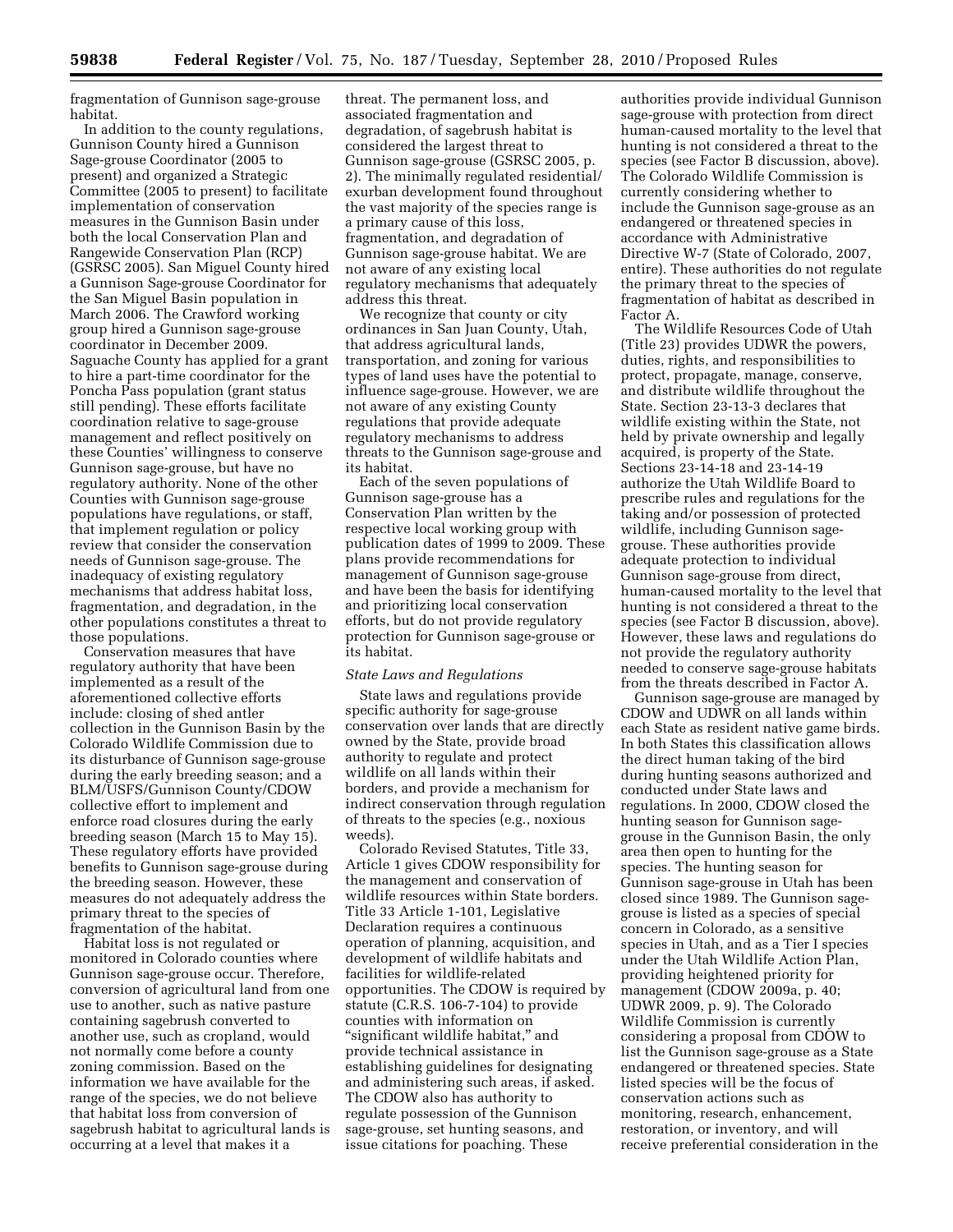fragmentation of Gunnison sage-grouse habitat.

In addition to the county regulations, Gunnison County hired a Gunnison Sage-grouse Coordinator (2005 to present) and organized a Strategic Committee (2005 to present) to facilitate implementation of conservation measures in the Gunnison Basin under both the local Conservation Plan and Rangewide Conservation Plan (RCP) (GSRSC 2005). San Miguel County hired a Gunnison Sage-grouse Coordinator for the San Miguel Basin population in March 2006. The Crawford working group hired a Gunnison sage-grouse coordinator in December 2009. Saguache County has applied for a grant to hire a part-time coordinator for the Poncha Pass population (grant status still pending). These efforts facilitate coordination relative to sage-grouse management and reflect positively on these Counties' willingness to conserve Gunnison sage-grouse, but have no regulatory authority. None of the other Counties with Gunnison sage-grouse populations have regulations, or staff, that implement regulation or policy review that consider the conservation needs of Gunnison sage-grouse. The inadequacy of existing regulatory mechanisms that address habitat loss, fragmentation, and degradation, in the other populations constitutes a threat to those populations.

Conservation measures that have regulatory authority that have been implemented as a result of the aforementioned collective efforts include: closing of shed antler collection in the Gunnison Basin by the Colorado Wildlife Commission due to its disturbance of Gunnison sage-grouse during the early breeding season; and a BLM/USFS/Gunnison County/CDOW collective effort to implement and enforce road closures during the early breeding season (March 15 to May 15). These regulatory efforts have provided benefits to Gunnison sage-grouse during the breeding season. However, these measures do not adequately address the primary threat to the species of fragmentation of the habitat.

Habitat loss is not regulated or monitored in Colorado counties where Gunnison sage-grouse occur. Therefore, conversion of agricultural land from one use to another, such as native pasture containing sagebrush converted to another use, such as cropland, would not normally come before a county zoning commission. Based on the information we have available for the range of the species, we do not believe that habitat loss from conversion of sagebrush habitat to agricultural lands is occurring at a level that makes it a threat. The permanent loss, and associated fragmentation and degradation, of sagebrush habitat is considered the largest threat to Gunnison sage-grouse (GSRSC 2005, p. 2). The minimally regulated residential/exurban development found throughout the vast majority of the species range is a primary cause of this loss, fragmentation, and degradation of Gunnison sage-grouse habitat. We are not aware of any existing local regulatory mechanisms that adequately address this threat.

We recognize that county or city ordinances in San Juan County, Utah, that address agricultural lands, transportation, and zoning for various types of land uses have the potential to influence sage-grouse. However, we are not aware of any existing County regulations that provide adequate regulatory mechanisms to address threats to the Gunnison sage-grouse and its habitat.

Each of the seven populations of Gunnison sage-grouse has a Conservation Plan written by the respective local working group with publication dates of 1999 to 2009. These plans provide recommendations for management of Gunnison sage-grouse and have been the basis for identifying and prioritizing local conservation efforts, but do not provide regulatory protection for Gunnison sage-grouse or its habitat.

*State Laws and Regulations*

State laws and regulations provide specific authority for sage-grouse conservation over lands that are directly owned by the State, provide broad authority to regulate and protect wildlife on all lands within their borders, and provide a mechanism for indirect conservation through regulation of threats to the species (e.g., noxious weeds).

Colorado Revised Statutes, Title 33, Article 1 gives CDOW responsibility for the management and conservation of wildlife resources within State borders. Title 33 Article 1-101, Legislative Declaration requires a continuous operation of planning, acquisition, and development of wildlife habitats and facilities for wildlife-related opportunities. The CDOW is required by statute (C.R.S. 106-7-104) to provide counties with information on "significant wildlife habitat," and provide technical assistance in establishing guidelines for designating and administering such areas, if asked. The CDOW also has authority to regulate possession of the Gunnison sage-grouse, set hunting seasons, and issue citations for poaching. These authorities provide individual Gunnison sage-grouse with protection from direct human-caused mortality to the level that hunting is not considered a threat to the species (see Factor B discussion, above). The Colorado Wildlife Commission is currently considering whether to include the Gunnison sage-grouse as an endangered or threatened species in accordance with Administrative Directive W-7 (State of Colorado, 2007, entire). These authorities do not regulate the primary threat to the species of fragmentation of habitat as described in Factor A.

The Wildlife Resources Code of Utah (Title 23) provides UDWR the powers, duties, rights, and responsibilities to protect, propagate, manage, conserve, and distribute wildlife throughout the State. Section 23-13-3 declares that wildlife existing within the State, not held by private ownership and legally acquired, is property of the State. Sections 23-14-18 and 23-14-19 authorize the Utah Wildlife Board to prescribe rules and regulations for the taking and/or possession of protected wildlife, including Gunnison sage-grouse. These authorities provide adequate protection to individual Gunnison sage-grouse from direct, human-caused mortality to the level that hunting is not considered a threat to the species (see Factor B discussion, above). However, these laws and regulations do not provide the regulatory authority needed to conserve sage-grouse habitats from the threats described in Factor A.

Gunnison sage-grouse are managed by CDOW and UDWR on all lands within each State as resident native game birds. In both States this classification allows the direct human taking of the bird during hunting seasons authorized and conducted under State laws and regulations. In 2000, CDOW closed the hunting season for Gunnison sage-grouse in the Gunnison Basin, the only area then open to hunting for the species. The hunting season for Gunnison sage-grouse in Utah has been closed since 1989. The Gunnison sage-grouse is listed as a species of special concern in Colorado, as a sensitive species in Utah, and as a Tier I species under the Utah Wildlife Action Plan, providing heightened priority for management (CDOW 2009a, p. 40; UDWR 2009, p. 9). The Colorado Wildlife Commission is currently considering a proposal from CDOW to list the Gunnison sage-grouse as a State endangered or threatened species. State listed species will be the focus of conservation actions such as monitoring, research, enhancement, restoration, or inventory, and will receive preferential consideration in the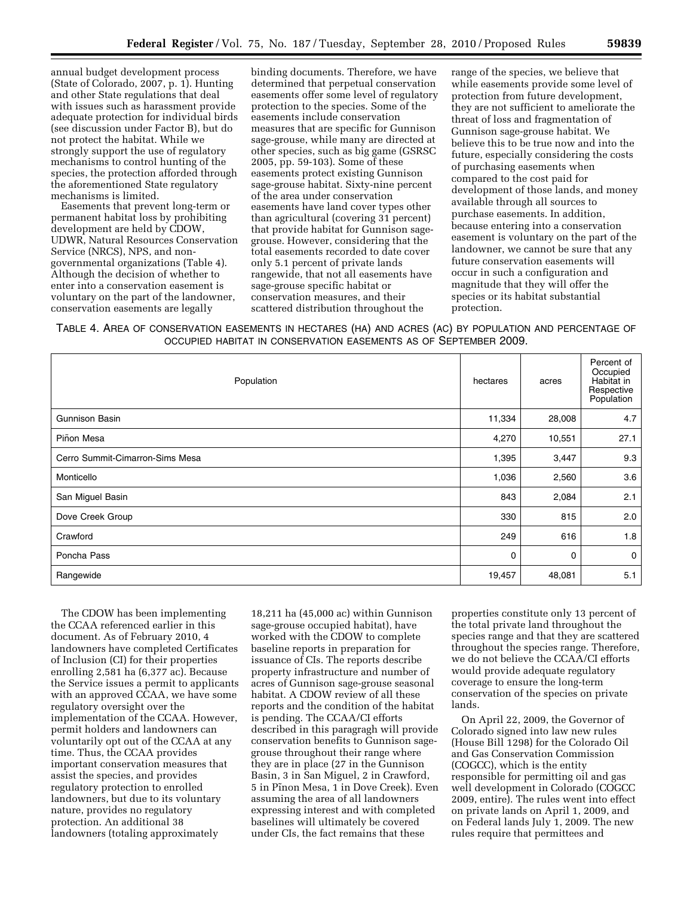annual budget development process (State of Colorado, 2007, p. 1). Hunting and other State regulations that deal with issues such as harassment provide adequate protection for individual birds (see discussion under Factor B), but do not protect the habitat. While we strongly support the use of regulatory mechanisms to control hunting of the species, the protection afforded through the aforementioned State regulatory mechanisms is limited.

Easements that prevent long-term or permanent habitat loss by prohibiting development are held by CDOW, UDWR, Natural Resources Conservation Service (NRCS), NPS, and non-governmental organizations (Table 4). Although the decision of whether to enter into a conservation easement is voluntary on the part of the landowner, conservation easements are legally binding documents. Therefore, we have determined that perpetual conservation easements offer some level of regulatory protection to the species. Some of the easements include conservation measures that are specific for Gunnison sage-grouse, while many are directed at other species, such as big game (GSRSC 2005, pp. 59-103). Some of these easements protect existing Gunnison sage-grouse habitat. Sixty-nine percent of the area under conservation easements have land cover types other than agricultural (covering 31 percent) that provide habitat for Gunnison sage-grouse. However, considering that the total easements recorded to date cover only 5.1 percent of private lands rangewide, that not all easements have sage-grouse specific habitat or conservation measures, and their scattered distribution throughout the range of the species, we believe that while easements provide some level of protection from future development, they are not sufficient to ameliorate the threat of loss and fragmentation of Gunnison sage-grouse habitat. We believe this to be true now and into the future, especially considering the costs of purchasing easements when compared to the cost paid for development of those lands, and money available through all sources to purchase easements. In addition, because entering into a conservation easement is voluntary on the part of the landowner, we cannot be sure that any future conservation easements will occur in such a configuration and magnitude that they will offer the species or its habitat substantial protection.

TABLE 4. AREA OF CONSERVATION EASEMENTS IN HECTARES (HA) AND ACRES (AC) BY POPULATION AND PERCENTAGE OF OCCUPIED HABITAT IN CONSERVATION EASEMENTS AS OF SEPTEMBER 2009.

| Population | hectares | acres | Percent of Occupied Habitat in Respective Population |
|---|---|---|---|
| Gunnison Basin | 11,334 | 28,008 | 4.7 |
| Piñon Mesa | 4,270 | 10,551 | 27.1 |
| Cerro Summit-Cimarron-Sims Mesa | 1,395 | 3,447 | 9.3 |
| Monticello | 1,036 | 2,560 | 3.6 |
| San Miguel Basin | 843 | 2,084 | 2.1 |
| Dove Creek Group | 330 | 815 | 2.0 |
| Crawford | 249 | 616 | 1.8 |
| Poncha Pass | 0 | 0 | 0 |
| Rangewide | 19,457 | 48,081 | 5.1 |

The CDOW has been implementing the CCAA referenced earlier in this document. As of February 2010, 4 landowners have completed Certificates of Inclusion (CI) for their properties enrolling 2,581 ha (6,377 ac). Because the Service issues a permit to applicants with an approved CCAA, we have some regulatory oversight over the implementation of the CCAA. However, permit holders and landowners can voluntarily opt out of the CCAA at any time. Thus, the CCAA provides important conservation measures that assist the species, and provides regulatory protection to enrolled landowners, but due to its voluntary nature, provides no regulatory protection. An additional 38 landowners (totaling approximately 18,211 ha (45,000 ac) within Gunnison sage-grouse occupied habitat), have worked with the CDOW to complete baseline reports in preparation for issuance of CIs. The reports describe property infrastructure and number of acres of Gunnison sage-grouse seasonal habitat. A CDOW review of all these reports and the condition of the habitat is pending. The CCAA/CI efforts described in this paragragh will provide conservation benefits to Gunnison sage-grouse throughout their range where they are in place (27 in the Gunnison Basin, 3 in San Miguel, 2 in Crawford, 5 in Pĩnon Mesa, 1 in Dove Creek). Even assuming the area of all landowners expressing interest and with completed baselines will ultimately be covered under CIs, the fact remains that these properties constitute only 13 percent of the total private land throughout the species range and that they are scattered throughout the species range. Therefore, we do not believe the CCAA/CI efforts would provide adequate regulatory coverage to ensure the long-term conservation of the species on private lands.

On April 22, 2009, the Governor of Colorado signed into law new rules (House Bill 1298) for the Colorado Oil and Gas Conservation Commission (COGCC), which is the entity responsible for permitting oil and gas well development in Colorado (COGCC 2009, entire). The rules went into effect on private lands on April 1, 2009, and on Federal lands July 1, 2009. The new rules require that permittees and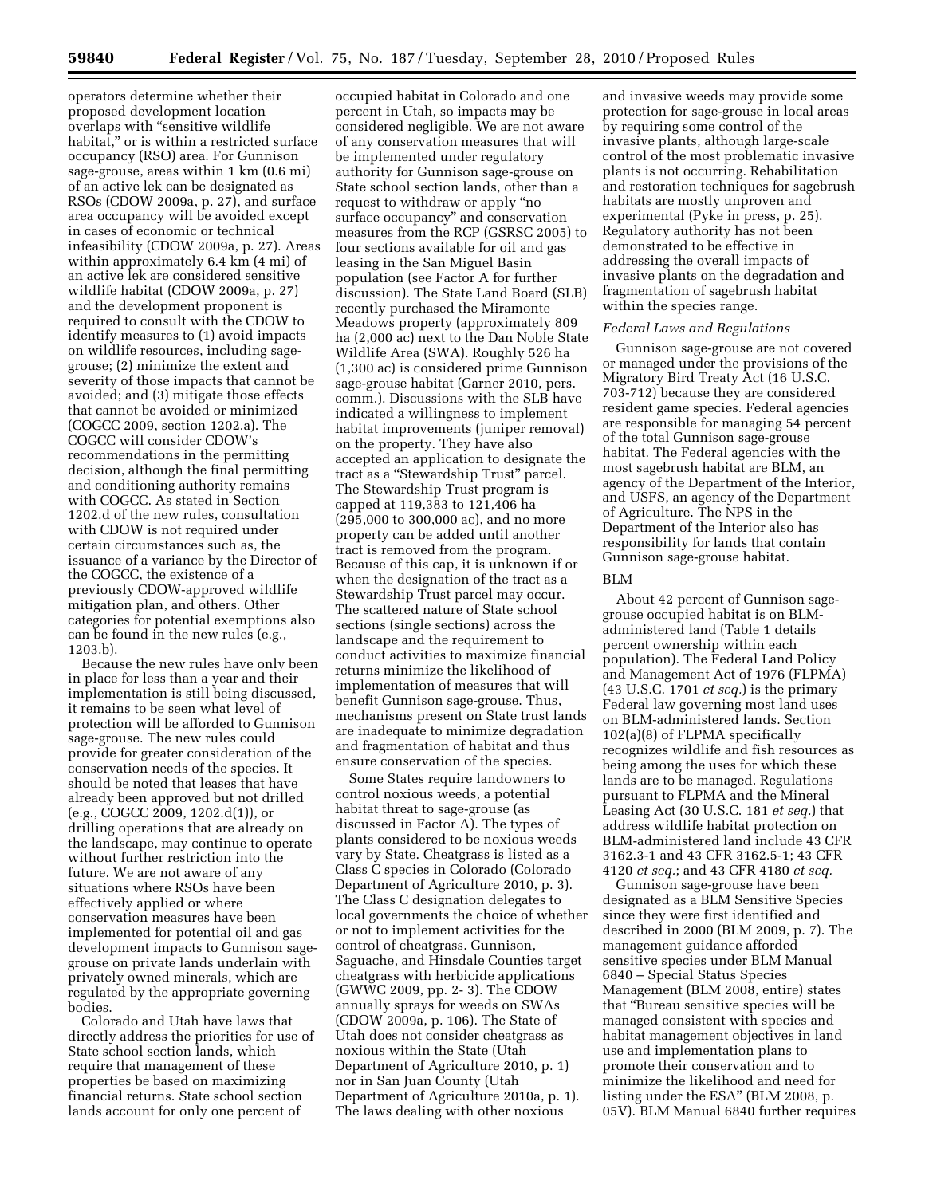operators determine whether their proposed development location overlaps with "sensitive wildlife habitat," or is within a restricted surface occupancy (RSO) area. For Gunnison sage-grouse, areas within 1 km (0.6 mi) of an active lek can be designated as RSOs (CDOW 2009a, p. 27), and surface area occupancy will be avoided except in cases of economic or technical infeasibility (CDOW 2009a, p. 27). Areas within approximately 6.4 km (4 mi) of an active lek are considered sensitive wildlife habitat (CDOW 2009a, p. 27) and the development proponent is required to consult with the CDOW to identify measures to (1) avoid impacts on wildlife resources, including sage-grouse; (2) minimize the extent and severity of those impacts that cannot be avoided; and (3) mitigate those effects that cannot be avoided or minimized (COGCC 2009, section 1202.a). The COGCC will consider CDOW's recommendations in the permitting decision, although the final permitting and conditioning authority remains with COGCC. As stated in Section 1202.d of the new rules, consultation with CDOW is not required under certain circumstances such as, the issuance of a variance by the Director of the COGCC, the existence of a previously CDOW-approved wildlife mitigation plan, and others. Other categories for potential exemptions also can be found in the new rules (e.g., 1203.b).

Because the new rules have only been in place for less than a year and their implementation is still being discussed, it remains to be seen what level of protection will be afforded to Gunnison sage-grouse. The new rules could provide for greater consideration of the conservation needs of the species. It should be noted that leases that have already been approved but not drilled (e.g., COGCC 2009, 1202.d(1)), or drilling operations that are already on the landscape, may continue to operate without further restriction into the future. We are not aware of any situations where RSOs have been effectively applied or where conservation measures have been implemented for potential oil and gas development impacts to Gunnison sage-grouse on private lands underlain with privately owned minerals, which are regulated by the appropriate governing bodies.

Colorado and Utah have laws that directly address the priorities for use of State school section lands, which require that management of these properties be based on maximizing financial returns. State school section lands account for only one percent of occupied habitat in Colorado and one percent in Utah, so impacts may be considered negligible. We are not aware of any conservation measures that will be implemented under regulatory authority for Gunnison sage-grouse on State school section lands, other than a request to withdraw or apply "no surface occupancy" and conservation measures from the RCP (GSRSC 2005) to four sections available for oil and gas leasing in the San Miguel Basin population (see Factor A for further discussion). The State Land Board (SLB) recently purchased the Miramonte Meadows property (approximately 809 ha (2,000 ac) next to the Dan Noble State Wildlife Area (SWA). Roughly 526 ha (1,300 ac) is considered prime Gunnison sage-grouse habitat (Garner 2010, pers. comm.). Discussions with the SLB have indicated a willingness to implement habitat improvements (juniper removal) on the property. They have also accepted an application to designate the tract as a "Stewardship Trust" parcel. The Stewardship Trust program is capped at 119,383 to 121,406 ha (295,000 to 300,000 ac), and no more property can be added until another tract is removed from the program. Because of this cap, it is unknown if or when the designation of the tract as a Stewardship Trust parcel may occur. The scattered nature of State school sections (single sections) across the landscape and the requirement to conduct activities to maximize financial returns minimize the likelihood of implementation of measures that will benefit Gunnison sage-grouse. Thus, mechanisms present on State trust lands are inadequate to minimize degradation and fragmentation of habitat and thus ensure conservation of the species.

Some States require landowners to control noxious weeds, a potential habitat threat to sage-grouse (as discussed in Factor A). The types of plants considered to be noxious weeds vary by State. Cheatgrass is listed as a Class C species in Colorado (Colorado Department of Agriculture 2010, p. 3). The Class C designation delegates to local governments the choice of whether or not to implement activities for the control of cheatgrass. Gunnison, Saguache, and Hinsdale Counties target cheatgrass with herbicide applications (GWWC 2009, pp. 2- 3). The CDOW annually sprays for weeds on SWAs (CDOW 2009a, p. 106). The State of Utah does not consider cheatgrass as noxious within the State (Utah Department of Agriculture 2010, p. 1) nor in San Juan County (Utah Department of Agriculture 2010a, p. 1). The laws dealing with other noxious and invasive weeds may provide some protection for sage-grouse in local areas by requiring some control of the invasive plants, although large-scale control of the most problematic invasive plants is not occurring. Rehabilitation and restoration techniques for sagebrush habitats are mostly unproven and experimental (Pyke in press, p. 25). Regulatory authority has not been demonstrated to be effective in addressing the overall impacts of invasive plants on the degradation and fragmentation of sagebrush habitat within the species range.

*Federal Laws and Regulations*

Gunnison sage-grouse are not covered or managed under the provisions of the Migratory Bird Treaty Act (16 U.S.C. 703-712) because they are considered resident game species. Federal agencies are responsible for managing 54 percent of the total Gunnison sage-grouse habitat. The Federal agencies with the most sagebrush habitat are BLM, an agency of the Department of the Interior, and USFS, an agency of the Department of Agriculture. The NPS in the Department of the Interior also has responsibility for lands that contain Gunnison sage-grouse habitat.

BLM

About 42 percent of Gunnison sage-grouse occupied habitat is on BLM-administered land (Table 1 details percent ownership within each population). The Federal Land Policy and Management Act of 1976 (FLPMA) (43 U.S.C. 1701 *et seq.*) is the primary Federal law governing most land uses on BLM-administered lands. Section 102(a)(8) of FLPMA specifically recognizes wildlife and fish resources as being among the uses for which these lands are to be managed. Regulations pursuant to FLPMA and the Mineral Leasing Act (30 U.S.C. 181 *et seq.*) that address wildlife habitat protection on BLM-administered land include 43 CFR 3162.3-1 and 43 CFR 3162.5-1; 43 CFR 4120 *et seq.*; and 43 CFR 4180 *et seq.*

Gunnison sage-grouse have been designated as a BLM Sensitive Species since they were first identified and described in 2000 (BLM 2009, p. 7). The management guidance afforded sensitive species under BLM Manual 6840 – Special Status Species Management (BLM 2008, entire) states that "Bureau sensitive species will be managed consistent with species and habitat management objectives in land use and implementation plans to promote their conservation and to minimize the likelihood and need for listing under the ESA" (BLM 2008, p. 05V). BLM Manual 6840 further requires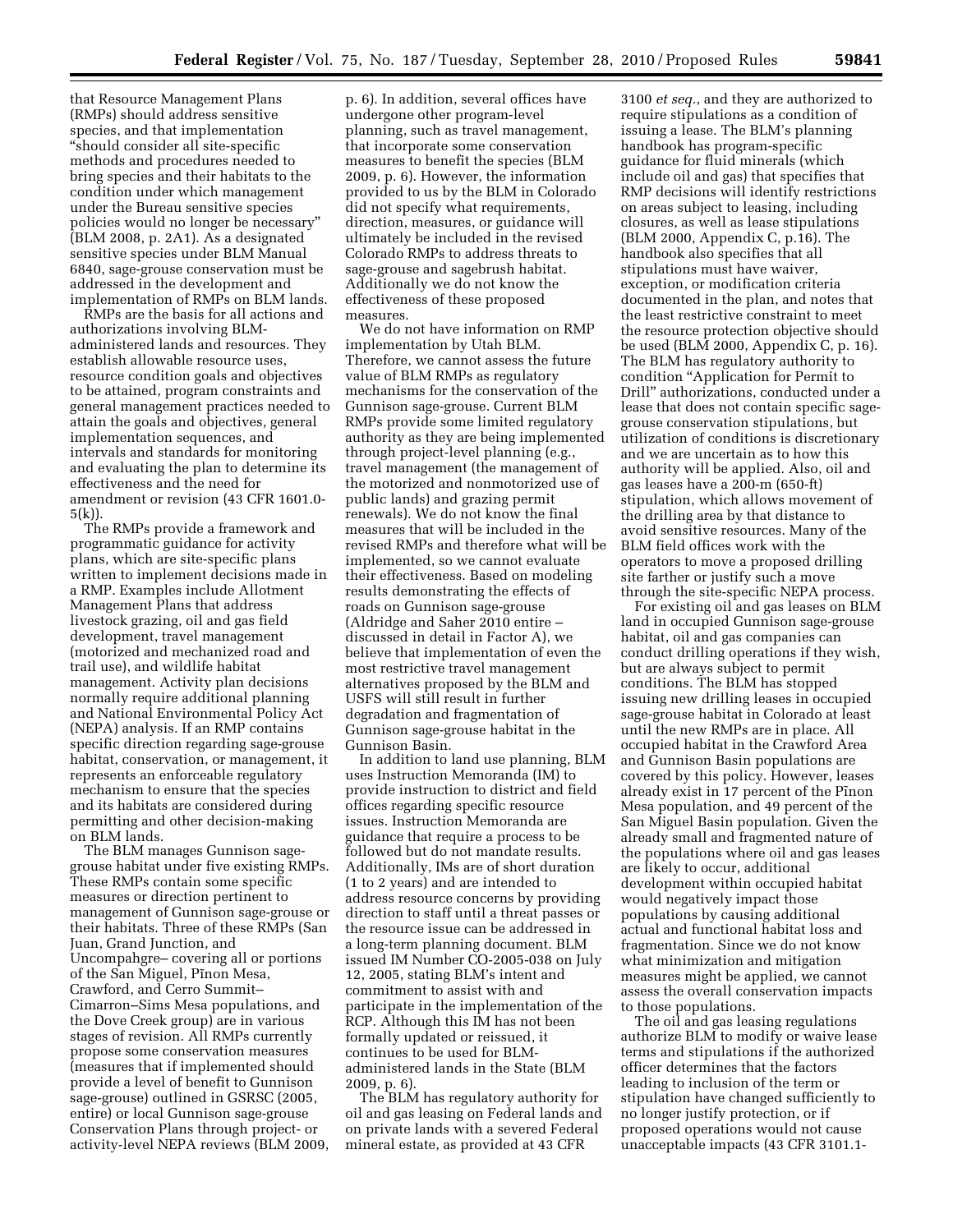that Resource Management Plans (RMPs) should address sensitive species, and that implementation "should consider all site-specific methods and procedures needed to bring species and their habitats to the condition under which management under the Bureau sensitive species policies would no longer be necessary" (BLM 2008, p. 2A1). As a designated sensitive species under BLM Manual 6840, sage-grouse conservation must be addressed in the development and implementation of RMPs on BLM lands.

RMPs are the basis for all actions and authorizations involving BLM-administered lands and resources. They establish allowable resource uses, resource condition goals and objectives to be attained, program constraints and general management practices needed to attain the goals and objectives, general implementation sequences, and intervals and standards for monitoring and evaluating the plan to determine its effectiveness and the need for amendment or revision (43 CFR 1601.0-5(k)).

The RMPs provide a framework and programmatic guidance for activity plans, which are site-specific plans written to implement decisions made in a RMP. Examples include Allotment Management Plans that address livestock grazing, oil and gas field development, travel management (motorized and mechanized road and trail use), and wildlife habitat management. Activity plan decisions normally require additional planning and National Environmental Policy Act (NEPA) analysis. If an RMP contains specific direction regarding sage-grouse habitat, conservation, or management, it represents an enforceable regulatory mechanism to ensure that the species and its habitats are considered during permitting and other decision-making on BLM lands.

The BLM manages Gunnison sage-grouse habitat under five existing RMPs. These RMPs contain some specific measures or direction pertinent to management of Gunnison sage-grouse or their habitats. Three of these RMPs (San Juan, Grand Junction, and Uncompahgre– covering all or portions of the San Miguel, Pĩnon Mesa, Crawford, and Cerro Summit–Cimarron–Sims Mesa populations, and the Dove Creek group) are in various stages of revision. All RMPs currently propose some conservation measures (measures that if implemented should provide a level of benefit to Gunnison sage-grouse) outlined in GSRSC (2005, entire) or local Gunnison sage-grouse Conservation Plans through project- or activity-level NEPA reviews (BLM 2009, p. 6). In addition, several offices have undergone other program-level planning, such as travel management, that incorporate some conservation measures to benefit the species (BLM 2009, p. 6). However, the information provided to us by the BLM in Colorado did not specify what requirements, direction, measures, or guidance will ultimately be included in the revised Colorado RMPs to address threats to sage-grouse and sagebrush habitat. Additionally we do not know the effectiveness of these proposed measures.

We do not have information on RMP implementation by Utah BLM. Therefore, we cannot assess the future value of BLM RMPs as regulatory mechanisms for the conservation of the Gunnison sage-grouse. Current BLM RMPs provide some limited regulatory authority as they are being implemented through project-level planning (e.g., travel management (the management of the motorized and nonmotorized use of public lands) and grazing permit renewals). We do not know the final measures that will be included in the revised RMPs and therefore what will be implemented, so we cannot evaluate their effectiveness. Based on modeling results demonstrating the effects of roads on Gunnison sage-grouse (Aldridge and Saher 2010 entire – discussed in detail in Factor A), we believe that implementation of even the most restrictive travel management alternatives proposed by the BLM and USFS will still result in further degradation and fragmentation of Gunnison sage-grouse habitat in the Gunnison Basin.

In addition to land use planning, BLM uses Instruction Memoranda (IM) to provide instruction to district and field offices regarding specific resource issues. Instruction Memoranda are guidance that require a process to be followed but do not mandate results. Additionally, IMs are of short duration (1 to 2 years) and are intended to address resource concerns by providing direction to staff until a threat passes or the resource issue can be addressed in a long-term planning document. BLM issued IM Number CO-2005-038 on July 12, 2005, stating BLM's intent and commitment to assist with and participate in the implementation of the RCP. Although this IM has not been formally updated or reissued, it continues to be used for BLM-administered lands in the State (BLM 2009, p. 6).

The BLM has regulatory authority for oil and gas leasing on Federal lands and on private lands with a severed Federal mineral estate, as provided at 43 CFR 3100 *et seq.*, and they are authorized to require stipulations as a condition of issuing a lease. The BLM's planning handbook has program-specific guidance for fluid minerals (which include oil and gas) that specifies that RMP decisions will identify restrictions on areas subject to leasing, including closures, as well as lease stipulations (BLM 2000, Appendix C, p.16). The handbook also specifies that all stipulations must have waiver, exception, or modification criteria documented in the plan, and notes that the least restrictive constraint to meet the resource protection objective should be used (BLM 2000, Appendix C, p. 16). The BLM has regulatory authority to condition "Application for Permit to Drill" authorizations, conducted under a lease that does not contain specific sage-grouse conservation stipulations, but utilization of conditions is discretionary and we are uncertain as to how this authority will be applied. Also, oil and gas leases have a 200-m (650-ft) stipulation, which allows movement of the drilling area by that distance to avoid sensitive resources. Many of the BLM field offices work with the operators to move a proposed drilling site farther or justify such a move through the site-specific NEPA process.

For existing oil and gas leases on BLM land in occupied Gunnison sage-grouse habitat, oil and gas companies can conduct drilling operations if they wish, but are always subject to permit conditions. The BLM has stopped issuing new drilling leases in occupied sage-grouse habitat in Colorado at least until the new RMPs are in place. All occupied habitat in the Crawford Area and Gunnison Basin populations are covered by this policy. However, leases already exist in 17 percent of the Pĩnon Mesa population, and 49 percent of the San Miguel Basin population. Given the already small and fragmented nature of the populations where oil and gas leases are likely to occur, additional development within occupied habitat would negatively impact those populations by causing additional actual and functional habitat loss and fragmentation. Since we do not know what minimization and mitigation measures might be applied, we cannot assess the overall conservation impacts to those populations.

The oil and gas leasing regulations authorize BLM to modify or waive lease terms and stipulations if the authorized officer determines that the factors leading to inclusion of the term or stipulation have changed sufficiently to no longer justify protection, or if proposed operations would not cause unacceptable impacts (43 CFR 3101.1-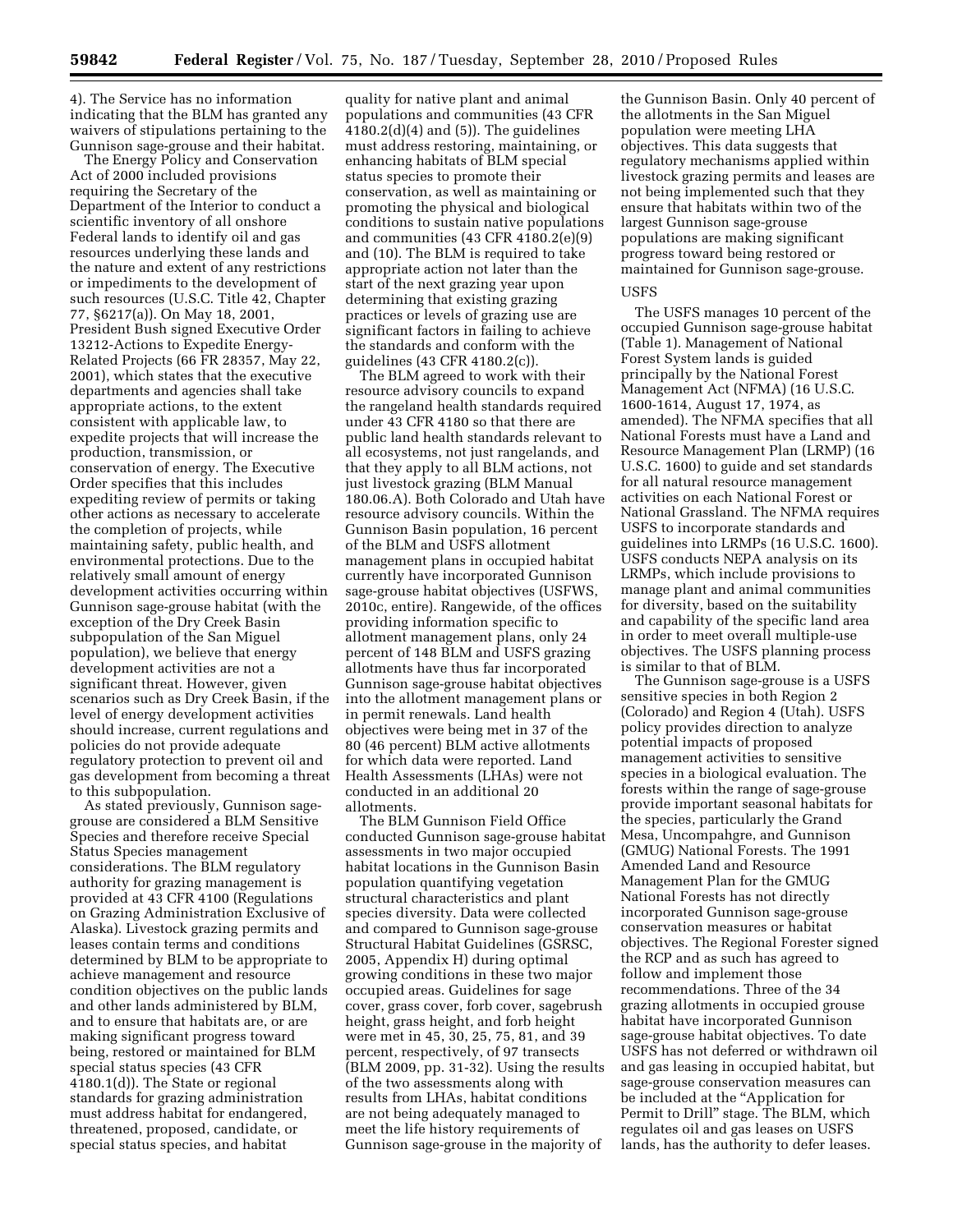4). The Service has no information indicating that the BLM has granted any waivers of stipulations pertaining to the Gunnison sage-grouse and their habitat.

The Energy Policy and Conservation Act of 2000 included provisions requiring the Secretary of the Department of the Interior to conduct a scientific inventory of all onshore Federal lands to identify oil and gas resources underlying these lands and the nature and extent of any restrictions or impediments to the development of such resources (U.S.C. Title 42, Chapter 77, §6217(a)). On May 18, 2001, President Bush signed Executive Order 13212-Actions to Expedite Energy-Related Projects (66 FR 28357, May 22, 2001), which states that the executive departments and agencies shall take appropriate actions, to the extent consistent with applicable law, to expedite projects that will increase the production, transmission, or conservation of energy. The Executive Order specifies that this includes expediting review of permits or taking other actions as necessary to accelerate the completion of projects, while maintaining safety, public health, and environmental protections. Due to the relatively small amount of energy development activities occurring within Gunnison sage-grouse habitat (with the exception of the Dry Creek Basin subpopulation of the San Miguel population), we believe that energy development activities are not a significant threat. However, given scenarios such as Dry Creek Basin, if the level of energy development activities should increase, current regulations and policies do not provide adequate regulatory protection to prevent oil and gas development from becoming a threat to this subpopulation.

As stated previously, Gunnison sage-grouse are considered a BLM Sensitive Species and therefore receive Special Status Species management considerations. The BLM regulatory authority for grazing management is provided at 43 CFR 4100 (Regulations on Grazing Administration Exclusive of Alaska). Livestock grazing permits and leases contain terms and conditions determined by BLM to be appropriate to achieve management and resource condition objectives on the public lands and other lands administered by BLM, and to ensure that habitats are, or are making significant progress toward being, restored or maintained for BLM special status species (43 CFR 4180.1(d)). The State or regional standards for grazing administration must address habitat for endangered, threatened, proposed, candidate, or special status species, and habitat quality for native plant and animal populations and communities (43 CFR 4180.2(d)(4) and (5)). The guidelines must address restoring, maintaining, or enhancing habitats of BLM special status species to promote their conservation, as well as maintaining or promoting the physical and biological conditions to sustain native populations and communities (43 CFR 4180.2(e)(9) and (10). The BLM is required to take appropriate action not later than the start of the next grazing year upon determining that existing grazing practices or levels of grazing use are significant factors in failing to achieve the standards and conform with the guidelines (43 CFR 4180.2(c)).

The BLM agreed to work with their resource advisory councils to expand the rangeland health standards required under 43 CFR 4180 so that there are public land health standards relevant to all ecosystems, not just rangelands, and that they apply to all BLM actions, not just livestock grazing (BLM Manual 180.06.A). Both Colorado and Utah have resource advisory councils. Within the Gunnison Basin population, 16 percent of the BLM and USFS allotment management plans in occupied habitat currently have incorporated Gunnison sage-grouse habitat objectives (USFWS, 2010c, entire). Rangewide, of the offices providing information specific to allotment management plans, only 24 percent of 148 BLM and USFS grazing allotments have thus far incorporated Gunnison sage-grouse habitat objectives into the allotment management plans or in permit renewals. Land health objectives were being met in 37 of the 80 (46 percent) BLM active allotments for which data were reported. Land Health Assessments (LHAs) were not conducted in an additional 20 allotments.

The BLM Gunnison Field Office conducted Gunnison sage-grouse habitat assessments in two major occupied habitat locations in the Gunnison Basin population quantifying vegetation structural characteristics and plant species diversity. Data were collected and compared to Gunnison sage-grouse Structural Habitat Guidelines (GSRSC, 2005, Appendix H) during optimal growing conditions in these two major occupied areas. Guidelines for sage cover, grass cover, forb cover, sagebrush height, grass height, and forb height were met in 45, 30, 25, 75, 81, and 39 percent, respectively, of 97 transects (BLM 2009, pp. 31-32). Using the results of the two assessments along with results from LHAs, habitat conditions are not being adequately managed to meet the life history requirements of Gunnison sage-grouse in the majority of the Gunnison Basin. Only 40 percent of the allotments in the San Miguel population were meeting LHA objectives. This data suggests that regulatory mechanisms applied within livestock grazing permits and leases are not being implemented such that they ensure that habitats within two of the largest Gunnison sage-grouse populations are making significant progress toward being restored or maintained for Gunnison sage-grouse.

USFS

The USFS manages 10 percent of the occupied Gunnison sage-grouse habitat (Table 1). Management of National Forest System lands is guided principally by the National Forest Management Act (NFMA) (16 U.S.C. 1600-1614, August 17, 1974, as amended). The NFMA specifies that all National Forests must have a Land and Resource Management Plan (LRMP) (16 U.S.C. 1600) to guide and set standards for all natural resource management activities on each National Forest or National Grassland. The NFMA requires USFS to incorporate standards and guidelines into LRMPs (16 U.S.C. 1600). USFS conducts NEPA analysis on its LRMPs, which include provisions to manage plant and animal communities for diversity, based on the suitability and capability of the specific land area in order to meet overall multiple-use objectives. The USFS planning process is similar to that of BLM.

The Gunnison sage-grouse is a USFS sensitive species in both Region 2 (Colorado) and Region 4 (Utah). USFS policy provides direction to analyze potential impacts of proposed management activities to sensitive species in a biological evaluation. The forests within the range of sage-grouse provide important seasonal habitats for the species, particularly the Grand Mesa, Uncompahgre, and Gunnison (GMUG) National Forests. The 1991 Amended Land and Resource Management Plan for the GMUG National Forests has not directly incorporated Gunnison sage-grouse conservation measures or habitat objectives. The Regional Forester signed the RCP and as such has agreed to follow and implement those recommendations. Three of the 34 grazing allotments in occupied grouse habitat have incorporated Gunnison sage-grouse habitat objectives. To date USFS has not deferred or withdrawn oil and gas leasing in occupied habitat, but sage-grouse conservation measures can be included at the "Application for Permit to Drill" stage. The BLM, which regulates oil and gas leases on USFS lands, has the authority to defer leases.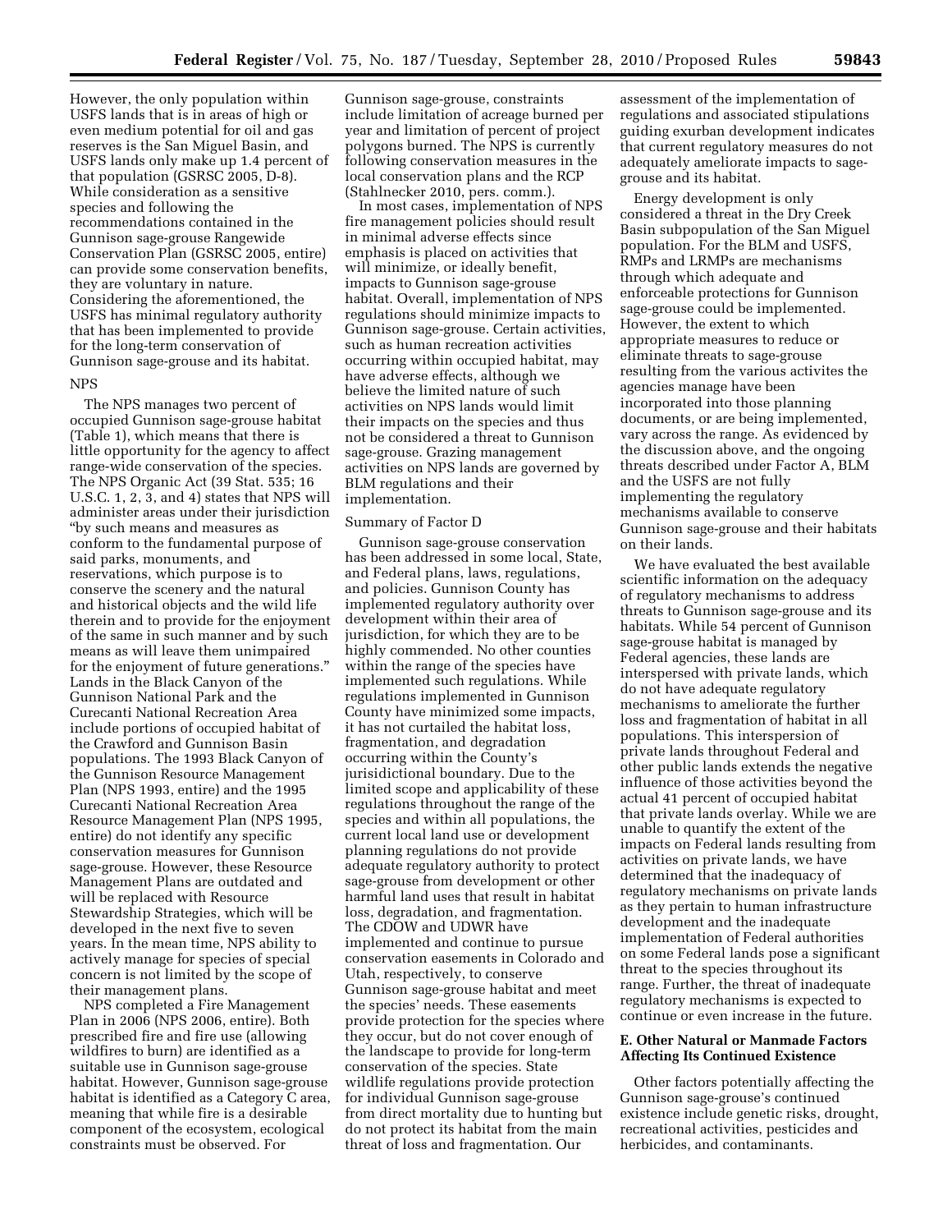However, the only population within USFS lands that is in areas of high or even medium potential for oil and gas reserves is the San Miguel Basin, and USFS lands only make up 1.4 percent of that population (GSRSC 2005, D-8). While consideration as a sensitive species and following the recommendations contained in the Gunnison sage-grouse Rangewide Conservation Plan (GSRSC 2005, entire) can provide some conservation benefits, they are voluntary in nature. Considering the aforementioned, the USFS has minimal regulatory authority that has been implemented to provide for the long-term conservation of Gunnison sage-grouse and its habitat.

NPS

The NPS manages two percent of occupied Gunnison sage-grouse habitat (Table 1), which means that there is little opportunity for the agency to affect range-wide conservation of the species. The NPS Organic Act (39 Stat. 535; 16 U.S.C. 1, 2, 3, and 4) states that NPS will administer areas under their jurisdiction "by such means and measures as conform to the fundamental purpose of said parks, monuments, and reservations, which purpose is to conserve the scenery and the natural and historical objects and the wild life therein and to provide for the enjoyment of the same in such manner and by such means as will leave them unimpaired for the enjoyment of future generations." Lands in the Black Canyon of the Gunnison National Park and the Curecanti National Recreation Area include portions of occupied habitat of the Crawford and Gunnison Basin populations. The 1993 Black Canyon of the Gunnison Resource Management Plan (NPS 1993, entire) and the 1995 Curecanti National Recreation Area Resource Management Plan (NPS 1995, entire) do not identify any specific conservation measures for Gunnison sage-grouse. However, these Resource Management Plans are outdated and will be replaced with Resource Stewardship Strategies, which will be developed in the next five to seven years. In the mean time, NPS ability to actively manage for species of special concern is not limited by the scope of their management plans.

NPS completed a Fire Management Plan in 2006 (NPS 2006, entire). Both prescribed fire and fire use (allowing wildfires to burn) are identified as a suitable use in Gunnison sage-grouse habitat. However, Gunnison sage-grouse habitat is identified as a Category C area, meaning that while fire is a desirable component of the ecosystem, ecological constraints must be observed. For Gunnison sage-grouse, constraints include limitation of acreage burned per year and limitation of percent of project polygons burned. The NPS is currently following conservation measures in the local conservation plans and the RCP (Stahlnecker 2010, pers. comm.).

In most cases, implementation of NPS fire management policies should result in minimal adverse effects since emphasis is placed on activities that will minimize, or ideally benefit, impacts to Gunnison sage-grouse habitat. Overall, implementation of NPS regulations should minimize impacts to Gunnison sage-grouse. Certain activities, such as human recreation activities occurring within occupied habitat, may have adverse effects, although we believe the limited nature of such activities on NPS lands would limit their impacts on the species and thus not be considered a threat to Gunnison sage-grouse. Grazing management activities on NPS lands are governed by BLM regulations and their implementation.

Summary of Factor D

Gunnison sage-grouse conservation has been addressed in some local, State, and Federal plans, laws, regulations, and policies. Gunnison County has implemented regulatory authority over development within their area of jurisdiction, for which they are to be highly commended. No other counties within the range of the species have implemented such regulations. While regulations implemented in Gunnison County have minimized some impacts, it has not curtailed the habitat loss, fragmentation, and degradation occurring within the County's jurisidictional boundary. Due to the limited scope and applicability of these regulations throughout the range of the species and within all populations, the current local land use or development planning regulations do not provide adequate regulatory authority to protect sage-grouse from development or other harmful land uses that result in habitat loss, degradation, and fragmentation. The CDOW and UDWR have implemented and continue to pursue conservation easements in Colorado and Utah, respectively, to conserve Gunnison sage-grouse habitat and meet the species' needs. These easements provide protection for the species where they occur, but do not cover enough of the landscape to provide for long-term conservation of the species. State wildlife regulations provide protection for individual Gunnison sage-grouse from direct mortality due to hunting but do not protect its habitat from the main threat of loss and fragmentation. Our assessment of the implementation of regulations and associated stipulations guiding exurban development indicates that current regulatory measures do not adequately ameliorate impacts to sage-grouse and its habitat.

Energy development is only considered a threat in the Dry Creek Basin subpopulation of the San Miguel population. For the BLM and USFS, RMPs and LRMPs are mechanisms through which adequate and enforceable protections for Gunnison sage-grouse could be implemented. However, the extent to which appropriate measures to reduce or eliminate threats to sage-grouse resulting from the various activites the agencies manage have been incorporated into those planning documents, or are being implemented, vary across the range. As evidenced by the discussion above, and the ongoing threats described under Factor A, BLM and the USFS are not fully implementing the regulatory mechanisms available to conserve Gunnison sage-grouse and their habitats on their lands.

We have evaluated the best available scientific information on the adequacy of regulatory mechanisms to address threats to Gunnison sage-grouse and its habitats. While 54 percent of Gunnison sage-grouse habitat is managed by Federal agencies, these lands are interspersed with private lands, which do not have adequate regulatory mechanisms to ameliorate the further loss and fragmentation of habitat in all populations. This interspersion of private lands throughout Federal and other public lands extends the negative influence of those activities beyond the actual 41 percent of occupied habitat that private lands overlay. While we are unable to quantify the extent of the impacts on Federal lands resulting from activities on private lands, we have determined that the inadequacy of regulatory mechanisms on private lands as they pertain to human infrastructure development and the inadequate implementation of Federal authorities on some Federal lands pose a significant threat to the species throughout its range. Further, the threat of inadequate regulatory mechanisms is expected to continue or even increase in the future.

### E. Other Natural or Manmade Factors Affecting Its Continued Existence

Other factors potentially affecting the Gunnison sage-grouse's continued existence include genetic risks, drought, recreational activities, pesticides and herbicides, and contaminants.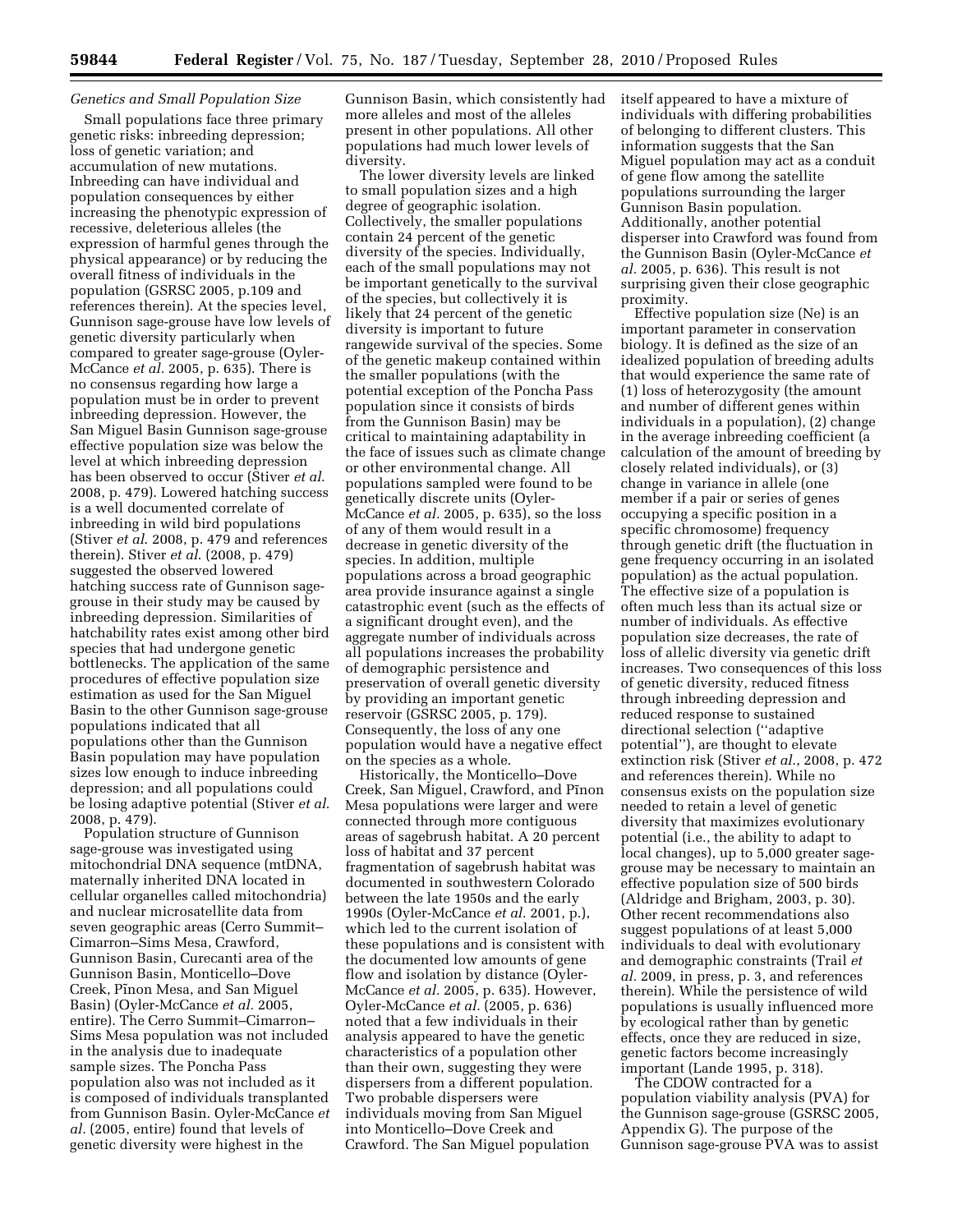*Genetics and Small Population Size*

Small populations face three primary genetic risks: inbreeding depression; loss of genetic variation; and accumulation of new mutations. Inbreeding can have individual and population consequences by either increasing the phenotypic expression of recessive, deleterious alleles (the expression of harmful genes through the physical appearance) or by reducing the overall fitness of individuals in the population (GSRSC 2005, p.109 and references therein). At the species level, Gunnison sage-grouse have low levels of genetic diversity particularly when compared to greater sage-grouse (Oyler-McCance *et al.* 2005, p. 635). There is no consensus regarding how large a population must be in order to prevent inbreeding depression. However, the San Miguel Basin Gunnison sage-grouse effective population size was below the level at which inbreeding depression has been observed to occur (Stiver *et al*. 2008, p. 479). Lowered hatching success is a well documented correlate of inbreeding in wild bird populations (Stiver *et al*. 2008, p. 479 and references therein). Stiver *et al*. (2008, p. 479) suggested the observed lowered hatching success rate of Gunnison sage-grouse in their study may be caused by inbreeding depression. Similarities of hatchability rates exist among other bird species that had undergone genetic bottlenecks. The application of the same procedures of effective population size estimation as used for the San Miguel Basin to the other Gunnison sage-grouse populations indicated that all populations other than the Gunnison Basin population may have population sizes low enough to induce inbreeding depression; and all populations could be losing adaptive potential (Stiver *et al*. 2008, p. 479).

Population structure of Gunnison sage-grouse was investigated using mitochondrial DNA sequence (mtDNA, maternally inherited DNA located in cellular organelles called mitochondria) and nuclear microsatellite data from seven geographic areas (Cerro Summit–Cimarron–Sims Mesa, Crawford, Gunnison Basin, Curecanti area of the Gunnison Basin, Monticello–Dove Creek, Piñon Mesa, and San Miguel Basin) (Oyler-McCance *et al.* 2005, entire). The Cerro Summit–Cimarron–Sims Mesa population was not included in the analysis due to inadequate sample sizes. The Poncha Pass population also was not included as it is composed of individuals transplanted from Gunnison Basin. Oyler-McCance *et al.* (2005, entire) found that levels of genetic diversity were highest in the Gunnison Basin, which consistently had more alleles and most of the alleles present in other populations. All other populations had much lower levels of diversity.

The lower diversity levels are linked to small population sizes and a high degree of geographic isolation. Collectively, the smaller populations contain 24 percent of the genetic diversity of the species. Individually, each of the small populations may not be important genetically to the survival of the species, but collectively it is likely that 24 percent of the genetic diversity is important to future rangewide survival of the species. Some of the genetic makeup contained within the smaller populations (with the potential exception of the Poncha Pass population since it consists of birds from the Gunnison Basin) may be critical to maintaining adaptability in the face of issues such as climate change or other environmental change. All populations sampled were found to be genetically discrete units (Oyler-McCance *et al.* 2005, p. 635), so the loss of any of them would result in a decrease in genetic diversity of the species. In addition, multiple populations across a broad geographic area provide insurance against a single catastrophic event (such as the effects of a significant drought even), and the aggregate number of individuals across all populations increases the probability of demographic persistence and preservation of overall genetic diversity by providing an important genetic reservoir (GSRSC 2005, p. 179). Consequently, the loss of any one population would have a negative effect on the species as a whole.

Historically, the Monticello–Dove Creek, San Miguel, Crawford, and Piñon Mesa populations were larger and were connected through more contiguous areas of sagebrush habitat. A 20 percent loss of habitat and 37 percent fragmentation of sagebrush habitat was documented in southwestern Colorado between the late 1950s and the early 1990s (Oyler-McCance *et al.* 2001, p.), which led to the current isolation of these populations and is consistent with the documented low amounts of gene flow and isolation by distance (Oyler-McCance *et al.* 2005, p. 635). However, Oyler-McCance *et al.* (2005, p. 636) noted that a few individuals in their analysis appeared to have the genetic characteristics of a population other than their own, suggesting they were dispersers from a different population. Two probable dispersers were individuals moving from San Miguel into Monticello–Dove Creek and Crawford. The San Miguel population itself appeared to have a mixture of individuals with differing probabilities of belonging to different clusters. This information suggests that the San Miguel population may act as a conduit of gene flow among the satellite populations surrounding the larger Gunnison Basin population. Additionally, another potential disperser into Crawford was found from the Gunnison Basin (Oyler-McCance *et al.* 2005, p. 636). This result is not surprising given their close geographic proximity.

Effective population size (Ne) is an important parameter in conservation biology. It is defined as the size of an idealized population of breeding adults that would experience the same rate of (1) loss of heterozygosity (the amount and number of different genes within individuals in a population), (2) change in the average inbreeding coefficient (a calculation of the amount of breeding by closely related individuals), or (3) change in variance in allele (one member if a pair or series of genes occupying a specific position in a specific chromosome) frequency through genetic drift (the fluctuation in gene frequency occurring in an isolated population) as the actual population. The effective size of a population is often much less than its actual size or number of individuals. As effective population size decreases, the rate of loss of allelic diversity via genetic drift increases. Two consequences of this loss of genetic diversity, reduced fitness through inbreeding depression and reduced response to sustained directional selection (''adaptive potential''), are thought to elevate extinction risk (Stiver *et al.*, 2008, p. 472 and references therein). While no consensus exists on the population size needed to retain a level of genetic diversity that maximizes evolutionary potential (i.e., the ability to adapt to local changes), up to 5,000 greater sage-grouse may be necessary to maintain an effective population size of 500 birds (Aldridge and Brigham, 2003, p. 30). Other recent recommendations also suggest populations of at least 5,000 individuals to deal with evolutionary and demographic constraints (Trail *et al.* 2009, in press, p. 3, and references therein). While the persistence of wild populations is usually influenced more by ecological rather than by genetic effects, once they are reduced in size, genetic factors become increasingly important (Lande 1995, p. 318).

The CDOW contracted for a population viability analysis (PVA) for the Gunnison sage-grouse (GSRSC 2005, Appendix G). The purpose of the Gunnison sage-grouse PVA was to assist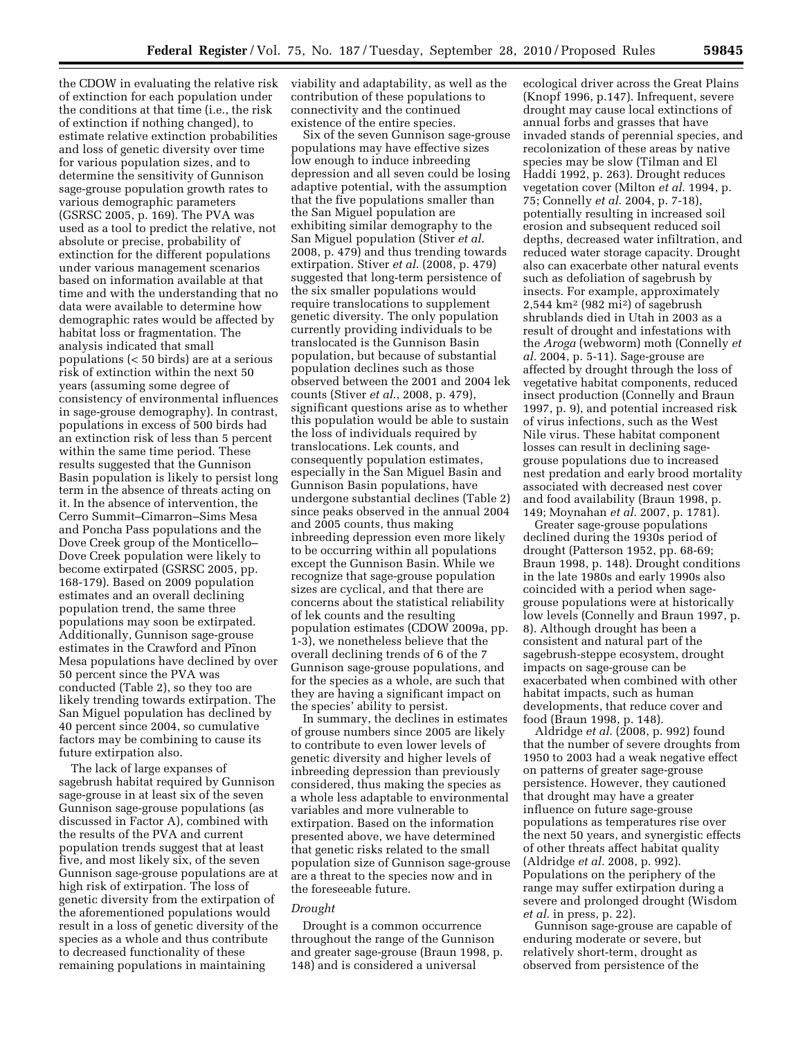the CDOW in evaluating the relative risk of extinction for each population under the conditions at that time (i.e., the risk of extinction if nothing changed), to estimate relative extinction probabilities and loss of genetic diversity over time for various population sizes, and to determine the sensitivity of Gunnison sage-grouse population growth rates to various demographic parameters (GSRSC 2005, p. 169). The PVA was used as a tool to predict the relative, not absolute or precise, probability of extinction for the different populations under various management scenarios based on information available at that time and with the understanding that no data were available to determine how demographic rates would be affected by habitat loss or fragmentation. The analysis indicated that small populations (< 50 birds) are at a serious risk of extinction within the next 50 years (assuming some degree of consistency of environmental influences in sage-grouse demography). In contrast, populations in excess of 500 birds had an extinction risk of less than 5 percent within the same time period. These results suggested that the Gunnison Basin population is likely to persist long term in the absence of threats acting on it. In the absence of intervention, the Cerro Summit–Cimarron–Sims Mesa and Poncha Pass populations and the Dove Creek group of the Monticello–Dove Creek population were likely to become extirpated (GSRSC 2005, pp. 168-179). Based on 2009 population estimates and an overall declining population trend, the same three populations may soon be extirpated. Additionally, Gunnison sage-grouse estimates in the Crawford and Piñon Mesa populations have declined by over 50 percent since the PVA was conducted (Table 2), so they too are likely trending towards extirpation. The San Miguel population has declined by 40 percent since 2004, so cumulative factors may be combining to cause its future extirpation also.

The lack of large expanses of sagebrush habitat required by Gunnison sage-grouse in at least six of the seven Gunnison sage-grouse populations (as discussed in Factor A), combined with the results of the PVA and current population trends suggest that at least five, and most likely six, of the seven Gunnison sage-grouse populations are at high risk of extirpation. The loss of genetic diversity from the extirpation of the aforementioned populations would result in a loss of genetic diversity of the species as a whole and thus contribute to decreased functionality of these remaining populations in maintaining viability and adaptability, as well as the contribution of these populations to connectivity and the continued existence of the entire species.

Six of the seven Gunnison sage-grouse populations may have effective sizes low enough to induce inbreeding depression and all seven could be losing adaptive potential, with the assumption that the five populations smaller than the San Miguel population are exhibiting similar demography to the San Miguel population (Stiver *et al.* 2008, p. 479) and thus trending towards extirpation. Stiver *et al.* (2008, p. 479) suggested that long-term persistence of the six smaller populations would require translocations to supplement genetic diversity. The only population currently providing individuals to be translocated is the Gunnison Basin population, but because of substantial population declines such as those observed between the 2001 and 2004 lek counts (Stiver *et al.*, 2008, p. 479), significant questions arise as to whether this population would be able to sustain the loss of individuals required by translocations. Lek counts, and consequently population estimates, especially in the San Miguel Basin and Gunnison Basin populations, have undergone substantial declines (Table 2) since peaks observed in the annual 2004 and 2005 counts, thus making inbreeding depression even more likely to be occurring within all populations except the Gunnison Basin. While we recognize that sage-grouse population sizes are cyclical, and that there are concerns about the statistical reliability of lek counts and the resulting population estimates (CDOW 2009a, pp. 1-3), we nonetheless believe that the overall declining trends of 6 of the 7 Gunnison sage-grouse populations, and for the species as a whole, are such that they are having a significant impact on the species' ability to persist.

In summary, the declines in estimates of grouse numbers since 2005 are likely to contribute to even lower levels of genetic diversity and higher levels of inbreeding depression than previously considered, thus making the species as a whole less adaptable to environmental variables and more vulnerable to extirpation. Based on the information presented above, we have determined that genetic risks related to the small population size of Gunnison sage-grouse are a threat to the species now and in the foreseeable future.

*Drought*

Drought is a common occurrence throughout the range of the Gunnison and greater sage-grouse (Braun 1998, p. 148) and is considered a universal ecological driver across the Great Plains (Knopf 1996, p.147). Infrequent, severe drought may cause local extinctions of annual forbs and grasses that have invaded stands of perennial species, and recolonization of these areas by native species may be slow (Tilman and El Haddi 1992, p. 263). Drought reduces vegetation cover (Milton *et al.* 1994, p. 75; Connelly *et al.* 2004, p. 7-18), potentially resulting in increased soil erosion and subsequent reduced soil depths, decreased water infiltration, and reduced water storage capacity. Drought also can exacerbate other natural events such as defoliation of sagebrush by insects. For example, approximately 2,544 km$^2$ (982 mi$^2$) of sagebrush shrublands died in Utah in 2003 as a result of drought and infestations with the *Aroga* (webworm) moth (Connelly *et al.* 2004, p. 5-11). Sage-grouse are affected by drought through the loss of vegetative habitat components, reduced insect production (Connelly and Braun 1997, p. 9), and potential increased risk of virus infections, such as the West Nile virus. These habitat component losses can result in declining sage-grouse populations due to increased nest predation and early brood mortality associated with decreased nest cover and food availability (Braun 1998, p. 149; Moynahan *et al.* 2007, p. 1781).

Greater sage-grouse populations declined during the 1930s period of drought (Patterson 1952, pp. 68-69; Braun 1998, p. 148). Drought conditions in the late 1980s and early 1990s also coincided with a period when sage-grouse populations were at historically low levels (Connelly and Braun 1997, p. 8). Although drought has been a consistent and natural part of the sagebrush-steppe ecosystem, drought impacts on sage-grouse can be exacerbated when combined with other habitat impacts, such as human developments, that reduce cover and food (Braun 1998, p. 148).

Aldridge *et al.* (2008, p. 992) found that the number of severe droughts from 1950 to 2003 had a weak negative effect on patterns of greater sage-grouse persistence. However, they cautioned that drought may have a greater influence on future sage-grouse populations as temperatures rise over the next 50 years, and synergistic effects of other threats affect habitat quality (Aldridge *et al.* 2008, p. 992). Populations on the periphery of the range may suffer extirpation during a severe and prolonged drought (Wisdom *et al.* in press, p. 22).

Gunnison sage-grouse are capable of enduring moderate or severe, but relatively short-term, drought as observed from persistence of the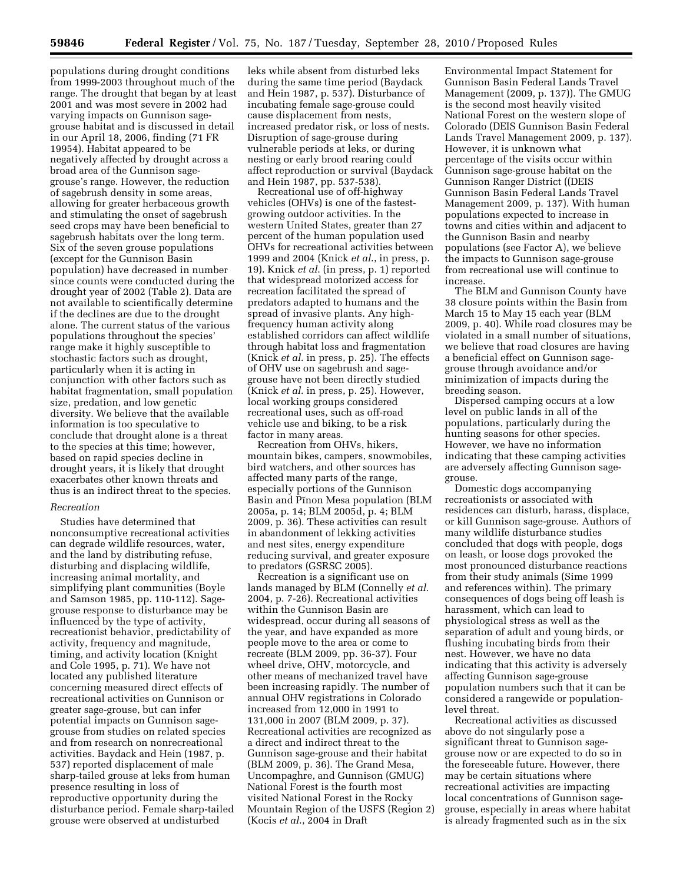populations during drought conditions from 1999-2003 throughout much of the range. The drought that began by at least 2001 and was most severe in 2002 had varying impacts on Gunnison sage-grouse habitat and is discussed in detail in our April 18, 2006, finding (71 FR 19954). Habitat appeared to be negatively affected by drought across a broad area of the Gunnison sage-grouse's range. However, the reduction of sagebrush density in some areas, allowing for greater herbaceous growth and stimulating the onset of sagebrush seed crops may have been beneficial to sagebrush habitats over the long term. Six of the seven grouse populations (except for the Gunnison Basin population) have decreased in number since counts were conducted during the drought year of 2002 (Table 2). Data are not available to scientifically determine if the declines are due to the drought alone. The current status of the various populations throughout the species' range make it highly susceptible to stochastic factors such as drought, particularly when it is acting in conjunction with other factors such as habitat fragmentation, small population size, predation, and low genetic diversity. We believe that the available information is too speculative to conclude that drought alone is a threat to the species at this time; however, based on rapid species decline in drought years, it is likely that drought exacerbates other known threats and thus is an indirect threat to the species.

*Recreation*

Studies have determined that nonconsumptive recreational activities can degrade wildlife resources, water, and the land by distributing refuse, disturbing and displacing wildlife, increasing animal mortality, and simplifying plant communities (Boyle and Samson 1985, pp. 110-112). Sage-grouse response to disturbance may be influenced by the type of activity, recreationist behavior, predictability of activity, frequency and magnitude, timing, and activity location (Knight and Cole 1995, p. 71). We have not located any published literature concerning measured direct effects of recreational activities on Gunnison or greater sage-grouse, but can infer potential impacts on Gunnison sage-grouse from studies on related species and from research on nonrecreational activities. Baydack and Hein (1987, p. 537) reported displacement of male sharp-tailed grouse at leks from human presence resulting in loss of reproductive opportunity during the disturbance period. Female sharp-tailed grouse were observed at undisturbed leks while absent from disturbed leks during the same time period (Baydack and Hein 1987, p. 537). Disturbance of incubating female sage-grouse could cause displacement from nests, increased predator risk, or loss of nests. Disruption of sage-grouse during vulnerable periods at leks, or during nesting or early brood rearing could affect reproduction or survival (Baydack and Hein 1987, pp. 537-538).

Recreational use of off-highway vehicles (OHVs) is one of the fastest-growing outdoor activities. In the western United States, greater than 27 percent of the human population used OHVs for recreational activities between 1999 and 2004 (Knick *et al.*, in press, p. 19). Knick *et al.* (in press, p. 1) reported that widespread motorized access for recreation facilitated the spread of predators adapted to humans and the spread of invasive plants. Any high-frequency human activity along established corridors can affect wildlife through habitat loss and fragmentation (Knick *et al.* in press, p. 25). The effects of OHV use on sagebrush and sage-grouse have not been directly studied (Knick *et al.* in press, p. 25). However, local working groups considered recreational uses, such as off-road vehicle use and biking, to be a risk factor in many areas.

Recreation from OHVs, hikers, mountain bikes, campers, snowmobiles, bird watchers, and other sources has affected many parts of the range, especially portions of the Gunnison Basin and Piñon Mesa population (BLM 2005a, p. 14; BLM 2005d, p. 4; BLM 2009, p. 36). These activities can result in abandonment of lekking activities and nest sites, energy expenditure reducing survival, and greater exposure to predators (GSRSC 2005).

Recreation is a significant use on lands managed by BLM (Connelly *et al.* 2004, p. 7-26). Recreational activities within the Gunnison Basin are widespread, occur during all seasons of the year, and have expanded as more people move to the area or come to recreate (BLM 2009, pp. 36-37). Four wheel drive, OHV, motorcycle, and other means of mechanized travel have been increasing rapidly. The number of annual OHV registrations in Colorado increased from 12,000 in 1991 to 131,000 in 2007 (BLM 2009, p. 37). Recreational activities are recognized as a direct and indirect threat to the Gunnison sage-grouse and their habitat (BLM 2009, p. 36). The Grand Mesa, Uncompaghre, and Gunnison (GMUG) National Forest is the fourth most visited National Forest in the Rocky Mountain Region of the USFS (Region 2) (Kocis *et al.*, 2004 in Draft Environmental Impact Statement for Gunnison Basin Federal Lands Travel Management (2009, p. 137)). The GMUG is the second most heavily visited National Forest on the western slope of Colorado (DEIS Gunnison Basin Federal Lands Travel Management 2009, p. 137). However, it is unknown what percentage of the visits occur within Gunnison sage-grouse habitat on the Gunnison Ranger District ((DEIS Gunnison Basin Federal Lands Travel Management 2009, p. 137). With human populations expected to increase in towns and cities within and adjacent to the Gunnison Basin and nearby populations (see Factor A), we believe the impacts to Gunnison sage-grouse from recreational use will continue to increase.

The BLM and Gunnison County have 38 closure points within the Basin from March 15 to May 15 each year (BLM 2009, p. 40). While road closures may be violated in a small number of situations, we believe that road closures are having a beneficial effect on Gunnison sage-grouse through avoidance and/or minimization of impacts during the breeding season.

Dispersed camping occurs at a low level on public lands in all of the populations, particularly during the hunting seasons for other species. However, we have no information indicating that these camping activities are adversely affecting Gunnison sage-grouse.

Domestic dogs accompanying recreationists or associated with residences can disturb, harass, displace, or kill Gunnison sage-grouse. Authors of many wildlife disturbance studies concluded that dogs with people, dogs on leash, or loose dogs provoked the most pronounced disturbance reactions from their study animals (Sime 1999 and references within). The primary consequences of dogs being off leash is harassment, which can lead to physiological stress as well as the separation of adult and young birds, or flushing incubating birds from their nest. However, we have no data indicating that this activity is adversely affecting Gunnison sage-grouse population numbers such that it can be considered a rangewide or population-level threat.

Recreational activities as discussed above do not singularly pose a significant threat to Gunnison sage-grouse now or are expected to do so in the foreseeable future. However, there may be certain situations where recreational activities are impacting local concentrations of Gunnison sage-grouse, especially in areas where habitat is already fragmented such as in the six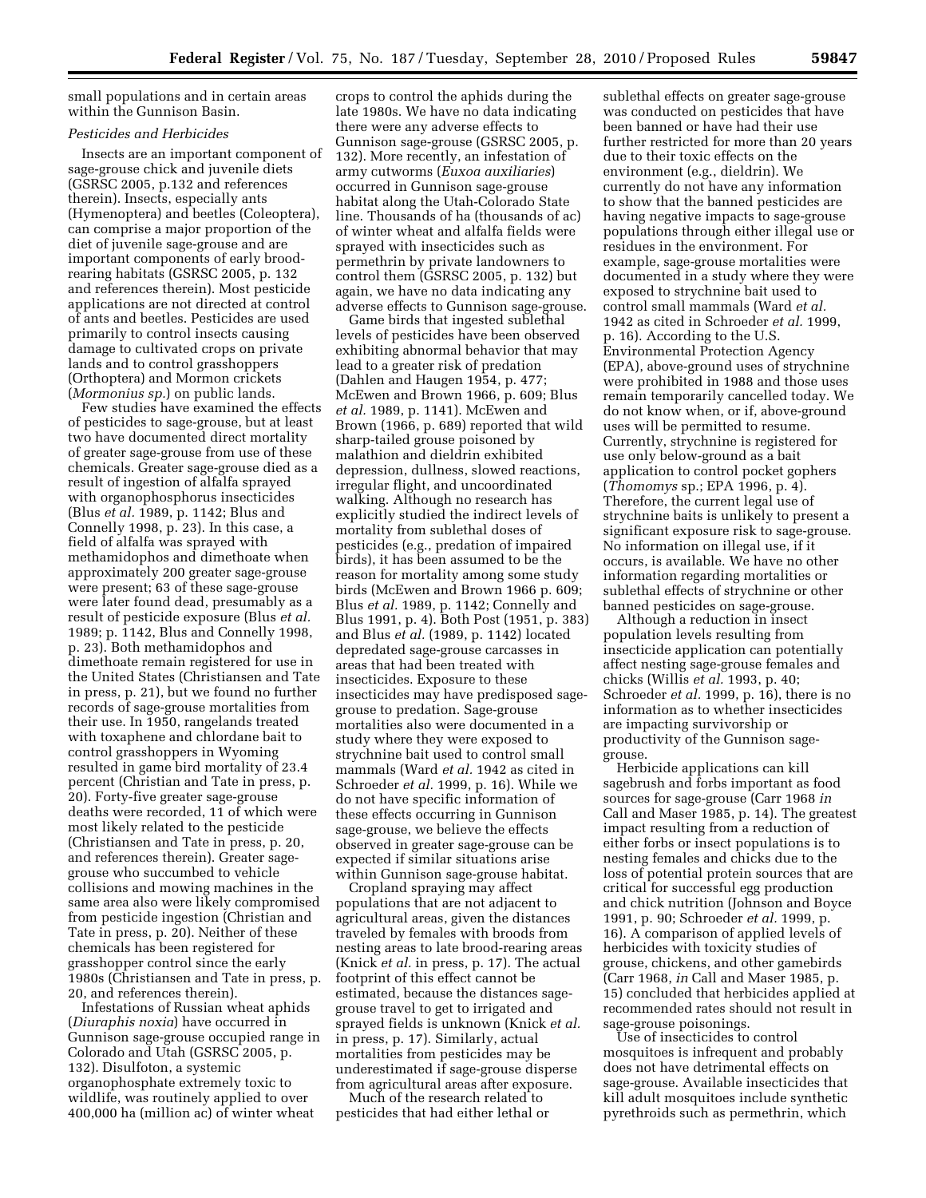small populations and in certain areas within the Gunnison Basin.

*Pesticides and Herbicides*

Insects are an important component of sage-grouse chick and juvenile diets (GSRSC 2005, p.132 and references therein). Insects, especially ants (Hymenoptera) and beetles (Coleoptera), can comprise a major proportion of the diet of juvenile sage-grouse and are important components of early brood-rearing habitats (GSRSC 2005, p. 132 and references therein). Most pesticide applications are not directed at control of ants and beetles. Pesticides are used primarily to control insects causing damage to cultivated crops on private lands and to control grasshoppers (Orthoptera) and Mormon crickets (*Mormonius sp.*) on public lands.

Few studies have examined the effects of pesticides to sage-grouse, but at least two have documented direct mortality of greater sage-grouse from use of these chemicals. Greater sage-grouse died as a result of ingestion of alfalfa sprayed with organophosphorus insecticides (Blus *et al.* 1989, p. 1142; Blus and Connelly 1998, p. 23). In this case, a field of alfalfa was sprayed with methamidophos and dimethoate when approximately 200 greater sage-grouse were present; 63 of these sage-grouse were later found dead, presumably as a result of pesticide exposure (Blus *et al.* 1989; p. 1142, Blus and Connelly 1998, p. 23). Both methamidophos and dimethoate remain registered for use in the United States (Christiansen and Tate in press, p. 21), but we found no further records of sage-grouse mortalities from their use. In 1950, rangelands treated with toxaphene and chlordane bait to control grasshoppers in Wyoming resulted in game bird mortality of 23.4 percent (Christian and Tate in press, p. 20). Forty-five greater sage-grouse deaths were recorded, 11 of which were most likely related to the pesticide (Christiansen and Tate in press, p. 20, and references therein). Greater sage-grouse who succumbed to vehicle collisions and mowing machines in the same area also were likely compromised from pesticide ingestion (Christian and Tate in press, p. 20). Neither of these chemicals has been registered for grasshopper control since the early 1980s (Christiansen and Tate in press, p. 20, and references therein).

Infestations of Russian wheat aphids (*Diuraphis noxia*) have occurred in Gunnison sage-grouse occupied range in Colorado and Utah (GSRSC 2005, p. 132). Disulfoton, a systemic organophosphate extremely toxic to wildlife, was routinely applied to over 400,000 ha (million ac) of winter wheat crops to control the aphids during the late 1980s. We have no data indicating there were any adverse effects to Gunnison sage-grouse (GSRSC 2005, p. 132). More recently, an infestation of army cutworms (*Euxoa auxiliaries*) occurred in Gunnison sage-grouse habitat along the Utah-Colorado State line. Thousands of ha (thousands of ac) of winter wheat and alfalfa fields were sprayed with insecticides such as permethrin by private landowners to control them (GSRSC 2005, p. 132) but again, we have no data indicating any adverse effects to Gunnison sage-grouse.

Game birds that ingested sublethal levels of pesticides have been observed exhibiting abnormal behavior that may lead to a greater risk of predation (Dahlen and Haugen 1954, p. 477; McEwen and Brown 1966, p. 609; Blus *et al.* 1989, p. 1141). McEwen and Brown (1966, p. 689) reported that wild sharp-tailed grouse poisoned by malathion and dieldrin exhibited depression, dullness, slowed reactions, irregular flight, and uncoordinated walking. Although no research has explicitly studied the indirect levels of mortality from sublethal doses of pesticides (e.g., predation of impaired birds), it has been assumed to be the reason for mortality among some study birds (McEwen and Brown 1966 p. 609; Blus *et al.* 1989, p. 1142; Connelly and Blus 1991, p. 4). Both Post (1951, p. 383) and Blus *et al.* (1989, p. 1142) located depredated sage-grouse carcasses in areas that had been treated with insecticides. Exposure to these insecticides may have predisposed sage-grouse to predation. Sage-grouse mortalities also were documented in a study where they were exposed to strychnine bait used to control small mammals (Ward *et al.* 1942 as cited in Schroeder *et al.* 1999, p. 16). While we do not have specific information of these effects occurring in Gunnison sage-grouse, we believe the effects observed in greater sage-grouse can be expected if similar situations arise within Gunnison sage-grouse habitat.

Cropland spraying may affect populations that are not adjacent to agricultural areas, given the distances traveled by females with broods from nesting areas to late brood-rearing areas (Knick *et al.* in press, p. 17). The actual footprint of this effect cannot be estimated, because the distances sage-grouse travel to get to irrigated and sprayed fields is unknown (Knick *et al.* in press, p. 17). Similarly, actual mortalities from pesticides may be underestimated if sage-grouse disperse from agricultural areas after exposure.

Much of the research related to pesticides that had either lethal or sublethal effects on greater sage-grouse was conducted on pesticides that have been banned or have had their use further restricted for more than 20 years due to their toxic effects on the environment (e.g., dieldrin). We currently do not have any information to show that the banned pesticides are having negative impacts to sage-grouse populations through either illegal use or residues in the environment. For example, sage-grouse mortalities were documented in a study where they were exposed to strychnine bait used to control small mammals (Ward *et al.* 1942 as cited in Schroeder *et al.* 1999, p. 16). According to the U.S. Environmental Protection Agency (EPA), above-ground uses of strychnine were prohibited in 1988 and those uses remain temporarily cancelled today. We do not know when, or if, above-ground uses will be permitted to resume. Currently, strychnine is registered for use only below-ground as a bait application to control pocket gophers (*Thomomys* sp.; EPA 1996, p. 4). Therefore, the current legal use of strychnine baits is unlikely to present a significant exposure risk to sage-grouse. No information on illegal use, if it occurs, is available. We have no other information regarding mortalities or sublethal effects of strychnine or other banned pesticides on sage-grouse.

Although a reduction in insect population levels resulting from insecticide application can potentially affect nesting sage-grouse females and chicks (Willis *et al.* 1993, p. 40; Schroeder *et al.* 1999, p. 16), there is no information as to whether insecticides are impacting survivorship or productivity of the Gunnison sage-grouse.

Herbicide applications can kill sagebrush and forbs important as food sources for sage-grouse (Carr 1968 *in* Call and Maser 1985, p. 14). The greatest impact resulting from a reduction of either forbs or insect populations is to nesting females and chicks due to the loss of potential protein sources that are critical for successful egg production and chick nutrition (Johnson and Boyce 1991, p. 90; Schroeder *et al.* 1999, p. 16). A comparison of applied levels of herbicides with toxicity studies of grouse, chickens, and other gamebirds (Carr 1968, *in* Call and Maser 1985, p. 15) concluded that herbicides applied at recommended rates should not result in sage-grouse poisonings.

Use of insecticides to control mosquitoes is infrequent and probably does not have detrimental effects on sage-grouse. Available insecticides that kill adult mosquitoes include synthetic pyrethroids such as permethrin, which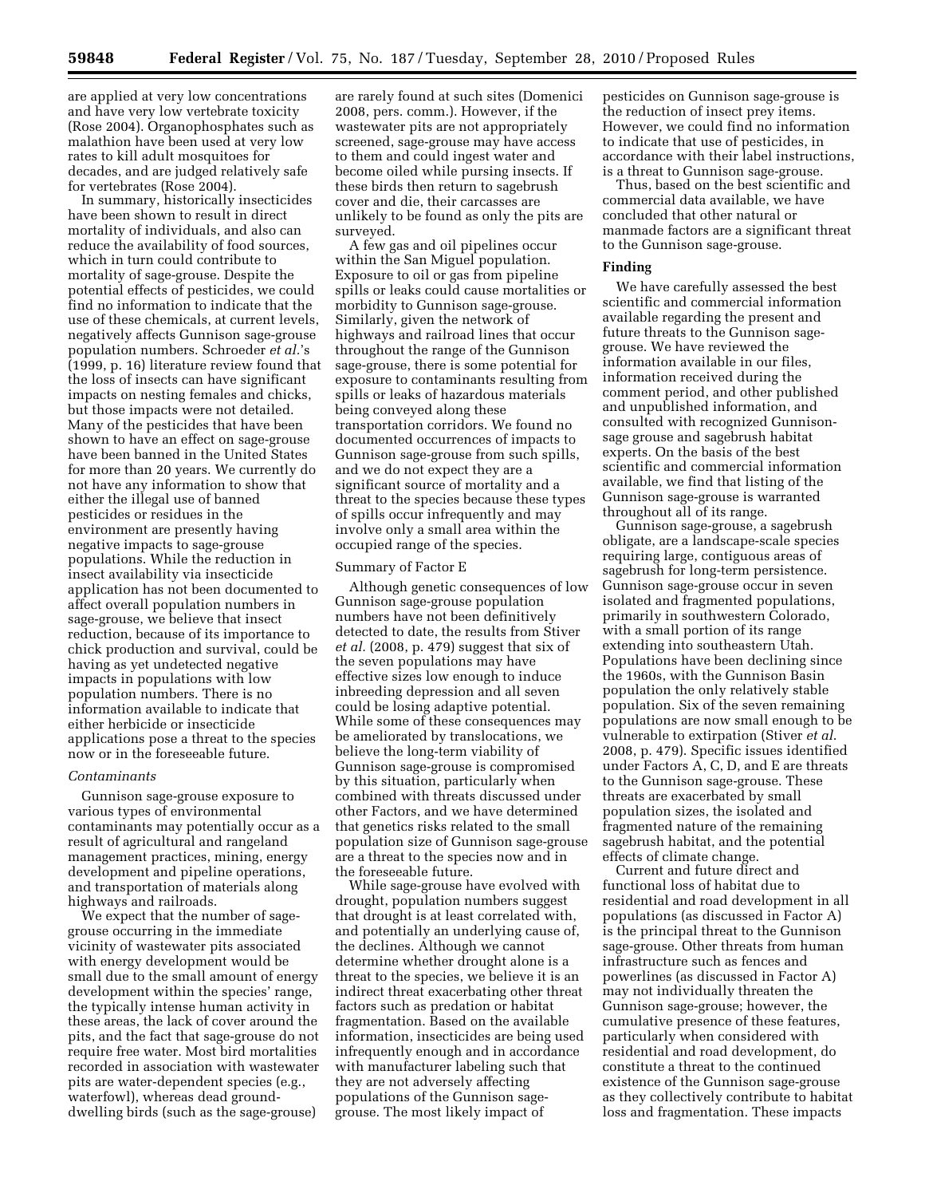are applied at very low concentrations and have very low vertebrate toxicity (Rose 2004). Organophosphates such as malathion have been used at very low rates to kill adult mosquitoes for decades, and are judged relatively safe for vertebrates (Rose 2004).

In summary, historically insecticides have been shown to result in direct mortality of individuals, and also can reduce the availability of food sources, which in turn could contribute to mortality of sage-grouse. Despite the potential effects of pesticides, we could find no information to indicate that the use of these chemicals, at current levels, negatively affects Gunnison sage-grouse population numbers. Schroeder *et al.*'s (1999, p. 16) literature review found that the loss of insects can have significant impacts on nesting females and chicks, but those impacts were not detailed. Many of the pesticides that have been shown to have an effect on sage-grouse have been banned in the United States for more than 20 years. We currently do not have any information to show that either the illegal use of banned pesticides or residues in the environment are presently having negative impacts to sage-grouse populations. While the reduction in insect availability via insecticide application has not been documented to affect overall population numbers in sage-grouse, we believe that insect reduction, because of its importance to chick production and survival, could be having as yet undetected negative impacts in populations with low population numbers. There is no information available to indicate that either herbicide or insecticide applications pose a threat to the species now or in the foreseeable future.

*Contaminants*

Gunnison sage-grouse exposure to various types of environmental contaminants may potentially occur as a result of agricultural and rangeland management practices, mining, energy development and pipeline operations, and transportation of materials along highways and railroads.

We expect that the number of sage-grouse occurring in the immediate vicinity of wastewater pits associated with energy development would be small due to the small amount of energy development within the species' range, the typically intense human activity in these areas, the lack of cover around the pits, and the fact that sage-grouse do not require free water. Most bird mortalities recorded in association with wastewater pits are water-dependent species (e.g., waterfowl), whereas dead ground-dwelling birds (such as the sage-grouse) are rarely found at such sites (Domenici 2008, pers. comm.). However, if the wastewater pits are not appropriately screened, sage-grouse may have access to them and could ingest water and become oiled while pursing insects. If these birds then return to sagebrush cover and die, their carcasses are unlikely to be found as only the pits are surveyed.

A few gas and oil pipelines occur within the San Miguel population. Exposure to oil or gas from pipeline spills or leaks could cause mortalities or morbidity to Gunnison sage-grouse. Similarly, given the network of highways and railroad lines that occur throughout the range of the Gunnison sage-grouse, there is some potential for exposure to contaminants resulting from spills or leaks of hazardous materials being conveyed along these transportation corridors. We found no documented occurrences of impacts to Gunnison sage-grouse from such spills, and we do not expect they are a significant source of mortality and a threat to the species because these types of spills occur infrequently and may involve only a small area within the occupied range of the species.

Summary of Factor E

Although genetic consequences of low Gunnison sage-grouse population numbers have not been definitively detected to date, the results from Stiver *et al.* (2008, p. 479) suggest that six of the seven populations may have effective sizes low enough to induce inbreeding depression and all seven could be losing adaptive potential. While some of these consequences may be ameliorated by translocations, we believe the long-term viability of Gunnison sage-grouse is compromised by this situation, particularly when combined with threats discussed under other Factors, and we have determined that genetics risks related to the small population size of Gunnison sage-grouse are a threat to the species now and in the foreseeable future.

While sage-grouse have evolved with drought, population numbers suggest that drought is at least correlated with, and potentially an underlying cause of, the declines. Although we cannot determine whether drought alone is a threat to the species, we believe it is an indirect threat exacerbating other threat factors such as predation or habitat fragmentation. Based on the available information, insecticides are being used infrequently enough and in accordance with manufacturer labeling such that they are not adversely affecting populations of the Gunnison sage-grouse. The most likely impact of pesticides on Gunnison sage-grouse is the reduction of insect prey items. However, we could find no information to indicate that use of pesticides, in accordance with their label instructions, is a threat to Gunnison sage-grouse.

Thus, based on the best scientific and commercial data available, we have concluded that other natural or manmade factors are a significant threat to the Gunnison sage-grouse.

## Finding

We have carefully assessed the best scientific and commercial information available regarding the present and future threats to the Gunnison sage-grouse. We have reviewed the information available in our files, information received during the comment period, and other published and unpublished information, and consulted with recognized Gunnison-sage grouse and sagebrush habitat experts. On the basis of the best scientific and commercial information available, we find that listing of the Gunnison sage-grouse is warranted throughout all of its range.

Gunnison sage-grouse, a sagebrush obligate, are a landscape-scale species requiring large, contiguous areas of sagebrush for long-term persistence. Gunnison sage-grouse occur in seven isolated and fragmented populations, primarily in southwestern Colorado, with a small portion of its range extending into southeastern Utah. Populations have been declining since the 1960s, with the Gunnison Basin population the only relatively stable population. Six of the seven remaining populations are now small enough to be vulnerable to extirpation (Stiver *et al.* 2008, p. 479). Specific issues identified under Factors A, C, D, and E are threats to the Gunnison sage-grouse. These threats are exacerbated by small population sizes, the isolated and fragmented nature of the remaining sagebrush habitat, and the potential effects of climate change.

Current and future direct and functional loss of habitat due to residential and road development in all populations (as discussed in Factor A) is the principal threat to the Gunnison sage-grouse. Other threats from human infrastructure such as fences and powerlines (as discussed in Factor A) may not individually threaten the Gunnison sage-grouse; however, the cumulative presence of these features, particularly when considered with residential and road development, do constitute a threat to the continued existence of the Gunnison sage-grouse as they collectively contribute to habitat loss and fragmentation. These impacts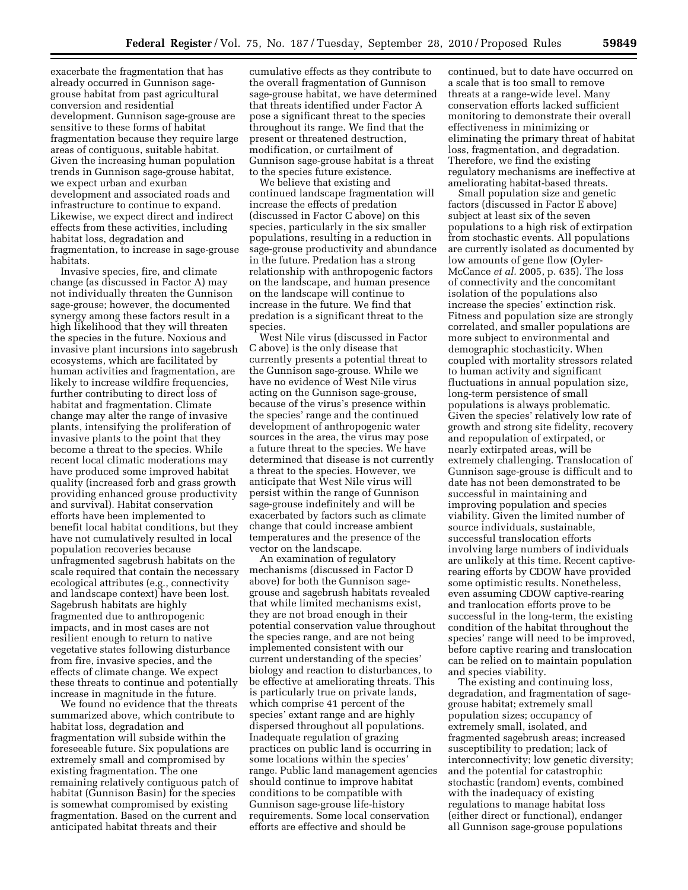exacerbate the fragmentation that has already occurred in Gunnison sage-grouse habitat from past agricultural conversion and residential development. Gunnison sage-grouse are sensitive to these forms of habitat fragmentation because they require large areas of contiguous, suitable habitat. Given the increasing human population trends in Gunnison sage-grouse habitat, we expect urban and exurban development and associated roads and infrastructure to continue to expand. Likewise, we expect direct and indirect effects from these activities, including habitat loss, degradation and fragmentation, to increase in sage-grouse habitats.

Invasive species, fire, and climate change (as discussed in Factor A) may not individually threaten the Gunnison sage-grouse; however, the documented synergy among these factors result in a high likelihood that they will threaten the species in the future. Noxious and invasive plant incursions into sagebrush ecosystems, which are facilitated by human activities and fragmentation, are likely to increase wildfire frequencies, further contributing to direct loss of habitat and fragmentation. Climate change may alter the range of invasive plants, intensifying the proliferation of invasive plants to the point that they become a threat to the species. While recent local climatic moderations may have produced some improved habitat quality (increased forb and grass growth providing enhanced grouse productivity and survival). Habitat conservation efforts have been implemented to benefit local habitat conditions, but they have not cumulatively resulted in local population recoveries because unfragmented sagebrush habitats on the scale required that contain the necessary ecological attributes (e.g., connectivity and landscape context) have been lost. Sagebrush habitats are highly fragmented due to anthropogenic impacts, and in most cases are not resilient enough to return to native vegetative states following disturbance from fire, invasive species, and the effects of climate change. We expect these threats to continue and potentially increase in magnitude in the future.

We found no evidence that the threats summarized above, which contribute to habitat loss, degradation and fragmentation will subside within the foreseeable future. Six populations are extremely small and compromised by existing fragmentation. The one remaining relatively contiguous patch of habitat (Gunnison Basin) for the species is somewhat compromised by existing fragmentation. Based on the current and anticipated habitat threats and their cumulative effects as they contribute to the overall fragmentation of Gunnison sage-grouse habitat, we have determined that threats identified under Factor A pose a significant threat to the species throughout its range. We find that the present or threatened destruction, modification, or curtailment of Gunnison sage-grouse habitat is a threat to the species future existence.

We believe that existing and continued landscape fragmentation will increase the effects of predation (discussed in Factor C above) on this species, particularly in the six smaller populations, resulting in a reduction in sage-grouse productivity and abundance in the future. Predation has a strong relationship with anthropogenic factors on the landscape, and human presence on the landscape will continue to increase in the future. We find that predation is a significant threat to the species.

West Nile virus (discussed in Factor C above) is the only disease that currently presents a potential threat to the Gunnison sage-grouse. While we have no evidence of West Nile virus acting on the Gunnison sage-grouse, because of the virus's presence within the species' range and the continued development of anthropogenic water sources in the area, the virus may pose a future threat to the species. We have determined that disease is not currently a threat to the species. However, we anticipate that West Nile virus will persist within the range of Gunnison sage-grouse indefinitely and will be exacerbated by factors such as climate change that could increase ambient temperatures and the presence of the vector on the landscape.

An examination of regulatory mechanisms (discussed in Factor D above) for both the Gunnison sage-grouse and sagebrush habitats revealed that while limited mechanisms exist, they are not broad enough in their potential conservation value throughout the species range, and are not being implemented consistent with our current understanding of the species' biology and reaction to disturbances, to be effective at ameliorating threats. This is particularly true on private lands, which comprise 41 percent of the species' extant range and are highly dispersed throughout all populations. Inadequate regulation of grazing practices on public land is occurring in some locations within the species' range. Public land management agencies should continue to improve habitat conditions to be compatible with Gunnison sage-grouse life-history requirements. Some local conservation efforts are effective and should be continued, but to date have occurred on a scale that is too small to remove threats at a range-wide level. Many conservation efforts lacked sufficient monitoring to demonstrate their overall effectiveness in minimizing or eliminating the primary threat of habitat loss, fragmentation, and degradation. Therefore, we find the existing regulatory mechanisms are ineffective at ameliorating habitat-based threats.

Small population size and genetic factors (discussed in Factor E above) subject at least six of the seven populations to a high risk of extirpation from stochastic events. All populations are currently isolated as documented by low amounts of gene flow (Oyler-McCance *et al.* 2005, p. 635). The loss of connectivity and the concomitant isolation of the populations also increase the species' extinction risk. Fitness and population size are strongly correlated, and smaller populations are more subject to environmental and demographic stochasticity. When coupled with mortality stressors related to human activity and significant fluctuations in annual population size, long-term persistence of small populations is always problematic. Given the species' relatively low rate of growth and strong site fidelity, recovery and repopulation of extirpated, or nearly extirpated areas, will be extremely challenging. Translocation of Gunnison sage-grouse is difficult and to date has not been demonstrated to be successful in maintaining and improving population and species viability. Given the limited number of source individuals, sustainable, successful translocation efforts involving large numbers of individuals are unlikely at this time. Recent captive-rearing efforts by CDOW have provided some optimistic results. Nonetheless, even assuming CDOW captive-rearing and tranlocation efforts prove to be successful in the long-term, the existing condition of the habitat throughout the species' range will need to be improved, before captive rearing and translocation can be relied on to maintain population and species viability.

The existing and continuing loss, degradation, and fragmentation of sage-grouse habitat; extremely small population sizes; occupancy of extremely small, isolated, and fragmented sagebrush areas; increased susceptibility to predation; lack of interconnectivity; low genetic diversity; and the potential for catastrophic stochastic (random) events, combined with the inadequacy of existing regulations to manage habitat loss (either direct or functional), endanger all Gunnison sage-grouse populations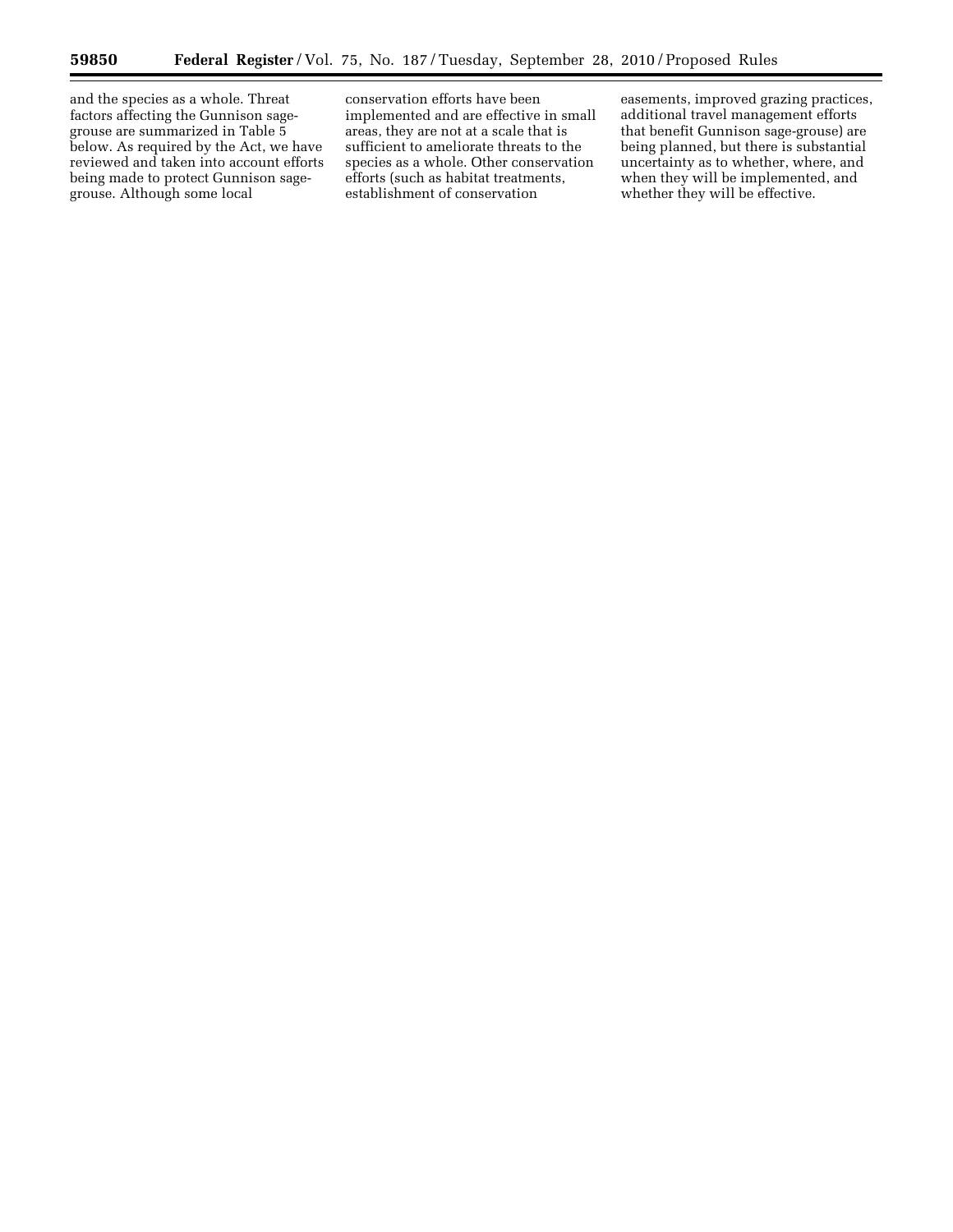and the species as a whole. Threat factors affecting the Gunnison sage-grouse are summarized in Table 5 below. As required by the Act, we have reviewed and taken into account efforts being made to protect Gunnison sage-grouse. Although some local conservation efforts have been implemented and are effective in small areas, they are not at a scale that is sufficient to ameliorate threats to the species as a whole. Other conservation efforts (such as habitat treatments, establishment of conservation easements, improved grazing practices, additional travel management efforts that benefit Gunnison sage-grouse) are being planned, but there is substantial uncertainty as to whether, where, and when they will be implemented, and whether they will be effective.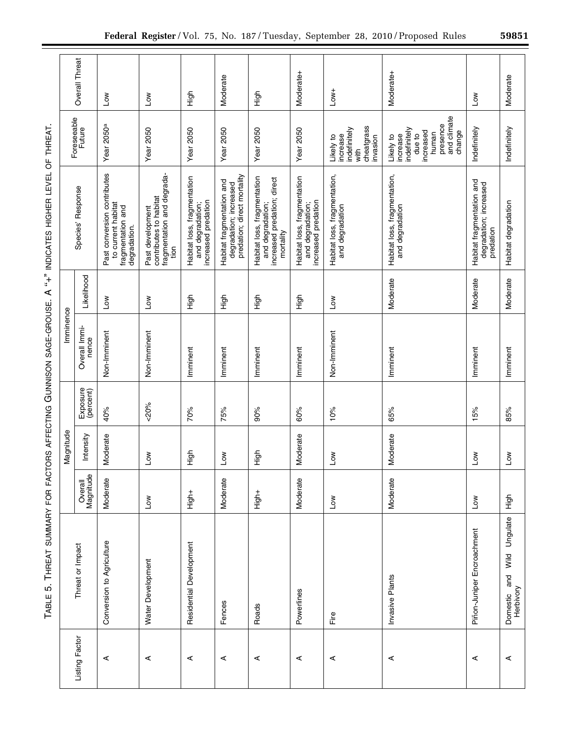TABLE 5. THREAT SUMMARY FOR FACTORS AFFECTING GUNNISON SAGE-GROUSE. A "+" INDICATES HIGHER LEVEL OF THREAT.

| Listing Factor | Threat or Impact | Magnitude | | | Imminence | | Species' Response | Foreseeable Future | Overall Threat |
|---|---|---|---|---|---|---|---|---|---|
| | | Overall Magnitude | Intensity | Exposure (percent) | Overall Imminence | Likelihood | | | |
| A | Conversion to Agriculture | Moderate | Moderate | 40% | Non-Imminent | Low | Past conversion contributes to current habitat fragmentation and degradation. | Year 2050[a] | Low |
| A | Water Development | Low | Low | <20% | Non-Imminent | Low | Past development contributes to habitat fragmentation and degradation | Year 2050 | Low |
| A | Residential Development | High+ | High | 70% | Imminent | High | Habitat loss, fragmentation and degradation; increased predation | Year 2050 | High |
| A | Fences | Moderate | Low | 75% | Imminent | High | Habitat fragmentation and degradation; increased predation; direct mortality | Year 2050 | Moderate |
| A | Roads | High+ | High | 90% | Imminent | High | Habitat loss, fragmentation and degradation; increased predation; direct mortality | Year 2050 | High |
| A | Powerlines | Moderate | Moderate | 60% | Imminent | High | Habitat loss, fragmentation and degradation; increased predation | Year 2050 | Moderate+ |
| A | Fire | Low | Low | 10% | Non-Imminent | Low | Habitat loss, fragmentation, and degradation | Likely to increase indefinitely with cheatgrass invasion | Low+ |
| A | Invasive Plants | Moderate | Moderate | 65% | Imminent | Moderate | Habitat loss, fragmentation, and degradation | Likely to increase indefinitely due to increased human presence and climate change | Moderate+ |
| A | Piñon-Juniper Encroachment | Low | Low | 15% | Imminent | Moderate | Habitat fragmentation and degradation; increased predation | Indefinitely | Low |
| A | Domestic and Wild Ungulate Herbivory | High | Low | 85% | Imminent | Moderate | Habitat degradation | Indefinitely | Moderate |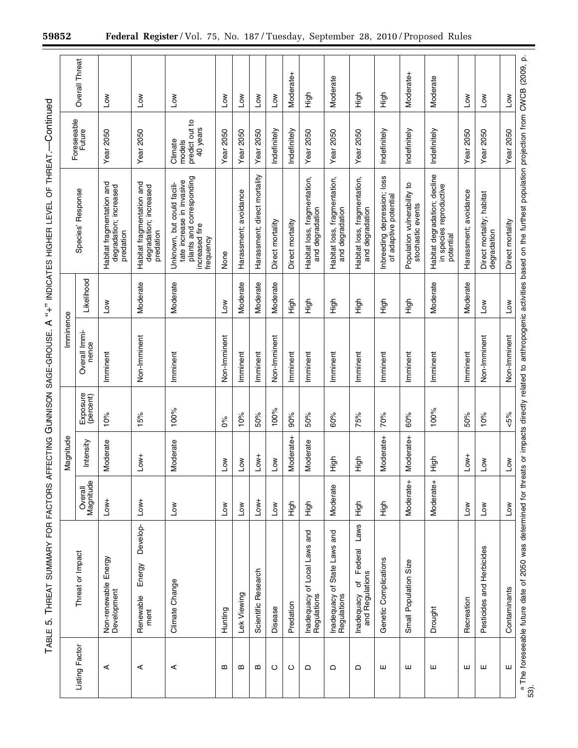TABLE 5. THREAT SUMMARY FOR FACTORS AFFECTING GUNNISON SAGE-GROUSE. A "+" INDICATES HIGHER LEVEL OF THREAT.—Continued

| Listing Factor | Threat or Impact | Magnitude | | | Imminence | | Species' Response | Foreseeable Future | Overall Threat |
|---|---|---|---|---|---|---|---|---|---|
| | | Overall Magnitude | Intensity | Exposure (percent) | Overall Imminence | Likelihood | | | |
| A | Non-renewable Energy Development | Low+ | Moderate | 10% | Imminent | Low | Habitat fragmentation and degradation; increased predation | Year 2050 | Low |
| A | Renewable Energy Development | Low+ | Low+ | 15% | Non-Imminent | Moderate | Habitat fragmentation and degradation; increased predation | Year 2050 | Low |
| A | Climate Change | Low | Moderate | 100% | Imminent | Moderate | Unknown, but could facilitate increase in invasive plants and corresponding increased fire frequency | Climate models predict out to 40 years | Low |
| B | Hunting | Low | Low | 0% | Non-Imminent | Low | None | Year 2050 | Low |
| B | Lek Viewing | Low | Low | 10% | Imminent | Moderate | Harassment; avoidance | Year 2050 | Low |
| B | Scientific Research | Low+ | Low+ | 50% | Imminent | Moderate | Harassment; direct mortality | Year 2050 | Low |
| C | Disease | Low | Low | 100% | Non-Imminent | Moderate | Direct mortality | Indefinitely | Low |
| C | Predation | High | Moderate+ | 90% | Imminent | High | Direct mortality | Indefinitely | Moderate+ |
| D | Inadequacy of Local Laws and Regulations | High | Moderate | 50% | Imminent | High | Habitat loss, fragmentation, and degradation | Year 2050 | High |
| D | Inadequacy of State Laws and Regulations | Moderate | High | 60% | Imminent | High | Habitat loss, fragmentation, and degradation | Year 2050 | Moderate |
| D | Inadequacy of Federal Laws and Regulations | High | High | 75% | Imminent | High | Habitat loss, fragmentation, and degradation | Year 2050 | High |
| E | Genetic Complications | High | Moderate+ | 70% | Imminent | High | Inbreeding depression; loss of adaptive potential | Indefinitely | High |
| E | Small Population Size | Moderate+ | Moderate+ | 60% | Imminent | High | Population vulnerability to stochastic events | Indefinitely | Moderate+ |
| E | Drought | Moderate+ | High | 100% | Imminent | Moderate | Habitat degradation; decline in species reproductive potential | Indefinitely | Moderate |
| E | Recreation | Low | Low+ | 50% | Imminent | Moderate | Harassment; avoidance | Year 2050 | Low |
| E | Pesticides and Herbicides | Low | Low | 10% | Non-Imminent | Low | Direct mortality; habitat degradation | Year 2050 | Low |
| E | Contaminants | Low | Low | <5% | Non-Imminent | Low | Direct mortality | Year 2050 | Low |

[a] The foreseeable future date of 2050 was determined for threats or impacts directly related to anthropogenic activities based on the furthest population projection from CWCB (2009, p. 53).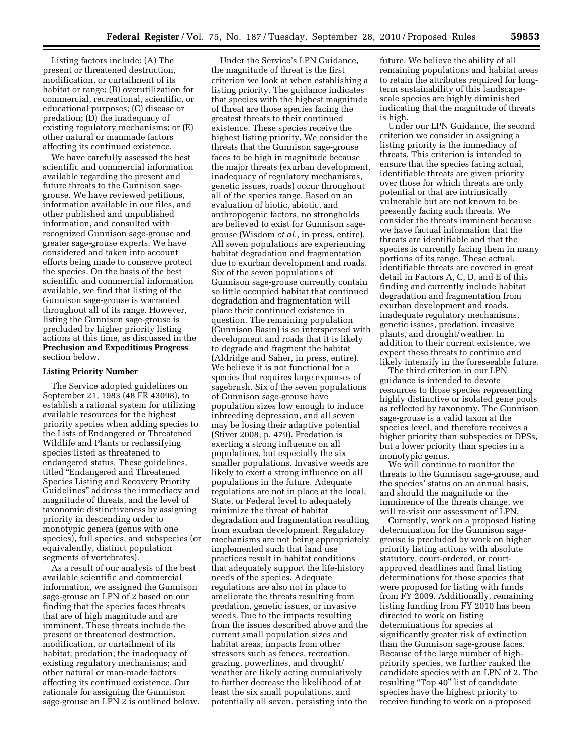Listing factors include: (A) The present or threatened destruction, modification, or curtailment of its habitat or range; (B) overutilization for commercial, recreational, scientific, or educational purposes; (C) disease or predation; (D) the inadequacy of existing regulatory mechanisms; or (E) other natural or manmade factors affecting its continued existence.

We have carefully assessed the best scientific and commercial information available regarding the present and future threats to the Gunnison sage-grouse. We have reviewed petitions, information available in our files, and other published and unpublished information, and consulted with recognized Gunnison sage-grouse and greater sage-grouse experts. We have considered and taken into account efforts being made to conserve protect the species. On the basis of the best scientific and commercial information available, we find that listing of the Gunnison sage-grouse is warranted throughout all of its range. However, listing the Gunnison sage-grouse is precluded by higher priority listing actions at this time, as discussed in the **Preclusion and Expeditious Progress** section below.

### Listing Priority Number

The Service adopted guidelines on September 21, 1983 (48 FR 43098), to establish a rational system for utilizing available resources for the highest priority species when adding species to the Lists of Endangered or Threatened Wildlife and Plants or reclassifying species listed as threatened to endangered status. These guidelines, titled "Endangered and Threatened Species Listing and Recovery Priority Guidelines" address the immediacy and magnitude of threats, and the level of taxonomic distinctiveness by assigning priority in descending order to monotypic genera (genus with one species), full species, and subspecies (or equivalently, distinct population segments of vertebrates).

As a result of our analysis of the best available scientific and commercial information, we assigned the Gunnison sage-grouse an LPN of 2 based on our finding that the species faces threats that are of high magnitude and are imminent. These threats include the present or threatened destruction, modification, or curtailment of its habitat; predation; the inadequacy of existing regulatory mechanisms; and other natural or man-made factors affecting its continued existence. Our rationale for assigning the Gunnison sage-grouse an LPN 2 is outlined below.

Under the Service's LPN Guidance, the magnitude of threat is the first criterion we look at when establishing a listing priority. The guidance indicates that species with the highest magnitude of threat are those species facing the greatest threats to their continued existence. These species receive the highest listing priority. We consider the threats that the Gunnison sage-grouse faces to be high in magnitude because the major threats (exurban development, inadequacy of regulatory mechanisms, genetic issues, roads) occur throughout all of the species range. Based on an evaluation of biotic, abiotic, and anthropogenic factors, no strongholds are believed to exist for Gunnison sage-grouse (Wisdom *et al.*, in press, entire). All seven populations are experiencing habitat degradation and fragmentation due to exurban development and roads. Six of the seven populations of Gunnison sage-grouse currently contain so little occupied habitat that continued degradation and fragmentation will place their continued existence in question. The remaining population (Gunnison Basin) is so interspersed with development and roads that it is likely to degrade and fragment the habitat (Aldridge and Saher, in press, entire). We believe it is not functional for a species that requires large expanses of sagebrush. Six of the seven populations of Gunnison sage-grouse have population sizes low enough to induce inbreeding depression, and all seven may be losing their adaptive potential (Stiver 2008, p. 479). Predation is exerting a strong influence on all populations, but especially the six smaller populations. Invasive weeds are likely to exert a strong influence on all populations in the future. Adequate regulations are not in place at the local, State, or Federal level to adequately minimize the threat of habitat degradation and fragmentation resulting from exurban development. Regulatory mechanisms are not being appropriately implemented such that land use practices result in habitat conditions that adequately support the life-history needs of the species. Adequate regulations are also not in place to ameliorate the threats resulting from predation, genetic issues, or invasive weeds. Due to the impacts resulting from the issues described above and the current small population sizes and habitat areas, impacts from other stressors such as fences, recreation, grazing, powerlines, and drought/weather are likely acting cumulatively to further decrease the likelihood of at least the six small populations, and potentially all seven, persisting into the future. We believe the ability of all remaining populations and habitat areas to retain the attributes required for long-term sustainability of this landscape-scale species are highly diminished indicating that the magnitude of threats is high.

Under our LPN Guidance, the second criterion we consider in assigning a listing priority is the immediacy of threats. This criterion is intended to ensure that the species facing actual, identifiable threats are given priority over those for which threats are only potential or that are intrinsically vulnerable but are not known to be presently facing such threats. We consider the threats imminent because we have factual information that the threats are identifiable and that the species is currently facing them in many portions of its range. These actual, identifiable threats are covered in great detail in Factors A, C, D, and E of this finding and currently include habitat degradation and fragmentation from exurban development and roads, inadequate regulatory mechanisms, genetic issues, predation, invasive plants, and drought/weather. In addition to their current existence, we expect these threats to continue and likely intensify in the foreseeable future.

The third criterion in our LPN guidance is intended to devote resources to those species representing highly distinctive or isolated gene pools as reflected by taxonomy. The Gunnison sage-grouse is a valid taxon at the species level, and therefore receives a higher priority than subspecies or DPSs, but a lower priority than species in a monotypic genus.

We will continue to monitor the threats to the Gunnison sage-grouse, and the species' status on an annual basis, and should the magnitude or the imminence of the threats change, we will re-visit our assessment of LPN.

Currently, work on a proposed listing determination for the Gunnison sage-grouse is precluded by work on higher priority listing actions with absolute statutory, court-ordered, or court-approved deadlines and final listing determinations for those species that were proposed for listing with funds from FY 2009. Additionally, remaining listing funding from FY 2010 has been directed to work on listing determinations for species at significantly greater risk of extinction than the Gunnison sage-grouse faces. Because of the large number of high-priority species, we further ranked the candidate species with an LPN of 2. The resulting "Top 40" list of candidate species have the highest priority to receive funding to work on a proposed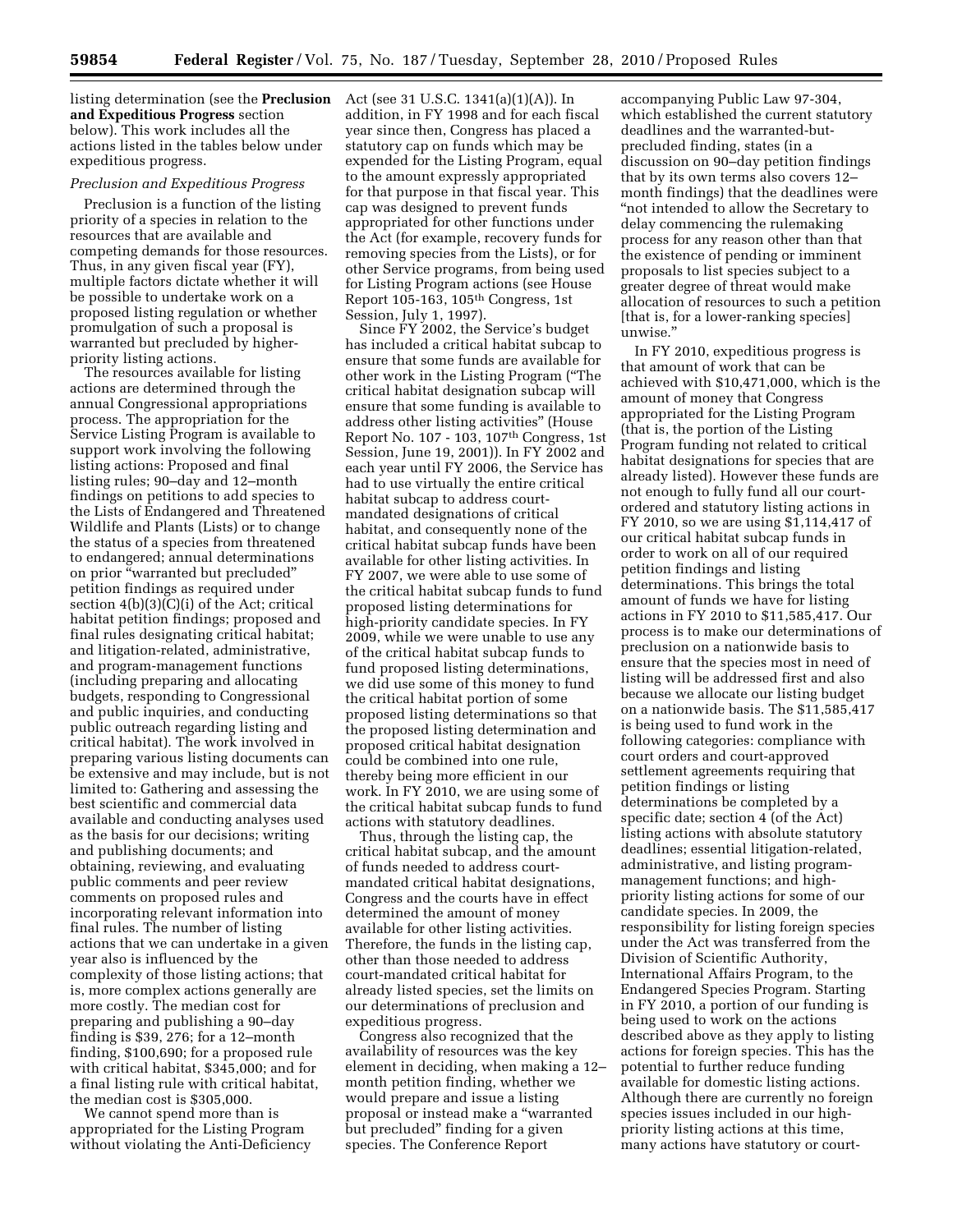listing determination (see the **Preclusion and Expeditious Progress** section below). This work includes all the actions listed in the tables below under expeditious progress.

*Preclusion and Expeditious Progress*

Preclusion is a function of the listing priority of a species in relation to the resources that are available and competing demands for those resources. Thus, in any given fiscal year (FY), multiple factors dictate whether it will be possible to undertake work on a proposed listing regulation or whether promulgation of such a proposal is warranted but precluded by higher-priority listing actions.

The resources available for listing actions are determined through the annual Congressional appropriations process. The appropriation for the Service Listing Program is available to support work involving the following listing actions: Proposed and final listing rules; 90–day and 12–month findings on petitions to add species to the Lists of Endangered and Threatened Wildlife and Plants (Lists) or to change the status of a species from threatened to endangered; annual determinations on prior "warranted but precluded" petition findings as required under section 4(b)(3)(C)(i) of the Act; critical habitat petition findings; proposed and final rules designating critical habitat; and litigation-related, administrative, and program-management functions (including preparing and allocating budgets, responding to Congressional and public inquiries, and conducting public outreach regarding listing and critical habitat). The work involved in preparing various listing documents can be extensive and may include, but is not limited to: Gathering and assessing the best scientific and commercial data available and conducting analyses used as the basis for our decisions; writing and publishing documents; and obtaining, reviewing, and evaluating public comments and peer review comments on proposed rules and incorporating relevant information into final rules. The number of listing actions that we can undertake in a given year also is influenced by the complexity of those listing actions; that is, more complex actions generally are more costly. The median cost for preparing and publishing a 90–day finding is $39, 276; for a 12–month finding, $100,690; for a proposed rule with critical habitat, $345,000; and for a final listing rule with critical habitat, the median cost is $305,000.

We cannot spend more than is appropriated for the Listing Program without violating the Anti-Deficiency Act (see 31 U.S.C. 1341(a)(1)(A)). In addition, in FY 1998 and for each fiscal year since then, Congress has placed a statutory cap on funds which may be expended for the Listing Program, equal to the amount expressly appropriated for that purpose in that fiscal year. This cap was designed to prevent funds appropriated for other functions under the Act (for example, recovery funds for removing species from the Lists), or for other Service programs, from being used for Listing Program actions (see House Report 105-163, 105th Congress, 1st Session, July 1, 1997).

Since FY 2002, the Service's budget has included a critical habitat subcap to ensure that some funds are available for other work in the Listing Program ("The critical habitat designation subcap will ensure that some funding is available to address other listing activities" (House Report No. 107 - 103, 107th Congress, 1st Session, June 19, 2001)). In FY 2002 and each year until FY 2006, the Service has had to use virtually the entire critical habitat subcap to address court-mandated designations of critical habitat, and consequently none of the critical habitat subcap funds have been available for other listing activities. In FY 2007, we were able to use some of the critical habitat subcap funds to fund proposed listing determinations for high-priority candidate species. In FY 2009, while we were unable to use any of the critical habitat subcap funds to fund proposed listing determinations, we did use some of this money to fund the critical habitat portion of some proposed listing determinations so that the proposed listing determination and proposed critical habitat designation could be combined into one rule, thereby being more efficient in our work. In FY 2010, we are using some of the critical habitat subcap funds to fund actions with statutory deadlines.

Thus, through the listing cap, the critical habitat subcap, and the amount of funds needed to address court-mandated critical habitat designations, Congress and the courts have in effect determined the amount of money available for other listing activities. Therefore, the funds in the listing cap, other than those needed to address court-mandated critical habitat for already listed species, set the limits on our determinations of preclusion and expeditious progress.

Congress also recognized that the availability of resources was the key element in deciding, when making a 12–month petition finding, whether we would prepare and issue a listing proposal or instead make a "warranted but precluded" finding for a given species. The Conference Report accompanying Public Law 97-304, which established the current statutory deadlines and the warranted-but-precluded finding, states (in a discussion on 90–day petition findings that by its own terms also covers 12–month findings) that the deadlines were "not intended to allow the Secretary to delay commencing the rulemaking process for any reason other than that the existence of pending or imminent proposals to list species subject to a greater degree of threat would make allocation of resources to such a petition [that is, for a lower-ranking species] unwise."

In FY 2010, expeditious progress is that amount of work that can be achieved with $10,471,000, which is the amount of money that Congress appropriated for the Listing Program (that is, the portion of the Listing Program funding not related to critical habitat designations for species that are already listed). However these funds are not enough to fully fund all our court-ordered and statutory listing actions in FY 2010, so we are using $1,114,417 of our critical habitat subcap funds in order to work on all of our required petition findings and listing determinations. This brings the total amount of funds we have for listing actions in FY 2010 to $11,585,417. Our process is to make our determinations of preclusion on a nationwide basis to ensure that the species most in need of listing will be addressed first and also because we allocate our listing budget on a nationwide basis. The $11,585,417 is being used to fund work in the following categories: compliance with court orders and court-approved settlement agreements requiring that petition findings or listing determinations be completed by a specific date; section 4 (of the Act) listing actions with absolute statutory deadlines; essential litigation-related, administrative, and listing program-management functions; and high-priority listing actions for some of our candidate species. In 2009, the responsibility for listing foreign species under the Act was transferred from the Division of Scientific Authority, International Affairs Program, to the Endangered Species Program. Starting in FY 2010, a portion of our funding is being used to work on the actions described above as they apply to listing actions for foreign species. This has the potential to further reduce funding available for domestic listing actions. Although there are currently no foreign species issues included in our high-priority listing actions at this time, many actions have statutory or court-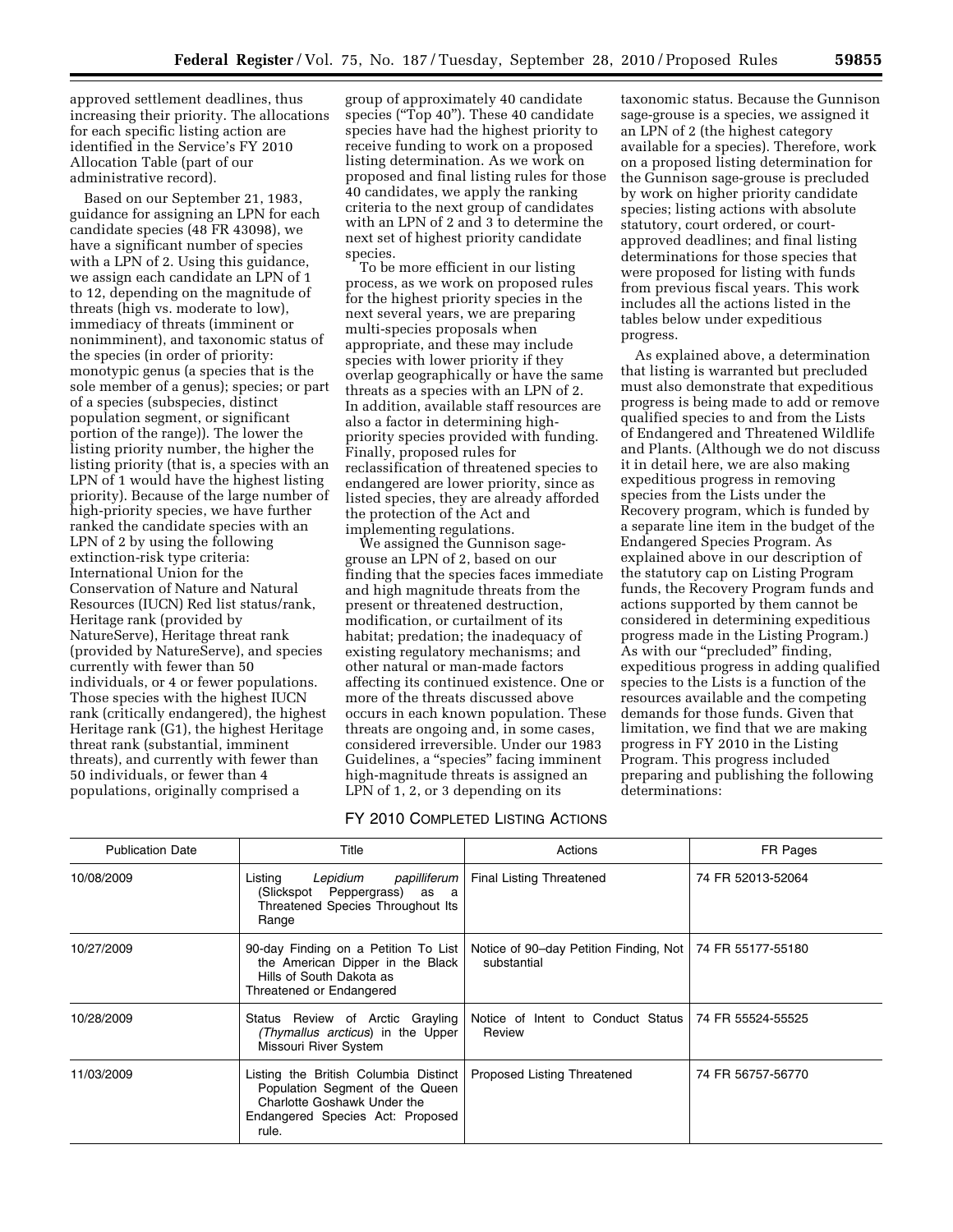approved settlement deadlines, thus increasing their priority. The allocations for each specific listing action are identified in the Service's FY 2010 Allocation Table (part of our administrative record).

Based on our September 21, 1983, guidance for assigning an LPN for each candidate species (48 FR 43098), we have a significant number of species with a LPN of 2. Using this guidance, we assign each candidate an LPN of 1 to 12, depending on the magnitude of threats (high vs. moderate to low), immediacy of threats (imminent or nonimminent), and taxonomic status of the species (in order of priority: monotypic genus (a species that is the sole member of a genus); species; or part of a species (subspecies, distinct population segment, or significant portion of the range)). The lower the listing priority number, the higher the listing priority (that is, a species with an LPN of 1 would have the highest listing priority). Because of the large number of high-priority species, we have further ranked the candidate species with an LPN of 2 by using the following extinction-risk type criteria: International Union for the Conservation of Nature and Natural Resources (IUCN) Red list status/rank, Heritage rank (provided by NatureServe), Heritage threat rank (provided by NatureServe), and species currently with fewer than 50 individuals, or 4 or fewer populations. Those species with the highest IUCN rank (critically endangered), the highest Heritage rank (G1), the highest Heritage threat rank (substantial, imminent threats), and currently with fewer than 50 individuals, or fewer than 4 populations, originally comprised a group of approximately 40 candidate species ("Top 40"). These 40 candidate species have had the highest priority to receive funding to work on a proposed listing determination. As we work on proposed and final listing rules for those 40 candidates, we apply the ranking criteria to the next group of candidates with an LPN of 2 and 3 to determine the next set of highest priority candidate species.

To be more efficient in our listing process, as we work on proposed rules for the highest priority species in the next several years, we are preparing multi-species proposals when appropriate, and these may include species with lower priority if they overlap geographically or have the same threats as a species with an LPN of 2. In addition, available staff resources are also a factor in determining high-priority species provided with funding. Finally, proposed rules for reclassification of threatened species to endangered are lower priority, since as listed species, they are already afforded the protection of the Act and implementing regulations.

We assigned the Gunnison sage-grouse an LPN of 2, based on our finding that the species faces immediate and high magnitude threats from the present or threatened destruction, modification, or curtailment of its habitat; predation; the inadequacy of existing regulatory mechanisms; and other natural or man-made factors affecting its continued existence. One or more of the threats discussed above occurs in each known population. These threats are ongoing and, in some cases, considered irreversible. Under our 1983 Guidelines, a "species" facing imminent high-magnitude threats is assigned an LPN of 1, 2, or 3 depending on its taxonomic status. Because the Gunnison sage-grouse is a species, we assigned it an LPN of 2 (the highest category available for a species). Therefore, work on a proposed listing determination for the Gunnison sage-grouse is precluded by work on higher priority candidate species; listing actions with absolute statutory, court ordered, or court-approved deadlines; and final listing determinations for those species that were proposed for listing with funds from previous fiscal years. This work includes all the actions listed in the tables below under expeditious progress.

As explained above, a determination that listing is warranted but precluded must also demonstrate that expeditious progress is being made to add or remove qualified species to and from the Lists of Endangered and Threatened Wildlife and Plants. (Although we do not discuss it in detail here, we are also making expeditious progress in removing species from the Lists under the Recovery program, which is funded by a separate line item in the budget of the Endangered Species Program. As explained above in our description of the statutory cap on Listing Program funds, the Recovery Program funds and actions supported by them cannot be considered in determining expeditious progress made in the Listing Program.) As with our "precluded" finding, expeditious progress in adding qualified species to the Lists is a function of the resources available and the competing demands for those funds. Given that limitation, we find that we are making progress in FY 2010 in the Listing Program. This progress included preparing and publishing the following determinations:

FY 2010 COMPLETED LISTING ACTIONS

| Publication Date | Title | Actions | FR Pages |
|---|---|---|---|
| 10/08/2009 | Listing *Lepidium papilliferum* (Slickspot Peppergrass) as a Threatened Species Throughout Its Range | Final Listing Threatened | 74 FR 52013-52064 |
| 10/27/2009 | 90-day Finding on a Petition To List the American Dipper in the Black Hills of South Dakota as Threatened or Endangered | Notice of 90–day Petition Finding, Not substantial | 74 FR 55177-55180 |
| 10/28/2009 | Status Review of Arctic Grayling *(Thymallus arcticus*) in the Upper Missouri River System | Notice of Intent to Conduct Status Review | 74 FR 55524-55525 |
| 11/03/2009 | Listing the British Columbia Distinct Population Segment of the Queen Charlotte Goshawk Under the Endangered Species Act: Proposed rule. | Proposed Listing Threatened | 74 FR 56757-56770 |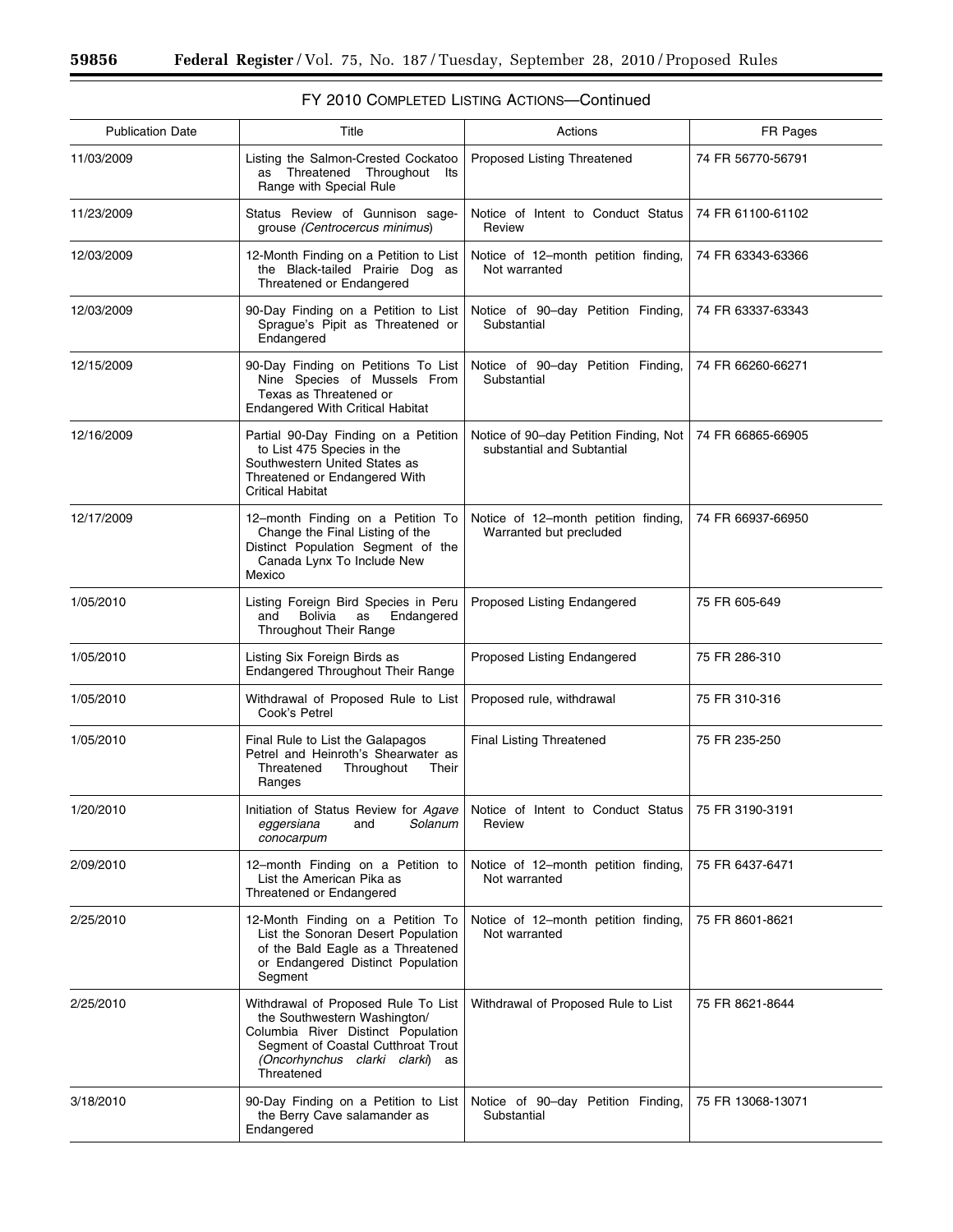## FY 2010 COMPLETED LISTING ACTIONS—Continued

| Publication Date | Title | Actions | FR Pages |
| --- | --- | --- | --- |
| 11/03/2009 | Listing the Salmon-Crested Cockatoo as Threatened Throughout Its Range with Special Rule | Proposed Listing Threatened | 74 FR 56770-56791 |
| 11/23/2009 | Status Review of Gunnison sage-grouse *(Centrocercus minimus*) | Notice of Intent to Conduct Status Review | 74 FR 61100-61102 |
| 12/03/2009 | 12-Month Finding on a Petition to List the Black-tailed Prairie Dog as Threatened or Endangered | Notice of 12–month petition finding, Not warranted | 74 FR 63343-63366 |
| 12/03/2009 | 90-Day Finding on a Petition to List Sprague's Pipit as Threatened or Endangered | Notice of 90–day Petition Finding, Substantial | 74 FR 63337-63343 |
| 12/15/2009 | 90-Day Finding on Petitions To List Nine Species of Mussels From Texas as Threatened or Endangered With Critical Habitat | Notice of 90–day Petition Finding, Substantial | 74 FR 66260-66271 |
| 12/16/2009 | Partial 90-Day Finding on a Petition to List 475 Species in the Southwestern United States as Threatened or Endangered With Critical Habitat | Notice of 90–day Petition Finding, Not substantial and Subtantial | 74 FR 66865-66905 |
| 12/17/2009 | 12–month Finding on a Petition To Change the Final Listing of the Distinct Population Segment of the Canada Lynx To Include New Mexico | Notice of 12–month petition finding, Warranted but precluded | 74 FR 66937-66950 |
| 1/05/2010 | Listing Foreign Bird Species in Peru and Bolivia as Endangered Throughout Their Range | Proposed Listing Endangered | 75 FR 605-649 |
| 1/05/2010 | Listing Six Foreign Birds as Endangered Throughout Their Range | Proposed Listing Endangered | 75 FR 286-310 |
| 1/05/2010 | Withdrawal of Proposed Rule to List Cook's Petrel | Proposed rule, withdrawal | 75 FR 310-316 |
| 1/05/2010 | Final Rule to List the Galapagos Petrel and Heinroth's Shearwater as Threatened Throughout Their Ranges | Final Listing Threatened | 75 FR 235-250 |
| 1/20/2010 | Initiation of Status Review for *Agave eggersiana* and *Solanum conocarpum* | Notice of Intent to Conduct Status Review | 75 FR 3190-3191 |
| 2/09/2010 | 12–month Finding on a Petition to List the American Pika as Threatened or Endangered | Notice of 12–month petition finding, Not warranted | 75 FR 6437-6471 |
| 2/25/2010 | 12-Month Finding on a Petition To List the Sonoran Desert Population of the Bald Eagle as a Threatened or Endangered Distinct Population Segment | Notice of 12–month petition finding, Not warranted | 75 FR 8601-8621 |
| 2/25/2010 | Withdrawal of Proposed Rule To List the Southwestern Washington/ Columbia River Distinct Population Segment of Coastal Cutthroat Trout *(Oncorhynchus clarki clarki*) as Threatened | Withdrawal of Proposed Rule to List | 75 FR 8621-8644 |
| 3/18/2010 | 90-Day Finding on a Petition to List the Berry Cave salamander as Endangered | Notice of 90–day Petition Finding, Substantial | 75 FR 13068-13071 |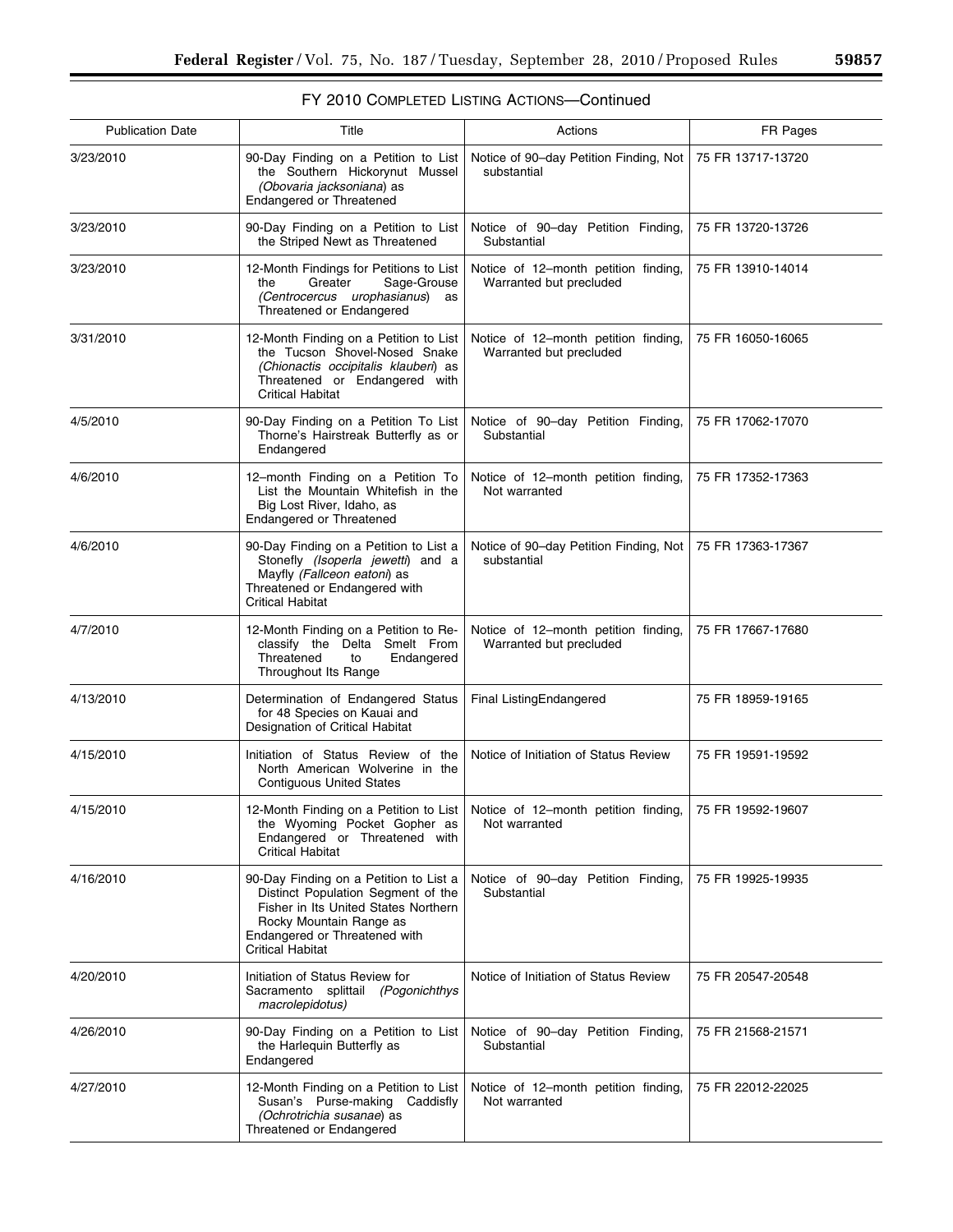## FY 2010 Completed Listing Actions—Continued

| Publication Date | Title | Actions | FR Pages |
|---|---|---|---|
| 3/23/2010 | 90-Day Finding on a Petition to List the Southern Hickorynut Mussel *(Obovaria jacksoniana)* as Endangered or Threatened | Notice of 90–day Petition Finding, Not substantial | 75 FR 13717-13720 |
| 3/23/2010 | 90-Day Finding on a Petition to List the Striped Newt as Threatened | Notice of 90–day Petition Finding, Substantial | 75 FR 13720-13726 |
| 3/23/2010 | 12-Month Findings for Petitions to List the Greater Sage-Grouse *(Centrocercus urophasianus)* as Threatened or Endangered | Notice of 12–month petition finding, Warranted but precluded | 75 FR 13910-14014 |
| 3/31/2010 | 12-Month Finding on a Petition to List the Tucson Shovel-Nosed Snake *(Chionactis occipitalis klauberi)* as Threatened or Endangered with Critical Habitat | Notice of 12–month petition finding, Warranted but precluded | 75 FR 16050-16065 |
| 4/5/2010 | 90-Day Finding on a Petition To List Thorne's Hairstreak Butterfly as or Endangered | Notice of 90–day Petition Finding, Substantial | 75 FR 17062-17070 |
| 4/6/2010 | 12–month Finding on a Petition To List the Mountain Whitefish in the Big Lost River, Idaho, as Endangered or Threatened | Notice of 12–month petition finding, Not warranted | 75 FR 17352-17363 |
| 4/6/2010 | 90-Day Finding on a Petition to List a Stonefly *(Isoperla jewetti)* and a Mayfly *(Fallceon eatoni)* as Threatened or Endangered with Critical Habitat | Notice of 90–day Petition Finding, Not substantial | 75 FR 17363-17367 |
| 4/7/2010 | 12-Month Finding on a Petition to Reclassify the Delta Smelt From Threatened to Endangered Throughout Its Range | Notice of 12–month petition finding, Warranted but precluded | 75 FR 17667-17680 |
| 4/13/2010 | Determination of Endangered Status for 48 Species on Kauai and Designation of Critical Habitat | Final ListingEndangered | 75 FR 18959-19165 |
| 4/15/2010 | Initiation of Status Review of the North American Wolverine in the Contiguous United States | Notice of Initiation of Status Review | 75 FR 19591-19592 |
| 4/15/2010 | 12-Month Finding on a Petition to List the Wyoming Pocket Gopher as Endangered or Threatened with Critical Habitat | Notice of 12–month petition finding, Not warranted | 75 FR 19592-19607 |
| 4/16/2010 | 90-Day Finding on a Petition to List a Distinct Population Segment of the Fisher in Its United States Northern Rocky Mountain Range as Endangered or Threatened with Critical Habitat | Notice of 90–day Petition Finding, Substantial | 75 FR 19925-19935 |
| 4/20/2010 | Initiation of Status Review for Sacramento splittail *(Pogonichthys macrolepidotus)* | Notice of Initiation of Status Review | 75 FR 20547-20548 |
| 4/26/2010 | 90-Day Finding on a Petition to List the Harlequin Butterfly as Endangered | Notice of 90–day Petition Finding, Substantial | 75 FR 21568-21571 |
| 4/27/2010 | 12-Month Finding on a Petition to List Susan's Purse-making Caddisfly *(Ochrotrichia susanae)* as Threatened or Endangered | Notice of 12–month petition finding, Not warranted | 75 FR 22012-22025 |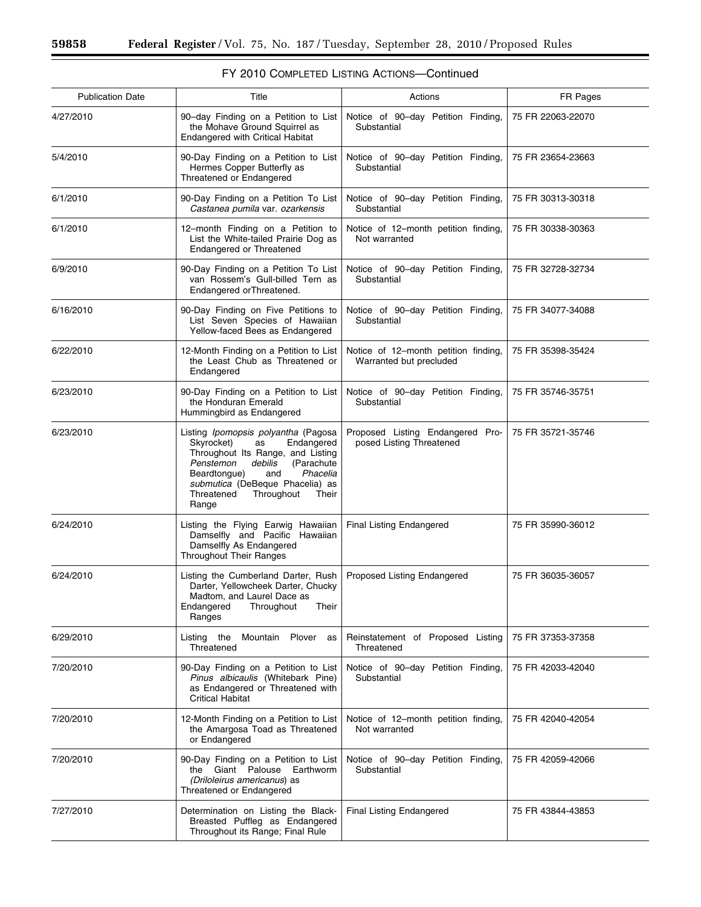## FY 2010 COMPLETED LISTING ACTIONS—Continued

| Publication Date | Title | Actions | FR Pages |
|---|---|---|---|
| 4/27/2010 | 90–day Finding on a Petition to List the Mohave Ground Squirrel as Endangered with Critical Habitat | Notice of 90–day Petition Finding, Substantial | 75 FR 22063-22070 |
| 5/4/2010 | 90-Day Finding on a Petition to List Hermes Copper Butterfly as Threatened or Endangered | Notice of 90–day Petition Finding, Substantial | 75 FR 23654-23663 |
| 6/1/2010 | 90-Day Finding on a Petition To List *Castanea pumila* var. *ozarkensis* | Notice of 90–day Petition Finding, Substantial | 75 FR 30313-30318 |
| 6/1/2010 | 12–month Finding on a Petition to List the White-tailed Prairie Dog as Endangered or Threatened | Notice of 12–month petition finding, Not warranted | 75 FR 30338-30363 |
| 6/9/2010 | 90-Day Finding on a Petition To List van Rossem's Gull-billed Tern as Endangered orThreatened. | Notice of 90–day Petition Finding, Substantial | 75 FR 32728-32734 |
| 6/16/2010 | 90-Day Finding on Five Petitions to List Seven Species of Hawaiian Yellow-faced Bees as Endangered | Notice of 90–day Petition Finding, Substantial | 75 FR 34077-34088 |
| 6/22/2010 | 12-Month Finding on a Petition to List the Least Chub as Threatened or Endangered | Notice of 12–month petition finding, Warranted but precluded | 75 FR 35398-35424 |
| 6/23/2010 | 90-Day Finding on a Petition to List the Honduran Emerald Hummingbird as Endangered | Notice of 90–day Petition Finding, Substantial | 75 FR 35746-35751 |
| 6/23/2010 | Listing *Ipomopsis polyantha* (Pagosa Skyrocket) as Endangered Throughout Its Range, and Listing *Penstemon debilis* (Parachute Beardtongue) and *Phacelia submutica* (DeBeque Phacelia) as Threatened Throughout Their Range | Proposed Listing Endangered Proposed Listing Threatened | 75 FR 35721-35746 |
| 6/24/2010 | Listing the Flying Earwig Hawaiian Damselfly and Pacific Hawaiian Damselfly As Endangered Throughout Their Ranges | Final Listing Endangered | 75 FR 35990-36012 |
| 6/24/2010 | Listing the Cumberland Darter, Rush Darter, Yellowcheek Darter, Chucky Madtom, and Laurel Dace as Endangered Throughout Their Ranges | Proposed Listing Endangered | 75 FR 36035-36057 |
| 6/29/2010 | Listing the Mountain Plover as Threatened | Reinstatement of Proposed Listing Threatened | 75 FR 37353-37358 |
| 7/20/2010 | 90-Day Finding on a Petition to List *Pinus albicaulis* (Whitebark Pine) as Endangered or Threatened with Critical Habitat | Notice of 90–day Petition Finding, Substantial | 75 FR 42033-42040 |
| 7/20/2010 | 12-Month Finding on a Petition to List the Amargosa Toad as Threatened or Endangered | Notice of 12–month petition finding, Not warranted | 75 FR 42040-42054 |
| 7/20/2010 | 90-Day Finding on a Petition to List the Giant Palouse Earthworm *(Driloleirus americanus)* as Threatened or Endangered | Notice of 90–day Petition Finding, Substantial | 75 FR 42059-42066 |
| 7/27/2010 | Determination on Listing the Black-Breasted Puffleg as Endangered Throughout its Range; Final Rule | Final Listing Endangered | 75 FR 43844-43853 |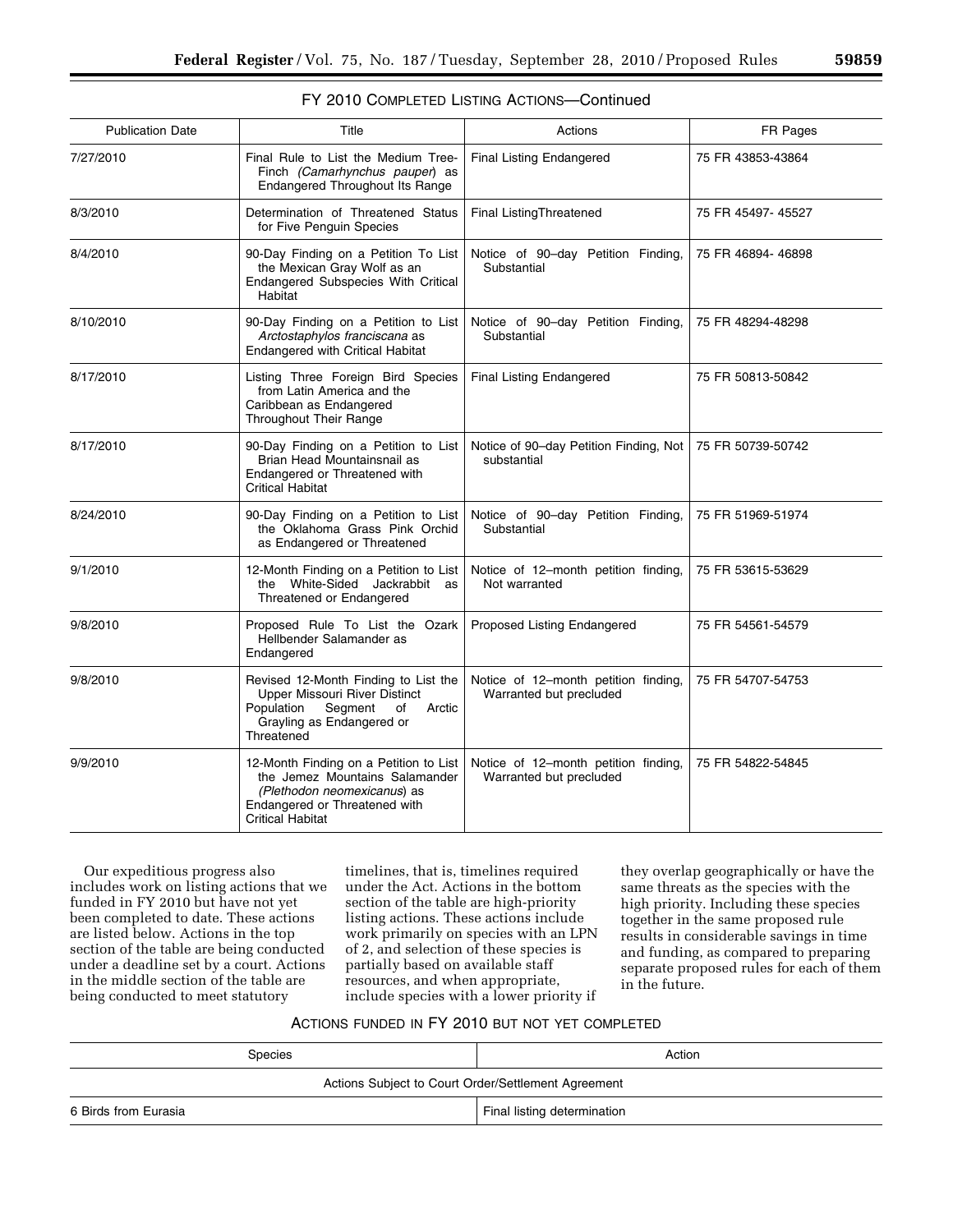FY 2010 COMPLETED LISTING ACTIONS—Continued

| Publication Date | Title | Actions | FR Pages |
|---|---|---|---|
| 7/27/2010 | Final Rule to List the Medium Tree-Finch *(Camarhynchus pauper*) as Endangered Throughout Its Range | Final Listing Endangered | 75 FR 43853-43864 |
| 8/3/2010 | Determination of Threatened Status for Five Penguin Species | Final ListingThreatened | 75 FR 45497- 45527 |
| 8/4/2010 | 90-Day Finding on a Petition To List the Mexican Gray Wolf as an Endangered Subspecies With Critical Habitat | Notice of 90–day Petition Finding, Substantial | 75 FR 46894- 46898 |
| 8/10/2010 | 90-Day Finding on a Petition to List *Arctostaphylos franciscana* as Endangered with Critical Habitat | Notice of 90–day Petition Finding, Substantial | 75 FR 48294-48298 |
| 8/17/2010 | Listing Three Foreign Bird Species from Latin America and the Caribbean as Endangered Throughout Their Range | Final Listing Endangered | 75 FR 50813-50842 |
| 8/17/2010 | 90-Day Finding on a Petition to List Brian Head Mountainsnail as Endangered or Threatened with Critical Habitat | Notice of 90–day Petition Finding, Not substantial | 75 FR 50739-50742 |
| 8/24/2010 | 90-Day Finding on a Petition to List the Oklahoma Grass Pink Orchid as Endangered or Threatened | Notice of 90–day Petition Finding, Substantial | 75 FR 51969-51974 |
| 9/1/2010 | 12-Month Finding on a Petition to List the White-Sided Jackrabbit as Threatened or Endangered | Notice of 12–month petition finding, Not warranted | 75 FR 53615-53629 |
| 9/8/2010 | Proposed Rule To List the Ozark Hellbender Salamander as Endangered | Proposed Listing Endangered | 75 FR 54561-54579 |
| 9/8/2010 | Revised 12-Month Finding to List the Upper Missouri River Distinct Population Segment of Arctic Grayling as Endangered or Threatened | Notice of 12–month petition finding, Warranted but precluded | 75 FR 54707-54753 |
| 9/9/2010 | 12-Month Finding on a Petition to List the Jemez Mountains Salamander *(Plethodon neomexicanus*) as Endangered or Threatened with Critical Habitat | Notice of 12–month petition finding, Warranted but precluded | 75 FR 54822-54845 |

Our expeditious progress also includes work on listing actions that we funded in FY 2010 but have not yet been completed to date. These actions are listed below. Actions in the top section of the table are being conducted under a deadline set by a court. Actions in the middle section of the table are being conducted to meet statutory timelines, that is, timelines required under the Act. Actions in the bottom section of the table are high-priority listing actions. These actions include work primarily on species with an LPN of 2, and selection of these species is partially based on available staff resources, and when appropriate, include species with a lower priority if they overlap geographically or have the same threats as the species with the high priority. Including these species together in the same proposed rule results in considerable savings in time and funding, as compared to preparing separate proposed rules for each of them in the future.

ACTIONS FUNDED IN FY 2010 BUT NOT YET COMPLETED

| Species | Action |
|---|---|
| Actions Subject to Court Order/Settlement Agreement | |
| 6 Birds from Eurasia | Final listing determination |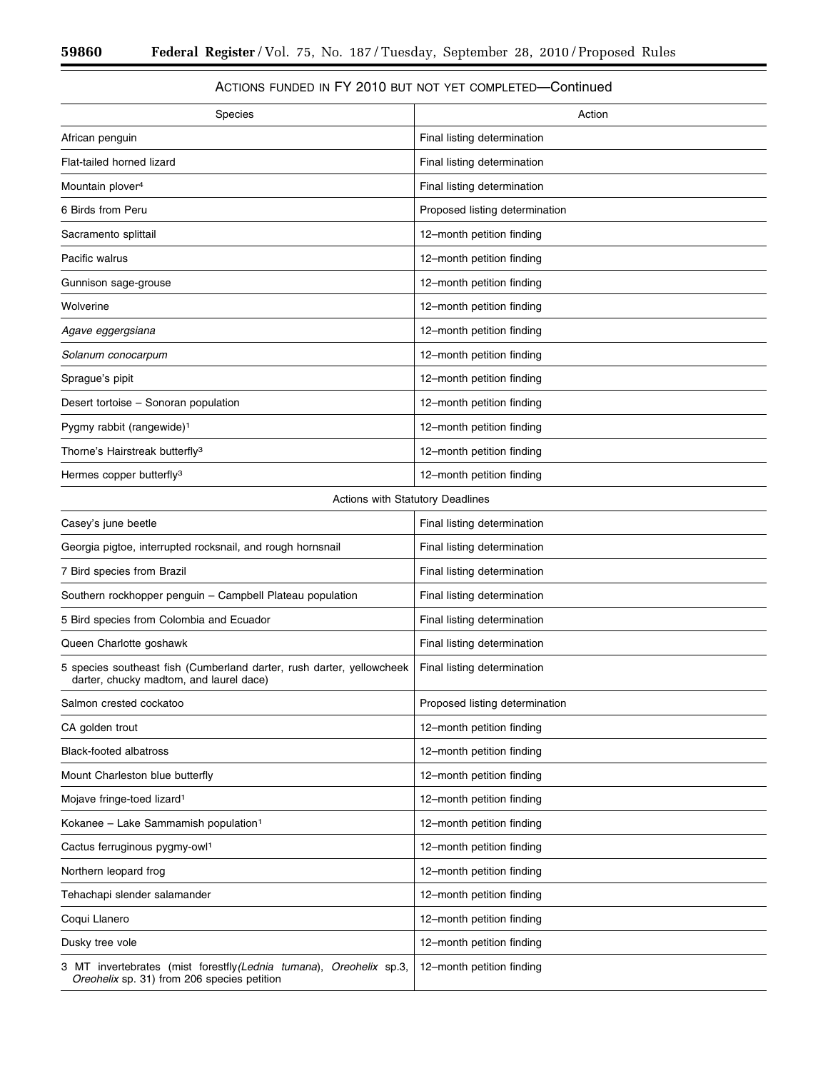### ACTIONS FUNDED IN FY 2010 BUT NOT YET COMPLETED—Continued

| Species | Action |
|---|---|
| African penguin | Final listing determination |
| Flat-tailed horned lizard | Final listing determination |
| Mountain plover[4] | Final listing determination |
| 6 Birds from Peru | Proposed listing determination |
| Sacramento splittail | 12–month petition finding |
| Pacific walrus | 12–month petition finding |
| Gunnison sage-grouse | 12–month petition finding |
| Wolverine | 12–month petition finding |
| *Agave eggergsiana* | 12–month petition finding |
| *Solanum conocarpum* | 12–month petition finding |
| Sprague's pipit | 12–month petition finding |
| Desert tortoise – Sonoran population | 12–month petition finding |
| Pygmy rabbit (rangewide)[1] | 12–month petition finding |
| Thorne's Hairstreak butterfly[3] | 12–month petition finding |
| Hermes copper butterfly[3] | 12–month petition finding |
| Actions with Statutory Deadlines | |
| Casey's june beetle | Final listing determination |
| Georgia pigtoe, interrupted rocksnail, and rough hornsnail | Final listing determination |
| 7 Bird species from Brazil | Final listing determination |
| Southern rockhopper penguin – Campbell Plateau population | Final listing determination |
| 5 Bird species from Colombia and Ecuador | Final listing determination |
| Queen Charlotte goshawk | Final listing determination |
| 5 species southeast fish (Cumberland darter, rush darter, yellowcheek darter, chucky madtom, and laurel dace) | Final listing determination |
| Salmon crested cockatoo | Proposed listing determination |
| CA golden trout | 12–month petition finding |
| Black-footed albatross | 12–month petition finding |
| Mount Charleston blue butterfly | 12–month petition finding |
| Mojave fringe-toed lizard[1] | 12–month petition finding |
| Kokanee – Lake Sammamish population[1] | 12–month petition finding |
| Cactus ferruginous pygmy-owl[1] | 12–month petition finding |
| Northern leopard frog | 12–month petition finding |
| Tehachapi slender salamander | 12–month petition finding |
| Coqui Llanero | 12–month petition finding |
| Dusky tree vole | 12–month petition finding |
| 3 MT invertebrates (mist forestfly *(Lednia tumana)*, *Oreohelix* sp.3, *Oreohelix* sp. 31) from 206 species petition | 12–month petition finding |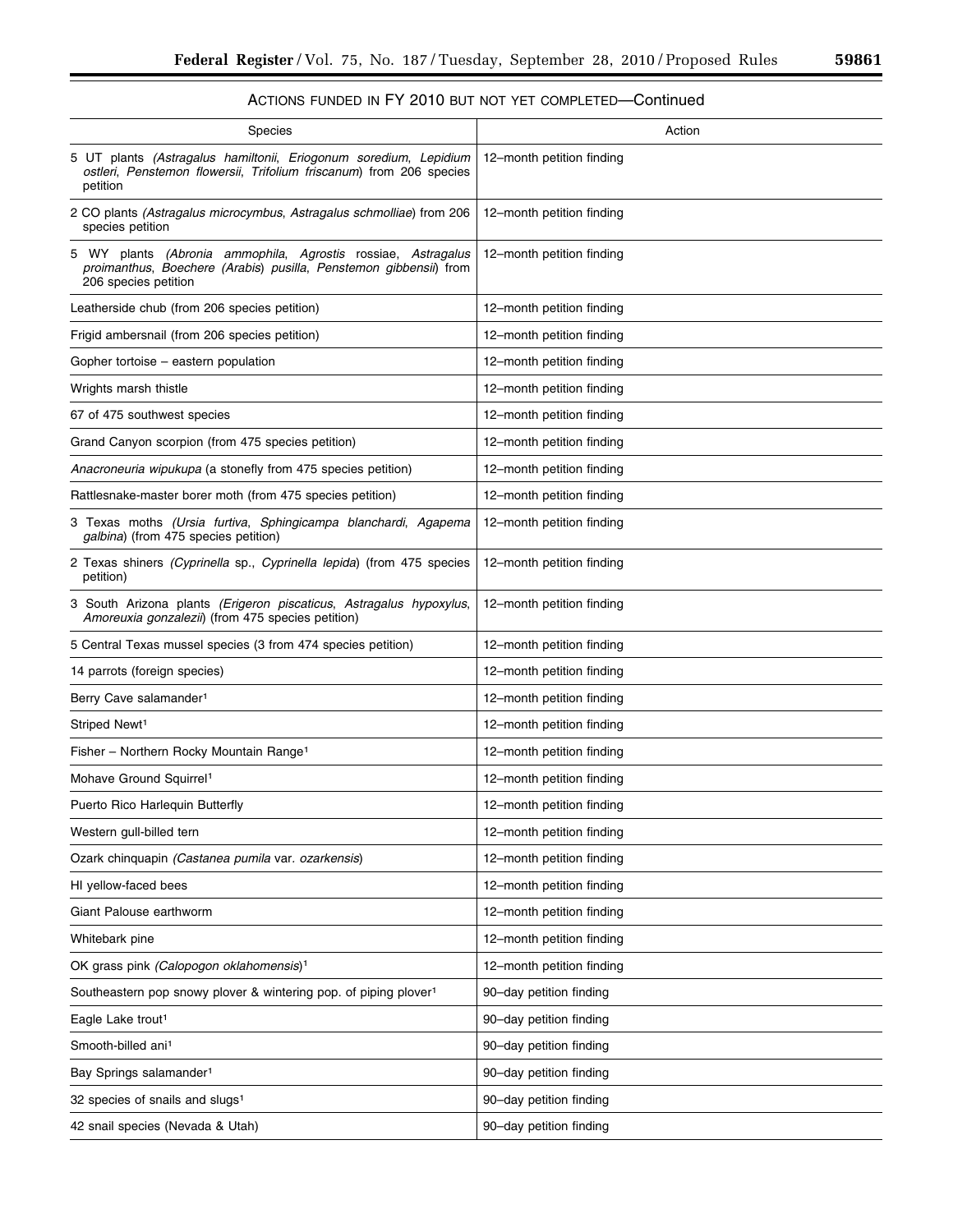## ACTIONS FUNDED IN FY 2010 BUT NOT YET COMPLETED—Continued

| Species | Action |
| --- | --- |
| 5 UT plants (*Astragalus hamiltonii*, *Eriogonum soredium*, *Lepidium ostleri*, *Penstemon flowersii*, *Trifolium friscanum*) from 206 species petition | 12–month petition finding |
| 2 CO plants (*Astragalus microcymbus*, *Astragalus schmolliae*) from 206 species petition | 12–month petition finding |
| 5 WY plants (*Abronia ammophila*, *Agrostis* rossiae, *Astragalus proimanthus*, *Boechere (Arabis) pusilla*, *Penstemon gibbensii*) from 206 species petition | 12–month petition finding |
| Leatherside chub (from 206 species petition) | 12–month petition finding |
| Frigid ambersnail (from 206 species petition) | 12–month petition finding |
| Gopher tortoise – eastern population | 12–month petition finding |
| Wrights marsh thistle | 12–month petition finding |
| 67 of 475 southwest species | 12–month petition finding |
| Grand Canyon scorpion (from 475 species petition) | 12–month petition finding |
| *Anacroneuria wipukupa* (a stonefly from 475 species petition) | 12–month petition finding |
| Rattlesnake-master borer moth (from 475 species petition) | 12–month petition finding |
| 3 Texas moths (*Ursia furtiva*, *Sphingicampa blanchardi*, *Agapema galbina*) (from 475 species petition) | 12–month petition finding |
| 2 Texas shiners (*Cyprinella* sp., *Cyprinella lepida*) (from 475 species petition) | 12–month petition finding |
| 3 South Arizona plants (*Erigeron piscaticus*, *Astragalus hypoxylus*, *Amoreuxia gonzalezii*) (from 475 species petition) | 12–month petition finding |
| 5 Central Texas mussel species (3 from 474 species petition) | 12–month petition finding |
| 14 parrots (foreign species) | 12–month petition finding |
| Berry Cave salamander[1] | 12–month petition finding |
| Striped Newt[1] | 12–month petition finding |
| Fisher – Northern Rocky Mountain Range[1] | 12–month petition finding |
| Mohave Ground Squirrel[1] | 12–month petition finding |
| Puerto Rico Harlequin Butterfly | 12–month petition finding |
| Western gull-billed tern | 12–month petition finding |
| Ozark chinquapin (*Castanea pumila* var. *ozarkensis*) | 12–month petition finding |
| HI yellow-faced bees | 12–month petition finding |
| Giant Palouse earthworm | 12–month petition finding |
| Whitebark pine | 12–month petition finding |
| OK grass pink (*Calopogon oklahomensis*)[1] | 12–month petition finding |
| Southeastern pop snowy plover & wintering pop. of piping plover[1] | 90–day petition finding |
| Eagle Lake trout[1] | 90–day petition finding |
| Smooth-billed ani[1] | 90–day petition finding |
| Bay Springs salamander[1] | 90–day petition finding |
| 32 species of snails and slugs[1] | 90–day petition finding |
| 42 snail species (Nevada & Utah) | 90–day petition finding |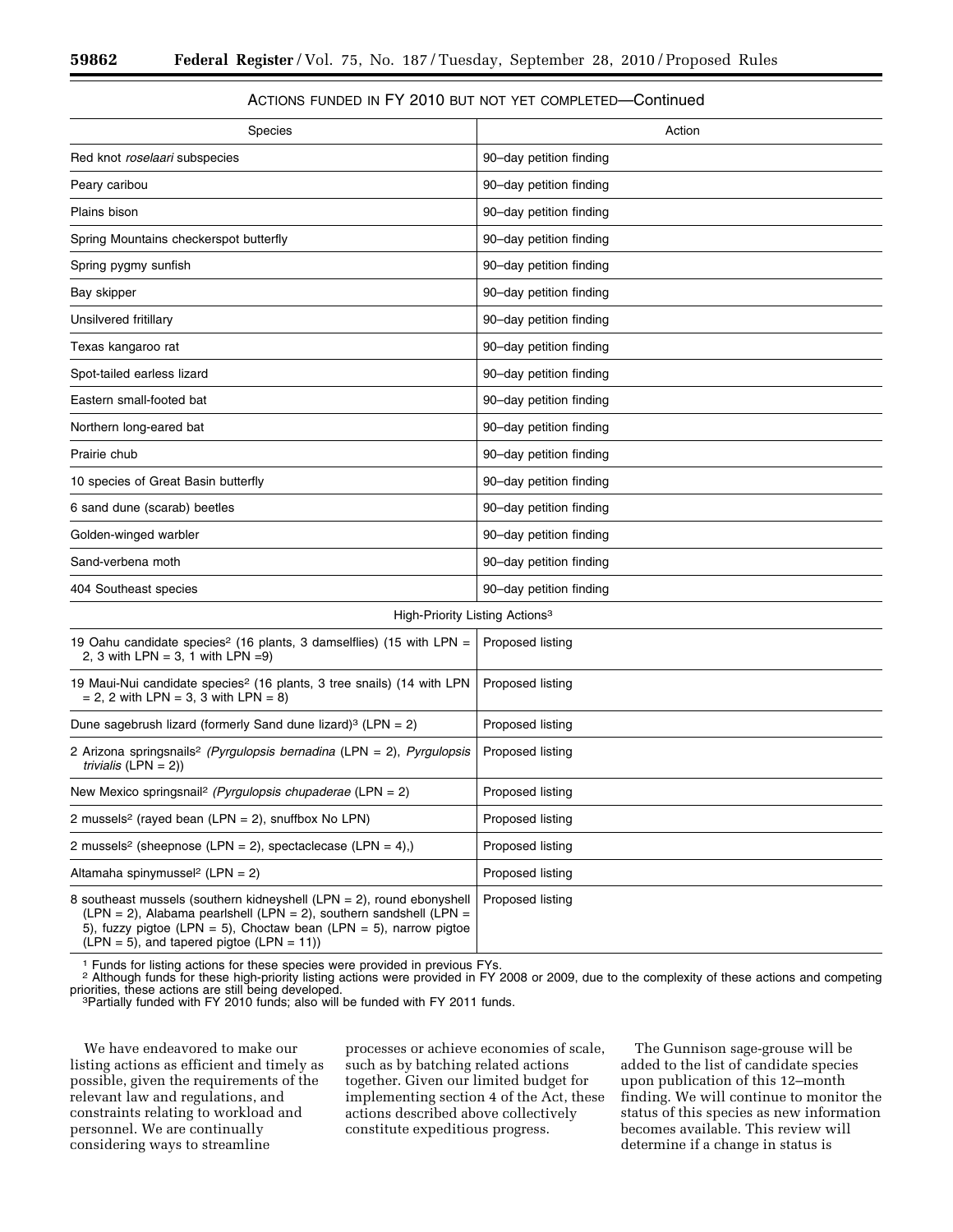### ACTIONS FUNDED IN FY 2010 BUT NOT YET COMPLETED—Continued

| Species | Action |
|---|---|
| Red knot *roselaari* subspecies | 90–day petition finding |
| Peary caribou | 90–day petition finding |
| Plains bison | 90–day petition finding |
| Spring Mountains checkerspot butterfly | 90–day petition finding |
| Spring pygmy sunfish | 90–day petition finding |
| Bay skipper | 90–day petition finding |
| Unsilvered fritillary | 90–day petition finding |
| Texas kangaroo rat | 90–day petition finding |
| Spot-tailed earless lizard | 90–day petition finding |
| Eastern small-footed bat | 90–day petition finding |
| Northern long-eared bat | 90–day petition finding |
| Prairie chub | 90–day petition finding |
| 10 species of Great Basin butterfly | 90–day petition finding |
| 6 sand dune (scarab) beetles | 90–day petition finding |
| Golden-winged warbler | 90–day petition finding |
| Sand-verbena moth | 90–day petition finding |
| 404 Southeast species | 90–day petition finding |
| High-Priority Listing Actions[3] | |
| 19 Oahu candidate species[2] (16 plants, 3 damselflies) (15 with LPN = 2, 3 with LPN = 3, 1 with LPN =9) | Proposed listing |
| 19 Maui-Nui candidate species[2] (16 plants, 3 tree snails) (14 with LPN = 2, 2 with LPN = 3, 3 with LPN = 8) | Proposed listing |
| Dune sagebrush lizard (formerly Sand dune lizard)[3] (LPN = 2) | Proposed listing |
| 2 Arizona springsnails[2] (*Pyrgulopsis bernadina* (LPN = 2), *Pyrgulopsis trivialis* (LPN = 2)) | Proposed listing |
| New Mexico springsnail[2] (*Pyrgulopsis chupaderae* (LPN = 2) | Proposed listing |
| 2 mussels[2] (rayed bean (LPN = 2), snuffbox No LPN) | Proposed listing |
| 2 mussels[2] (sheepnose (LPN = 2), spectaclecase (LPN = 4),) | Proposed listing |
| Altamaha spinymussel[2] (LPN = 2) | Proposed listing |
| 8 southeast mussels (southern kidneyshell (LPN = 2), round ebonyshell (LPN = 2), Alabama pearlshell (LPN = 2), southern sandshell (LPN = 5), fuzzy pigtoe (LPN = 5), Choctaw bean (LPN = 5), narrow pigtoe (LPN = 5), and tapered pigtoe (LPN = 11)) | Proposed listing |

[1] Funds for listing actions for these species were provided in previous FYs.
[2] Although funds for these high-priority listing actions were provided in FY 2008 or 2009, due to the complexity of these actions and competing priorities, these actions are still being developed.
[3] Partially funded with FY 2010 funds; also will be funded with FY 2011 funds.

We have endeavored to make our listing actions as efficient and timely as possible, given the requirements of the relevant law and regulations, and constraints relating to workload and personnel. We are continually considering ways to streamline processes or achieve economies of scale, such as by batching related actions together. Given our limited budget for implementing section 4 of the Act, these actions described above collectively constitute expeditious progress.

The Gunnison sage-grouse will be added to the list of candidate species upon publication of this 12–month finding. We will continue to monitor the status of this species as new information becomes available. This review will determine if a change in status is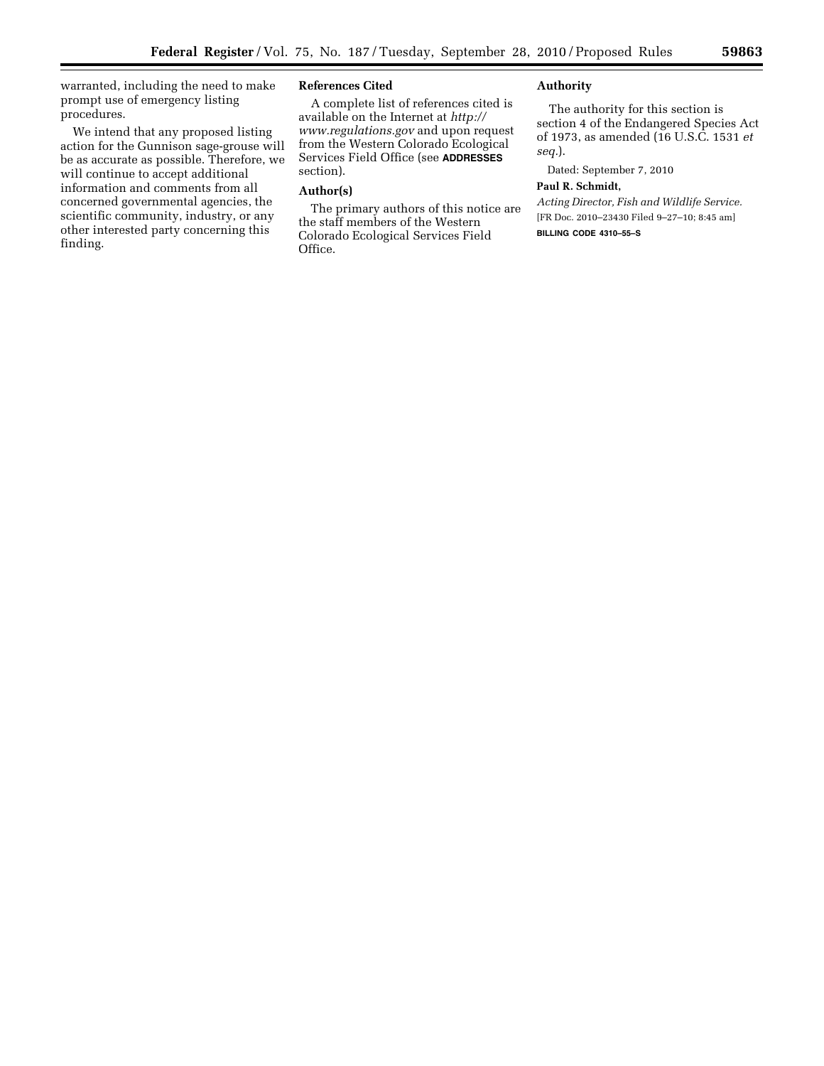warranted, including the need to make prompt use of emergency listing procedures.

We intend that any proposed listing action for the Gunnison sage-grouse will be as accurate as possible. Therefore, we will continue to accept additional information and comments from all concerned governmental agencies, the scientific community, industry, or any other interested party concerning this finding.

### References Cited

A complete list of references cited is available on the Internet at *http://www.regulations.gov* and upon request from the Western Colorado Ecological Services Field Office (see **ADDRESSES** section).

### Author(s)

The primary authors of this notice are the staff members of the Western Colorado Ecological Services Field Office.

### Authority

The authority for this section is section 4 of the Endangered Species Act of 1973, as amended (16 U.S.C. 1531 *et seq.*).

Dated: September 7, 2010

**Paul R. Schmidt,**

*Acting Director, Fish and Wildlife Service.*

[FR Doc. 2010–23430 Filed 9–27–10; 8:45 am]

**BILLING CODE 4310–55–S**